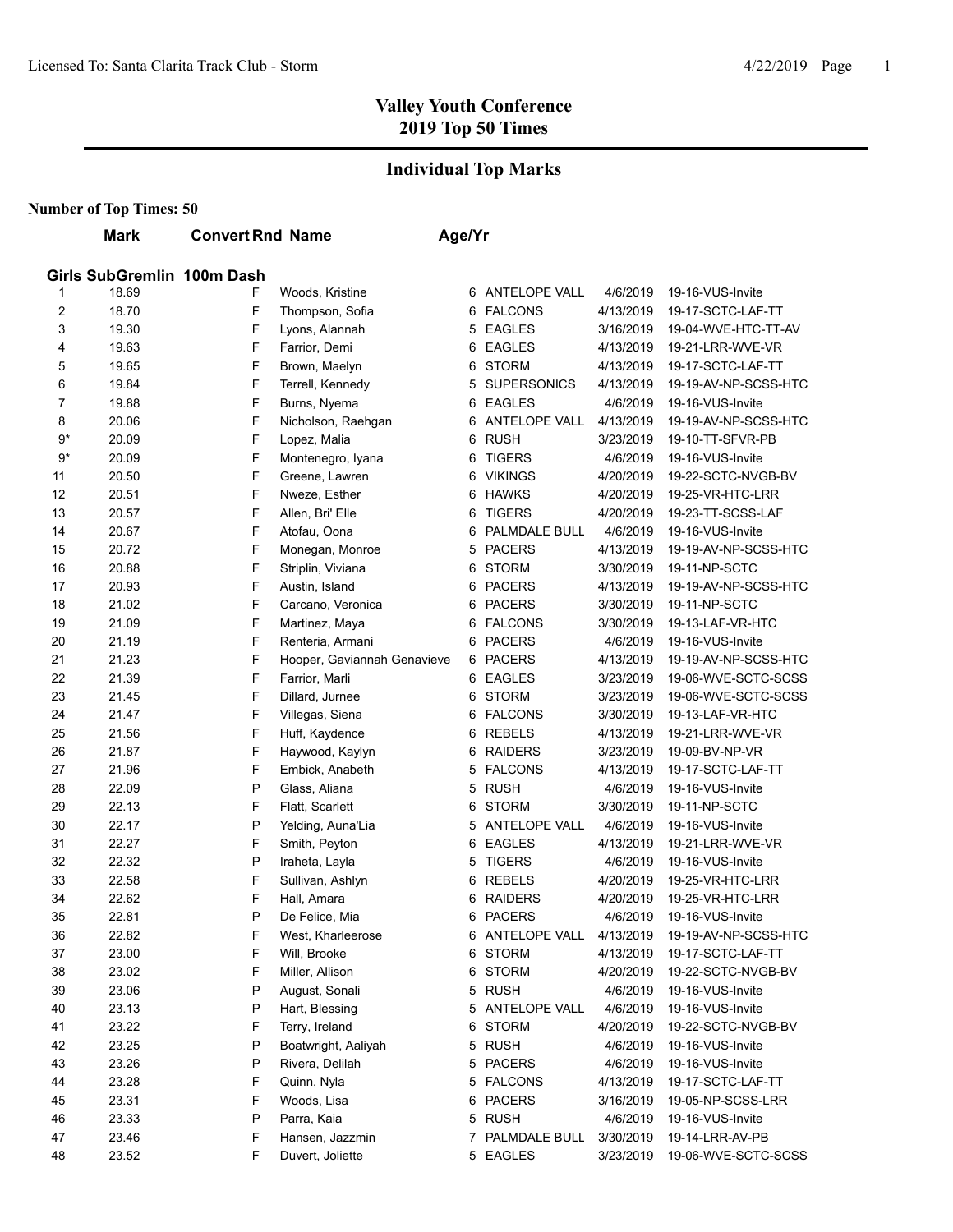# Valley Youth Conference
# 2019 Top 50 Times

## Individual Top Marks

**Number of Top Times: 50**

### Girls SubGremlin 100m Dash

| | Mark | Convert | Rnd | Name | Age/Yr | Team | Date | Meet |
|---|---|---|---|---|---|---|---|---|
| 1 | 18.69 | | F | Woods, Kristine | 6 | ANTELOPE VALL | 4/6/2019 | 19-16-VUS-Invite |
| 2 | 18.70 | | F | Thompson, Sofia | 6 | FALCONS | 4/13/2019 | 19-17-SCTC-LAF-TT |
| 3 | 19.30 | | F | Lyons, Alannah | 5 | EAGLES | 3/16/2019 | 19-04-WVE-HTC-TT-AV |
| 4 | 19.63 | | F | Farrior, Demi | 6 | EAGLES | 4/13/2019 | 19-21-LRR-WVE-VR |
| 5 | 19.65 | | F | Brown, Maelyn | 6 | STORM | 4/13/2019 | 19-17-SCTC-LAF-TT |
| 6 | 19.84 | | F | Terrell, Kennedy | 5 | SUPERSONICS | 4/13/2019 | 19-19-AV-NP-SCSS-HTC |
| 7 | 19.88 | | F | Burns, Nyema | 6 | EAGLES | 4/6/2019 | 19-16-VUS-Invite |
| 8 | 20.06 | | F | Nicholson, Raehgan | 6 | ANTELOPE VALL | 4/13/2019 | 19-19-AV-NP-SCSS-HTC |
| 9* | 20.09 | | F | Lopez, Malia | 6 | RUSH | 3/23/2019 | 19-10-TT-SFVR-PB |
| 9* | 20.09 | | F | Montenegro, Iyana | 6 | TIGERS | 4/6/2019 | 19-16-VUS-Invite |
| 11 | 20.50 | | F | Greene, Lawren | 6 | VIKINGS | 4/20/2019 | 19-22-SCTC-NVGB-BV |
| 12 | 20.51 | | F | Nweze, Esther | 6 | HAWKS | 4/20/2019 | 19-25-VR-HTC-LRR |
| 13 | 20.57 | | F | Allen, Bri' Elle | 6 | TIGERS | 4/20/2019 | 19-23-TT-SCSS-LAF |
| 14 | 20.67 | | F | Atofau, Oona | 6 | PALMDALE BULL | 4/6/2019 | 19-16-VUS-Invite |
| 15 | 20.72 | | F | Monegan, Monroe | 5 | PACERS | 4/13/2019 | 19-19-AV-NP-SCSS-HTC |
| 16 | 20.88 | | F | Striplin, Viviana | 6 | STORM | 3/30/2019 | 19-11-NP-SCTC |
| 17 | 20.93 | | F | Austin, Island | 6 | PACERS | 4/13/2019 | 19-19-AV-NP-SCSS-HTC |
| 18 | 21.02 | | F | Carcano, Veronica | 6 | PACERS | 3/30/2019 | 19-11-NP-SCTC |
| 19 | 21.09 | | F | Martinez, Maya | 6 | FALCONS | 3/30/2019 | 19-13-LAF-VR-HTC |
| 20 | 21.19 | | F | Renteria, Armani | 6 | PACERS | 4/6/2019 | 19-16-VUS-Invite |
| 21 | 21.23 | | F | Hooper, Gaviannah Genavieve | 6 | PACERS | 4/13/2019 | 19-19-AV-NP-SCSS-HTC |
| 22 | 21.39 | | F | Farrior, Marli | 6 | EAGLES | 3/23/2019 | 19-06-WVE-SCTC-SCSS |
| 23 | 21.45 | | F | Dillard, Jurnee | 6 | STORM | 3/23/2019 | 19-06-WVE-SCTC-SCSS |
| 24 | 21.47 | | F | Villegas, Siena | 6 | FALCONS | 3/30/2019 | 19-13-LAF-VR-HTC |
| 25 | 21.56 | | F | Huff, Kaydence | 6 | REBELS | 4/13/2019 | 19-21-LRR-WVE-VR |
| 26 | 21.87 | | F | Haywood, Kaylyn | 6 | RAIDERS | 3/23/2019 | 19-09-BV-NP-VR |
| 27 | 21.96 | | F | Embick, Anabeth | 5 | FALCONS | 4/13/2019 | 19-17-SCTC-LAF-TT |
| 28 | 22.09 | | P | Glass, Aliana | 5 | RUSH | 4/6/2019 | 19-16-VUS-Invite |
| 29 | 22.13 | | F | Flatt, Scarlett | 6 | STORM | 3/30/2019 | 19-11-NP-SCTC |
| 30 | 22.17 | | P | Yelding, Auna'Lia | 5 | ANTELOPE VALL | 4/6/2019 | 19-16-VUS-Invite |
| 31 | 22.27 | | F | Smith, Peyton | 6 | EAGLES | 4/13/2019 | 19-21-LRR-WVE-VR |
| 32 | 22.32 | | P | Iraheta, Layla | 5 | TIGERS | 4/6/2019 | 19-16-VUS-Invite |
| 33 | 22.58 | | F | Sullivan, Ashlyn | 6 | REBELS | 4/20/2019 | 19-25-VR-HTC-LRR |
| 34 | 22.62 | | F | Hall, Amara | 6 | RAIDERS | 4/20/2019 | 19-25-VR-HTC-LRR |
| 35 | 22.81 | | P | De Felice, Mia | 6 | PACERS | 4/6/2019 | 19-16-VUS-Invite |
| 36 | 22.82 | | F | West, Kharleerose | 6 | ANTELOPE VALL | 4/13/2019 | 19-19-AV-NP-SCSS-HTC |
| 37 | 23.00 | | F | Will, Brooke | 6 | STORM | 4/13/2019 | 19-17-SCTC-LAF-TT |
| 38 | 23.02 | | F | Miller, Allison | 6 | STORM | 4/20/2019 | 19-22-SCTC-NVGB-BV |
| 39 | 23.06 | | P | August, Sonali | 5 | RUSH | 4/6/2019 | 19-16-VUS-Invite |
| 40 | 23.13 | | P | Hart, Blessing | 5 | ANTELOPE VALL | 4/6/2019 | 19-16-VUS-Invite |
| 41 | 23.22 | | F | Terry, Ireland | 6 | STORM | 4/20/2019 | 19-22-SCTC-NVGB-BV |
| 42 | 23.25 | | P | Boatwright, Aaliyah | 5 | RUSH | 4/6/2019 | 19-16-VUS-Invite |
| 43 | 23.26 | | P | Rivera, Delilah | 5 | PACERS | 4/6/2019 | 19-16-VUS-Invite |
| 44 | 23.28 | | F | Quinn, Nyla | 5 | FALCONS | 4/13/2019 | 19-17-SCTC-LAF-TT |
| 45 | 23.31 | | F | Woods, Lisa | 6 | PACERS | 3/16/2019 | 19-05-NP-SCSS-LRR |
| 46 | 23.33 | | P | Parra, Kaia | 5 | RUSH | 4/6/2019 | 19-16-VUS-Invite |
| 47 | 23.46 | | F | Hansen, Jazzmin | 7 | PALMDALE BULL | 3/30/2019 | 19-14-LRR-AV-PB |
| 48 | 23.52 | | F | Duvert, Joliette | 5 | EAGLES | 3/23/2019 | 19-06-WVE-SCTC-SCSS |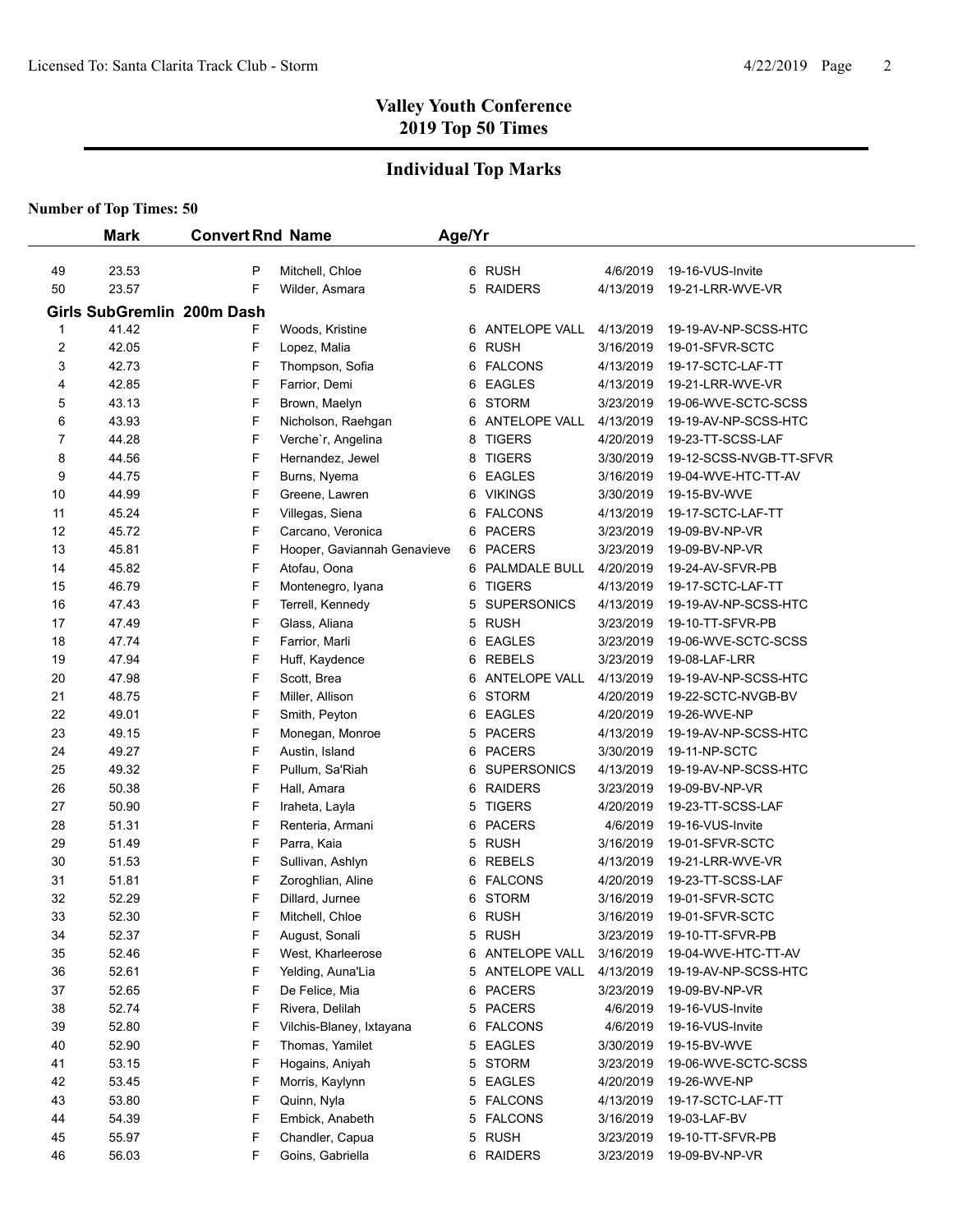# Valley Youth Conference
## 2019 Top 50 Times

## Individual Top Marks

**Number of Top Times: 50**

| | Mark | Convert | Rnd | Name | Age/Yr | Team | Date | Meet |
|---|---|---|---|---|---|---|---|---|
| 49 | 23.53 | | P | Mitchell, Chloe | 6 | RUSH | 4/6/2019 | 19-16-VUS-Invite |
| 50 | 23.57 | | F | Wilder, Asmara | 5 | RAIDERS | 4/13/2019 | 19-21-LRR-WVE-VR |

**Girls SubGremlin 200m Dash**

| | Mark | Convert | Rnd | Name | Age/Yr | Team | Date | Meet |
|---|---|---|---|---|---|---|---|---|
| 1 | 41.42 | | F | Woods, Kristine | 6 | ANTELOPE VALL | 4/13/2019 | 19-19-AV-NP-SCSS-HTC |
| 2 | 42.05 | | F | Lopez, Malia | 6 | RUSH | 3/16/2019 | 19-01-SFVR-SCTC |
| 3 | 42.73 | | F | Thompson, Sofia | 6 | FALCONS | 4/13/2019 | 19-17-SCTC-LAF-TT |
| 4 | 42.85 | | F | Farrior, Demi | 6 | EAGLES | 4/13/2019 | 19-21-LRR-WVE-VR |
| 5 | 43.13 | | F | Brown, Maelyn | 6 | STORM | 3/23/2019 | 19-06-WVE-SCTC-SCSS |
| 6 | 43.93 | | F | Nicholson, Raehgan | 6 | ANTELOPE VALL | 4/13/2019 | 19-19-AV-NP-SCSS-HTC |
| 7 | 44.28 | | F | Verche`r, Angelina | 8 | TIGERS | 4/20/2019 | 19-23-TT-SCSS-LAF |
| 8 | 44.56 | | F | Hernandez, Jewel | 8 | TIGERS | 3/30/2019 | 19-12-SCSS-NVGB-TT-SFVR |
| 9 | 44.75 | | F | Burns, Nyema | 6 | EAGLES | 3/16/2019 | 19-04-WVE-HTC-TT-AV |
| 10 | 44.99 | | F | Greene, Lawren | 6 | VIKINGS | 3/30/2019 | 19-15-BV-WVE |
| 11 | 45.24 | | F | Villegas, Siena | 6 | FALCONS | 4/13/2019 | 19-17-SCTC-LAF-TT |
| 12 | 45.72 | | F | Carcano, Veronica | 6 | PACERS | 3/23/2019 | 19-09-BV-NP-VR |
| 13 | 45.81 | | F | Hooper, Gaviannah Genavieve | 6 | PACERS | 3/23/2019 | 19-09-BV-NP-VR |
| 14 | 45.82 | | F | Atofau, Oona | 6 | PALMDALE BULL | 4/20/2019 | 19-24-AV-SFVR-PB |
| 15 | 46.79 | | F | Montenegro, Iyana | 6 | TIGERS | 4/13/2019 | 19-17-SCTC-LAF-TT |
| 16 | 47.43 | | F | Terrell, Kennedy | 5 | SUPERSONICS | 4/13/2019 | 19-19-AV-NP-SCSS-HTC |
| 17 | 47.49 | | F | Glass, Aliana | 5 | RUSH | 3/23/2019 | 19-10-TT-SFVR-PB |
| 18 | 47.74 | | F | Farrior, Marli | 6 | EAGLES | 3/23/2019 | 19-06-WVE-SCTC-SCSS |
| 19 | 47.94 | | F | Huff, Kaydence | 6 | REBELS | 3/23/2019 | 19-08-LAF-LRR |
| 20 | 47.98 | | F | Scott, Brea | 6 | ANTELOPE VALL | 4/13/2019 | 19-19-AV-NP-SCSS-HTC |
| 21 | 48.75 | | F | Miller, Allison | 6 | STORM | 4/20/2019 | 19-22-SCTC-NVGB-BV |
| 22 | 49.01 | | F | Smith, Peyton | 6 | EAGLES | 4/20/2019 | 19-26-WVE-NP |
| 23 | 49.15 | | F | Monegan, Monroe | 5 | PACERS | 4/13/2019 | 19-19-AV-NP-SCSS-HTC |
| 24 | 49.27 | | F | Austin, Island | 6 | PACERS | 3/30/2019 | 19-11-NP-SCTC |
| 25 | 49.32 | | F | Pullum, Sa'Riah | 6 | SUPERSONICS | 4/13/2019 | 19-19-AV-NP-SCSS-HTC |
| 26 | 50.38 | | F | Hall, Amara | 6 | RAIDERS | 3/23/2019 | 19-09-BV-NP-VR |
| 27 | 50.90 | | F | Iraheta, Layla | 5 | TIGERS | 4/20/2019 | 19-23-TT-SCSS-LAF |
| 28 | 51.31 | | F | Renteria, Armani | 6 | PACERS | 4/6/2019 | 19-16-VUS-Invite |
| 29 | 51.49 | | F | Parra, Kaia | 5 | RUSH | 3/16/2019 | 19-01-SFVR-SCTC |
| 30 | 51.53 | | F | Sullivan, Ashlyn | 6 | REBELS | 4/13/2019 | 19-21-LRR-WVE-VR |
| 31 | 51.81 | | F | Zoroghlian, Aline | 6 | FALCONS | 4/20/2019 | 19-23-TT-SCSS-LAF |
| 32 | 52.29 | | F | Dillard, Jurnee | 6 | STORM | 3/16/2019 | 19-01-SFVR-SCTC |
| 33 | 52.30 | | F | Mitchell, Chloe | 6 | RUSH | 3/16/2019 | 19-01-SFVR-SCTC |
| 34 | 52.37 | | F | August, Sonali | 5 | RUSH | 3/23/2019 | 19-10-TT-SFVR-PB |
| 35 | 52.46 | | F | West, Kharleerose | 6 | ANTELOPE VALL | 3/16/2019 | 19-04-WVE-HTC-TT-AV |
| 36 | 52.61 | | F | Yelding, Auna'Lia | 5 | ANTELOPE VALL | 4/13/2019 | 19-19-AV-NP-SCSS-HTC |
| 37 | 52.65 | | F | De Felice, Mia | 6 | PACERS | 3/23/2019 | 19-09-BV-NP-VR |
| 38 | 52.74 | | F | Rivera, Delilah | 5 | PACERS | 4/6/2019 | 19-16-VUS-Invite |
| 39 | 52.80 | | F | Vilchis-Blaney, Ixtayana | 6 | FALCONS | 4/6/2019 | 19-16-VUS-Invite |
| 40 | 52.90 | | F | Thomas, Yamilet | 5 | EAGLES | 3/30/2019 | 19-15-BV-WVE |
| 41 | 53.15 | | F | Hogains, Aniyah | 5 | STORM | 3/23/2019 | 19-06-WVE-SCTC-SCSS |
| 42 | 53.45 | | F | Morris, Kaylynn | 5 | EAGLES | 4/20/2019 | 19-26-WVE-NP |
| 43 | 53.80 | | F | Quinn, Nyla | 5 | FALCONS | 4/13/2019 | 19-17-SCTC-LAF-TT |
| 44 | 54.39 | | F | Embick, Anabeth | 5 | FALCONS | 3/16/2019 | 19-03-LAF-BV |
| 45 | 55.97 | | F | Chandler, Capua | 5 | RUSH | 3/23/2019 | 19-10-TT-SFVR-PB |
| 46 | 56.03 | | F | Goins, Gabriella | 6 | RAIDERS | 3/23/2019 | 19-09-BV-NP-VR |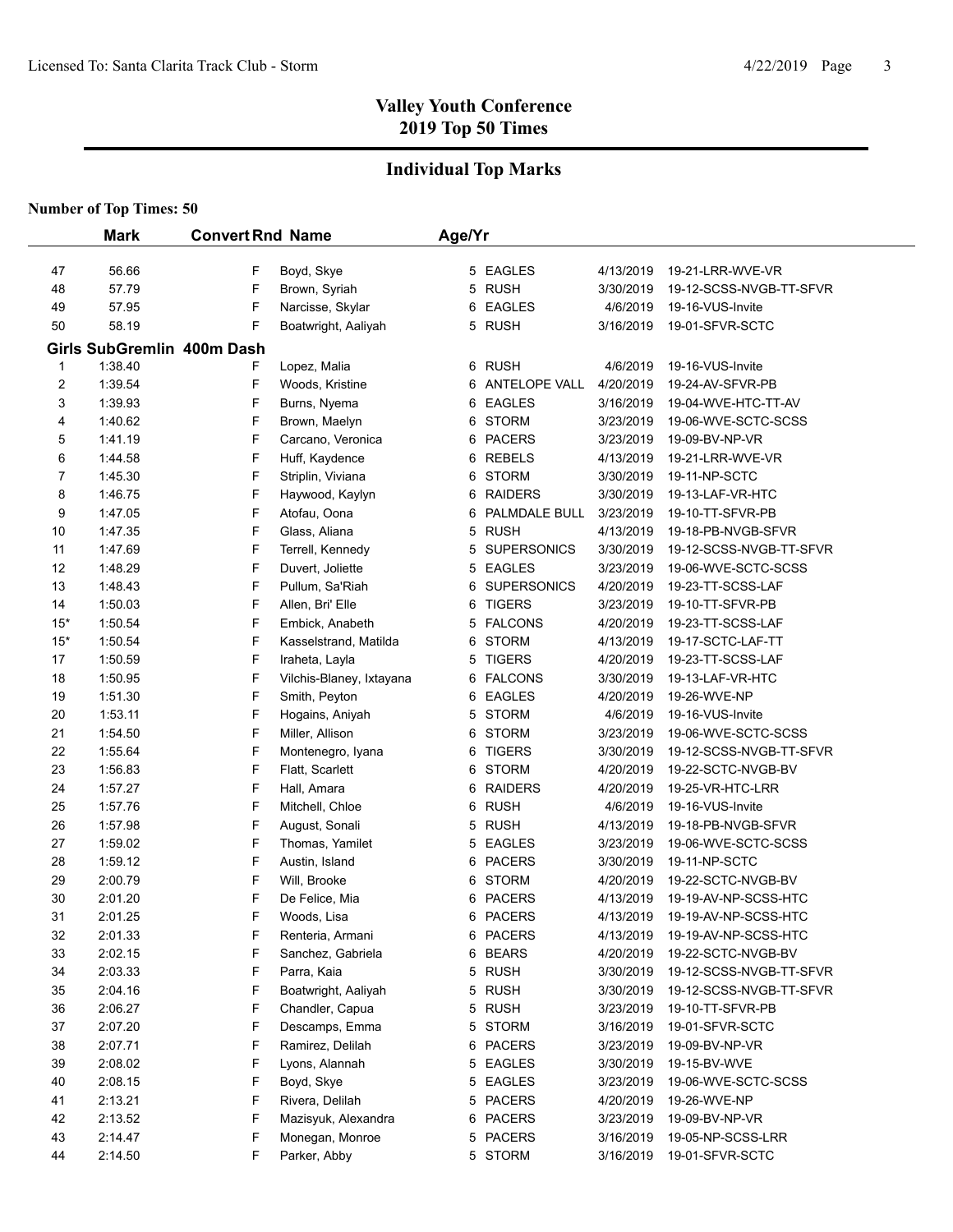## Valley Youth Conference
## 2019 Top 50 Times

## Individual Top Marks

**Number of Top Times: 50**

| | Mark | Convert | Rnd | Name | Age/Yr | | | |
|---|---|---|---|---|---|---|---|---|
| 47 | 56.66 | | F | Boyd, Skye | 5 | EAGLES | 4/13/2019 | 19-21-LRR-WVE-VR |
| 48 | 57.79 | | F | Brown, Syriah | 5 | RUSH | 3/30/2019 | 19-12-SCSS-NVGB-TT-SFVR |
| 49 | 57.95 | | F | Narcisse, Skylar | 6 | EAGLES | 4/6/2019 | 19-16-VUS-Invite |
| 50 | 58.19 | | F | Boatwright, Aaliyah | 5 | RUSH | 3/16/2019 | 19-01-SFVR-SCTC |
| **Girls SubGremlin 400m Dash** | | | | | | | | |
| 1 | 1:38.40 | | F | Lopez, Malia | 6 | RUSH | 4/6/2019 | 19-16-VUS-Invite |
| 2 | 1:39.54 | | F | Woods, Kristine | 6 | ANTELOPE VALL | 4/20/2019 | 19-24-AV-SFVR-PB |
| 3 | 1:39.93 | | F | Burns, Nyema | 6 | EAGLES | 3/16/2019 | 19-04-WVE-HTC-TT-AV |
| 4 | 1:40.62 | | F | Brown, Maelyn | 6 | STORM | 3/23/2019 | 19-06-WVE-SCTC-SCSS |
| 5 | 1:41.19 | | F | Carcano, Veronica | 6 | PACERS | 3/23/2019 | 19-09-BV-NP-VR |
| 6 | 1:44.58 | | F | Huff, Kaydence | 6 | REBELS | 4/13/2019 | 19-21-LRR-WVE-VR |
| 7 | 1:45.30 | | F | Striplin, Viviana | 6 | STORM | 3/30/2019 | 19-11-NP-SCTC |
| 8 | 1:46.75 | | F | Haywood, Kaylyn | 6 | RAIDERS | 3/30/2019 | 19-13-LAF-VR-HTC |
| 9 | 1:47.05 | | F | Atofau, Oona | 6 | PALMDALE BULL | 3/23/2019 | 19-10-TT-SFVR-PB |
| 10 | 1:47.35 | | F | Glass, Aliana | 5 | RUSH | 4/13/2019 | 19-18-PB-NVGB-SFVR |
| 11 | 1:47.69 | | F | Terrell, Kennedy | 5 | SUPERSONICS | 3/30/2019 | 19-12-SCSS-NVGB-TT-SFVR |
| 12 | 1:48.29 | | F | Duvert, Joliette | 5 | EAGLES | 3/23/2019 | 19-06-WVE-SCTC-SCSS |
| 13 | 1:48.43 | | F | Pullum, Sa'Riah | 6 | SUPERSONICS | 4/20/2019 | 19-23-TT-SCSS-LAF |
| 14 | 1:50.03 | | F | Allen, Bri' Elle | 6 | TIGERS | 3/23/2019 | 19-10-TT-SFVR-PB |
| 15* | 1:50.54 | | F | Embick, Anabeth | 5 | FALCONS | 4/20/2019 | 19-23-TT-SCSS-LAF |
| 15* | 1:50.54 | | F | Kasselstrand, Matilda | 6 | STORM | 4/13/2019 | 19-17-SCTC-LAF-TT |
| 17 | 1:50.59 | | F | Iraheta, Layla | 5 | TIGERS | 4/20/2019 | 19-23-TT-SCSS-LAF |
| 18 | 1:50.95 | | F | Vilchis-Blaney, Ixtayana | 6 | FALCONS | 3/30/2019 | 19-13-LAF-VR-HTC |
| 19 | 1:51.30 | | F | Smith, Peyton | 6 | EAGLES | 4/20/2019 | 19-26-WVE-NP |
| 20 | 1:53.11 | | F | Hogains, Aniyah | 5 | STORM | 4/6/2019 | 19-16-VUS-Invite |
| 21 | 1:54.50 | | F | Miller, Allison | 6 | STORM | 3/23/2019 | 19-06-WVE-SCTC-SCSS |
| 22 | 1:55.64 | | F | Montenegro, Iyana | 6 | TIGERS | 3/30/2019 | 19-12-SCSS-NVGB-TT-SFVR |
| 23 | 1:56.83 | | F | Flatt, Scarlett | 6 | STORM | 4/20/2019 | 19-22-SCTC-NVGB-BV |
| 24 | 1:57.27 | | F | Hall, Amara | 6 | RAIDERS | 4/20/2019 | 19-25-VR-HTC-LRR |
| 25 | 1:57.76 | | F | Mitchell, Chloe | 6 | RUSH | 4/6/2019 | 19-16-VUS-Invite |
| 26 | 1:57.98 | | F | August, Sonali | 5 | RUSH | 4/13/2019 | 19-18-PB-NVGB-SFVR |
| 27 | 1:59.02 | | F | Thomas, Yamilet | 5 | EAGLES | 3/23/2019 | 19-06-WVE-SCTC-SCSS |
| 28 | 1:59.12 | | F | Austin, Island | 6 | PACERS | 3/30/2019 | 19-11-NP-SCTC |
| 29 | 2:00.79 | | F | Will, Brooke | 6 | STORM | 4/20/2019 | 19-22-SCTC-NVGB-BV |
| 30 | 2:01.20 | | F | De Felice, Mia | 6 | PACERS | 4/13/2019 | 19-19-AV-NP-SCSS-HTC |
| 31 | 2:01.25 | | F | Woods, Lisa | 6 | PACERS | 4/13/2019 | 19-19-AV-NP-SCSS-HTC |
| 32 | 2:01.33 | | F | Renteria, Armani | 6 | PACERS | 4/13/2019 | 19-19-AV-NP-SCSS-HTC |
| 33 | 2:02.15 | | F | Sanchez, Gabriela | 6 | BEARS | 4/20/2019 | 19-22-SCTC-NVGB-BV |
| 34 | 2:03.33 | | F | Parra, Kaia | 5 | RUSH | 3/30/2019 | 19-12-SCSS-NVGB-TT-SFVR |
| 35 | 2:04.16 | | F | Boatwright, Aaliyah | 5 | RUSH | 3/30/2019 | 19-12-SCSS-NVGB-TT-SFVR |
| 36 | 2:06.27 | | F | Chandler, Capua | 5 | RUSH | 3/23/2019 | 19-10-TT-SFVR-PB |
| 37 | 2:07.20 | | F | Descamps, Emma | 5 | STORM | 3/16/2019 | 19-01-SFVR-SCTC |
| 38 | 2:07.71 | | F | Ramirez, Delilah | 6 | PACERS | 3/23/2019 | 19-09-BV-NP-VR |
| 39 | 2:08.02 | | F | Lyons, Alannah | 5 | EAGLES | 3/30/2019 | 19-15-BV-WVE |
| 40 | 2:08.15 | | F | Boyd, Skye | 5 | EAGLES | 3/23/2019 | 19-06-WVE-SCTC-SCSS |
| 41 | 2:13.21 | | F | Rivera, Delilah | 5 | PACERS | 4/20/2019 | 19-26-WVE-NP |
| 42 | 2:13.52 | | F | Mazisyuk, Alexandra | 6 | PACERS | 3/23/2019 | 19-09-BV-NP-VR |
| 43 | 2:14.47 | | F | Monegan, Monroe | 5 | PACERS | 3/16/2019 | 19-05-NP-SCSS-LRR |
| 44 | 2:14.50 | | F | Parker, Abby | 5 | STORM | 3/16/2019 | 19-01-SFVR-SCTC |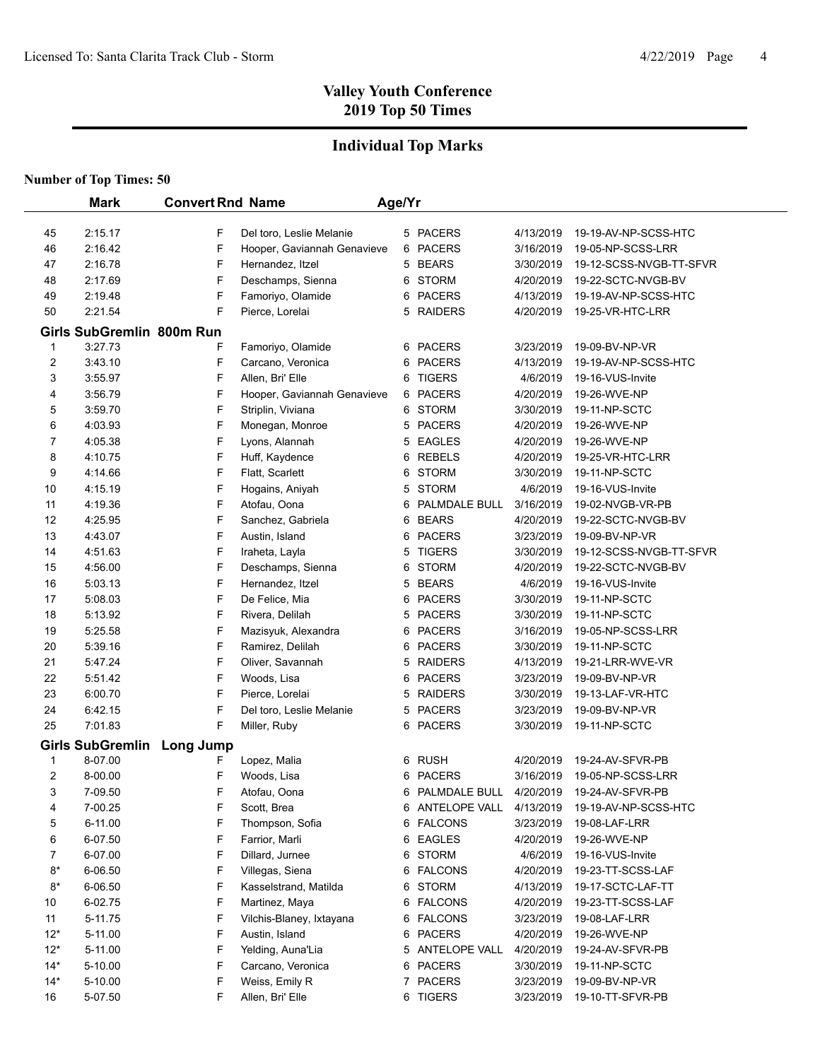## Valley Youth Conference
## 2019 Top 50 Times

## Individual Top Marks

**Number of Top Times: 50**

| | Mark | Convert | Rnd | Name | Age/Yr | Team | Date | Meet |
|---|---|---|---|---|---|---|---|---|
| 45 | 2:15.17 | | F | Del toro, Leslie Melanie | 5 | PACERS | 4/13/2019 | 19-19-AV-NP-SCSS-HTC |
| 46 | 2:16.42 | | F | Hooper, Gaviannah Genavieve | 6 | PACERS | 3/16/2019 | 19-05-NP-SCSS-LRR |
| 47 | 2:16.78 | | F | Hernandez, Itzel | 5 | BEARS | 3/30/2019 | 19-12-SCSS-NVGB-TT-SFVR |
| 48 | 2:17.69 | | F | Deschamps, Sienna | 6 | STORM | 4/20/2019 | 19-22-SCTC-NVGB-BV |
| 49 | 2:19.48 | | F | Famoriyo, Olamide | 6 | PACERS | 4/13/2019 | 19-19-AV-NP-SCSS-HTC |
| 50 | 2:21.54 | | F | Pierce, Lorelai | 5 | RAIDERS | 4/20/2019 | 19-25-VR-HTC-LRR |

**Girls SubGremlin 800m Run**

| | Mark | Convert | Rnd | Name | Age/Yr | Team | Date | Meet |
|---|---|---|---|---|---|---|---|---|
| 1 | 3:27.73 | | F | Famoriyo, Olamide | 6 | PACERS | 3/23/2019 | 19-09-BV-NP-VR |
| 2 | 3:43.10 | | F | Carcano, Veronica | 6 | PACERS | 4/13/2019 | 19-19-AV-NP-SCSS-HTC |
| 3 | 3:55.97 | | F | Allen, Bri' Elle | 6 | TIGERS | 4/6/2019 | 19-16-VUS-Invite |
| 4 | 3:56.79 | | F | Hooper, Gaviannah Genavieve | 6 | PACERS | 4/20/2019 | 19-26-WVE-NP |
| 5 | 3:59.70 | | F | Striplin, Viviana | 6 | STORM | 3/30/2019 | 19-11-NP-SCTC |
| 6 | 4:03.93 | | F | Monegan, Monroe | 5 | PACERS | 4/20/2019 | 19-26-WVE-NP |
| 7 | 4:05.38 | | F | Lyons, Alannah | 5 | EAGLES | 4/20/2019 | 19-26-WVE-NP |
| 8 | 4:10.75 | | F | Huff, Kaydence | 6 | REBELS | 4/20/2019 | 19-25-VR-HTC-LRR |
| 9 | 4:14.66 | | F | Flatt, Scarlett | 6 | STORM | 3/30/2019 | 19-11-NP-SCTC |
| 10 | 4:15.19 | | F | Hogains, Aniyah | 5 | STORM | 4/6/2019 | 19-16-VUS-Invite |
| 11 | 4:19.36 | | F | Atofau, Oona | 6 | PALMDALE BULL | 3/16/2019 | 19-02-NVGB-VR-PB |
| 12 | 4:25.95 | | F | Sanchez, Gabriela | 6 | BEARS | 4/20/2019 | 19-22-SCTC-NVGB-BV |
| 13 | 4:43.07 | | F | Austin, Island | 6 | PACERS | 3/23/2019 | 19-09-BV-NP-VR |
| 14 | 4:51.63 | | F | Iraheta, Layla | 5 | TIGERS | 3/30/2019 | 19-12-SCSS-NVGB-TT-SFVR |
| 15 | 4:56.00 | | F | Deschamps, Sienna | 6 | STORM | 4/20/2019 | 19-22-SCTC-NVGB-BV |
| 16 | 5:03.13 | | F | Hernandez, Itzel | 5 | BEARS | 4/6/2019 | 19-16-VUS-Invite |
| 17 | 5:08.03 | | F | De Felice, Mia | 6 | PACERS | 3/30/2019 | 19-11-NP-SCTC |
| 18 | 5:13.92 | | F | Rivera, Delilah | 5 | PACERS | 3/30/2019 | 19-11-NP-SCTC |
| 19 | 5:25.58 | | F | Mazisyuk, Alexandra | 6 | PACERS | 3/16/2019 | 19-05-NP-SCSS-LRR |
| 20 | 5:39.16 | | F | Ramirez, Delilah | 6 | PACERS | 3/30/2019 | 19-11-NP-SCTC |
| 21 | 5:47.24 | | F | Oliver, Savannah | 5 | RAIDERS | 4/13/2019 | 19-21-LRR-WVE-VR |
| 22 | 5:51.42 | | F | Woods, Lisa | 6 | PACERS | 3/23/2019 | 19-09-BV-NP-VR |
| 23 | 6:00.70 | | F | Pierce, Lorelai | 5 | RAIDERS | 3/30/2019 | 19-13-LAF-VR-HTC |
| 24 | 6:42.15 | | F | Del toro, Leslie Melanie | 5 | PACERS | 3/23/2019 | 19-09-BV-NP-VR |
| 25 | 7:01.83 | | F | Miller, Ruby | 6 | PACERS | 3/30/2019 | 19-11-NP-SCTC |

**Girls SubGremlin Long Jump**

| | Mark | Convert | Rnd | Name | Age/Yr | Team | Date | Meet |
|---|---|---|---|---|---|---|---|---|
| 1 | 8-07.00 | | F | Lopez, Malia | 6 | RUSH | 4/20/2019 | 19-24-AV-SFVR-PB |
| 2 | 8-00.00 | | F | Woods, Lisa | 6 | PACERS | 3/16/2019 | 19-05-NP-SCSS-LRR |
| 3 | 7-09.50 | | F | Atofau, Oona | 6 | PALMDALE BULL | 4/20/2019 | 19-24-AV-SFVR-PB |
| 4 | 7-00.25 | | F | Scott, Brea | 6 | ANTELOPE VALL | 4/13/2019 | 19-19-AV-NP-SCSS-HTC |
| 5 | 6-11.00 | | F | Thompson, Sofia | 6 | FALCONS | 3/23/2019 | 19-08-LAF-LRR |
| 6 | 6-07.50 | | F | Farrior, Marli | 6 | EAGLES | 4/20/2019 | 19-26-WVE-NP |
| 7 | 6-07.00 | | F | Dillard, Jurnee | 6 | STORM | 4/6/2019 | 19-16-VUS-Invite |
| 8* | 6-06.50 | | F | Villegas, Siena | 6 | FALCONS | 4/20/2019 | 19-23-TT-SCSS-LAF |
| 8* | 6-06.50 | | F | Kasselstrand, Matilda | 6 | STORM | 4/13/2019 | 19-17-SCTC-LAF-TT |
| 10 | 6-02.75 | | F | Martinez, Maya | 6 | FALCONS | 4/20/2019 | 19-23-TT-SCSS-LAF |
| 11 | 5-11.75 | | F | Vilchis-Blaney, Ixtayana | 6 | FALCONS | 3/23/2019 | 19-08-LAF-LRR |
| 12* | 5-11.00 | | F | Austin, Island | 6 | PACERS | 4/20/2019 | 19-26-WVE-NP |
| 12* | 5-11.00 | | F | Yelding, Auna'Lia | 5 | ANTELOPE VALL | 4/20/2019 | 19-24-AV-SFVR-PB |
| 14* | 5-10.00 | | F | Carcano, Veronica | 6 | PACERS | 3/30/2019 | 19-11-NP-SCTC |
| 14* | 5-10.00 | | F | Weiss, Emily R | 7 | PACERS | 3/23/2019 | 19-09-BV-NP-VR |
| 16 | 5-07.50 | | F | Allen, Bri' Elle | 6 | TIGERS | 3/23/2019 | 19-10-TT-SFVR-PB |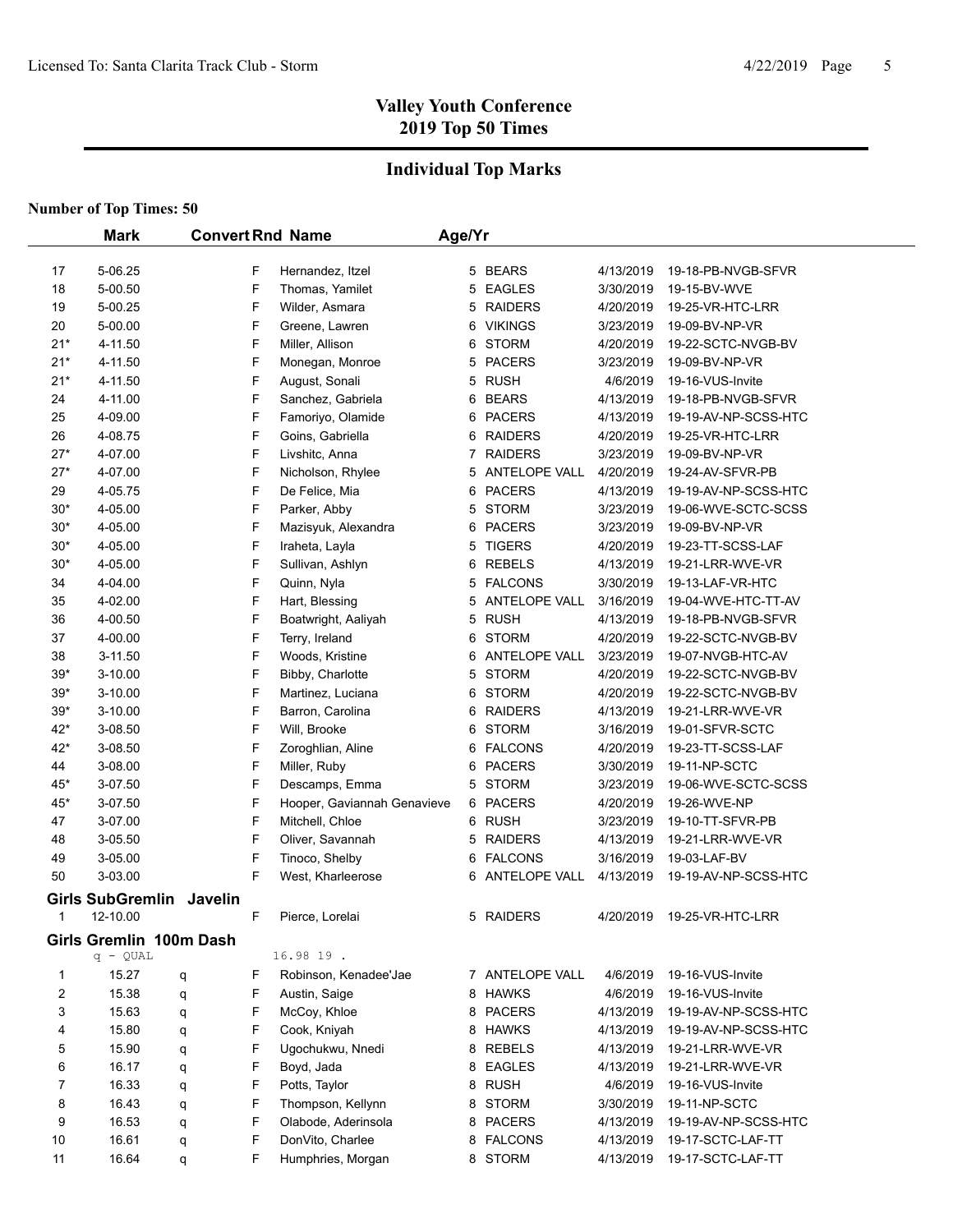# Valley Youth Conference
## 2019 Top 50 Times

## Individual Top Marks

**Number of Top Times: 50**

| | Mark | Convert | Rnd | Name | Age/Yr | Team | Date | Meet |
|---|---|---|---|---|---|---|---|---|
| 17 | 5-06.25 | | F | Hernandez, Itzel | 5 | BEARS | 4/13/2019 | 19-18-PB-NVGB-SFVR |
| 18 | 5-00.50 | | F | Thomas, Yamilet | 5 | EAGLES | 3/30/2019 | 19-15-BV-WVE |
| 19 | 5-00.25 | | F | Wilder, Asmara | 5 | RAIDERS | 4/20/2019 | 19-25-VR-HTC-LRR |
| 20 | 5-00.00 | | F | Greene, Lawren | 6 | VIKINGS | 3/23/2019 | 19-09-BV-NP-VR |
| 21* | 4-11.50 | | F | Miller, Allison | 6 | STORM | 4/20/2019 | 19-22-SCTC-NVGB-BV |
| 21* | 4-11.50 | | F | Monegan, Monroe | 5 | PACERS | 3/23/2019 | 19-09-BV-NP-VR |
| 21* | 4-11.50 | | F | August, Sonali | 5 | RUSH | 4/6/2019 | 19-16-VUS-Invite |
| 24 | 4-11.00 | | F | Sanchez, Gabriela | 6 | BEARS | 4/13/2019 | 19-18-PB-NVGB-SFVR |
| 25 | 4-09.00 | | F | Famoriyo, Olamide | 6 | PACERS | 4/13/2019 | 19-19-AV-NP-SCSS-HTC |
| 26 | 4-08.75 | | F | Goins, Gabriella | 6 | RAIDERS | 4/20/2019 | 19-25-VR-HTC-LRR |
| 27* | 4-07.00 | | F | Livshitc, Anna | 7 | RAIDERS | 3/23/2019 | 19-09-BV-NP-VR |
| 27* | 4-07.00 | | F | Nicholson, Rhylee | 5 | ANTELOPE VALL | 4/20/2019 | 19-24-AV-SFVR-PB |
| 29 | 4-05.75 | | F | De Felice, Mia | 6 | PACERS | 4/13/2019 | 19-19-AV-NP-SCSS-HTC |
| 30* | 4-05.00 | | F | Parker, Abby | 5 | STORM | 3/23/2019 | 19-06-WVE-SCTC-SCSS |
| 30* | 4-05.00 | | F | Mazisyuk, Alexandra | 6 | PACERS | 3/23/2019 | 19-09-BV-NP-VR |
| 30* | 4-05.00 | | F | Iraheta, Layla | 5 | TIGERS | 4/20/2019 | 19-23-TT-SCSS-LAF |
| 30* | 4-05.00 | | F | Sullivan, Ashlyn | 6 | REBELS | 4/13/2019 | 19-21-LRR-WVE-VR |
| 34 | 4-04.00 | | F | Quinn, Nyla | 5 | FALCONS | 3/30/2019 | 19-13-LAF-VR-HTC |
| 35 | 4-02.00 | | F | Hart, Blessing | 5 | ANTELOPE VALL | 3/16/2019 | 19-04-WVE-HTC-TT-AV |
| 36 | 4-00.50 | | F | Boatwright, Aaliyah | 5 | RUSH | 4/13/2019 | 19-18-PB-NVGB-SFVR |
| 37 | 4-00.00 | | F | Terry, Ireland | 6 | STORM | 4/20/2019 | 19-22-SCTC-NVGB-BV |
| 38 | 3-11.50 | | F | Woods, Kristine | 6 | ANTELOPE VALL | 3/23/2019 | 19-07-NVGB-HTC-AV |
| 39* | 3-10.00 | | F | Bibby, Charlotte | 5 | STORM | 4/20/2019 | 19-22-SCTC-NVGB-BV |
| 39* | 3-10.00 | | F | Martinez, Luciana | 6 | STORM | 4/20/2019 | 19-22-SCTC-NVGB-BV |
| 39* | 3-10.00 | | F | Barron, Carolina | 6 | RAIDERS | 4/13/2019 | 19-21-LRR-WVE-VR |
| 42* | 3-08.50 | | F | Will, Brooke | 6 | STORM | 3/16/2019 | 19-01-SFVR-SCTC |
| 42* | 3-08.50 | | F | Zoroghlian, Aline | 6 | FALCONS | 4/20/2019 | 19-23-TT-SCSS-LAF |
| 44 | 3-08.00 | | F | Miller, Ruby | 6 | PACERS | 3/30/2019 | 19-11-NP-SCTC |
| 45* | 3-07.50 | | F | Descamps, Emma | 5 | STORM | 3/23/2019 | 19-06-WVE-SCTC-SCSS |
| 45* | 3-07.50 | | F | Hooper, Gaviannah Genavieve | 6 | PACERS | 4/20/2019 | 19-26-WVE-NP |
| 47 | 3-07.00 | | F | Mitchell, Chloe | 6 | RUSH | 3/23/2019 | 19-10-TT-SFVR-PB |
| 48 | 3-05.50 | | F | Oliver, Savannah | 5 | RAIDERS | 4/13/2019 | 19-21-LRR-WVE-VR |
| 49 | 3-05.00 | | F | Tinoco, Shelby | 6 | FALCONS | 3/16/2019 | 19-03-LAF-BV |
| 50 | 3-03.00 | | F | West, Kharleerose | 6 | ANTELOPE VALL | 4/13/2019 | 19-19-AV-NP-SCSS-HTC |

### Girls SubGremlin Javelin

| | Mark | Convert | Rnd | Name | Age/Yr | Team | Date | Meet |
|---|---|---|---|---|---|---|---|---|
| 1 | 12-10.00 | | F | Pierce, Lorelai | 5 | RAIDERS | 4/20/2019 | 19-25-VR-HTC-LRR |

### Girls Gremlin 100m Dash

q - QUAL 16.98 19 .

| | Mark | Convert | Rnd | Name | Age/Yr | Team | Date | Meet |
|---|---|---|---|---|---|---|---|---|
| 1 | 15.27 | q | F | Robinson, Kenadee'Jae | 7 | ANTELOPE VALL | 4/6/2019 | 19-16-VUS-Invite |
| 2 | 15.38 | q | F | Austin, Saige | 8 | HAWKS | 4/6/2019 | 19-16-VUS-Invite |
| 3 | 15.63 | q | F | McCoy, Khloe | 8 | PACERS | 4/13/2019 | 19-19-AV-NP-SCSS-HTC |
| 4 | 15.80 | q | F | Cook, Kniyah | 8 | HAWKS | 4/13/2019 | 19-19-AV-NP-SCSS-HTC |
| 5 | 15.90 | q | F | Ugochukwu, Nnedi | 8 | REBELS | 4/13/2019 | 19-21-LRR-WVE-VR |
| 6 | 16.17 | q | F | Boyd, Jada | 8 | EAGLES | 4/13/2019 | 19-21-LRR-WVE-VR |
| 7 | 16.33 | q | F | Potts, Taylor | 8 | RUSH | 4/6/2019 | 19-16-VUS-Invite |
| 8 | 16.43 | q | F | Thompson, Kellynn | 8 | STORM | 3/30/2019 | 19-11-NP-SCTC |
| 9 | 16.53 | q | F | Olabode, Aderinsola | 8 | PACERS | 4/13/2019 | 19-19-AV-NP-SCSS-HTC |
| 10 | 16.61 | q | F | DonVito, Charlee | 8 | FALCONS | 4/13/2019 | 19-17-SCTC-LAF-TT |
| 11 | 16.64 | q | F | Humphries, Morgan | 8 | STORM | 4/13/2019 | 19-17-SCTC-LAF-TT |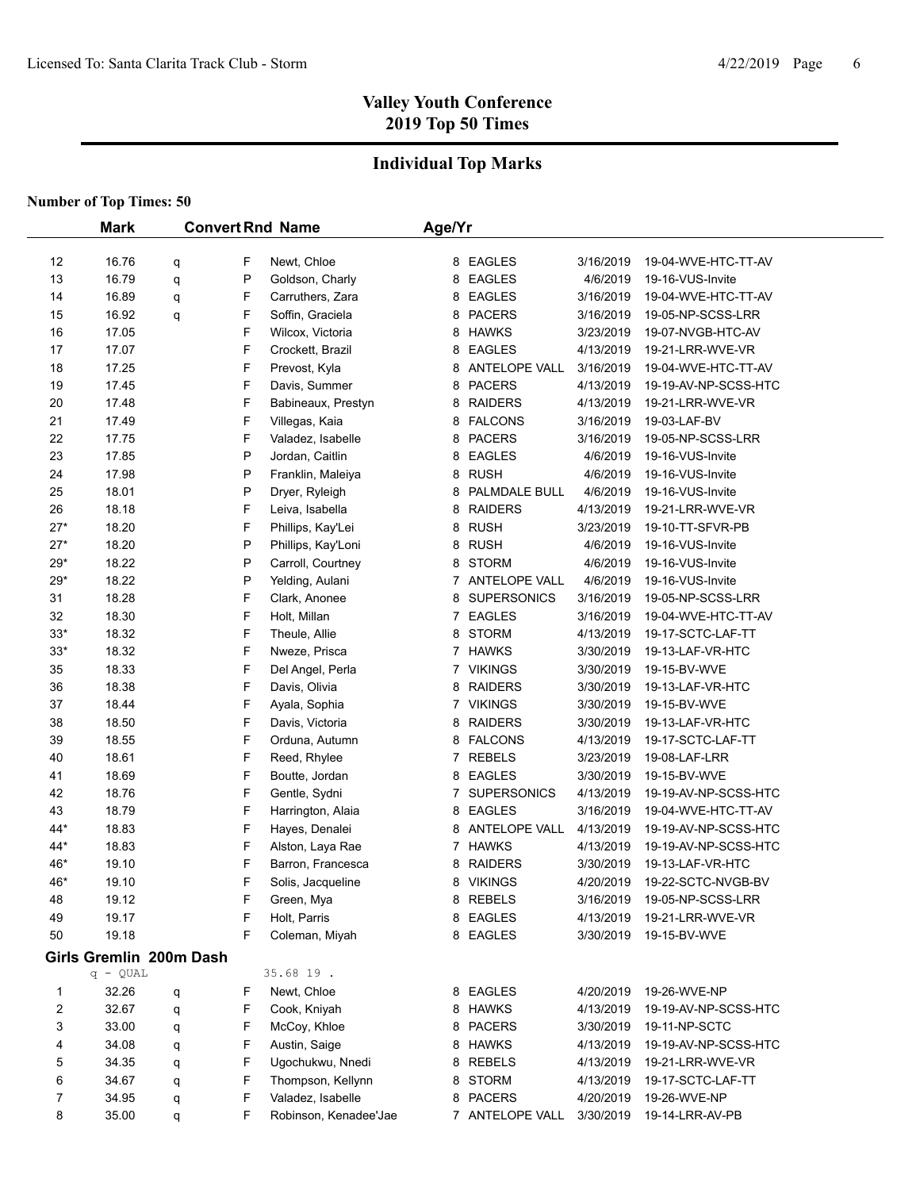# Valley Youth Conference
# 2019 Top 50 Times

## Individual Top Marks

**Number of Top Times: 50**

| | Mark | Convert | Rnd | Name | Age/Yr | Team | Date | Meet |
|---|---|---|---|---|---|---|---|---|
| 12 | 16.76 | q | F | Newt, Chloe | 8 | EAGLES | 3/16/2019 | 19-04-WVE-HTC-TT-AV |
| 13 | 16.79 | q | P | Goldson, Charly | 8 | EAGLES | 4/6/2019 | 19-16-VUS-Invite |
| 14 | 16.89 | q | F | Carruthers, Zara | 8 | EAGLES | 3/16/2019 | 19-04-WVE-HTC-TT-AV |
| 15 | 16.92 | q | F | Soffin, Graciela | 8 | PACERS | 3/16/2019 | 19-05-NP-SCSS-LRR |
| 16 | 17.05 | | F | Wilcox, Victoria | 8 | HAWKS | 3/23/2019 | 19-07-NVGB-HTC-AV |
| 17 | 17.07 | | F | Crockett, Brazil | 8 | EAGLES | 4/13/2019 | 19-21-LRR-WVE-VR |
| 18 | 17.25 | | F | Prevost, Kyla | 8 | ANTELOPE VALL | 3/16/2019 | 19-04-WVE-HTC-TT-AV |
| 19 | 17.45 | | F | Davis, Summer | 8 | PACERS | 4/13/2019 | 19-19-AV-NP-SCSS-HTC |
| 20 | 17.48 | | F | Babineaux, Prestyn | 8 | RAIDERS | 4/13/2019 | 19-21-LRR-WVE-VR |
| 21 | 17.49 | | F | Villegas, Kaia | 8 | FALCONS | 3/16/2019 | 19-03-LAF-BV |
| 22 | 17.75 | | F | Valadez, Isabelle | 8 | PACERS | 3/16/2019 | 19-05-NP-SCSS-LRR |
| 23 | 17.85 | | P | Jordan, Caitlin | 8 | EAGLES | 4/6/2019 | 19-16-VUS-Invite |
| 24 | 17.98 | | P | Franklin, Maleiya | 8 | RUSH | 4/6/2019 | 19-16-VUS-Invite |
| 25 | 18.01 | | P | Dryer, Ryleigh | 8 | PALMDALE BULL | 4/6/2019 | 19-16-VUS-Invite |
| 26 | 18.18 | | F | Leiva, Isabella | 8 | RAIDERS | 4/13/2019 | 19-21-LRR-WVE-VR |
| 27* | 18.20 | | F | Phillips, Kay'Lei | 8 | RUSH | 3/23/2019 | 19-10-TT-SFVR-PB |
| 27* | 18.20 | | P | Phillips, Kay'Loni | 8 | RUSH | 4/6/2019 | 19-16-VUS-Invite |
| 29* | 18.22 | | P | Carroll, Courtney | 8 | STORM | 4/6/2019 | 19-16-VUS-Invite |
| 29* | 18.22 | | P | Yelding, Aulani | 7 | ANTELOPE VALL | 4/6/2019 | 19-16-VUS-Invite |
| 31 | 18.28 | | F | Clark, Anonee | 8 | SUPERSONICS | 3/16/2019 | 19-05-NP-SCSS-LRR |
| 32 | 18.30 | | F | Holt, Millan | 7 | EAGLES | 3/16/2019 | 19-04-WVE-HTC-TT-AV |
| 33* | 18.32 | | F | Theule, Allie | 8 | STORM | 4/13/2019 | 19-17-SCTC-LAF-TT |
| 33* | 18.32 | | F | Nweze, Prisca | 7 | HAWKS | 3/30/2019 | 19-13-LAF-VR-HTC |
| 35 | 18.33 | | F | Del Angel, Perla | 7 | VIKINGS | 3/30/2019 | 19-15-BV-WVE |
| 36 | 18.38 | | F | Davis, Olivia | 8 | RAIDERS | 3/30/2019 | 19-13-LAF-VR-HTC |
| 37 | 18.44 | | F | Ayala, Sophia | 7 | VIKINGS | 3/30/2019 | 19-15-BV-WVE |
| 38 | 18.50 | | F | Davis, Victoria | 8 | RAIDERS | 3/30/2019 | 19-13-LAF-VR-HTC |
| 39 | 18.55 | | F | Orduna, Autumn | 8 | FALCONS | 4/13/2019 | 19-17-SCTC-LAF-TT |
| 40 | 18.61 | | F | Reed, Rhylee | 7 | REBELS | 3/23/2019 | 19-08-LAF-LRR |
| 41 | 18.69 | | F | Boutte, Jordan | 8 | EAGLES | 3/30/2019 | 19-15-BV-WVE |
| 42 | 18.76 | | F | Gentle, Sydni | 7 | SUPERSONICS | 4/13/2019 | 19-19-AV-NP-SCSS-HTC |
| 43 | 18.79 | | F | Harrington, Alaia | 8 | EAGLES | 3/16/2019 | 19-04-WVE-HTC-TT-AV |
| 44* | 18.83 | | F | Hayes, Denalei | 8 | ANTELOPE VALL | 4/13/2019 | 19-19-AV-NP-SCSS-HTC |
| 44* | 18.83 | | F | Alston, Laya Rae | 7 | HAWKS | 4/13/2019 | 19-19-AV-NP-SCSS-HTC |
| 46* | 19.10 | | F | Barron, Francesca | 8 | RAIDERS | 3/30/2019 | 19-13-LAF-VR-HTC |
| 46* | 19.10 | | F | Solis, Jacqueline | 8 | VIKINGS | 4/20/2019 | 19-22-SCTC-NVGB-BV |
| 48 | 19.12 | | F | Green, Mya | 8 | REBELS | 3/16/2019 | 19-05-NP-SCSS-LRR |
| 49 | 19.17 | | F | Holt, Parris | 8 | EAGLES | 4/13/2019 | 19-21-LRR-WVE-VR |
| 50 | 19.18 | | F | Coleman, Miyah | 8 | EAGLES | 3/30/2019 | 19-15-BV-WVE |

### Girls Gremlin 200m Dash

q - QUAL 35.68 19 .

| | Mark | Convert | Rnd | Name | Age/Yr | Team | Date | Meet |
|---|---|---|---|---|---|---|---|---|
| 1 | 32.26 | q | F | Newt, Chloe | 8 | EAGLES | 4/20/2019 | 19-26-WVE-NP |
| 2 | 32.67 | q | F | Cook, Kniyah | 8 | HAWKS | 4/13/2019 | 19-19-AV-NP-SCSS-HTC |
| 3 | 33.00 | q | F | McCoy, Khloe | 8 | PACERS | 3/30/2019 | 19-11-NP-SCTC |
| 4 | 34.08 | q | F | Austin, Saige | 8 | HAWKS | 4/13/2019 | 19-19-AV-NP-SCSS-HTC |
| 5 | 34.35 | q | F | Ugochukwu, Nnedi | 8 | REBELS | 4/13/2019 | 19-21-LRR-WVE-VR |
| 6 | 34.67 | q | F | Thompson, Kellynn | 8 | STORM | 4/13/2019 | 19-17-SCTC-LAF-TT |
| 7 | 34.95 | q | F | Valadez, Isabelle | 8 | PACERS | 4/20/2019 | 19-26-WVE-NP |
| 8 | 35.00 | q | F | Robinson, Kenadee'Jae | 7 | ANTELOPE VALL | 3/30/2019 | 19-14-LRR-AV-PB |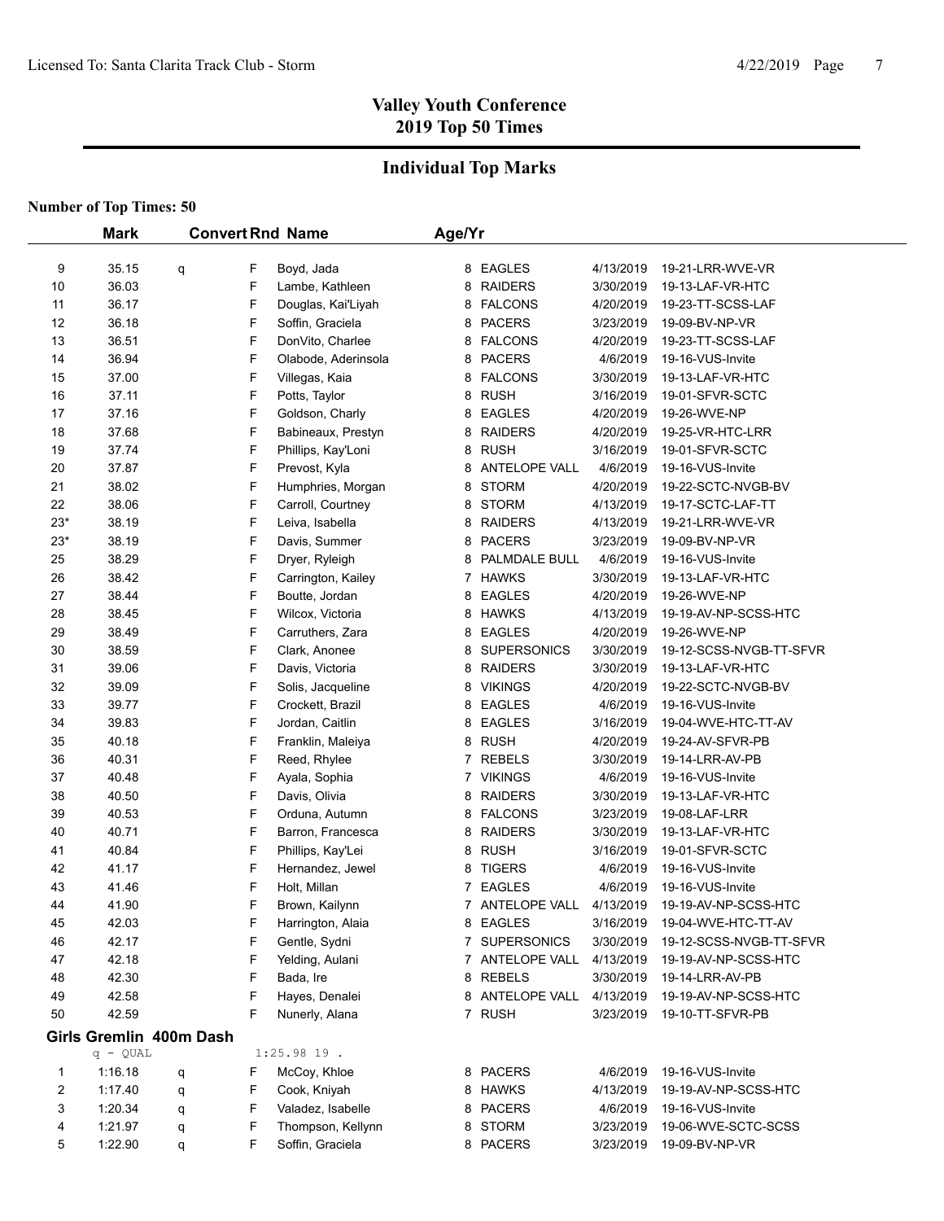# Valley Youth Conference
# 2019 Top 50 Times

## Individual Top Marks

**Number of Top Times: 50**

| | Mark | Convert | Rnd | Name | Age/Yr | Team | Date | Meet |
|---|---|---|---|---|---|---|---|---|
| 9 | 35.15 | q | F | Boyd, Jada | 8 | EAGLES | 4/13/2019 | 19-21-LRR-WVE-VR |
| 10 | 36.03 | | F | Lambe, Kathleen | 8 | RAIDERS | 3/30/2019 | 19-13-LAF-VR-HTC |
| 11 | 36.17 | | F | Douglas, Kai'Liyah | 8 | FALCONS | 4/20/2019 | 19-23-TT-SCSS-LAF |
| 12 | 36.18 | | F | Soffin, Graciela | 8 | PACERS | 3/23/2019 | 19-09-BV-NP-VR |
| 13 | 36.51 | | F | DonVito, Charlee | 8 | FALCONS | 4/20/2019 | 19-23-TT-SCSS-LAF |
| 14 | 36.94 | | F | Olabode, Aderinsola | 8 | PACERS | 4/6/2019 | 19-16-VUS-Invite |
| 15 | 37.00 | | F | Villegas, Kaia | 8 | FALCONS | 3/30/2019 | 19-13-LAF-VR-HTC |
| 16 | 37.11 | | F | Potts, Taylor | 8 | RUSH | 3/16/2019 | 19-01-SFVR-SCTC |
| 17 | 37.16 | | F | Goldson, Charly | 8 | EAGLES | 4/20/2019 | 19-26-WVE-NP |
| 18 | 37.68 | | F | Babineaux, Prestyn | 8 | RAIDERS | 4/20/2019 | 19-25-VR-HTC-LRR |
| 19 | 37.74 | | F | Phillips, Kay'Loni | 8 | RUSH | 3/16/2019 | 19-01-SFVR-SCTC |
| 20 | 37.87 | | F | Prevost, Kyla | 8 | ANTELOPE VALL | 4/6/2019 | 19-16-VUS-Invite |
| 21 | 38.02 | | F | Humphries, Morgan | 8 | STORM | 4/20/2019 | 19-22-SCTC-NVGB-BV |
| 22 | 38.06 | | F | Carroll, Courtney | 8 | STORM | 4/13/2019 | 19-17-SCTC-LAF-TT |
| 23* | 38.19 | | F | Leiva, Isabella | 8 | RAIDERS | 4/13/2019 | 19-21-LRR-WVE-VR |
| 23* | 38.19 | | F | Davis, Summer | 8 | PACERS | 3/23/2019 | 19-09-BV-NP-VR |
| 25 | 38.29 | | F | Dryer, Ryleigh | 8 | PALMDALE BULL | 4/6/2019 | 19-16-VUS-Invite |
| 26 | 38.42 | | F | Carrington, Kailey | 7 | HAWKS | 3/30/2019 | 19-13-LAF-VR-HTC |
| 27 | 38.44 | | F | Boutte, Jordan | 8 | EAGLES | 4/20/2019 | 19-26-WVE-NP |
| 28 | 38.45 | | F | Wilcox, Victoria | 8 | HAWKS | 4/13/2019 | 19-19-AV-NP-SCSS-HTC |
| 29 | 38.49 | | F | Carruthers, Zara | 8 | EAGLES | 4/20/2019 | 19-26-WVE-NP |
| 30 | 38.59 | | F | Clark, Anonee | 8 | SUPERSONICS | 3/30/2019 | 19-12-SCSS-NVGB-TT-SFVR |
| 31 | 39.06 | | F | Davis, Victoria | 8 | RAIDERS | 3/30/2019 | 19-13-LAF-VR-HTC |
| 32 | 39.09 | | F | Solis, Jacqueline | 8 | VIKINGS | 4/20/2019 | 19-22-SCTC-NVGB-BV |
| 33 | 39.77 | | F | Crockett, Brazil | 8 | EAGLES | 4/6/2019 | 19-16-VUS-Invite |
| 34 | 39.83 | | F | Jordan, Caitlin | 8 | EAGLES | 3/16/2019 | 19-04-WVE-HTC-TT-AV |
| 35 | 40.18 | | F | Franklin, Maleiya | 8 | RUSH | 4/20/2019 | 19-24-AV-SFVR-PB |
| 36 | 40.31 | | F | Reed, Rhylee | 7 | REBELS | 3/30/2019 | 19-14-LRR-AV-PB |
| 37 | 40.48 | | F | Ayala, Sophia | 7 | VIKINGS | 4/6/2019 | 19-16-VUS-Invite |
| 38 | 40.50 | | F | Davis, Olivia | 8 | RAIDERS | 3/30/2019 | 19-13-LAF-VR-HTC |
| 39 | 40.53 | | F | Orduna, Autumn | 8 | FALCONS | 3/23/2019 | 19-08-LAF-LRR |
| 40 | 40.71 | | F | Barron, Francesca | 8 | RAIDERS | 3/30/2019 | 19-13-LAF-VR-HTC |
| 41 | 40.84 | | F | Phillips, Kay'Lei | 8 | RUSH | 3/16/2019 | 19-01-SFVR-SCTC |
| 42 | 41.17 | | F | Hernandez, Jewel | 8 | TIGERS | 4/6/2019 | 19-16-VUS-Invite |
| 43 | 41.46 | | F | Holt, Millan | 7 | EAGLES | 4/6/2019 | 19-16-VUS-Invite |
| 44 | 41.90 | | F | Brown, Kailynn | 7 | ANTELOPE VALL | 4/13/2019 | 19-19-AV-NP-SCSS-HTC |
| 45 | 42.03 | | F | Harrington, Alaia | 8 | EAGLES | 3/16/2019 | 19-04-WVE-HTC-TT-AV |
| 46 | 42.17 | | F | Gentle, Sydni | 7 | SUPERSONICS | 3/30/2019 | 19-12-SCSS-NVGB-TT-SFVR |
| 47 | 42.18 | | F | Yelding, Aulani | 7 | ANTELOPE VALL | 4/13/2019 | 19-19-AV-NP-SCSS-HTC |
| 48 | 42.30 | | F | Bada, Ire | 8 | REBELS | 3/30/2019 | 19-14-LRR-AV-PB |
| 49 | 42.58 | | F | Hayes, Denalei | 8 | ANTELOPE VALL | 4/13/2019 | 19-19-AV-NP-SCSS-HTC |
| 50 | 42.59 | | F | Nunerly, Alana | 7 | RUSH | 3/23/2019 | 19-10-TT-SFVR-PB |

### Girls Gremlin 400m Dash

q - QUAL 1:25.98 19 .

| | Mark | Convert | Rnd | Name | Age/Yr | Team | Date | Meet |
|---|---|---|---|---|---|---|---|---|
| 1 | 1:16.18 | q | F | McCoy, Khloe | 8 | PACERS | 4/6/2019 | 19-16-VUS-Invite |
| 2 | 1:17.40 | q | F | Cook, Kniyah | 8 | HAWKS | 4/13/2019 | 19-19-AV-NP-SCSS-HTC |
| 3 | 1:20.34 | q | F | Valadez, Isabelle | 8 | PACERS | 4/6/2019 | 19-16-VUS-Invite |
| 4 | 1:21.97 | q | F | Thompson, Kellynn | 8 | STORM | 3/23/2019 | 19-06-WVE-SCTC-SCSS |
| 5 | 1:22.90 | q | F | Soffin, Graciela | 8 | PACERS | 3/23/2019 | 19-09-BV-NP-VR |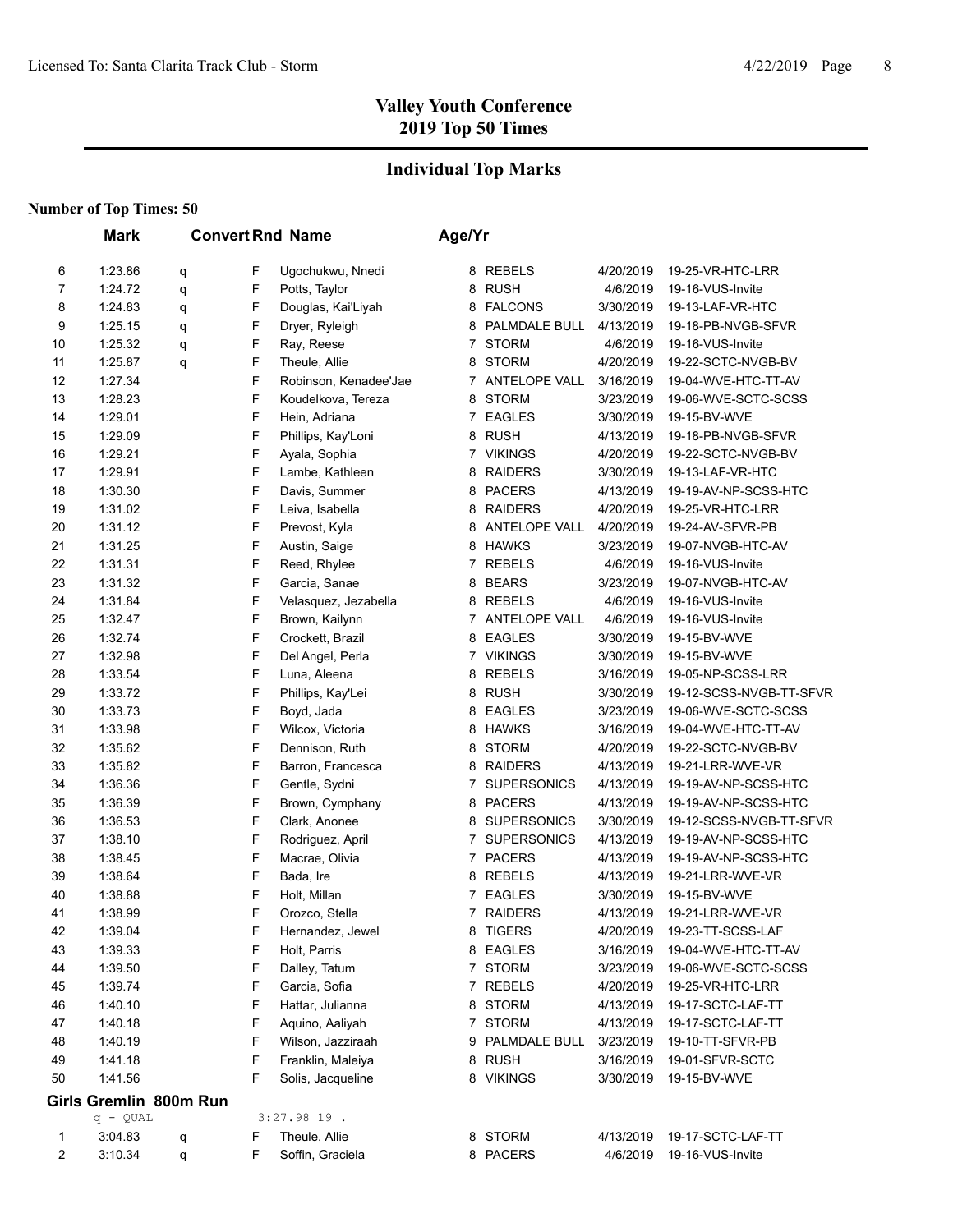# Valley Youth Conference
## 2019 Top 50 Times

## Individual Top Marks

**Number of Top Times: 50**

| | Mark | | Convert | Rnd | Name | Age/Yr | Team | Date | Meet |
|---|---|---|---|---|---|---|---|---|---|
| 6 | 1:23.86 | q | | F | Ugochukwu, Nnedi | 8 | REBELS | 4/20/2019 | 19-25-VR-HTC-LRR |
| 7 | 1:24.72 | q | | F | Potts, Taylor | 8 | RUSH | 4/6/2019 | 19-16-VUS-Invite |
| 8 | 1:24.83 | q | | F | Douglas, Kai'Liyah | 8 | FALCONS | 3/30/2019 | 19-13-LAF-VR-HTC |
| 9 | 1:25.15 | q | | F | Dryer, Ryleigh | 8 | PALMDALE BULL | 4/13/2019 | 19-18-PB-NVGB-SFVR |
| 10 | 1:25.32 | q | | F | Ray, Reese | 7 | STORM | 4/6/2019 | 19-16-VUS-Invite |
| 11 | 1:25.87 | q | | F | Theule, Allie | 8 | STORM | 4/20/2019 | 19-22-SCTC-NVGB-BV |
| 12 | 1:27.34 | | | F | Robinson, Kenadee'Jae | 7 | ANTELOPE VALL | 3/16/2019 | 19-04-WVE-HTC-TT-AV |
| 13 | 1:28.23 | | | F | Koudelkova, Tereza | 8 | STORM | 3/23/2019 | 19-06-WVE-SCTC-SCSS |
| 14 | 1:29.01 | | | F | Hein, Adriana | 7 | EAGLES | 3/30/2019 | 19-15-BV-WVE |
| 15 | 1:29.09 | | | F | Phillips, Kay'Loni | 8 | RUSH | 4/13/2019 | 19-18-PB-NVGB-SFVR |
| 16 | 1:29.21 | | | F | Ayala, Sophia | 7 | VIKINGS | 4/20/2019 | 19-22-SCTC-NVGB-BV |
| 17 | 1:29.91 | | | F | Lambe, Kathleen | 8 | RAIDERS | 3/30/2019 | 19-13-LAF-VR-HTC |
| 18 | 1:30.30 | | | F | Davis, Summer | 8 | PACERS | 4/13/2019 | 19-19-AV-NP-SCSS-HTC |
| 19 | 1:31.02 | | | F | Leiva, Isabella | 8 | RAIDERS | 4/20/2019 | 19-25-VR-HTC-LRR |
| 20 | 1:31.12 | | | F | Prevost, Kyla | 8 | ANTELOPE VALL | 4/20/2019 | 19-24-AV-SFVR-PB |
| 21 | 1:31.25 | | | F | Austin, Saige | 8 | HAWKS | 3/23/2019 | 19-07-NVGB-HTC-AV |
| 22 | 1:31.31 | | | F | Reed, Rhylee | 7 | REBELS | 4/6/2019 | 19-16-VUS-Invite |
| 23 | 1:31.32 | | | F | Garcia, Sanae | 8 | BEARS | 3/23/2019 | 19-07-NVGB-HTC-AV |
| 24 | 1:31.84 | | | F | Velasquez, Jezabella | 8 | REBELS | 4/6/2019 | 19-16-VUS-Invite |
| 25 | 1:32.47 | | | F | Brown, Kailynn | 7 | ANTELOPE VALL | 4/6/2019 | 19-16-VUS-Invite |
| 26 | 1:32.74 | | | F | Crockett, Brazil | 8 | EAGLES | 3/30/2019 | 19-15-BV-WVE |
| 27 | 1:32.98 | | | F | Del Angel, Perla | 7 | VIKINGS | 3/30/2019 | 19-15-BV-WVE |
| 28 | 1:33.54 | | | F | Luna, Aleena | 8 | REBELS | 3/16/2019 | 19-05-NP-SCSS-LRR |
| 29 | 1:33.72 | | | F | Phillips, Kay'Lei | 8 | RUSH | 3/30/2019 | 19-12-SCSS-NVGB-TT-SFVR |
| 30 | 1:33.73 | | | F | Boyd, Jada | 8 | EAGLES | 3/23/2019 | 19-06-WVE-SCTC-SCSS |
| 31 | 1:33.98 | | | F | Wilcox, Victoria | 8 | HAWKS | 3/16/2019 | 19-04-WVE-HTC-TT-AV |
| 32 | 1:35.62 | | | F | Dennison, Ruth | 8 | STORM | 4/20/2019 | 19-22-SCTC-NVGB-BV |
| 33 | 1:35.82 | | | F | Barron, Francesca | 8 | RAIDERS | 4/13/2019 | 19-21-LRR-WVE-VR |
| 34 | 1:36.36 | | | F | Gentle, Sydni | 7 | SUPERSONICS | 4/13/2019 | 19-19-AV-NP-SCSS-HTC |
| 35 | 1:36.39 | | | F | Brown, Cymphany | 8 | PACERS | 4/13/2019 | 19-19-AV-NP-SCSS-HTC |
| 36 | 1:36.53 | | | F | Clark, Anonee | 8 | SUPERSONICS | 3/30/2019 | 19-12-SCSS-NVGB-TT-SFVR |
| 37 | 1:38.10 | | | F | Rodriguez, April | 7 | SUPERSONICS | 4/13/2019 | 19-19-AV-NP-SCSS-HTC |
| 38 | 1:38.45 | | | F | Macrae, Olivia | 7 | PACERS | 4/13/2019 | 19-19-AV-NP-SCSS-HTC |
| 39 | 1:38.64 | | | F | Bada, Ire | 8 | REBELS | 4/13/2019 | 19-21-LRR-WVE-VR |
| 40 | 1:38.88 | | | F | Holt, Millan | 7 | EAGLES | 3/30/2019 | 19-15-BV-WVE |
| 41 | 1:38.99 | | | F | Orozco, Stella | 7 | RAIDERS | 4/13/2019 | 19-21-LRR-WVE-VR |
| 42 | 1:39.04 | | | F | Hernandez, Jewel | 8 | TIGERS | 4/20/2019 | 19-23-TT-SCSS-LAF |
| 43 | 1:39.33 | | | F | Holt, Parris | 8 | EAGLES | 3/16/2019 | 19-04-WVE-HTC-TT-AV |
| 44 | 1:39.50 | | | F | Dalley, Tatum | 7 | STORM | 3/23/2019 | 19-06-WVE-SCTC-SCSS |
| 45 | 1:39.74 | | | F | Garcia, Sofia | 7 | REBELS | 4/20/2019 | 19-25-VR-HTC-LRR |
| 46 | 1:40.10 | | | F | Hattar, Julianna | 8 | STORM | 4/13/2019 | 19-17-SCTC-LAF-TT |
| 47 | 1:40.18 | | | F | Aquino, Aaliyah | 7 | STORM | 4/13/2019 | 19-17-SCTC-LAF-TT |
| 48 | 1:40.19 | | | F | Wilson, Jazziraah | 9 | PALMDALE BULL | 3/23/2019 | 19-10-TT-SFVR-PB |
| 49 | 1:41.18 | | | F | Franklin, Maleiya | 8 | RUSH | 3/16/2019 | 19-01-SFVR-SCTC |
| 50 | 1:41.56 | | | F | Solis, Jacqueline | 8 | VIKINGS | 3/30/2019 | 19-15-BV-WVE |

### Girls Gremlin 800m Run

q - QUAL 3:27.98 19 .

| | Mark | | Convert | Rnd | Name | Age/Yr | Team | Date | Meet |
|---|---|---|---|---|---|---|---|---|---|
| 1 | 3:04.83 | q | | F | Theule, Allie | 8 | STORM | 4/13/2019 | 19-17-SCTC-LAF-TT |
| 2 | 3:10.34 | q | | F | Soffin, Graciela | 8 | PACERS | 4/6/2019 | 19-16-VUS-Invite |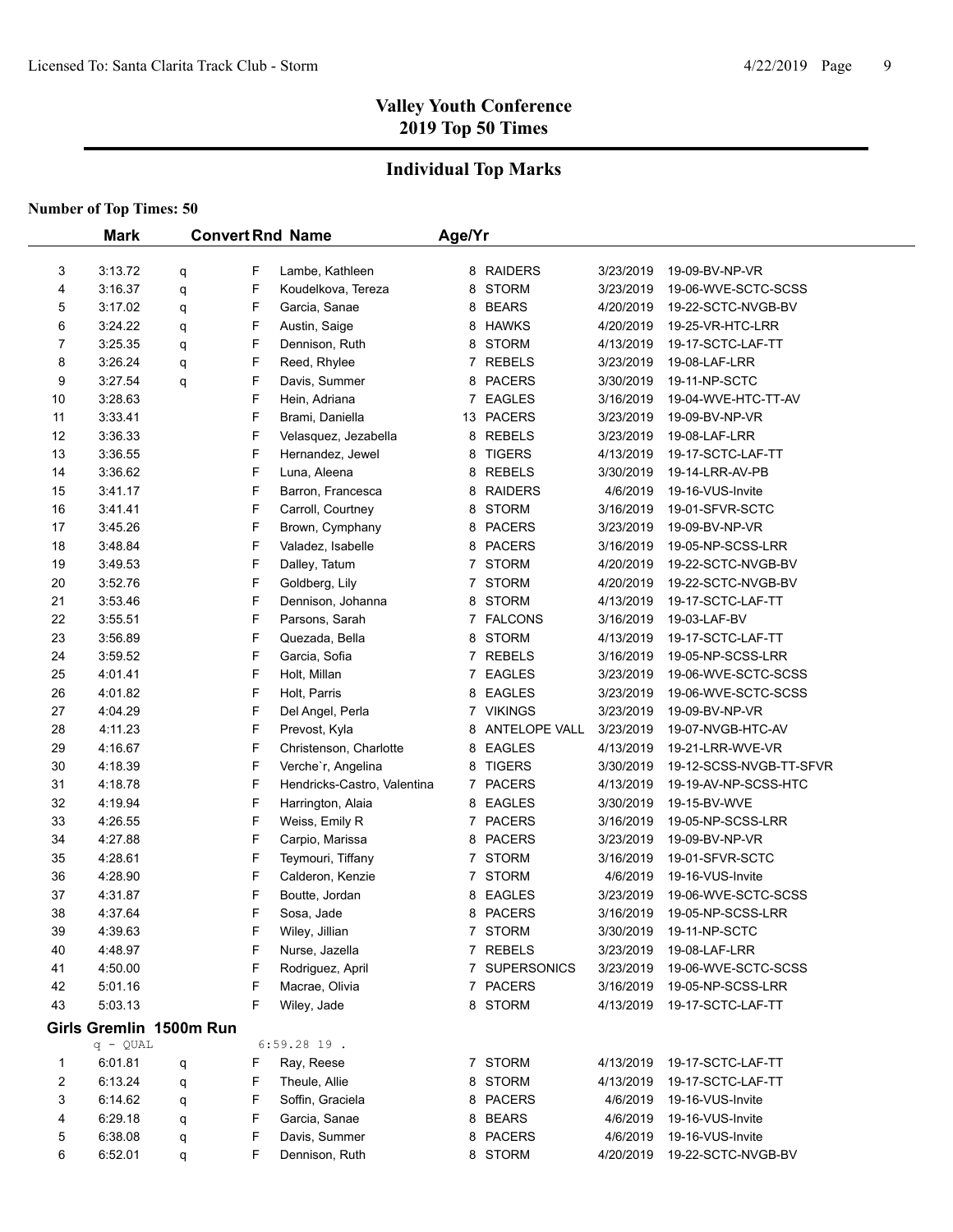## Valley Youth Conference
## 2019 Top 50 Times

## Individual Top Marks

**Number of Top Times: 50**

| | Mark | Convert | Rnd | Name | Age/Yr | Team | Date | Meet |
|---|---|---|---|---|---|---|---|---|
| 3 | 3:13.72 | q | F | Lambe, Kathleen | 8 | RAIDERS | 3/23/2019 | 19-09-BV-NP-VR |
| 4 | 3:16.37 | q | F | Koudelkova, Tereza | 8 | STORM | 3/23/2019 | 19-06-WVE-SCTC-SCSS |
| 5 | 3:17.02 | q | F | Garcia, Sanae | 8 | BEARS | 4/20/2019 | 19-22-SCTC-NVGB-BV |
| 6 | 3:24.22 | q | F | Austin, Saige | 8 | HAWKS | 4/20/2019 | 19-25-VR-HTC-LRR |
| 7 | 3:25.35 | q | F | Dennison, Ruth | 8 | STORM | 4/13/2019 | 19-17-SCTC-LAF-TT |
| 8 | 3:26.24 | q | F | Reed, Rhylee | 7 | REBELS | 3/23/2019 | 19-08-LAF-LRR |
| 9 | 3:27.54 | q | F | Davis, Summer | 8 | PACERS | 3/30/2019 | 19-11-NP-SCTC |
| 10 | 3:28.63 | | F | Hein, Adriana | 7 | EAGLES | 3/16/2019 | 19-04-WVE-HTC-TT-AV |
| 11 | 3:33.41 | | F | Brami, Daniella | 13 | PACERS | 3/23/2019 | 19-09-BV-NP-VR |
| 12 | 3:36.33 | | F | Velasquez, Jezabella | 8 | REBELS | 3/23/2019 | 19-08-LAF-LRR |
| 13 | 3:36.55 | | F | Hernandez, Jewel | 8 | TIGERS | 4/13/2019 | 19-17-SCTC-LAF-TT |
| 14 | 3:36.62 | | F | Luna, Aleena | 8 | REBELS | 3/30/2019 | 19-14-LRR-AV-PB |
| 15 | 3:41.17 | | F | Barron, Francesca | 8 | RAIDERS | 4/6/2019 | 19-16-VUS-Invite |
| 16 | 3:41.41 | | F | Carroll, Courtney | 8 | STORM | 3/16/2019 | 19-01-SFVR-SCTC |
| 17 | 3:45.26 | | F | Brown, Cymphany | 8 | PACERS | 3/23/2019 | 19-09-BV-NP-VR |
| 18 | 3:48.84 | | F | Valadez, Isabelle | 8 | PACERS | 3/16/2019 | 19-05-NP-SCSS-LRR |
| 19 | 3:49.53 | | F | Dalley, Tatum | 7 | STORM | 4/20/2019 | 19-22-SCTC-NVGB-BV |
| 20 | 3:52.76 | | F | Goldberg, Lily | 7 | STORM | 4/20/2019 | 19-22-SCTC-NVGB-BV |
| 21 | 3:53.46 | | F | Dennison, Johanna | 8 | STORM | 4/13/2019 | 19-17-SCTC-LAF-TT |
| 22 | 3:55.51 | | F | Parsons, Sarah | 7 | FALCONS | 3/16/2019 | 19-03-LAF-BV |
| 23 | 3:56.89 | | F | Quezada, Bella | 8 | STORM | 4/13/2019 | 19-17-SCTC-LAF-TT |
| 24 | 3:59.52 | | F | Garcia, Sofia | 7 | REBELS | 3/16/2019 | 19-05-NP-SCSS-LRR |
| 25 | 4:01.41 | | F | Holt, Millan | 7 | EAGLES | 3/23/2019 | 19-06-WVE-SCTC-SCSS |
| 26 | 4:01.82 | | F | Holt, Parris | 8 | EAGLES | 3/23/2019 | 19-06-WVE-SCTC-SCSS |
| 27 | 4:04.29 | | F | Del Angel, Perla | 7 | VIKINGS | 3/23/2019 | 19-09-BV-NP-VR |
| 28 | 4:11.23 | | F | Prevost, Kyla | 8 | ANTELOPE VALL | 3/23/2019 | 19-07-NVGB-HTC-AV |
| 29 | 4:16.67 | | F | Christenson, Charlotte | 8 | EAGLES | 4/13/2019 | 19-21-LRR-WVE-VR |
| 30 | 4:18.39 | | F | Verche`r, Angelina | 8 | TIGERS | 3/30/2019 | 19-12-SCSS-NVGB-TT-SFVR |
| 31 | 4:18.78 | | F | Hendricks-Castro, Valentina | 7 | PACERS | 4/13/2019 | 19-19-AV-NP-SCSS-HTC |
| 32 | 4:19.94 | | F | Harrington, Alaia | 8 | EAGLES | 3/30/2019 | 19-15-BV-WVE |
| 33 | 4:26.55 | | F | Weiss, Emily R | 7 | PACERS | 3/16/2019 | 19-05-NP-SCSS-LRR |
| 34 | 4:27.88 | | F | Carpio, Marissa | 8 | PACERS | 3/23/2019 | 19-09-BV-NP-VR |
| 35 | 4:28.61 | | F | Teymouri, Tiffany | 7 | STORM | 3/16/2019 | 19-01-SFVR-SCTC |
| 36 | 4:28.90 | | F | Calderon, Kenzie | 7 | STORM | 4/6/2019 | 19-16-VUS-Invite |
| 37 | 4:31.87 | | F | Boutte, Jordan | 8 | EAGLES | 3/23/2019 | 19-06-WVE-SCTC-SCSS |
| 38 | 4:37.64 | | F | Sosa, Jade | 8 | PACERS | 3/16/2019 | 19-05-NP-SCSS-LRR |
| 39 | 4:39.63 | | F | Wiley, Jillian | 7 | STORM | 3/30/2019 | 19-11-NP-SCTC |
| 40 | 4:48.97 | | F | Nurse, Jazella | 7 | REBELS | 3/23/2019 | 19-08-LAF-LRR |
| 41 | 4:50.00 | | F | Rodriguez, April | 7 | SUPERSONICS | 3/23/2019 | 19-06-WVE-SCTC-SCSS |
| 42 | 5:01.16 | | F | Macrae, Olivia | 7 | PACERS | 3/16/2019 | 19-05-NP-SCSS-LRR |
| 43 | 5:03.13 | | F | Wiley, Jade | 8 | STORM | 4/13/2019 | 19-17-SCTC-LAF-TT |

### Girls Gremlin 1500m Run

q - QUAL 6:59.28 19 .

| | Mark | Convert | Rnd | Name | Age/Yr | Team | Date | Meet |
|---|---|---|---|---|---|---|---|---|
| 1 | 6:01.81 | q | F | Ray, Reese | 7 | STORM | 4/13/2019 | 19-17-SCTC-LAF-TT |
| 2 | 6:13.24 | q | F | Theule, Allie | 8 | STORM | 4/13/2019 | 19-17-SCTC-LAF-TT |
| 3 | 6:14.62 | q | F | Soffin, Graciela | 8 | PACERS | 4/6/2019 | 19-16-VUS-Invite |
| 4 | 6:29.18 | q | F | Garcia, Sanae | 8 | BEARS | 4/6/2019 | 19-16-VUS-Invite |
| 5 | 6:38.08 | q | F | Davis, Summer | 8 | PACERS | 4/6/2019 | 19-16-VUS-Invite |
| 6 | 6:52.01 | q | F | Dennison, Ruth | 8 | STORM | 4/20/2019 | 19-22-SCTC-NVGB-BV |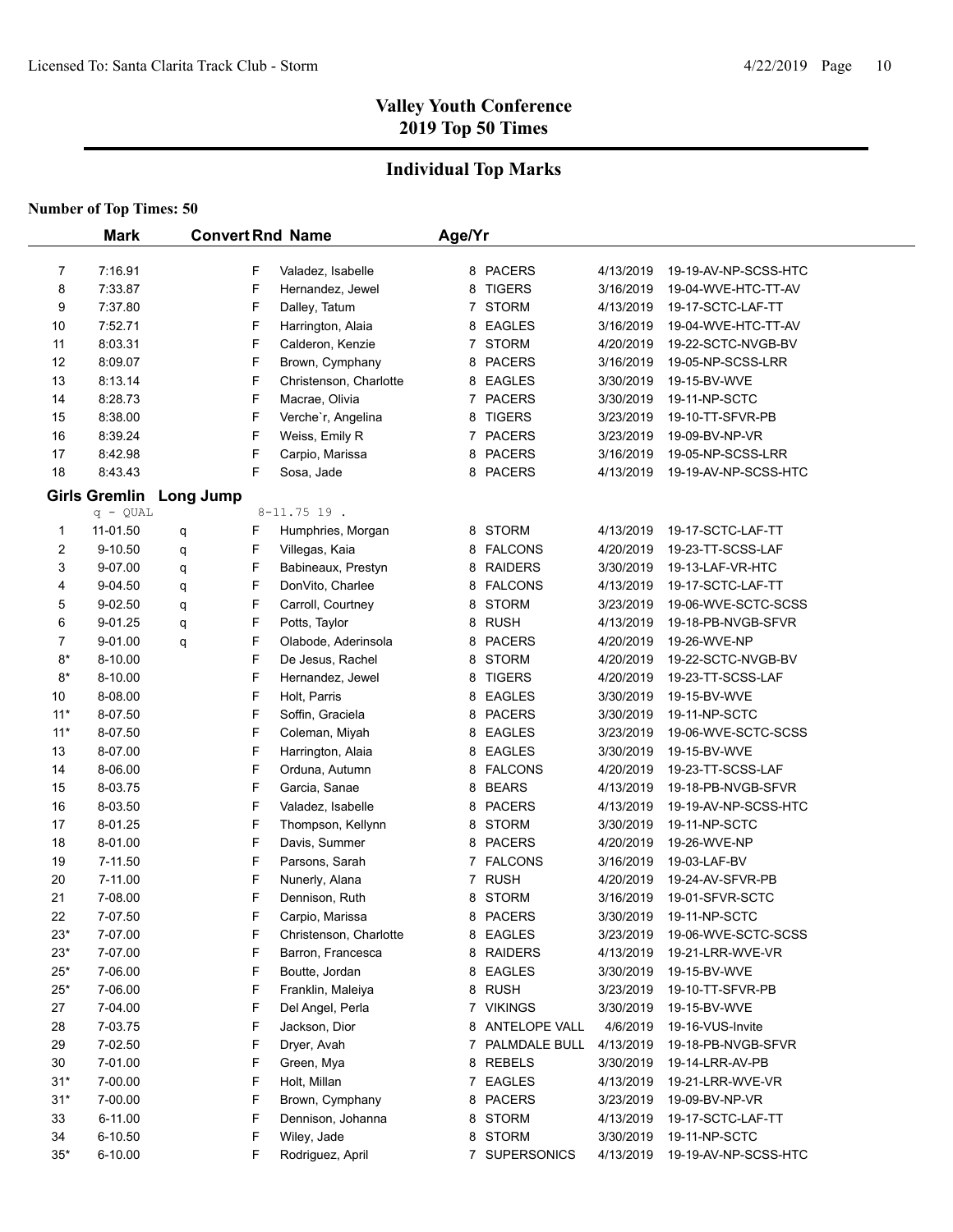# Valley Youth Conference
## 2019 Top 50 Times

## Individual Top Marks

**Number of Top Times: 50**

| | Mark | Convert | Rnd | Name | Age/Yr | Team | Date | Meet |
|---|---|---|---|---|---|---|---|---|
| 7 | 7:16.91 | | F | Valadez, Isabelle | 8 | PACERS | 4/13/2019 | 19-19-AV-NP-SCSS-HTC |
| 8 | 7:33.87 | | F | Hernandez, Jewel | 8 | TIGERS | 3/16/2019 | 19-04-WVE-HTC-TT-AV |
| 9 | 7:37.80 | | F | Dalley, Tatum | 7 | STORM | 4/13/2019 | 19-17-SCTC-LAF-TT |
| 10 | 7:52.71 | | F | Harrington, Alaia | 8 | EAGLES | 3/16/2019 | 19-04-WVE-HTC-TT-AV |
| 11 | 8:03.31 | | F | Calderon, Kenzie | 7 | STORM | 4/20/2019 | 19-22-SCTC-NVGB-BV |
| 12 | 8:09.07 | | F | Brown, Cymphany | 8 | PACERS | 3/16/2019 | 19-05-NP-SCSS-LRR |
| 13 | 8:13.14 | | F | Christenson, Charlotte | 8 | EAGLES | 3/30/2019 | 19-15-BV-WVE |
| 14 | 8:28.73 | | F | Macrae, Olivia | 7 | PACERS | 3/30/2019 | 19-11-NP-SCTC |
| 15 | 8:38.00 | | F | Verche`r, Angelina | 8 | TIGERS | 3/23/2019 | 19-10-TT-SFVR-PB |
| 16 | 8:39.24 | | F | Weiss, Emily R | 7 | PACERS | 3/23/2019 | 19-09-BV-NP-VR |
| 17 | 8:42.98 | | F | Carpio, Marissa | 8 | PACERS | 3/16/2019 | 19-05-NP-SCSS-LRR |
| 18 | 8:43.43 | | F | Sosa, Jade | 8 | PACERS | 4/13/2019 | 19-19-AV-NP-SCSS-HTC |

### Girls Gremlin Long Jump

q - QUAL 8-11.75 19 .

| | Mark | Convert | Rnd | Name | Age/Yr | Team | Date | Meet |
|---|---|---|---|---|---|---|---|---|
| 1 | 11-01.50 | q | F | Humphries, Morgan | 8 | STORM | 4/13/2019 | 19-17-SCTC-LAF-TT |
| 2 | 9-10.50 | q | F | Villegas, Kaia | 8 | FALCONS | 4/20/2019 | 19-23-TT-SCSS-LAF |
| 3 | 9-07.00 | q | F | Babineaux, Prestyn | 8 | RAIDERS | 3/30/2019 | 19-13-LAF-VR-HTC |
| 4 | 9-04.50 | q | F | DonVito, Charlee | 8 | FALCONS | 4/13/2019 | 19-17-SCTC-LAF-TT |
| 5 | 9-02.50 | q | F | Carroll, Courtney | 8 | STORM | 3/23/2019 | 19-06-WVE-SCTC-SCSS |
| 6 | 9-01.25 | q | F | Potts, Taylor | 8 | RUSH | 4/13/2019 | 19-18-PB-NVGB-SFVR |
| 7 | 9-01.00 | q | F | Olabode, Aderinsola | 8 | PACERS | 4/20/2019 | 19-26-WVE-NP |
| 8* | 8-10.00 | | F | De Jesus, Rachel | 8 | STORM | 4/20/2019 | 19-22-SCTC-NVGB-BV |
| 8* | 8-10.00 | | F | Hernandez, Jewel | 8 | TIGERS | 4/20/2019 | 19-23-TT-SCSS-LAF |
| 10 | 8-08.00 | | F | Holt, Parris | 8 | EAGLES | 3/30/2019 | 19-15-BV-WVE |
| 11* | 8-07.50 | | F | Soffin, Graciela | 8 | PACERS | 3/30/2019 | 19-11-NP-SCTC |
| 11* | 8-07.50 | | F | Coleman, Miyah | 8 | EAGLES | 3/23/2019 | 19-06-WVE-SCTC-SCSS |
| 13 | 8-07.00 | | F | Harrington, Alaia | 8 | EAGLES | 3/30/2019 | 19-15-BV-WVE |
| 14 | 8-06.00 | | F | Orduna, Autumn | 8 | FALCONS | 4/20/2019 | 19-23-TT-SCSS-LAF |
| 15 | 8-03.75 | | F | Garcia, Sanae | 8 | BEARS | 4/13/2019 | 19-18-PB-NVGB-SFVR |
| 16 | 8-03.50 | | F | Valadez, Isabelle | 8 | PACERS | 4/13/2019 | 19-19-AV-NP-SCSS-HTC |
| 17 | 8-01.25 | | F | Thompson, Kellynn | 8 | STORM | 3/30/2019 | 19-11-NP-SCTC |
| 18 | 8-01.00 | | F | Davis, Summer | 8 | PACERS | 4/20/2019 | 19-26-WVE-NP |
| 19 | 7-11.50 | | F | Parsons, Sarah | 7 | FALCONS | 3/16/2019 | 19-03-LAF-BV |
| 20 | 7-11.00 | | F | Nunerly, Alana | 7 | RUSH | 4/20/2019 | 19-24-AV-SFVR-PB |
| 21 | 7-08.00 | | F | Dennison, Ruth | 8 | STORM | 3/16/2019 | 19-01-SFVR-SCTC |
| 22 | 7-07.50 | | F | Carpio, Marissa | 8 | PACERS | 3/30/2019 | 19-11-NP-SCTC |
| 23* | 7-07.00 | | F | Christenson, Charlotte | 8 | EAGLES | 3/23/2019 | 19-06-WVE-SCTC-SCSS |
| 23* | 7-07.00 | | F | Barron, Francesca | 8 | RAIDERS | 4/13/2019 | 19-21-LRR-WVE-VR |
| 25* | 7-06.00 | | F | Boutte, Jordan | 8 | EAGLES | 3/30/2019 | 19-15-BV-WVE |
| 25* | 7-06.00 | | F | Franklin, Maleiya | 8 | RUSH | 3/23/2019 | 19-10-TT-SFVR-PB |
| 27 | 7-04.00 | | F | Del Angel, Perla | 7 | VIKINGS | 3/30/2019 | 19-15-BV-WVE |
| 28 | 7-03.75 | | F | Jackson, Dior | 8 | ANTELOPE VALL | 4/6/2019 | 19-16-VUS-Invite |
| 29 | 7-02.50 | | F | Dryer, Avah | 7 | PALMDALE BULL | 4/13/2019 | 19-18-PB-NVGB-SFVR |
| 30 | 7-01.00 | | F | Green, Mya | 8 | REBELS | 3/30/2019 | 19-14-LRR-AV-PB |
| 31* | 7-00.00 | | F | Holt, Millan | 7 | EAGLES | 4/13/2019 | 19-21-LRR-WVE-VR |
| 31* | 7-00.00 | | F | Brown, Cymphany | 8 | PACERS | 3/23/2019 | 19-09-BV-NP-VR |
| 33 | 6-11.00 | | F | Dennison, Johanna | 8 | STORM | 4/13/2019 | 19-17-SCTC-LAF-TT |
| 34 | 6-10.50 | | F | Wiley, Jade | 8 | STORM | 3/30/2019 | 19-11-NP-SCTC |
| 35* | 6-10.00 | | F | Rodriguez, April | 7 | SUPERSONICS | 4/13/2019 | 19-19-AV-NP-SCSS-HTC |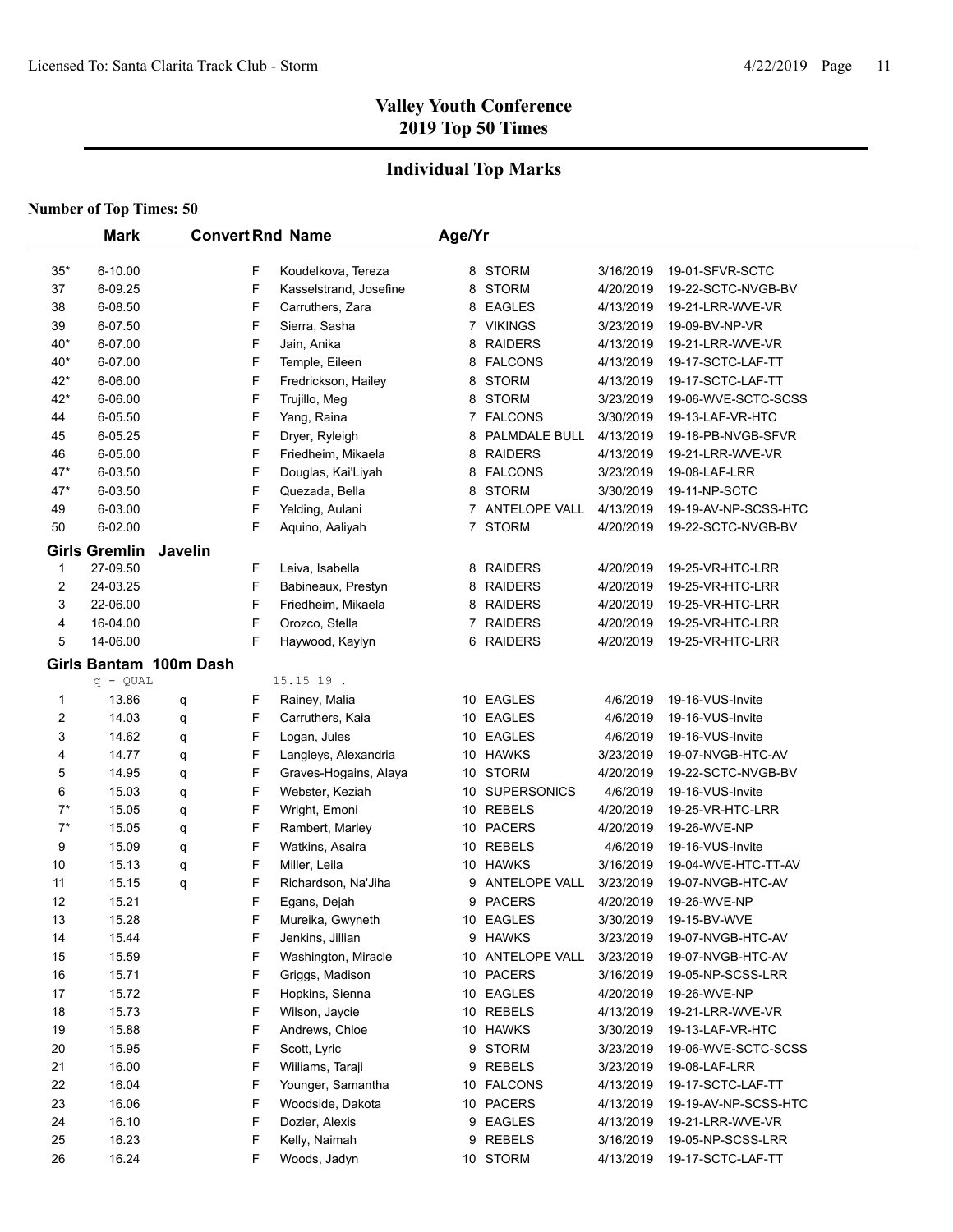# Valley Youth Conference
## 2019 Top 50 Times

## Individual Top Marks

**Number of Top Times: 50**

| | Mark | Convert | Rnd | Name | Age/Yr | Team | Date | Meet |
|---|---|---|---|---|---|---|---|---|
| 35* | 6-10.00 | | F | Koudelkova, Tereza | 8 | STORM | 3/16/2019 | 19-01-SFVR-SCTC |
| 37 | 6-09.25 | | F | Kasselstrand, Josefine | 8 | STORM | 4/20/2019 | 19-22-SCTC-NVGB-BV |
| 38 | 6-08.50 | | F | Carruthers, Zara | 8 | EAGLES | 4/13/2019 | 19-21-LRR-WVE-VR |
| 39 | 6-07.50 | | F | Sierra, Sasha | 7 | VIKINGS | 3/23/2019 | 19-09-BV-NP-VR |
| 40* | 6-07.00 | | F | Jain, Anika | 8 | RAIDERS | 4/13/2019 | 19-21-LRR-WVE-VR |
| 40* | 6-07.00 | | F | Temple, Eileen | 8 | FALCONS | 4/13/2019 | 19-17-SCTC-LAF-TT |
| 42* | 6-06.00 | | F | Fredrickson, Hailey | 8 | STORM | 4/13/2019 | 19-17-SCTC-LAF-TT |
| 42* | 6-06.00 | | F | Trujillo, Meg | 8 | STORM | 3/23/2019 | 19-06-WVE-SCTC-SCSS |
| 44 | 6-05.50 | | F | Yang, Raina | 7 | FALCONS | 3/30/2019 | 19-13-LAF-VR-HTC |
| 45 | 6-05.25 | | F | Dryer, Ryleigh | 8 | PALMDALE BULL | 4/13/2019 | 19-18-PB-NVGB-SFVR |
| 46 | 6-05.00 | | F | Friedheim, Mikaela | 8 | RAIDERS | 4/13/2019 | 19-21-LRR-WVE-VR |
| 47* | 6-03.50 | | F | Douglas, Kai'Liyah | 8 | FALCONS | 3/23/2019 | 19-08-LAF-LRR |
| 47* | 6-03.50 | | F | Quezada, Bella | 8 | STORM | 3/30/2019 | 19-11-NP-SCTC |
| 49 | 6-03.00 | | F | Yelding, Aulani | 7 | ANTELOPE VALL | 4/13/2019 | 19-19-AV-NP-SCSS-HTC |
| 50 | 6-02.00 | | F | Aquino, Aaliyah | 7 | STORM | 4/20/2019 | 19-22-SCTC-NVGB-BV |

### Girls Gremlin Javelin

| | Mark | Convert | Rnd | Name | Age/Yr | Team | Date | Meet |
|---|---|---|---|---|---|---|---|---|
| 1 | 27-09.50 | | F | Leiva, Isabella | 8 | RAIDERS | 4/20/2019 | 19-25-VR-HTC-LRR |
| 2 | 24-03.25 | | F | Babineaux, Prestyn | 8 | RAIDERS | 4/20/2019 | 19-25-VR-HTC-LRR |
| 3 | 22-06.00 | | F | Friedheim, Mikaela | 8 | RAIDERS | 4/20/2019 | 19-25-VR-HTC-LRR |
| 4 | 16-04.00 | | F | Orozco, Stella | 7 | RAIDERS | 4/20/2019 | 19-25-VR-HTC-LRR |
| 5 | 14-06.00 | | F | Haywood, Kaylyn | 6 | RAIDERS | 4/20/2019 | 19-25-VR-HTC-LRR |

### Girls Bantam 100m Dash

q - QUAL 15.15 19 .

| | Mark | Convert | Rnd | Name | Age/Yr | Team | Date | Meet |
|---|---|---|---|---|---|---|---|---|
| 1 | 13.86 | q | F | Rainey, Malia | 10 | EAGLES | 4/6/2019 | 19-16-VUS-Invite |
| 2 | 14.03 | q | F | Carruthers, Kaia | 10 | EAGLES | 4/6/2019 | 19-16-VUS-Invite |
| 3 | 14.62 | q | F | Logan, Jules | 10 | EAGLES | 4/6/2019 | 19-16-VUS-Invite |
| 4 | 14.77 | q | F | Langleys, Alexandria | 10 | HAWKS | 3/23/2019 | 19-07-NVGB-HTC-AV |
| 5 | 14.95 | q | F | Graves-Hogains, Alaya | 10 | STORM | 4/20/2019 | 19-22-SCTC-NVGB-BV |
| 6 | 15.03 | q | F | Webster, Keziah | 10 | SUPERSONICS | 4/6/2019 | 19-16-VUS-Invite |
| 7* | 15.05 | q | F | Wright, Emoni | 10 | REBELS | 4/20/2019 | 19-25-VR-HTC-LRR |
| 7* | 15.05 | q | F | Rambert, Marley | 10 | PACERS | 4/20/2019 | 19-26-WVE-NP |
| 9 | 15.09 | q | F | Watkins, Asaira | 10 | REBELS | 4/6/2019 | 19-16-VUS-Invite |
| 10 | 15.13 | q | F | Miller, Leila | 10 | HAWKS | 3/16/2019 | 19-04-WVE-HTC-TT-AV |
| 11 | 15.15 | q | F | Richardson, Na'Jiha | 9 | ANTELOPE VALL | 3/23/2019 | 19-07-NVGB-HTC-AV |
| 12 | 15.21 | | F | Egans, Dejah | 9 | PACERS | 4/20/2019 | 19-26-WVE-NP |
| 13 | 15.28 | | F | Mureika, Gwyneth | 10 | EAGLES | 3/30/2019 | 19-15-BV-WVE |
| 14 | 15.44 | | F | Jenkins, Jillian | 9 | HAWKS | 3/23/2019 | 19-07-NVGB-HTC-AV |
| 15 | 15.59 | | F | Washington, Miracle | 10 | ANTELOPE VALL | 3/23/2019 | 19-07-NVGB-HTC-AV |
| 16 | 15.71 | | F | Griggs, Madison | 10 | PACERS | 3/16/2019 | 19-05-NP-SCSS-LRR |
| 17 | 15.72 | | F | Hopkins, Sienna | 10 | EAGLES | 4/20/2019 | 19-26-WVE-NP |
| 18 | 15.73 | | F | Wilson, Jaycie | 10 | REBELS | 4/13/2019 | 19-21-LRR-WVE-VR |
| 19 | 15.88 | | F | Andrews, Chloe | 10 | HAWKS | 3/30/2019 | 19-13-LAF-VR-HTC |
| 20 | 15.95 | | F | Scott, Lyric | 9 | STORM | 3/23/2019 | 19-06-WVE-SCTC-SCSS |
| 21 | 16.00 | | F | Wiiliams, Taraji | 9 | REBELS | 3/23/2019 | 19-08-LAF-LRR |
| 22 | 16.04 | | F | Younger, Samantha | 10 | FALCONS | 4/13/2019 | 19-17-SCTC-LAF-TT |
| 23 | 16.06 | | F | Woodside, Dakota | 10 | PACERS | 4/13/2019 | 19-19-AV-NP-SCSS-HTC |
| 24 | 16.10 | | F | Dozier, Alexis | 9 | EAGLES | 4/13/2019 | 19-21-LRR-WVE-VR |
| 25 | 16.23 | | F | Kelly, Naimah | 9 | REBELS | 3/16/2019 | 19-05-NP-SCSS-LRR |
| 26 | 16.24 | | F | Woods, Jadyn | 10 | STORM | 4/13/2019 | 19-17-SCTC-LAF-TT |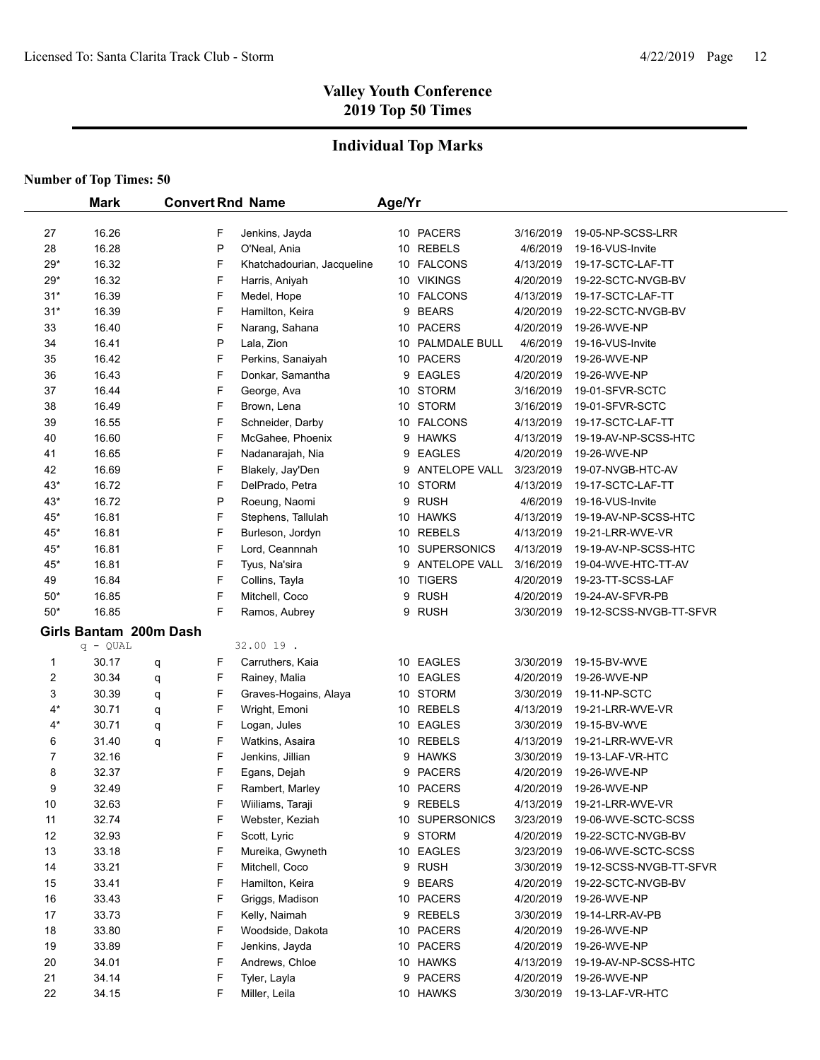# Valley Youth Conference
## 2019 Top 50 Times

## Individual Top Marks

**Number of Top Times: 50**

| | Mark | Convert | Rnd | Name | Age/Yr | Team | Date | Meet |
|---|---|---|---|---|---|---|---|---|
| 27 | 16.26 | | F | Jenkins, Jayda | 10 | PACERS | 3/16/2019 | 19-05-NP-SCSS-LRR |
| 28 | 16.28 | | P | O'Neal, Ania | 10 | REBELS | 4/6/2019 | 19-16-VUS-Invite |
| 29* | 16.32 | | F | Khatchadourian, Jacqueline | 10 | FALCONS | 4/13/2019 | 19-17-SCTC-LAF-TT |
| 29* | 16.32 | | F | Harris, Aniyah | 10 | VIKINGS | 4/20/2019 | 19-22-SCTC-NVGB-BV |
| 31* | 16.39 | | F | Medel, Hope | 10 | FALCONS | 4/13/2019 | 19-17-SCTC-LAF-TT |
| 31* | 16.39 | | F | Hamilton, Keira | 9 | BEARS | 4/20/2019 | 19-22-SCTC-NVGB-BV |
| 33 | 16.40 | | F | Narang, Sahana | 10 | PACERS | 4/20/2019 | 19-26-WVE-NP |
| 34 | 16.41 | | P | Lala, Zion | 10 | PALMDALE BULL | 4/6/2019 | 19-16-VUS-Invite |
| 35 | 16.42 | | F | Perkins, Sanaiyah | 10 | PACERS | 4/20/2019 | 19-26-WVE-NP |
| 36 | 16.43 | | F | Donkar, Samantha | 9 | EAGLES | 4/20/2019 | 19-26-WVE-NP |
| 37 | 16.44 | | F | George, Ava | 10 | STORM | 3/16/2019 | 19-01-SFVR-SCTC |
| 38 | 16.49 | | F | Brown, Lena | 10 | STORM | 3/16/2019 | 19-01-SFVR-SCTC |
| 39 | 16.55 | | F | Schneider, Darby | 10 | FALCONS | 4/13/2019 | 19-17-SCTC-LAF-TT |
| 40 | 16.60 | | F | McGahee, Phoenix | 9 | HAWKS | 4/13/2019 | 19-19-AV-NP-SCSS-HTC |
| 41 | 16.65 | | F | Nadanarajah, Nia | 9 | EAGLES | 4/20/2019 | 19-26-WVE-NP |
| 42 | 16.69 | | F | Blakely, Jay'Den | 9 | ANTELOPE VALL | 3/23/2019 | 19-07-NVGB-HTC-AV |
| 43* | 16.72 | | F | DelPrado, Petra | 10 | STORM | 4/13/2019 | 19-17-SCTC-LAF-TT |
| 43* | 16.72 | | P | Roeung, Naomi | 9 | RUSH | 4/6/2019 | 19-16-VUS-Invite |
| 45* | 16.81 | | F | Stephens, Tallulah | 10 | HAWKS | 4/13/2019 | 19-19-AV-NP-SCSS-HTC |
| 45* | 16.81 | | F | Burleson, Jordyn | 10 | REBELS | 4/13/2019 | 19-21-LRR-WVE-VR |
| 45* | 16.81 | | F | Lord, Ceannnah | 10 | SUPERSONICS | 4/13/2019 | 19-19-AV-NP-SCSS-HTC |
| 45* | 16.81 | | F | Tyus, Na'sira | 9 | ANTELOPE VALL | 3/16/2019 | 19-04-WVE-HTC-TT-AV |
| 49 | 16.84 | | F | Collins, Tayla | 10 | TIGERS | 4/20/2019 | 19-23-TT-SCSS-LAF |
| 50* | 16.85 | | F | Mitchell, Coco | 9 | RUSH | 4/20/2019 | 19-24-AV-SFVR-PB |
| 50* | 16.85 | | F | Ramos, Aubrey | 9 | RUSH | 3/30/2019 | 19-12-SCSS-NVGB-TT-SFVR |

### Girls Bantam 200m Dash

q - QUAL 32.00 19 .

| | Mark | Convert | Rnd | Name | Age/Yr | Team | Date | Meet |
|---|---|---|---|---|---|---|---|---|
| 1 | 30.17 | q | F | Carruthers, Kaia | 10 | EAGLES | 3/30/2019 | 19-15-BV-WVE |
| 2 | 30.34 | q | F | Rainey, Malia | 10 | EAGLES | 4/20/2019 | 19-26-WVE-NP |
| 3 | 30.39 | q | F | Graves-Hogains, Alaya | 10 | STORM | 3/30/2019 | 19-11-NP-SCTC |
| 4* | 30.71 | q | F | Wright, Emoni | 10 | REBELS | 4/13/2019 | 19-21-LRR-WVE-VR |
| 4* | 30.71 | q | F | Logan, Jules | 10 | EAGLES | 3/30/2019 | 19-15-BV-WVE |
| 6 | 31.40 | q | F | Watkins, Asaira | 10 | REBELS | 4/13/2019 | 19-21-LRR-WVE-VR |
| 7 | 32.16 | | F | Jenkins, Jillian | 9 | HAWKS | 3/30/2019 | 19-13-LAF-VR-HTC |
| 8 | 32.37 | | F | Egans, Dejah | 9 | PACERS | 4/20/2019 | 19-26-WVE-NP |
| 9 | 32.49 | | F | Rambert, Marley | 10 | PACERS | 4/20/2019 | 19-26-WVE-NP |
| 10 | 32.63 | | F | Wiiliams, Taraji | 9 | REBELS | 4/13/2019 | 19-21-LRR-WVE-VR |
| 11 | 32.74 | | F | Webster, Keziah | 10 | SUPERSONICS | 3/23/2019 | 19-06-WVE-SCTC-SCSS |
| 12 | 32.93 | | F | Scott, Lyric | 9 | STORM | 4/20/2019 | 19-22-SCTC-NVGB-BV |
| 13 | 33.18 | | F | Mureika, Gwyneth | 10 | EAGLES | 3/23/2019 | 19-06-WVE-SCTC-SCSS |
| 14 | 33.21 | | F | Mitchell, Coco | 9 | RUSH | 3/30/2019 | 19-12-SCSS-NVGB-TT-SFVR |
| 15 | 33.41 | | F | Hamilton, Keira | 9 | BEARS | 4/20/2019 | 19-22-SCTC-NVGB-BV |
| 16 | 33.43 | | F | Griggs, Madison | 10 | PACERS | 4/20/2019 | 19-26-WVE-NP |
| 17 | 33.73 | | F | Kelly, Naimah | 9 | REBELS | 3/30/2019 | 19-14-LRR-AV-PB |
| 18 | 33.80 | | F | Woodside, Dakota | 10 | PACERS | 4/20/2019 | 19-26-WVE-NP |
| 19 | 33.89 | | F | Jenkins, Jayda | 10 | PACERS | 4/20/2019 | 19-26-WVE-NP |
| 20 | 34.01 | | F | Andrews, Chloe | 10 | HAWKS | 4/13/2019 | 19-19-AV-NP-SCSS-HTC |
| 21 | 34.14 | | F | Tyler, Layla | 9 | PACERS | 4/20/2019 | 19-26-WVE-NP |
| 22 | 34.15 | | F | Miller, Leila | 10 | HAWKS | 3/30/2019 | 19-13-LAF-VR-HTC |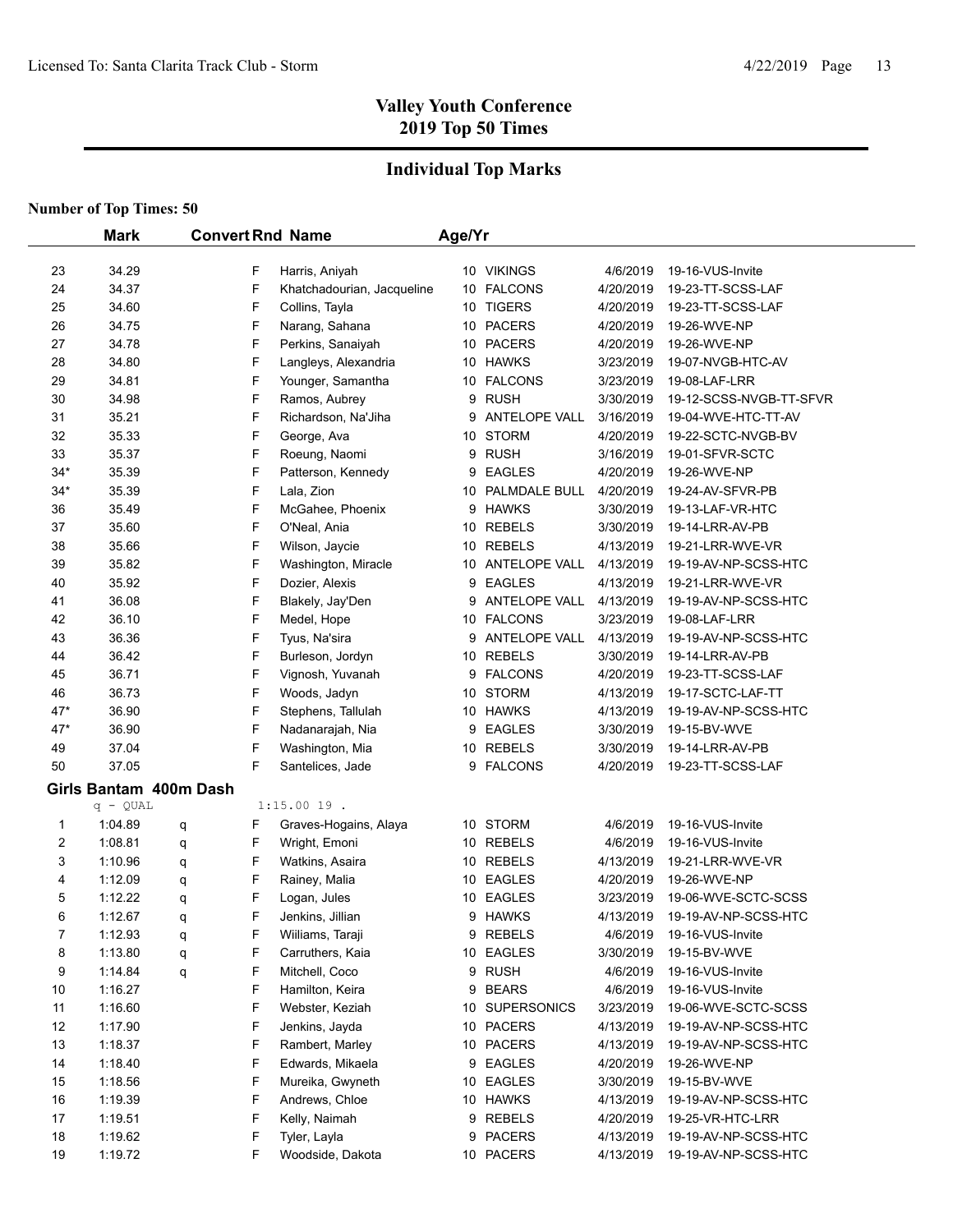## Valley Youth Conference
## 2019 Top 50 Times

### Individual Top Marks

**Number of Top Times: 50**

| | Mark | Convert | Rnd | Name | Age/Yr | Team | Date | Meet |
|---|---|---|---|---|---|---|---|---|
| 23 | 34.29 | | F | Harris, Aniyah | 10 | VIKINGS | 4/6/2019 | 19-16-VUS-Invite |
| 24 | 34.37 | | F | Khatchadourian, Jacqueline | 10 | FALCONS | 4/20/2019 | 19-23-TT-SCSS-LAF |
| 25 | 34.60 | | F | Collins, Tayla | 10 | TIGERS | 4/20/2019 | 19-23-TT-SCSS-LAF |
| 26 | 34.75 | | F | Narang, Sahana | 10 | PACERS | 4/20/2019 | 19-26-WVE-NP |
| 27 | 34.78 | | F | Perkins, Sanaiyah | 10 | PACERS | 4/20/2019 | 19-26-WVE-NP |
| 28 | 34.80 | | F | Langleys, Alexandria | 10 | HAWKS | 3/23/2019 | 19-07-NVGB-HTC-AV |
| 29 | 34.81 | | F | Younger, Samantha | 10 | FALCONS | 3/23/2019 | 19-08-LAF-LRR |
| 30 | 34.98 | | F | Ramos, Aubrey | 9 | RUSH | 3/30/2019 | 19-12-SCSS-NVGB-TT-SFVR |
| 31 | 35.21 | | F | Richardson, Na'Jiha | 9 | ANTELOPE VALL | 3/16/2019 | 19-04-WVE-HTC-TT-AV |
| 32 | 35.33 | | F | George, Ava | 10 | STORM | 4/20/2019 | 19-22-SCTC-NVGB-BV |
| 33 | 35.37 | | F | Roeung, Naomi | 9 | RUSH | 3/16/2019 | 19-01-SFVR-SCTC |
| 34* | 35.39 | | F | Patterson, Kennedy | 9 | EAGLES | 4/20/2019 | 19-26-WVE-NP |
| 34* | 35.39 | | F | Lala, Zion | 10 | PALMDALE BULL | 4/20/2019 | 19-24-AV-SFVR-PB |
| 36 | 35.49 | | F | McGahee, Phoenix | 9 | HAWKS | 3/30/2019 | 19-13-LAF-VR-HTC |
| 37 | 35.60 | | F | O'Neal, Ania | 10 | REBELS | 3/30/2019 | 19-14-LRR-AV-PB |
| 38 | 35.66 | | F | Wilson, Jaycie | 10 | REBELS | 4/13/2019 | 19-21-LRR-WVE-VR |
| 39 | 35.82 | | F | Washington, Miracle | 10 | ANTELOPE VALL | 4/13/2019 | 19-19-AV-NP-SCSS-HTC |
| 40 | 35.92 | | F | Dozier, Alexis | 9 | EAGLES | 4/13/2019 | 19-21-LRR-WVE-VR |
| 41 | 36.08 | | F | Blakely, Jay'Den | 9 | ANTELOPE VALL | 4/13/2019 | 19-19-AV-NP-SCSS-HTC |
| 42 | 36.10 | | F | Medel, Hope | 10 | FALCONS | 3/23/2019 | 19-08-LAF-LRR |
| 43 | 36.36 | | F | Tyus, Na'sira | 9 | ANTELOPE VALL | 4/13/2019 | 19-19-AV-NP-SCSS-HTC |
| 44 | 36.42 | | F | Burleson, Jordyn | 10 | REBELS | 3/30/2019 | 19-14-LRR-AV-PB |
| 45 | 36.71 | | F | Vignosh, Yuvanah | 9 | FALCONS | 4/20/2019 | 19-23-TT-SCSS-LAF |
| 46 | 36.73 | | F | Woods, Jadyn | 10 | STORM | 4/13/2019 | 19-17-SCTC-LAF-TT |
| 47* | 36.90 | | F | Stephens, Tallulah | 10 | HAWKS | 4/13/2019 | 19-19-AV-NP-SCSS-HTC |
| 47* | 36.90 | | F | Nadanarajah, Nia | 9 | EAGLES | 3/30/2019 | 19-15-BV-WVE |
| 49 | 37.04 | | F | Washington, Mia | 10 | REBELS | 3/30/2019 | 19-14-LRR-AV-PB |
| 50 | 37.05 | | F | Santelices, Jade | 9 | FALCONS | 4/20/2019 | 19-23-TT-SCSS-LAF |

**Girls Bantam 400m Dash**

q - QUAL 1:15.00 19 .

| | Mark | Convert | Rnd | Name | Age/Yr | Team | Date | Meet |
|---|---|---|---|---|---|---|---|---|
| 1 | 1:04.89 | q | F | Graves-Hogains, Alaya | 10 | STORM | 4/6/2019 | 19-16-VUS-Invite |
| 2 | 1:08.81 | q | F | Wright, Emoni | 10 | REBELS | 4/6/2019 | 19-16-VUS-Invite |
| 3 | 1:10.96 | q | F | Watkins, Asaira | 10 | REBELS | 4/13/2019 | 19-21-LRR-WVE-VR |
| 4 | 1:12.09 | q | F | Rainey, Malia | 10 | EAGLES | 4/20/2019 | 19-26-WVE-NP |
| 5 | 1:12.22 | q | F | Logan, Jules | 10 | EAGLES | 3/23/2019 | 19-06-WVE-SCTC-SCSS |
| 6 | 1:12.67 | q | F | Jenkins, Jillian | 9 | HAWKS | 4/13/2019 | 19-19-AV-NP-SCSS-HTC |
| 7 | 1:12.93 | q | F | Wiiliams, Taraji | 9 | REBELS | 4/6/2019 | 19-16-VUS-Invite |
| 8 | 1:13.80 | q | F | Carruthers, Kaia | 10 | EAGLES | 3/30/2019 | 19-15-BV-WVE |
| 9 | 1:14.84 | q | F | Mitchell, Coco | 9 | RUSH | 4/6/2019 | 19-16-VUS-Invite |
| 10 | 1:16.27 | | F | Hamilton, Keira | 9 | BEARS | 4/6/2019 | 19-16-VUS-Invite |
| 11 | 1:16.60 | | F | Webster, Keziah | 10 | SUPERSONICS | 3/23/2019 | 19-06-WVE-SCTC-SCSS |
| 12 | 1:17.90 | | F | Jenkins, Jayda | 10 | PACERS | 4/13/2019 | 19-19-AV-NP-SCSS-HTC |
| 13 | 1:18.37 | | F | Rambert, Marley | 10 | PACERS | 4/13/2019 | 19-19-AV-NP-SCSS-HTC |
| 14 | 1:18.40 | | F | Edwards, Mikaela | 9 | EAGLES | 4/20/2019 | 19-26-WVE-NP |
| 15 | 1:18.56 | | F | Mureika, Gwyneth | 10 | EAGLES | 3/30/2019 | 19-15-BV-WVE |
| 16 | 1:19.39 | | F | Andrews, Chloe | 10 | HAWKS | 4/13/2019 | 19-19-AV-NP-SCSS-HTC |
| 17 | 1:19.51 | | F | Kelly, Naimah | 9 | REBELS | 4/20/2019 | 19-25-VR-HTC-LRR |
| 18 | 1:19.62 | | F | Tyler, Layla | 9 | PACERS | 4/13/2019 | 19-19-AV-NP-SCSS-HTC |
| 19 | 1:19.72 | | F | Woodside, Dakota | 10 | PACERS | 4/13/2019 | 19-19-AV-NP-SCSS-HTC |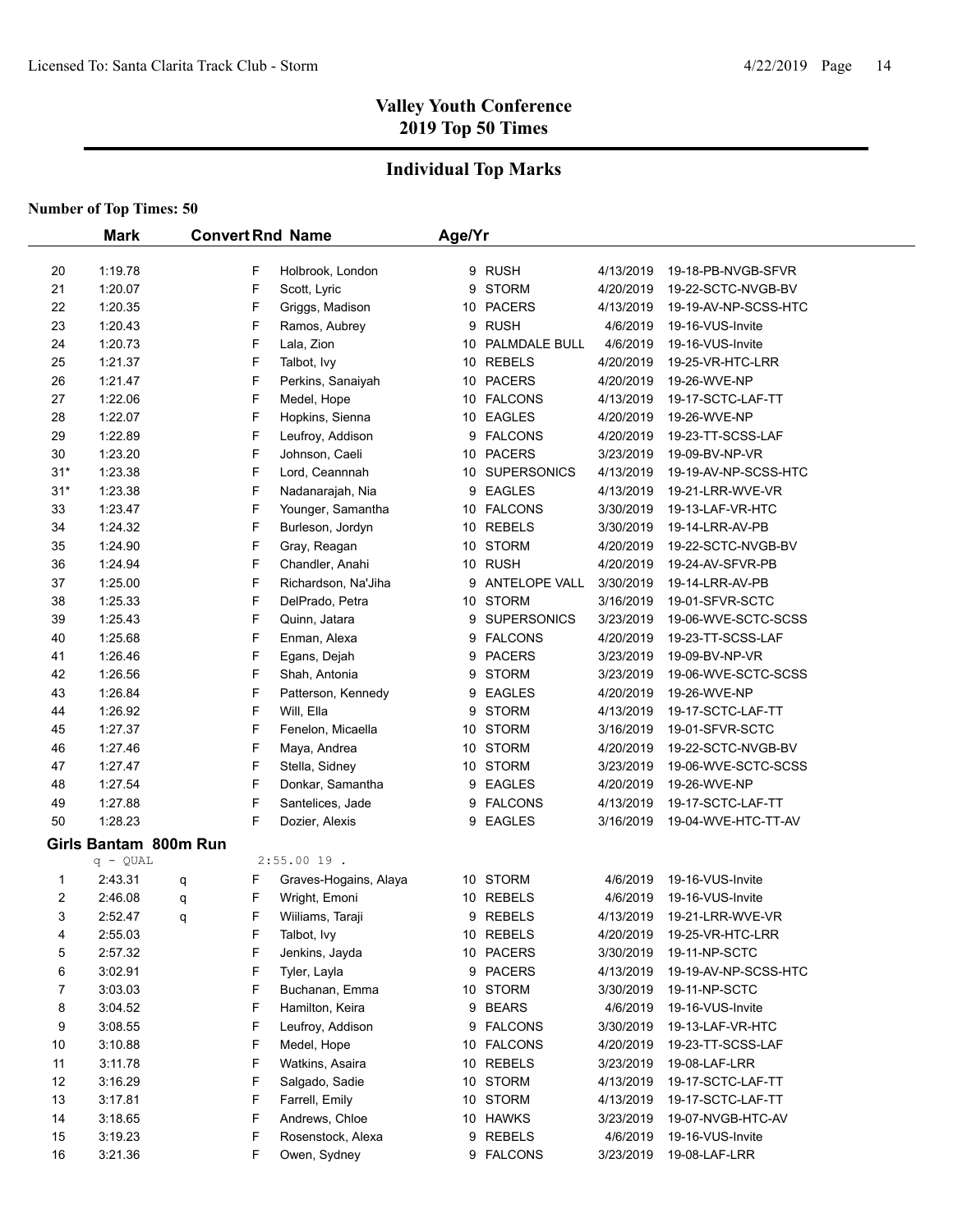## Valley Youth Conference
## 2019 Top 50 Times

### Individual Top Marks

**Number of Top Times: 50**

| | Mark | Convert | Rnd | Name | Age/Yr | Team | Date | Meet |
|---|---|---|---|---|---|---|---|---|
| 20 | 1:19.78 | | F | Holbrook, London | 9 | RUSH | 4/13/2019 | 19-18-PB-NVGB-SFVR |
| 21 | 1:20.07 | | F | Scott, Lyric | 9 | STORM | 4/20/2019 | 19-22-SCTC-NVGB-BV |
| 22 | 1:20.35 | | F | Griggs, Madison | 10 | PACERS | 4/13/2019 | 19-19-AV-NP-SCSS-HTC |
| 23 | 1:20.43 | | F | Ramos, Aubrey | 9 | RUSH | 4/6/2019 | 19-16-VUS-Invite |
| 24 | 1:20.73 | | F | Lala, Zion | 10 | PALMDALE BULL | 4/6/2019 | 19-16-VUS-Invite |
| 25 | 1:21.37 | | F | Talbot, Ivy | 10 | REBELS | 4/20/2019 | 19-25-VR-HTC-LRR |
| 26 | 1:21.47 | | F | Perkins, Sanaiyah | 10 | PACERS | 4/20/2019 | 19-26-WVE-NP |
| 27 | 1:22.06 | | F | Medel, Hope | 10 | FALCONS | 4/13/2019 | 19-17-SCTC-LAF-TT |
| 28 | 1:22.07 | | F | Hopkins, Sienna | 10 | EAGLES | 4/20/2019 | 19-26-WVE-NP |
| 29 | 1:22.89 | | F | Leufroy, Addison | 9 | FALCONS | 4/20/2019 | 19-23-TT-SCSS-LAF |
| 30 | 1:23.20 | | F | Johnson, Caeli | 10 | PACERS | 3/23/2019 | 19-09-BV-NP-VR |
| 31* | 1:23.38 | | F | Lord, Ceannnah | 10 | SUPERSONICS | 4/13/2019 | 19-19-AV-NP-SCSS-HTC |
| 31* | 1:23.38 | | F | Nadanarajah, Nia | 9 | EAGLES | 4/13/2019 | 19-21-LRR-WVE-VR |
| 33 | 1:23.47 | | F | Younger, Samantha | 10 | FALCONS | 3/30/2019 | 19-13-LAF-VR-HTC |
| 34 | 1:24.32 | | F | Burleson, Jordyn | 10 | REBELS | 3/30/2019 | 19-14-LRR-AV-PB |
| 35 | 1:24.90 | | F | Gray, Reagan | 10 | STORM | 4/20/2019 | 19-22-SCTC-NVGB-BV |
| 36 | 1:24.94 | | F | Chandler, Anahi | 10 | RUSH | 4/20/2019 | 19-24-AV-SFVR-PB |
| 37 | 1:25.00 | | F | Richardson, Na'Jiha | 9 | ANTELOPE VALL | 3/30/2019 | 19-14-LRR-AV-PB |
| 38 | 1:25.33 | | F | DelPrado, Petra | 10 | STORM | 3/16/2019 | 19-01-SFVR-SCTC |
| 39 | 1:25.43 | | F | Quinn, Jatara | 9 | SUPERSONICS | 3/23/2019 | 19-06-WVE-SCTC-SCSS |
| 40 | 1:25.68 | | F | Enman, Alexa | 9 | FALCONS | 4/20/2019 | 19-23-TT-SCSS-LAF |
| 41 | 1:26.46 | | F | Egans, Dejah | 9 | PACERS | 3/23/2019 | 19-09-BV-NP-VR |
| 42 | 1:26.56 | | F | Shah, Antonia | 9 | STORM | 3/23/2019 | 19-06-WVE-SCTC-SCSS |
| 43 | 1:26.84 | | F | Patterson, Kennedy | 9 | EAGLES | 4/20/2019 | 19-26-WVE-NP |
| 44 | 1:26.92 | | F | Will, Ella | 9 | STORM | 4/13/2019 | 19-17-SCTC-LAF-TT |
| 45 | 1:27.37 | | F | Fenelon, Micaella | 10 | STORM | 3/16/2019 | 19-01-SFVR-SCTC |
| 46 | 1:27.46 | | F | Maya, Andrea | 10 | STORM | 4/20/2019 | 19-22-SCTC-NVGB-BV |
| 47 | 1:27.47 | | F | Stella, Sidney | 10 | STORM | 3/23/2019 | 19-06-WVE-SCTC-SCSS |
| 48 | 1:27.54 | | F | Donkar, Samantha | 9 | EAGLES | 4/20/2019 | 19-26-WVE-NP |
| 49 | 1:27.88 | | F | Santelices, Jade | 9 | FALCONS | 4/13/2019 | 19-17-SCTC-LAF-TT |
| 50 | 1:28.23 | | F | Dozier, Alexis | 9 | EAGLES | 3/16/2019 | 19-04-WVE-HTC-TT-AV |

**Girls Bantam 800m Run**

q - QUAL 2:55.00 19 .

| | Mark | Convert | Rnd | Name | Age/Yr | Team | Date | Meet |
|---|---|---|---|---|---|---|---|---|
| 1 | 2:43.31 | q | F | Graves-Hogains, Alaya | 10 | STORM | 4/6/2019 | 19-16-VUS-Invite |
| 2 | 2:46.08 | q | F | Wright, Emoni | 10 | REBELS | 4/6/2019 | 19-16-VUS-Invite |
| 3 | 2:52.47 | q | F | Wiiliams, Taraji | 9 | REBELS | 4/13/2019 | 19-21-LRR-WVE-VR |
| 4 | 2:55.03 | | F | Talbot, Ivy | 10 | REBELS | 4/20/2019 | 19-25-VR-HTC-LRR |
| 5 | 2:57.32 | | F | Jenkins, Jayda | 10 | PACERS | 3/30/2019 | 19-11-NP-SCTC |
| 6 | 3:02.91 | | F | Tyler, Layla | 9 | PACERS | 4/13/2019 | 19-19-AV-NP-SCSS-HTC |
| 7 | 3:03.03 | | F | Buchanan, Emma | 10 | STORM | 3/30/2019 | 19-11-NP-SCTC |
| 8 | 3:04.52 | | F | Hamilton, Keira | 9 | BEARS | 4/6/2019 | 19-16-VUS-Invite |
| 9 | 3:08.55 | | F | Leufroy, Addison | 9 | FALCONS | 3/30/2019 | 19-13-LAF-VR-HTC |
| 10 | 3:10.88 | | F | Medel, Hope | 10 | FALCONS | 4/20/2019 | 19-23-TT-SCSS-LAF |
| 11 | 3:11.78 | | F | Watkins, Asaira | 10 | REBELS | 3/23/2019 | 19-08-LAF-LRR |
| 12 | 3:16.29 | | F | Salgado, Sadie | 10 | STORM | 4/13/2019 | 19-17-SCTC-LAF-TT |
| 13 | 3:17.81 | | F | Farrell, Emily | 10 | STORM | 4/13/2019 | 19-17-SCTC-LAF-TT |
| 14 | 3:18.65 | | F | Andrews, Chloe | 10 | HAWKS | 3/23/2019 | 19-07-NVGB-HTC-AV |
| 15 | 3:19.23 | | F | Rosenstock, Alexa | 9 | REBELS | 4/6/2019 | 19-16-VUS-Invite |
| 16 | 3:21.36 | | F | Owen, Sydney | 9 | FALCONS | 3/23/2019 | 19-08-LAF-LRR |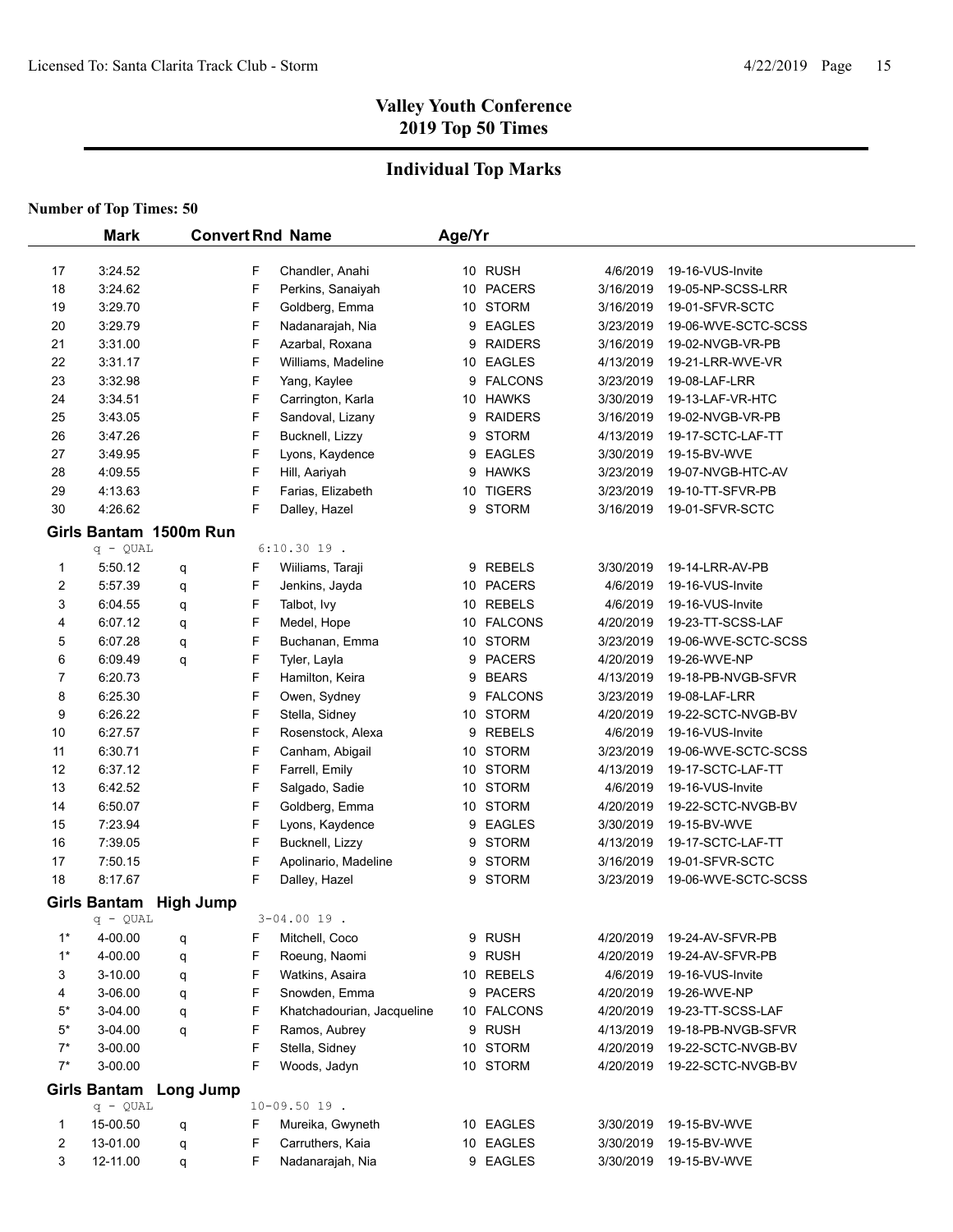# Valley Youth Conference
## 2019 Top 50 Times

## Individual Top Marks

**Number of Top Times: 50**

| | Mark | Convert | Rnd | Name | Age/Yr | Team | Date | Meet |
|---|---|---|---|---|---|---|---|---|
| 17 | 3:24.52 | | F | Chandler, Anahi | 10 | RUSH | 4/6/2019 | 19-16-VUS-Invite |
| 18 | 3:24.62 | | F | Perkins, Sanaiyah | 10 | PACERS | 3/16/2019 | 19-05-NP-SCSS-LRR |
| 19 | 3:29.70 | | F | Goldberg, Emma | 10 | STORM | 3/16/2019 | 19-01-SFVR-SCTC |
| 20 | 3:29.79 | | F | Nadanarajah, Nia | 9 | EAGLES | 3/23/2019 | 19-06-WVE-SCTC-SCSS |
| 21 | 3:31.00 | | F | Azarbal, Roxana | 9 | RAIDERS | 3/16/2019 | 19-02-NVGB-VR-PB |
| 22 | 3:31.17 | | F | Williams, Madeline | 10 | EAGLES | 4/13/2019 | 19-21-LRR-WVE-VR |
| 23 | 3:32.98 | | F | Yang, Kaylee | 9 | FALCONS | 3/23/2019 | 19-08-LAF-LRR |
| 24 | 3:34.51 | | F | Carrington, Karla | 10 | HAWKS | 3/30/2019 | 19-13-LAF-VR-HTC |
| 25 | 3:43.05 | | F | Sandoval, Lizany | 9 | RAIDERS | 3/16/2019 | 19-02-NVGB-VR-PB |
| 26 | 3:47.26 | | F | Bucknell, Lizzy | 9 | STORM | 4/13/2019 | 19-17-SCTC-LAF-TT |
| 27 | 3:49.95 | | F | Lyons, Kaydence | 9 | EAGLES | 3/30/2019 | 19-15-BV-WVE |
| 28 | 4:09.55 | | F | Hill, Aariyah | 9 | HAWKS | 3/23/2019 | 19-07-NVGB-HTC-AV |
| 29 | 4:13.63 | | F | Farias, Elizabeth | 10 | TIGERS | 3/23/2019 | 19-10-TT-SFVR-PB |
| 30 | 4:26.62 | | F | Dalley, Hazel | 9 | STORM | 3/16/2019 | 19-01-SFVR-SCTC |

### Girls Bantam 1500m Run

q - QUAL 6:10.30 19 .

| | Mark | Convert | Rnd | Name | Age/Yr | Team | Date | Meet |
|---|---|---|---|---|---|---|---|---|
| 1 | 5:50.12 | q | F | Wiiliams, Taraji | 9 | REBELS | 3/30/2019 | 19-14-LRR-AV-PB |
| 2 | 5:57.39 | q | F | Jenkins, Jayda | 10 | PACERS | 4/6/2019 | 19-16-VUS-Invite |
| 3 | 6:04.55 | q | F | Talbot, Ivy | 10 | REBELS | 4/6/2019 | 19-16-VUS-Invite |
| 4 | 6:07.12 | q | F | Medel, Hope | 10 | FALCONS | 4/20/2019 | 19-23-TT-SCSS-LAF |
| 5 | 6:07.28 | q | F | Buchanan, Emma | 10 | STORM | 3/23/2019 | 19-06-WVE-SCTC-SCSS |
| 6 | 6:09.49 | q | F | Tyler, Layla | 9 | PACERS | 4/20/2019 | 19-26-WVE-NP |
| 7 | 6:20.73 | | F | Hamilton, Keira | 9 | BEARS | 4/13/2019 | 19-18-PB-NVGB-SFVR |
| 8 | 6:25.30 | | F | Owen, Sydney | 9 | FALCONS | 3/23/2019 | 19-08-LAF-LRR |
| 9 | 6:26.22 | | F | Stella, Sidney | 10 | STORM | 4/20/2019 | 19-22-SCTC-NVGB-BV |
| 10 | 6:27.57 | | F | Rosenstock, Alexa | 9 | REBELS | 4/6/2019 | 19-16-VUS-Invite |
| 11 | 6:30.71 | | F | Canham, Abigail | 10 | STORM | 3/23/2019 | 19-06-WVE-SCTC-SCSS |
| 12 | 6:37.12 | | F | Farrell, Emily | 10 | STORM | 4/13/2019 | 19-17-SCTC-LAF-TT |
| 13 | 6:42.52 | | F | Salgado, Sadie | 10 | STORM | 4/6/2019 | 19-16-VUS-Invite |
| 14 | 6:50.07 | | F | Goldberg, Emma | 10 | STORM | 4/20/2019 | 19-22-SCTC-NVGB-BV |
| 15 | 7:23.94 | | F | Lyons, Kaydence | 9 | EAGLES | 3/30/2019 | 19-15-BV-WVE |
| 16 | 7:39.05 | | F | Bucknell, Lizzy | 9 | STORM | 4/13/2019 | 19-17-SCTC-LAF-TT |
| 17 | 7:50.15 | | F | Apolinario, Madeline | 9 | STORM | 3/16/2019 | 19-01-SFVR-SCTC |
| 18 | 8:17.67 | | F | Dalley, Hazel | 9 | STORM | 3/23/2019 | 19-06-WVE-SCTC-SCSS |

### Girls Bantam High Jump

q - QUAL 3-04.00 19 .

| | Mark | Convert | Rnd | Name | Age/Yr | Team | Date | Meet |
|---|---|---|---|---|---|---|---|---|
| 1* | 4-00.00 | q | F | Mitchell, Coco | 9 | RUSH | 4/20/2019 | 19-24-AV-SFVR-PB |
| 1* | 4-00.00 | q | F | Roeung, Naomi | 9 | RUSH | 4/20/2019 | 19-24-AV-SFVR-PB |
| 3 | 3-10.00 | q | F | Watkins, Asaira | 10 | REBELS | 4/6/2019 | 19-16-VUS-Invite |
| 4 | 3-06.00 | q | F | Snowden, Emma | 9 | PACERS | 4/20/2019 | 19-26-WVE-NP |
| 5* | 3-04.00 | q | F | Khatchadourian, Jacqueline | 10 | FALCONS | 4/20/2019 | 19-23-TT-SCSS-LAF |
| 5* | 3-04.00 | q | F | Ramos, Aubrey | 9 | RUSH | 4/13/2019 | 19-18-PB-NVGB-SFVR |
| 7* | 3-00.00 | | F | Stella, Sidney | 10 | STORM | 4/20/2019 | 19-22-SCTC-NVGB-BV |
| 7* | 3-00.00 | | F | Woods, Jadyn | 10 | STORM | 4/20/2019 | 19-22-SCTC-NVGB-BV |

### Girls Bantam Long Jump

q - QUAL 10-09.50 19 .

| | Mark | Convert | Rnd | Name | Age/Yr | Team | Date | Meet |
|---|---|---|---|---|---|---|---|---|
| 1 | 15-00.50 | q | F | Mureika, Gwyneth | 10 | EAGLES | 3/30/2019 | 19-15-BV-WVE |
| 2 | 13-01.00 | q | F | Carruthers, Kaia | 10 | EAGLES | 3/30/2019 | 19-15-BV-WVE |
| 3 | 12-11.00 | q | F | Nadanarajah, Nia | 9 | EAGLES | 3/30/2019 | 19-15-BV-WVE |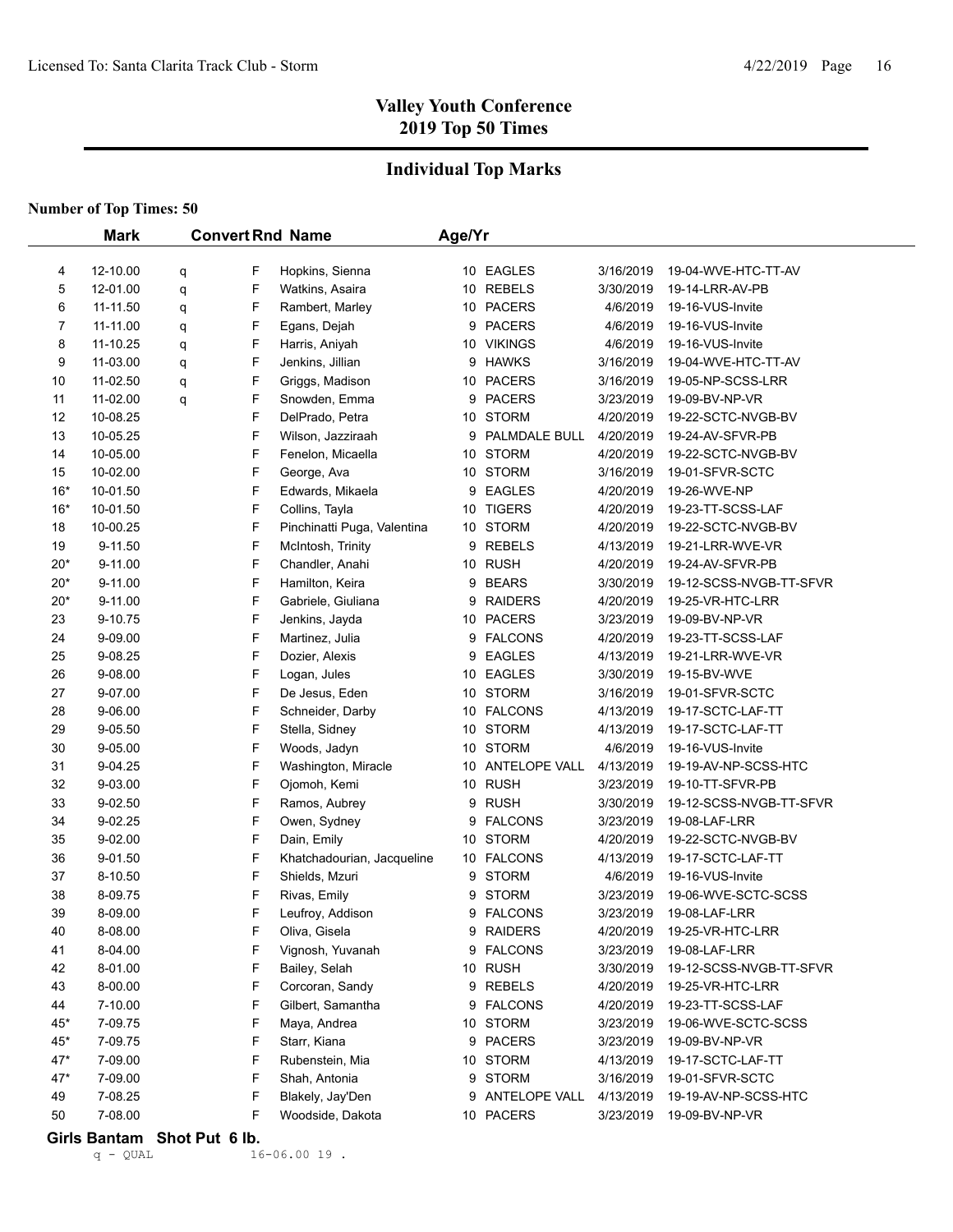## Valley Youth Conference
## 2019 Top 50 Times

### Individual Top Marks

**Number of Top Times: 50**

| | Mark | Convert | Rnd | Name | Age/Yr | Team | Date | Meet |
|---|---|---|---|---|---|---|---|---|
| 4 | 12-10.00 | q | F | Hopkins, Sienna | 10 | EAGLES | 3/16/2019 | 19-04-WVE-HTC-TT-AV |
| 5 | 12-01.00 | q | F | Watkins, Asaira | 10 | REBELS | 3/30/2019 | 19-14-LRR-AV-PB |
| 6 | 11-11.50 | q | F | Rambert, Marley | 10 | PACERS | 4/6/2019 | 19-16-VUS-Invite |
| 7 | 11-11.00 | q | F | Egans, Dejah | 9 | PACERS | 4/6/2019 | 19-16-VUS-Invite |
| 8 | 11-10.25 | q | F | Harris, Aniyah | 10 | VIKINGS | 4/6/2019 | 19-16-VUS-Invite |
| 9 | 11-03.00 | q | F | Jenkins, Jillian | 9 | HAWKS | 3/16/2019 | 19-04-WVE-HTC-TT-AV |
| 10 | 11-02.50 | q | F | Griggs, Madison | 10 | PACERS | 3/16/2019 | 19-05-NP-SCSS-LRR |
| 11 | 11-02.00 | q | F | Snowden, Emma | 9 | PACERS | 3/23/2019 | 19-09-BV-NP-VR |
| 12 | 10-08.25 | | F | DelPrado, Petra | 10 | STORM | 4/20/2019 | 19-22-SCTC-NVGB-BV |
| 13 | 10-05.25 | | F | Wilson, Jazziraah | 9 | PALMDALE BULL | 4/20/2019 | 19-24-AV-SFVR-PB |
| 14 | 10-05.00 | | F | Fenelon, Micaella | 10 | STORM | 4/20/2019 | 19-22-SCTC-NVGB-BV |
| 15 | 10-02.00 | | F | George, Ava | 10 | STORM | 3/16/2019 | 19-01-SFVR-SCTC |
| 16* | 10-01.50 | | F | Edwards, Mikaela | 9 | EAGLES | 4/20/2019 | 19-26-WVE-NP |
| 16* | 10-01.50 | | F | Collins, Tayla | 10 | TIGERS | 4/20/2019 | 19-23-TT-SCSS-LAF |
| 18 | 10-00.25 | | F | Pinchinatti Puga, Valentina | 10 | STORM | 4/20/2019 | 19-22-SCTC-NVGB-BV |
| 19 | 9-11.50 | | F | McIntosh, Trinity | 9 | REBELS | 4/13/2019 | 19-21-LRR-WVE-VR |
| 20* | 9-11.00 | | F | Chandler, Anahi | 10 | RUSH | 4/20/2019 | 19-24-AV-SFVR-PB |
| 20* | 9-11.00 | | F | Hamilton, Keira | 9 | BEARS | 3/30/2019 | 19-12-SCSS-NVGB-TT-SFVR |
| 20* | 9-11.00 | | F | Gabriele, Giuliana | 9 | RAIDERS | 4/20/2019 | 19-25-VR-HTC-LRR |
| 23 | 9-10.75 | | F | Jenkins, Jayda | 10 | PACERS | 3/23/2019 | 19-09-BV-NP-VR |
| 24 | 9-09.00 | | F | Martinez, Julia | 9 | FALCONS | 4/20/2019 | 19-23-TT-SCSS-LAF |
| 25 | 9-08.25 | | F | Dozier, Alexis | 9 | EAGLES | 4/13/2019 | 19-21-LRR-WVE-VR |
| 26 | 9-08.00 | | F | Logan, Jules | 10 | EAGLES | 3/30/2019 | 19-15-BV-WVE |
| 27 | 9-07.00 | | F | De Jesus, Eden | 10 | STORM | 3/16/2019 | 19-01-SFVR-SCTC |
| 28 | 9-06.00 | | F | Schneider, Darby | 10 | FALCONS | 4/13/2019 | 19-17-SCTC-LAF-TT |
| 29 | 9-05.50 | | F | Stella, Sidney | 10 | STORM | 4/13/2019 | 19-17-SCTC-LAF-TT |
| 30 | 9-05.00 | | F | Woods, Jadyn | 10 | STORM | 4/6/2019 | 19-16-VUS-Invite |
| 31 | 9-04.25 | | F | Washington, Miracle | 10 | ANTELOPE VALL | 4/13/2019 | 19-19-AV-NP-SCSS-HTC |
| 32 | 9-03.00 | | F | Ojomoh, Kemi | 10 | RUSH | 3/23/2019 | 19-10-TT-SFVR-PB |
| 33 | 9-02.50 | | F | Ramos, Aubrey | 9 | RUSH | 3/30/2019 | 19-12-SCSS-NVGB-TT-SFVR |
| 34 | 9-02.25 | | F | Owen, Sydney | 9 | FALCONS | 3/23/2019 | 19-08-LAF-LRR |
| 35 | 9-02.00 | | F | Dain, Emily | 10 | STORM | 4/20/2019 | 19-22-SCTC-NVGB-BV |
| 36 | 9-01.50 | | F | Khatchadourian, Jacqueline | 10 | FALCONS | 4/13/2019 | 19-17-SCTC-LAF-TT |
| 37 | 8-10.50 | | F | Shields, Mzuri | 9 | STORM | 4/6/2019 | 19-16-VUS-Invite |
| 38 | 8-09.75 | | F | Rivas, Emily | 9 | STORM | 3/23/2019 | 19-06-WVE-SCTC-SCSS |
| 39 | 8-09.00 | | F | Leufroy, Addison | 9 | FALCONS | 3/23/2019 | 19-08-LAF-LRR |
| 40 | 8-08.00 | | F | Oliva, Gisela | 9 | RAIDERS | 4/20/2019 | 19-25-VR-HTC-LRR |
| 41 | 8-04.00 | | F | Vignosh, Yuvanah | 9 | FALCONS | 3/23/2019 | 19-08-LAF-LRR |
| 42 | 8-01.00 | | F | Bailey, Selah | 10 | RUSH | 3/30/2019 | 19-12-SCSS-NVGB-TT-SFVR |
| 43 | 8-00.00 | | F | Corcoran, Sandy | 9 | REBELS | 4/20/2019 | 19-25-VR-HTC-LRR |
| 44 | 7-10.00 | | F | Gilbert, Samantha | 9 | FALCONS | 4/20/2019 | 19-23-TT-SCSS-LAF |
| 45* | 7-09.75 | | F | Maya, Andrea | 10 | STORM | 3/23/2019 | 19-06-WVE-SCTC-SCSS |
| 45* | 7-09.75 | | F | Starr, Kiana | 9 | PACERS | 3/23/2019 | 19-09-BV-NP-VR |
| 47* | 7-09.00 | | F | Rubenstein, Mia | 10 | STORM | 4/13/2019 | 19-17-SCTC-LAF-TT |
| 47* | 7-09.00 | | F | Shah, Antonia | 9 | STORM | 3/16/2019 | 19-01-SFVR-SCTC |
| 49 | 7-08.25 | | F | Blakely, Jay'Den | 9 | ANTELOPE VALL | 4/13/2019 | 19-19-AV-NP-SCSS-HTC |
| 50 | 7-08.00 | | F | Woodside, Dakota | 10 | PACERS | 3/23/2019 | 19-09-BV-NP-VR |

**Girls Bantam Shot Put 6 lb.**

q - QUAL 16-06.00 19 .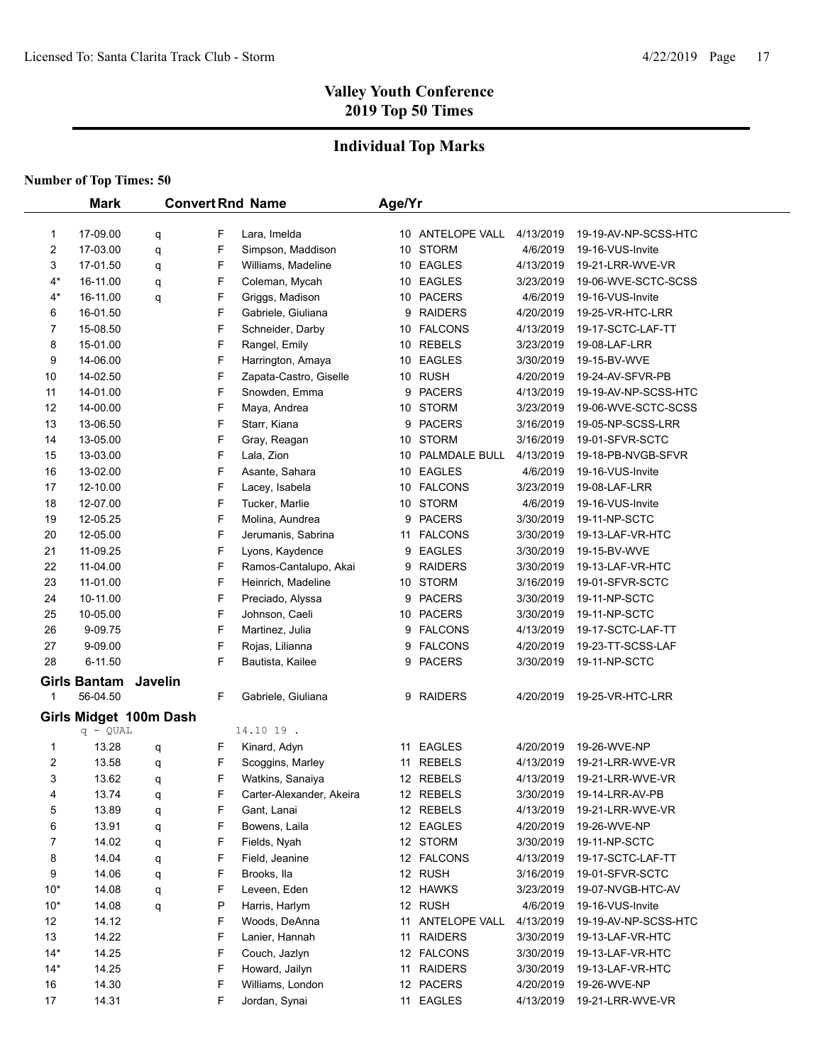## Valley Youth Conference
## 2019 Top 50 Times

## Individual Top Marks

**Number of Top Times: 50**

| | Mark | Convert | Rnd | Name | Age/Yr | Team | Date | Meet |
|---|---|---|---|---|---|---|---|---|
| 1 | 17-09.00 | q | F | Lara, Imelda | 10 | ANTELOPE VALL | 4/13/2019 | 19-19-AV-NP-SCSS-HTC |
| 2 | 17-03.00 | q | F | Simpson, Maddison | 10 | STORM | 4/6/2019 | 19-16-VUS-Invite |
| 3 | 17-01.50 | q | F | Williams, Madeline | 10 | EAGLES | 4/13/2019 | 19-21-LRR-WVE-VR |
| 4* | 16-11.00 | q | F | Coleman, Mycah | 10 | EAGLES | 3/23/2019 | 19-06-WVE-SCTC-SCSS |
| 4* | 16-11.00 | q | F | Griggs, Madison | 10 | PACERS | 4/6/2019 | 19-16-VUS-Invite |
| 6 | 16-01.50 | | F | Gabriele, Giuliana | 9 | RAIDERS | 4/20/2019 | 19-25-VR-HTC-LRR |
| 7 | 15-08.50 | | F | Schneider, Darby | 10 | FALCONS | 4/13/2019 | 19-17-SCTC-LAF-TT |
| 8 | 15-01.00 | | F | Rangel, Emily | 10 | REBELS | 3/23/2019 | 19-08-LAF-LRR |
| 9 | 14-06.00 | | F | Harrington, Amaya | 10 | EAGLES | 3/30/2019 | 19-15-BV-WVE |
| 10 | 14-02.50 | | F | Zapata-Castro, Giselle | 10 | RUSH | 4/20/2019 | 19-24-AV-SFVR-PB |
| 11 | 14-01.00 | | F | Snowden, Emma | 9 | PACERS | 4/13/2019 | 19-19-AV-NP-SCSS-HTC |
| 12 | 14-00.00 | | F | Maya, Andrea | 10 | STORM | 3/23/2019 | 19-06-WVE-SCTC-SCSS |
| 13 | 13-06.50 | | F | Starr, Kiana | 9 | PACERS | 3/16/2019 | 19-05-NP-SCSS-LRR |
| 14 | 13-05.00 | | F | Gray, Reagan | 10 | STORM | 3/16/2019 | 19-01-SFVR-SCTC |
| 15 | 13-03.00 | | F | Lala, Zion | 10 | PALMDALE BULL | 4/13/2019 | 19-18-PB-NVGB-SFVR |
| 16 | 13-02.00 | | F | Asante, Sahara | 10 | EAGLES | 4/6/2019 | 19-16-VUS-Invite |
| 17 | 12-10.00 | | F | Lacey, Isabela | 10 | FALCONS | 3/23/2019 | 19-08-LAF-LRR |
| 18 | 12-07.00 | | F | Tucker, Marlie | 10 | STORM | 4/6/2019 | 19-16-VUS-Invite |
| 19 | 12-05.25 | | F | Molina, Aundrea | 9 | PACERS | 3/30/2019 | 19-11-NP-SCTC |
| 20 | 12-05.00 | | F | Jerumanis, Sabrina | 11 | FALCONS | 3/30/2019 | 19-13-LAF-VR-HTC |
| 21 | 11-09.25 | | F | Lyons, Kaydence | 9 | EAGLES | 3/30/2019 | 19-15-BV-WVE |
| 22 | 11-04.00 | | F | Ramos-Cantalupo, Akai | 9 | RAIDERS | 3/30/2019 | 19-13-LAF-VR-HTC |
| 23 | 11-01.00 | | F | Heinrich, Madeline | 10 | STORM | 3/16/2019 | 19-01-SFVR-SCTC |
| 24 | 10-11.00 | | F | Preciado, Alyssa | 9 | PACERS | 3/30/2019 | 19-11-NP-SCTC |
| 25 | 10-05.00 | | F | Johnson, Caeli | 10 | PACERS | 3/30/2019 | 19-11-NP-SCTC |
| 26 | 9-09.75 | | F | Martinez, Julia | 9 | FALCONS | 4/13/2019 | 19-17-SCTC-LAF-TT |
| 27 | 9-09.00 | | F | Rojas, Lilianna | 9 | FALCONS | 4/20/2019 | 19-23-TT-SCSS-LAF |
| 28 | 6-11.50 | | F | Bautista, Kailee | 9 | PACERS | 3/30/2019 | 19-11-NP-SCTC |

### Girls Bantam Javelin

| | Mark | Convert | Rnd | Name | Age/Yr | Team | Date | Meet |
|---|---|---|---|---|---|---|---|---|
| 1 | 56-04.50 | | F | Gabriele, Giuliana | 9 | RAIDERS | 4/20/2019 | 19-25-VR-HTC-LRR |

### Girls Midget 100m Dash

q - QUAL 14.10 19 .

| | Mark | Convert | Rnd | Name | Age/Yr | Team | Date | Meet |
|---|---|---|---|---|---|---|---|---|
| 1 | 13.28 | q | F | Kinard, Adyn | 11 | EAGLES | 4/20/2019 | 19-26-WVE-NP |
| 2 | 13.58 | q | F | Scoggins, Marley | 11 | REBELS | 4/13/2019 | 19-21-LRR-WVE-VR |
| 3 | 13.62 | q | F | Watkins, Sanaiya | 12 | REBELS | 4/13/2019 | 19-21-LRR-WVE-VR |
| 4 | 13.74 | q | F | Carter-Alexander, Akeira | 12 | REBELS | 3/30/2019 | 19-14-LRR-AV-PB |
| 5 | 13.89 | q | F | Gant, Lanai | 12 | REBELS | 4/13/2019 | 19-21-LRR-WVE-VR |
| 6 | 13.91 | q | F | Bowens, Laila | 12 | EAGLES | 4/20/2019 | 19-26-WVE-NP |
| 7 | 14.02 | q | F | Fields, Nyah | 12 | STORM | 3/30/2019 | 19-11-NP-SCTC |
| 8 | 14.04 | q | F | Field, Jeanine | 12 | FALCONS | 4/13/2019 | 19-17-SCTC-LAF-TT |
| 9 | 14.06 | q | F | Brooks, Ila | 12 | RUSH | 3/16/2019 | 19-01-SFVR-SCTC |
| 10* | 14.08 | q | F | Leveen, Eden | 12 | HAWKS | 3/23/2019 | 19-07-NVGB-HTC-AV |
| 10* | 14.08 | q | P | Harris, Harlym | 12 | RUSH | 4/6/2019 | 19-16-VUS-Invite |
| 12 | 14.12 | | F | Woods, DeAnna | 11 | ANTELOPE VALL | 4/13/2019 | 19-19-AV-NP-SCSS-HTC |
| 13 | 14.22 | | F | Lanier, Hannah | 11 | RAIDERS | 3/30/2019 | 19-13-LAF-VR-HTC |
| 14* | 14.25 | | F | Couch, Jazlyn | 12 | FALCONS | 3/30/2019 | 19-13-LAF-VR-HTC |
| 14* | 14.25 | | F | Howard, Jailyn | 11 | RAIDERS | 3/30/2019 | 19-13-LAF-VR-HTC |
| 16 | 14.30 | | F | Williams, London | 12 | PACERS | 4/20/2019 | 19-26-WVE-NP |
| 17 | 14.31 | | F | Jordan, Synai | 11 | EAGLES | 4/13/2019 | 19-21-LRR-WVE-VR |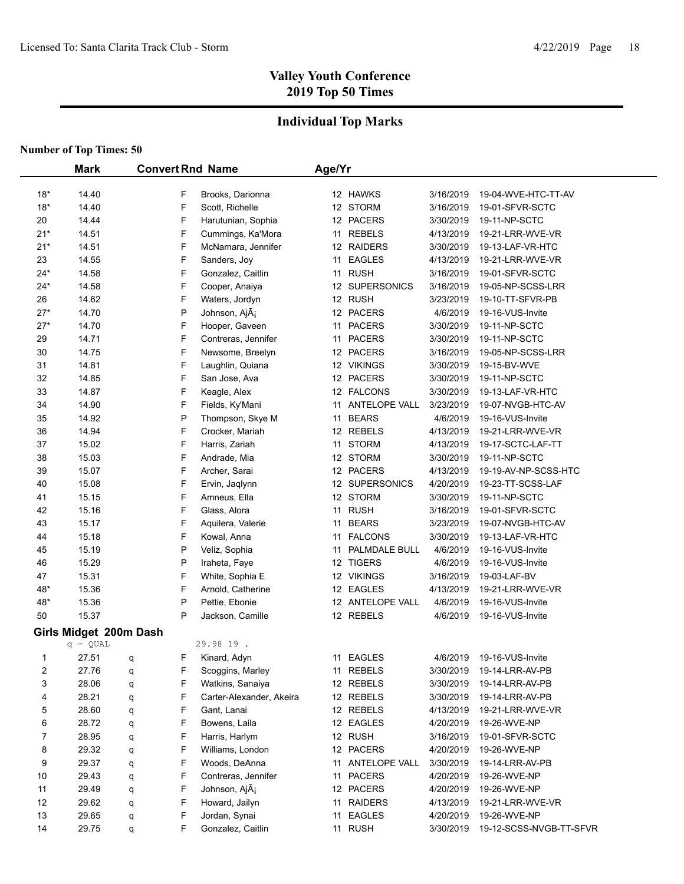## Valley Youth Conference
## 2019 Top 50 Times

### Individual Top Marks

**Number of Top Times: 50**

| | Mark | Convert | Rnd | Name | Age/Yr | Team | Date | Meet |
|---|---|---|---|---|---|---|---|---|
| 18* | 14.40 | | F | Brooks, Darionna | 12 | HAWKS | 3/16/2019 | 19-04-WVE-HTC-TT-AV |
| 18* | 14.40 | | F | Scott, Richelle | 12 | STORM | 3/16/2019 | 19-01-SFVR-SCTC |
| 20 | 14.44 | | F | Harutunian, Sophia | 12 | PACERS | 3/30/2019 | 19-11-NP-SCTC |
| 21* | 14.51 | | F | Cummings, Ka'Mora | 11 | REBELS | 4/13/2019 | 19-21-LRR-WVE-VR |
| 21* | 14.51 | | F | McNamara, Jennifer | 12 | RAIDERS | 3/30/2019 | 19-13-LAF-VR-HTC |
| 23 | 14.55 | | F | Sanders, Joy | 11 | EAGLES | 4/13/2019 | 19-21-LRR-WVE-VR |
| 24* | 14.58 | | F | Gonzalez, Caitlin | 11 | RUSH | 3/16/2019 | 19-01-SFVR-SCTC |
| 24* | 14.58 | | F | Cooper, Anaiya | 12 | SUPERSONICS | 3/16/2019 | 19-05-NP-SCSS-LRR |
| 26 | 14.62 | | F | Waters, Jordyn | 12 | RUSH | 3/23/2019 | 19-10-TT-SFVR-PB |
| 27* | 14.70 | | P | Johnson, AjÃ¡ | 12 | PACERS | 4/6/2019 | 19-16-VUS-Invite |
| 27* | 14.70 | | F | Hooper, Gaveen | 11 | PACERS | 3/30/2019 | 19-11-NP-SCTC |
| 29 | 14.71 | | F | Contreras, Jennifer | 11 | PACERS | 3/30/2019 | 19-11-NP-SCTC |
| 30 | 14.75 | | F | Newsome, Breelyn | 12 | PACERS | 3/16/2019 | 19-05-NP-SCSS-LRR |
| 31 | 14.81 | | F | Laughlin, Quiana | 12 | VIKINGS | 3/30/2019 | 19-15-BV-WVE |
| 32 | 14.85 | | F | San Jose, Ava | 12 | PACERS | 3/30/2019 | 19-11-NP-SCTC |
| 33 | 14.87 | | F | Keagle, Alex | 12 | FALCONS | 3/30/2019 | 19-13-LAF-VR-HTC |
| 34 | 14.90 | | F | Fields, Ky'Mani | 11 | ANTELOPE VALL | 3/23/2019 | 19-07-NVGB-HTC-AV |
| 35 | 14.92 | | P | Thompson, Skye M | 11 | BEARS | 4/6/2019 | 19-16-VUS-Invite |
| 36 | 14.94 | | F | Crocker, Mariah | 12 | REBELS | 4/13/2019 | 19-21-LRR-WVE-VR |
| 37 | 15.02 | | F | Harris, Zariah | 11 | STORM | 4/13/2019 | 19-17-SCTC-LAF-TT |
| 38 | 15.03 | | F | Andrade, Mia | 12 | STORM | 3/30/2019 | 19-11-NP-SCTC |
| 39 | 15.07 | | F | Archer, Sarai | 12 | PACERS | 4/13/2019 | 19-19-AV-NP-SCSS-HTC |
| 40 | 15.08 | | F | Ervin, Jaqlynn | 12 | SUPERSONICS | 4/20/2019 | 19-23-TT-SCSS-LAF |
| 41 | 15.15 | | F | Amneus, Ella | 12 | STORM | 3/30/2019 | 19-11-NP-SCTC |
| 42 | 15.16 | | F | Glass, Alora | 11 | RUSH | 3/16/2019 | 19-01-SFVR-SCTC |
| 43 | 15.17 | | F | Aquilera, Valerie | 11 | BEARS | 3/23/2019 | 19-07-NVGB-HTC-AV |
| 44 | 15.18 | | F | Kowal, Anna | 11 | FALCONS | 3/30/2019 | 19-13-LAF-VR-HTC |
| 45 | 15.19 | | P | Veliz, Sophia | 11 | PALMDALE BULL | 4/6/2019 | 19-16-VUS-Invite |
| 46 | 15.29 | | P | Iraheta, Faye | 12 | TIGERS | 4/6/2019 | 19-16-VUS-Invite |
| 47 | 15.31 | | F | White, Sophia E | 12 | VIKINGS | 3/16/2019 | 19-03-LAF-BV |
| 48* | 15.36 | | F | Arnold, Catherine | 12 | EAGLES | 4/13/2019 | 19-21-LRR-WVE-VR |
| 48* | 15.36 | | P | Pettie, Ebonie | 12 | ANTELOPE VALL | 4/6/2019 | 19-16-VUS-Invite |
| 50 | 15.37 | | P | Jackson, Camille | 12 | REBELS | 4/6/2019 | 19-16-VUS-Invite |

**Girls Midget 200m Dash**

q - QUAL 29.98 19 .

| | Mark | Convert | Rnd | Name | Age/Yr | Team | Date | Meet |
|---|---|---|---|---|---|---|---|---|
| 1 | 27.51 | q | F | Kinard, Adyn | 11 | EAGLES | 4/6/2019 | 19-16-VUS-Invite |
| 2 | 27.76 | q | F | Scoggins, Marley | 11 | REBELS | 3/30/2019 | 19-14-LRR-AV-PB |
| 3 | 28.06 | q | F | Watkins, Sanaiya | 12 | REBELS | 3/30/2019 | 19-14-LRR-AV-PB |
| 4 | 28.21 | q | F | Carter-Alexander, Akeira | 12 | REBELS | 3/30/2019 | 19-14-LRR-AV-PB |
| 5 | 28.60 | q | F | Gant, Lanai | 12 | REBELS | 4/13/2019 | 19-21-LRR-WVE-VR |
| 6 | 28.72 | q | F | Bowens, Laila | 12 | EAGLES | 4/20/2019 | 19-26-WVE-NP |
| 7 | 28.95 | q | F | Harris, Harlym | 12 | RUSH | 3/16/2019 | 19-01-SFVR-SCTC |
| 8 | 29.32 | q | F | Williams, London | 12 | PACERS | 4/20/2019 | 19-26-WVE-NP |
| 9 | 29.37 | q | F | Woods, DeAnna | 11 | ANTELOPE VALL | 3/30/2019 | 19-14-LRR-AV-PB |
| 10 | 29.43 | q | F | Contreras, Jennifer | 11 | PACERS | 4/20/2019 | 19-26-WVE-NP |
| 11 | 29.49 | q | F | Johnson, AjÃ¡ | 12 | PACERS | 4/20/2019 | 19-26-WVE-NP |
| 12 | 29.62 | q | F | Howard, Jailyn | 11 | RAIDERS | 4/13/2019 | 19-21-LRR-WVE-VR |
| 13 | 29.65 | q | F | Jordan, Synai | 11 | EAGLES | 4/20/2019 | 19-26-WVE-NP |
| 14 | 29.75 | q | F | Gonzalez, Caitlin | 11 | RUSH | 3/30/2019 | 19-12-SCSS-NVGB-TT-SFVR |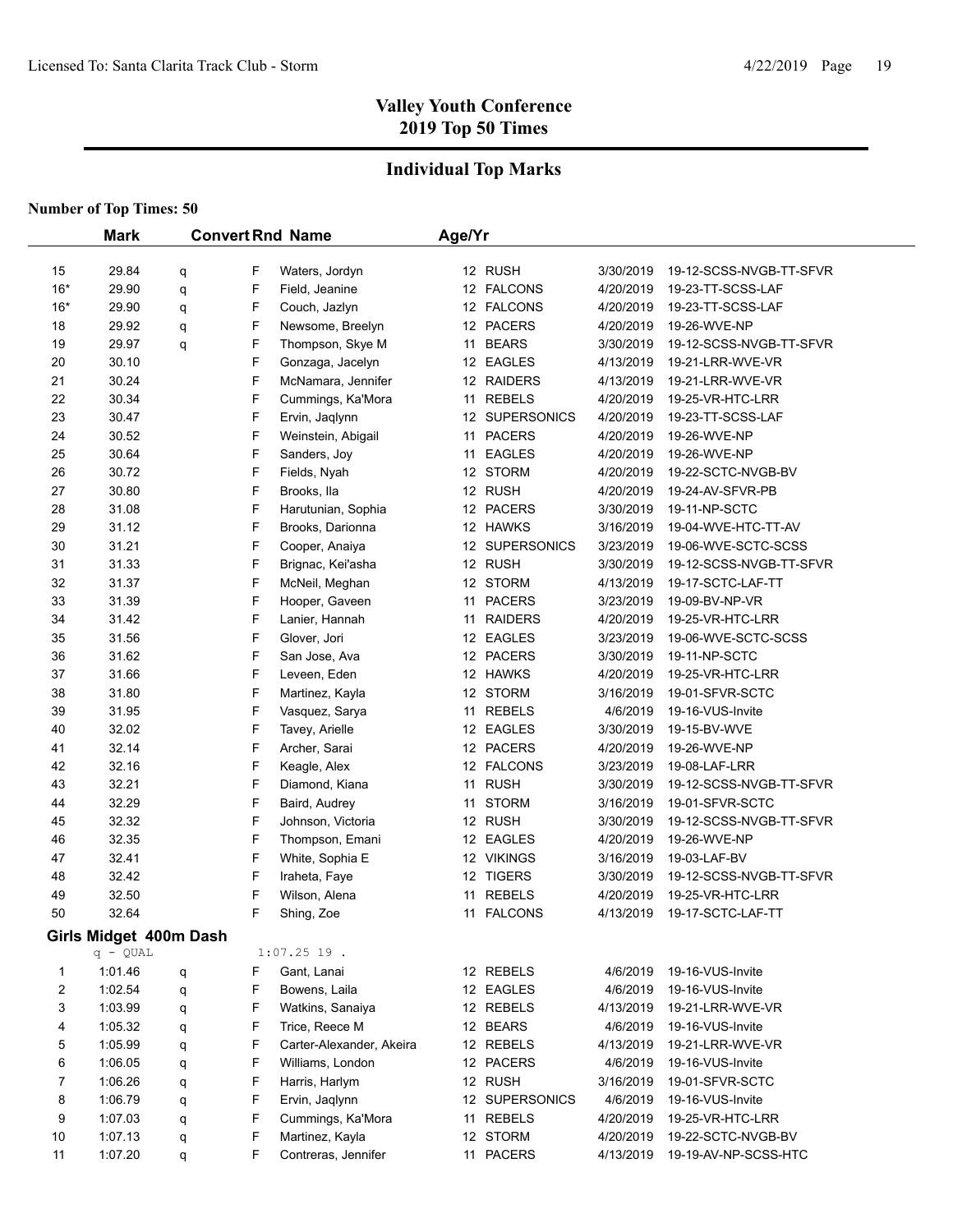# Valley Youth Conference
# 2019 Top 50 Times

## Individual Top Marks

**Number of Top Times: 50**

| | Mark | | Convert Rnd | Name | Age/Yr | | | |
|---|---|---|---|---|---|---|---|---|
| 15 | 29.84 | q | F | Waters, Jordyn | 12 | RUSH | 3/30/2019 | 19-12-SCSS-NVGB-TT-SFVR |
| 16* | 29.90 | q | F | Field, Jeanine | 12 | FALCONS | 4/20/2019 | 19-23-TT-SCSS-LAF |
| 16* | 29.90 | q | F | Couch, Jazlyn | 12 | FALCONS | 4/20/2019 | 19-23-TT-SCSS-LAF |
| 18 | 29.92 | q | F | Newsome, Breelyn | 12 | PACERS | 4/20/2019 | 19-26-WVE-NP |
| 19 | 29.97 | q | F | Thompson, Skye M | 11 | BEARS | 3/30/2019 | 19-12-SCSS-NVGB-TT-SFVR |
| 20 | 30.10 | | F | Gonzaga, Jacelyn | 12 | EAGLES | 4/13/2019 | 19-21-LRR-WVE-VR |
| 21 | 30.24 | | F | McNamara, Jennifer | 12 | RAIDERS | 4/13/2019 | 19-21-LRR-WVE-VR |
| 22 | 30.34 | | F | Cummings, Ka'Mora | 11 | REBELS | 4/20/2019 | 19-25-VR-HTC-LRR |
| 23 | 30.47 | | F | Ervin, Jaqlynn | 12 | SUPERSONICS | 4/20/2019 | 19-23-TT-SCSS-LAF |
| 24 | 30.52 | | F | Weinstein, Abigail | 11 | PACERS | 4/20/2019 | 19-26-WVE-NP |
| 25 | 30.64 | | F | Sanders, Joy | 11 | EAGLES | 4/20/2019 | 19-26-WVE-NP |
| 26 | 30.72 | | F | Fields, Nyah | 12 | STORM | 4/20/2019 | 19-22-SCTC-NVGB-BV |
| 27 | 30.80 | | F | Brooks, Ila | 12 | RUSH | 4/20/2019 | 19-24-AV-SFVR-PB |
| 28 | 31.08 | | F | Harutunian, Sophia | 12 | PACERS | 3/30/2019 | 19-11-NP-SCTC |
| 29 | 31.12 | | F | Brooks, Darionna | 12 | HAWKS | 3/16/2019 | 19-04-WVE-HTC-TT-AV |
| 30 | 31.21 | | F | Cooper, Anaiya | 12 | SUPERSONICS | 3/23/2019 | 19-06-WVE-SCTC-SCSS |
| 31 | 31.33 | | F | Brignac, Kei'asha | 12 | RUSH | 3/30/2019 | 19-12-SCSS-NVGB-TT-SFVR |
| 32 | 31.37 | | F | McNeil, Meghan | 12 | STORM | 4/13/2019 | 19-17-SCTC-LAF-TT |
| 33 | 31.39 | | F | Hooper, Gaveen | 11 | PACERS | 3/23/2019 | 19-09-BV-NP-VR |
| 34 | 31.42 | | F | Lanier, Hannah | 11 | RAIDERS | 4/20/2019 | 19-25-VR-HTC-LRR |
| 35 | 31.56 | | F | Glover, Jori | 12 | EAGLES | 3/23/2019 | 19-06-WVE-SCTC-SCSS |
| 36 | 31.62 | | F | San Jose, Ava | 12 | PACERS | 3/30/2019 | 19-11-NP-SCTC |
| 37 | 31.66 | | F | Leveen, Eden | 12 | HAWKS | 4/20/2019 | 19-25-VR-HTC-LRR |
| 38 | 31.80 | | F | Martinez, Kayla | 12 | STORM | 3/16/2019 | 19-01-SFVR-SCTC |
| 39 | 31.95 | | F | Vasquez, Sarya | 11 | REBELS | 4/6/2019 | 19-16-VUS-Invite |
| 40 | 32.02 | | F | Tavey, Arielle | 12 | EAGLES | 3/30/2019 | 19-15-BV-WVE |
| 41 | 32.14 | | F | Archer, Sarai | 12 | PACERS | 4/20/2019 | 19-26-WVE-NP |
| 42 | 32.16 | | F | Keagle, Alex | 12 | FALCONS | 3/23/2019 | 19-08-LAF-LRR |
| 43 | 32.21 | | F | Diamond, Kiana | 11 | RUSH | 3/30/2019 | 19-12-SCSS-NVGB-TT-SFVR |
| 44 | 32.29 | | F | Baird, Audrey | 11 | STORM | 3/16/2019 | 19-01-SFVR-SCTC |
| 45 | 32.32 | | F | Johnson, Victoria | 12 | RUSH | 3/30/2019 | 19-12-SCSS-NVGB-TT-SFVR |
| 46 | 32.35 | | F | Thompson, Emani | 12 | EAGLES | 4/20/2019 | 19-26-WVE-NP |
| 47 | 32.41 | | F | White, Sophia E | 12 | VIKINGS | 3/16/2019 | 19-03-LAF-BV |
| 48 | 32.42 | | F | Iraheta, Faye | 12 | TIGERS | 3/30/2019 | 19-12-SCSS-NVGB-TT-SFVR |
| 49 | 32.50 | | F | Wilson, Alena | 11 | REBELS | 4/20/2019 | 19-25-VR-HTC-LRR |
| 50 | 32.64 | | F | Shing, Zoe | 11 | FALCONS | 4/13/2019 | 19-17-SCTC-LAF-TT |

### Girls Midget 400m Dash

q - QUAL 1:07.25 19 .

| | Mark | | Convert Rnd | Name | Age/Yr | | | |
|---|---|---|---|---|---|---|---|---|
| 1 | 1:01.46 | q | F | Gant, Lanai | 12 | REBELS | 4/6/2019 | 19-16-VUS-Invite |
| 2 | 1:02.54 | q | F | Bowens, Laila | 12 | EAGLES | 4/6/2019 | 19-16-VUS-Invite |
| 3 | 1:03.99 | q | F | Watkins, Sanaiya | 12 | REBELS | 4/13/2019 | 19-21-LRR-WVE-VR |
| 4 | 1:05.32 | q | F | Trice, Reece M | 12 | BEARS | 4/6/2019 | 19-16-VUS-Invite |
| 5 | 1:05.99 | q | F | Carter-Alexander, Akeira | 12 | REBELS | 4/13/2019 | 19-21-LRR-WVE-VR |
| 6 | 1:06.05 | q | F | Williams, London | 12 | PACERS | 4/6/2019 | 19-16-VUS-Invite |
| 7 | 1:06.26 | q | F | Harris, Harlym | 12 | RUSH | 3/16/2019 | 19-01-SFVR-SCTC |
| 8 | 1:06.79 | q | F | Ervin, Jaqlynn | 12 | SUPERSONICS | 4/6/2019 | 19-16-VUS-Invite |
| 9 | 1:07.03 | q | F | Cummings, Ka'Mora | 11 | REBELS | 4/20/2019 | 19-25-VR-HTC-LRR |
| 10 | 1:07.13 | q | F | Martinez, Kayla | 12 | STORM | 4/20/2019 | 19-22-SCTC-NVGB-BV |
| 11 | 1:07.20 | q | F | Contreras, Jennifer | 11 | PACERS | 4/13/2019 | 19-19-AV-NP-SCSS-HTC |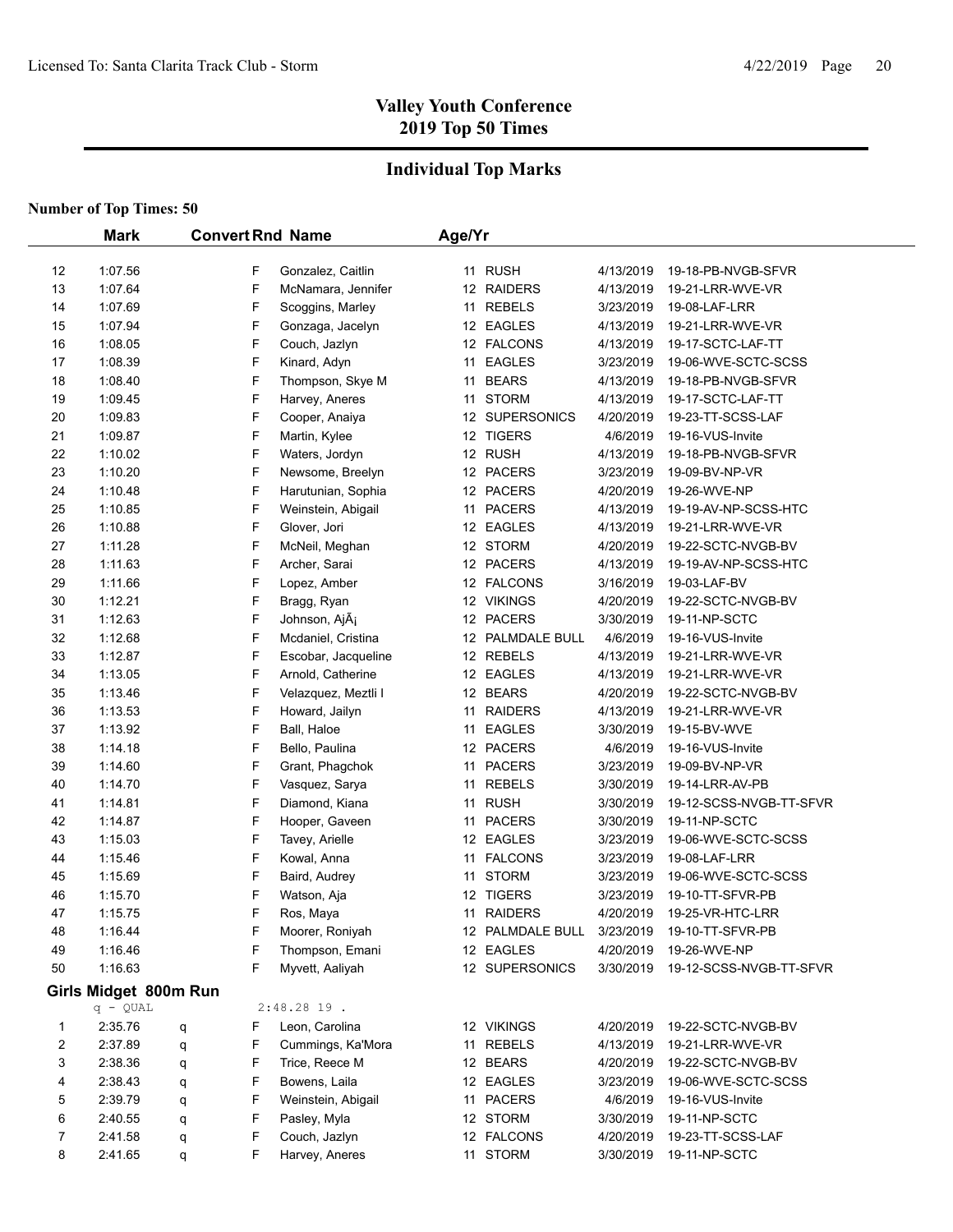# Valley Youth Conference
## 2019 Top 50 Times

## Individual Top Marks

**Number of Top Times: 50**

| | Mark | Convert | Rnd | Name | Age/Yr | | | |
|---|---|---|---|---|---|---|---|---|
| 12 | 1:07.56 | | F | Gonzalez, Caitlin | 11 | RUSH | 4/13/2019 | 19-18-PB-NVGB-SFVR |
| 13 | 1:07.64 | | F | McNamara, Jennifer | 12 | RAIDERS | 4/13/2019 | 19-21-LRR-WVE-VR |
| 14 | 1:07.69 | | F | Scoggins, Marley | 11 | REBELS | 3/23/2019 | 19-08-LAF-LRR |
| 15 | 1:07.94 | | F | Gonzaga, Jacelyn | 12 | EAGLES | 4/13/2019 | 19-21-LRR-WVE-VR |
| 16 | 1:08.05 | | F | Couch, Jazlyn | 12 | FALCONS | 4/13/2019 | 19-17-SCTC-LAF-TT |
| 17 | 1:08.39 | | F | Kinard, Adyn | 11 | EAGLES | 3/23/2019 | 19-06-WVE-SCTC-SCSS |
| 18 | 1:08.40 | | F | Thompson, Skye M | 11 | BEARS | 4/13/2019 | 19-18-PB-NVGB-SFVR |
| 19 | 1:09.45 | | F | Harvey, Aneres | 11 | STORM | 4/13/2019 | 19-17-SCTC-LAF-TT |
| 20 | 1:09.83 | | F | Cooper, Anaiya | 12 | SUPERSONICS | 4/20/2019 | 19-23-TT-SCSS-LAF |
| 21 | 1:09.87 | | F | Martin, Kylee | 12 | TIGERS | 4/6/2019 | 19-16-VUS-Invite |
| 22 | 1:10.02 | | F | Waters, Jordyn | 12 | RUSH | 4/13/2019 | 19-18-PB-NVGB-SFVR |
| 23 | 1:10.20 | | F | Newsome, Breelyn | 12 | PACERS | 3/23/2019 | 19-09-BV-NP-VR |
| 24 | 1:10.48 | | F | Harutunian, Sophia | 12 | PACERS | 4/20/2019 | 19-26-WVE-NP |
| 25 | 1:10.85 | | F | Weinstein, Abigail | 11 | PACERS | 4/13/2019 | 19-19-AV-NP-SCSS-HTC |
| 26 | 1:10.88 | | F | Glover, Jori | 12 | EAGLES | 4/13/2019 | 19-21-LRR-WVE-VR |
| 27 | 1:11.28 | | F | McNeil, Meghan | 12 | STORM | 4/20/2019 | 19-22-SCTC-NVGB-BV |
| 28 | 1:11.63 | | F | Archer, Sarai | 12 | PACERS | 4/13/2019 | 19-19-AV-NP-SCSS-HTC |
| 29 | 1:11.66 | | F | Lopez, Amber | 12 | FALCONS | 3/16/2019 | 19-03-LAF-BV |
| 30 | 1:12.21 | | F | Bragg, Ryan | 12 | VIKINGS | 4/20/2019 | 19-22-SCTC-NVGB-BV |
| 31 | 1:12.63 | | F | Johnson, AjÃ¡ | 12 | PACERS | 3/30/2019 | 19-11-NP-SCTC |
| 32 | 1:12.68 | | F | Mcdaniel, Cristina | 12 | PALMDALE BULL | 4/6/2019 | 19-16-VUS-Invite |
| 33 | 1:12.87 | | F | Escobar, Jacqueline | 12 | REBELS | 4/13/2019 | 19-21-LRR-WVE-VR |
| 34 | 1:13.05 | | F | Arnold, Catherine | 12 | EAGLES | 4/13/2019 | 19-21-LRR-WVE-VR |
| 35 | 1:13.46 | | F | Velazquez, Meztli I | 12 | BEARS | 4/20/2019 | 19-22-SCTC-NVGB-BV |
| 36 | 1:13.53 | | F | Howard, Jailyn | 11 | RAIDERS | 4/13/2019 | 19-21-LRR-WVE-VR |
| 37 | 1:13.92 | | F | Ball, Haloe | 11 | EAGLES | 3/30/2019 | 19-15-BV-WVE |
| 38 | 1:14.18 | | F | Bello, Paulina | 12 | PACERS | 4/6/2019 | 19-16-VUS-Invite |
| 39 | 1:14.60 | | F | Grant, Phagchok | 11 | PACERS | 3/23/2019 | 19-09-BV-NP-VR |
| 40 | 1:14.70 | | F | Vasquez, Sarya | 11 | REBELS | 3/30/2019 | 19-14-LRR-AV-PB |
| 41 | 1:14.81 | | F | Diamond, Kiana | 11 | RUSH | 3/30/2019 | 19-12-SCSS-NVGB-TT-SFVR |
| 42 | 1:14.87 | | F | Hooper, Gaveen | 11 | PACERS | 3/30/2019 | 19-11-NP-SCTC |
| 43 | 1:15.03 | | F | Tavey, Arielle | 12 | EAGLES | 3/23/2019 | 19-06-WVE-SCTC-SCSS |
| 44 | 1:15.46 | | F | Kowal, Anna | 11 | FALCONS | 3/23/2019 | 19-08-LAF-LRR |
| 45 | 1:15.69 | | F | Baird, Audrey | 11 | STORM | 3/23/2019 | 19-06-WVE-SCTC-SCSS |
| 46 | 1:15.70 | | F | Watson, Aja | 12 | TIGERS | 3/23/2019 | 19-10-TT-SFVR-PB |
| 47 | 1:15.75 | | F | Ros, Maya | 11 | RAIDERS | 4/20/2019 | 19-25-VR-HTC-LRR |
| 48 | 1:16.44 | | F | Moorer, Roniyah | 12 | PALMDALE BULL | 3/23/2019 | 19-10-TT-SFVR-PB |
| 49 | 1:16.46 | | F | Thompson, Emani | 12 | EAGLES | 4/20/2019 | 19-26-WVE-NP |
| 50 | 1:16.63 | | F | Myvett, Aaliyah | 12 | SUPERSONICS | 3/30/2019 | 19-12-SCSS-NVGB-TT-SFVR |

### Girls Midget 800m Run

q - QUAL 2:48.28 19 .

| | Mark | Convert | Rnd | Name | Age/Yr | | | |
|---|---|---|---|---|---|---|---|---|
| 1 | 2:35.76 | q | F | Leon, Carolina | 12 | VIKINGS | 4/20/2019 | 19-22-SCTC-NVGB-BV |
| 2 | 2:37.89 | q | F | Cummings, Ka'Mora | 11 | REBELS | 4/13/2019 | 19-21-LRR-WVE-VR |
| 3 | 2:38.36 | q | F | Trice, Reece M | 12 | BEARS | 4/20/2019 | 19-22-SCTC-NVGB-BV |
| 4 | 2:38.43 | q | F | Bowens, Laila | 12 | EAGLES | 3/23/2019 | 19-06-WVE-SCTC-SCSS |
| 5 | 2:39.79 | q | F | Weinstein, Abigail | 11 | PACERS | 4/6/2019 | 19-16-VUS-Invite |
| 6 | 2:40.55 | q | F | Pasley, Myla | 12 | STORM | 3/30/2019 | 19-11-NP-SCTC |
| 7 | 2:41.58 | q | F | Couch, Jazlyn | 12 | FALCONS | 4/20/2019 | 19-23-TT-SCSS-LAF |
| 8 | 2:41.65 | q | F | Harvey, Aneres | 11 | STORM | 3/30/2019 | 19-11-NP-SCTC |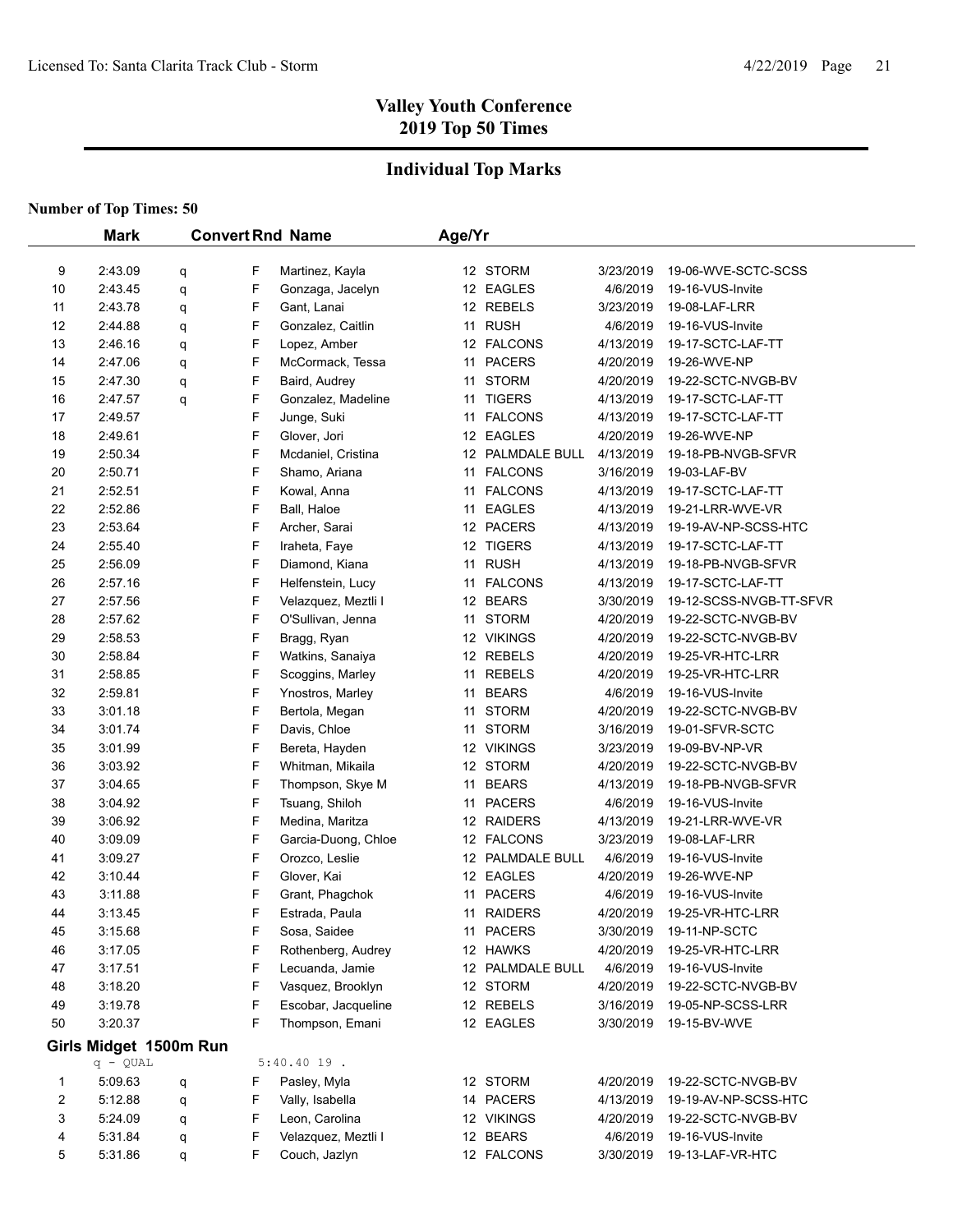# Valley Youth Conference
## 2019 Top 50 Times

## Individual Top Marks

**Number of Top Times: 50**

| | Mark | | Convert Rnd | Name | Age/Yr | Team | Date | Meet |
|---|---|---|---|---|---|---|---|---|
| 9 | 2:43.09 | q | F | Martinez, Kayla | 12 | STORM | 3/23/2019 | 19-06-WVE-SCTC-SCSS |
| 10 | 2:43.45 | q | F | Gonzaga, Jacelyn | 12 | EAGLES | 4/6/2019 | 19-16-VUS-Invite |
| 11 | 2:43.78 | q | F | Gant, Lanai | 12 | REBELS | 3/23/2019 | 19-08-LAF-LRR |
| 12 | 2:44.88 | q | F | Gonzalez, Caitlin | 11 | RUSH | 4/6/2019 | 19-16-VUS-Invite |
| 13 | 2:46.16 | q | F | Lopez, Amber | 12 | FALCONS | 4/13/2019 | 19-17-SCTC-LAF-TT |
| 14 | 2:47.06 | q | F | McCormack, Tessa | 11 | PACERS | 4/20/2019 | 19-26-WVE-NP |
| 15 | 2:47.30 | q | F | Baird, Audrey | 11 | STORM | 4/20/2019 | 19-22-SCTC-NVGB-BV |
| 16 | 2:47.57 | q | F | Gonzalez, Madeline | 11 | TIGERS | 4/13/2019 | 19-17-SCTC-LAF-TT |
| 17 | 2:49.57 | | F | Junge, Suki | 11 | FALCONS | 4/13/2019 | 19-17-SCTC-LAF-TT |
| 18 | 2:49.61 | | F | Glover, Jori | 12 | EAGLES | 4/20/2019 | 19-26-WVE-NP |
| 19 | 2:50.34 | | F | Mcdaniel, Cristina | 12 | PALMDALE BULL | 4/13/2019 | 19-18-PB-NVGB-SFVR |
| 20 | 2:50.71 | | F | Shamo, Ariana | 11 | FALCONS | 3/16/2019 | 19-03-LAF-BV |
| 21 | 2:52.51 | | F | Kowal, Anna | 11 | FALCONS | 4/13/2019 | 19-17-SCTC-LAF-TT |
| 22 | 2:52.86 | | F | Ball, Haloe | 11 | EAGLES | 4/13/2019 | 19-21-LRR-WVE-VR |
| 23 | 2:53.64 | | F | Archer, Sarai | 12 | PACERS | 4/13/2019 | 19-19-AV-NP-SCSS-HTC |
| 24 | 2:55.40 | | F | Iraheta, Faye | 12 | TIGERS | 4/13/2019 | 19-17-SCTC-LAF-TT |
| 25 | 2:56.09 | | F | Diamond, Kiana | 11 | RUSH | 4/13/2019 | 19-18-PB-NVGB-SFVR |
| 26 | 2:57.16 | | F | Helfenstein, Lucy | 11 | FALCONS | 4/13/2019 | 19-17-SCTC-LAF-TT |
| 27 | 2:57.56 | | F | Velazquez, Meztli I | 12 | BEARS | 3/30/2019 | 19-12-SCSS-NVGB-TT-SFVR |
| 28 | 2:57.62 | | F | O'Sullivan, Jenna | 11 | STORM | 4/20/2019 | 19-22-SCTC-NVGB-BV |
| 29 | 2:58.53 | | F | Bragg, Ryan | 12 | VIKINGS | 4/20/2019 | 19-22-SCTC-NVGB-BV |
| 30 | 2:58.84 | | F | Watkins, Sanaiya | 12 | REBELS | 4/20/2019 | 19-25-VR-HTC-LRR |
| 31 | 2:58.85 | | F | Scoggins, Marley | 11 | REBELS | 4/20/2019 | 19-25-VR-HTC-LRR |
| 32 | 2:59.81 | | F | Ynostros, Marley | 11 | BEARS | 4/6/2019 | 19-16-VUS-Invite |
| 33 | 3:01.18 | | F | Bertola, Megan | 11 | STORM | 4/20/2019 | 19-22-SCTC-NVGB-BV |
| 34 | 3:01.74 | | F | Davis, Chloe | 11 | STORM | 3/16/2019 | 19-01-SFVR-SCTC |
| 35 | 3:01.99 | | F | Bereta, Hayden | 12 | VIKINGS | 3/23/2019 | 19-09-BV-NP-VR |
| 36 | 3:03.92 | | F | Whitman, Mikaila | 12 | STORM | 4/20/2019 | 19-22-SCTC-NVGB-BV |
| 37 | 3:04.65 | | F | Thompson, Skye M | 11 | BEARS | 4/13/2019 | 19-18-PB-NVGB-SFVR |
| 38 | 3:04.92 | | F | Tsuang, Shiloh | 11 | PACERS | 4/6/2019 | 19-16-VUS-Invite |
| 39 | 3:06.92 | | F | Medina, Maritza | 12 | RAIDERS | 4/13/2019 | 19-21-LRR-WVE-VR |
| 40 | 3:09.09 | | F | Garcia-Duong, Chloe | 12 | FALCONS | 3/23/2019 | 19-08-LAF-LRR |
| 41 | 3:09.27 | | F | Orozco, Leslie | 12 | PALMDALE BULL | 4/6/2019 | 19-16-VUS-Invite |
| 42 | 3:10.44 | | F | Glover, Kai | 12 | EAGLES | 4/20/2019 | 19-26-WVE-NP |
| 43 | 3:11.88 | | F | Grant, Phagchok | 11 | PACERS | 4/6/2019 | 19-16-VUS-Invite |
| 44 | 3:13.45 | | F | Estrada, Paula | 11 | RAIDERS | 4/20/2019 | 19-25-VR-HTC-LRR |
| 45 | 3:15.68 | | F | Sosa, Saidee | 11 | PACERS | 3/30/2019 | 19-11-NP-SCTC |
| 46 | 3:17.05 | | F | Rothenberg, Audrey | 12 | HAWKS | 4/20/2019 | 19-25-VR-HTC-LRR |
| 47 | 3:17.51 | | F | Lecuanda, Jamie | 12 | PALMDALE BULL | 4/6/2019 | 19-16-VUS-Invite |
| 48 | 3:18.20 | | F | Vasquez, Brooklyn | 12 | STORM | 4/20/2019 | 19-22-SCTC-NVGB-BV |
| 49 | 3:19.78 | | F | Escobar, Jacqueline | 12 | REBELS | 3/16/2019 | 19-05-NP-SCSS-LRR |
| 50 | 3:20.37 | | F | Thompson, Emani | 12 | EAGLES | 3/30/2019 | 19-15-BV-WVE |

### Girls Midget 1500m Run

q - QUAL 5:40.40 19 .

| | Mark | | Convert Rnd | Name | Age/Yr | Team | Date | Meet |
|---|---|---|---|---|---|---|---|---|
| 1 | 5:09.63 | q | F | Pasley, Myla | 12 | STORM | 4/20/2019 | 19-22-SCTC-NVGB-BV |
| 2 | 5:12.88 | q | F | Vally, Isabella | 14 | PACERS | 4/13/2019 | 19-19-AV-NP-SCSS-HTC |
| 3 | 5:24.09 | q | F | Leon, Carolina | 12 | VIKINGS | 4/20/2019 | 19-22-SCTC-NVGB-BV |
| 4 | 5:31.84 | q | F | Velazquez, Meztli I | 12 | BEARS | 4/6/2019 | 19-16-VUS-Invite |
| 5 | 5:31.86 | q | F | Couch, Jazlyn | 12 | FALCONS | 3/30/2019 | 19-13-LAF-VR-HTC |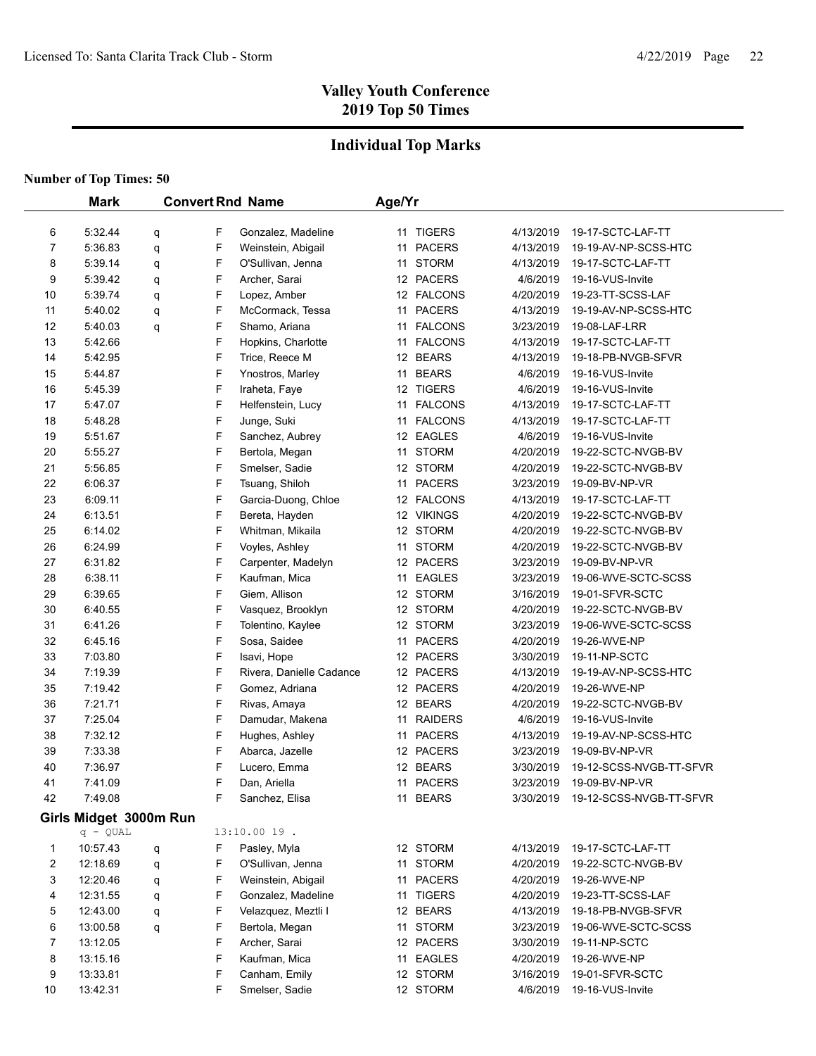# Valley Youth Conference
## 2019 Top 50 Times

## Individual Top Marks

**Number of Top Times: 50**

| | Mark | Convert | Rnd | Name | Age/Yr | Team | Date | Meet |
|---|---|---|---|---|---|---|---|---|
| 6 | 5:32.44 | q | F | Gonzalez, Madeline | 11 | TIGERS | 4/13/2019 | 19-17-SCTC-LAF-TT |
| 7 | 5:36.83 | q | F | Weinstein, Abigail | 11 | PACERS | 4/13/2019 | 19-19-AV-NP-SCSS-HTC |
| 8 | 5:39.14 | q | F | O'Sullivan, Jenna | 11 | STORM | 4/13/2019 | 19-17-SCTC-LAF-TT |
| 9 | 5:39.42 | q | F | Archer, Sarai | 12 | PACERS | 4/6/2019 | 19-16-VUS-Invite |
| 10 | 5:39.74 | q | F | Lopez, Amber | 12 | FALCONS | 4/20/2019 | 19-23-TT-SCSS-LAF |
| 11 | 5:40.02 | q | F | McCormack, Tessa | 11 | PACERS | 4/13/2019 | 19-19-AV-NP-SCSS-HTC |
| 12 | 5:40.03 | q | F | Shamo, Ariana | 11 | FALCONS | 3/23/2019 | 19-08-LAF-LRR |
| 13 | 5:42.66 | | F | Hopkins, Charlotte | 11 | FALCONS | 4/13/2019 | 19-17-SCTC-LAF-TT |
| 14 | 5:42.95 | | F | Trice, Reece M | 12 | BEARS | 4/13/2019 | 19-18-PB-NVGB-SFVR |
| 15 | 5:44.87 | | F | Ynostros, Marley | 11 | BEARS | 4/6/2019 | 19-16-VUS-Invite |
| 16 | 5:45.39 | | F | Iraheta, Faye | 12 | TIGERS | 4/6/2019 | 19-16-VUS-Invite |
| 17 | 5:47.07 | | F | Helfenstein, Lucy | 11 | FALCONS | 4/13/2019 | 19-17-SCTC-LAF-TT |
| 18 | 5:48.28 | | F | Junge, Suki | 11 | FALCONS | 4/13/2019 | 19-17-SCTC-LAF-TT |
| 19 | 5:51.67 | | F | Sanchez, Aubrey | 12 | EAGLES | 4/6/2019 | 19-16-VUS-Invite |
| 20 | 5:55.27 | | F | Bertola, Megan | 11 | STORM | 4/20/2019 | 19-22-SCTC-NVGB-BV |
| 21 | 5:56.85 | | F | Smelser, Sadie | 12 | STORM | 4/20/2019 | 19-22-SCTC-NVGB-BV |
| 22 | 6:06.37 | | F | Tsuang, Shiloh | 11 | PACERS | 3/23/2019 | 19-09-BV-NP-VR |
| 23 | 6:09.11 | | F | Garcia-Duong, Chloe | 12 | FALCONS | 4/13/2019 | 19-17-SCTC-LAF-TT |
| 24 | 6:13.51 | | F | Bereta, Hayden | 12 | VIKINGS | 4/20/2019 | 19-22-SCTC-NVGB-BV |
| 25 | 6:14.02 | | F | Whitman, Mikaila | 12 | STORM | 4/20/2019 | 19-22-SCTC-NVGB-BV |
| 26 | 6:24.99 | | F | Voyles, Ashley | 11 | STORM | 4/20/2019 | 19-22-SCTC-NVGB-BV |
| 27 | 6:31.82 | | F | Carpenter, Madelyn | 12 | PACERS | 3/23/2019 | 19-09-BV-NP-VR |
| 28 | 6:38.11 | | F | Kaufman, Mica | 11 | EAGLES | 3/23/2019 | 19-06-WVE-SCTC-SCSS |
| 29 | 6:39.65 | | F | Giem, Allison | 12 | STORM | 3/16/2019 | 19-01-SFVR-SCTC |
| 30 | 6:40.55 | | F | Vasquez, Brooklyn | 12 | STORM | 4/20/2019 | 19-22-SCTC-NVGB-BV |
| 31 | 6:41.26 | | F | Tolentino, Kaylee | 12 | STORM | 3/23/2019 | 19-06-WVE-SCTC-SCSS |
| 32 | 6:45.16 | | F | Sosa, Saidee | 11 | PACERS | 4/20/2019 | 19-26-WVE-NP |
| 33 | 7:03.80 | | F | Isavi, Hope | 12 | PACERS | 3/30/2019 | 19-11-NP-SCTC |
| 34 | 7:19.39 | | F | Rivera, Danielle Cadance | 12 | PACERS | 4/13/2019 | 19-19-AV-NP-SCSS-HTC |
| 35 | 7:19.42 | | F | Gomez, Adriana | 12 | PACERS | 4/20/2019 | 19-26-WVE-NP |
| 36 | 7:21.71 | | F | Rivas, Amaya | 12 | BEARS | 4/20/2019 | 19-22-SCTC-NVGB-BV |
| 37 | 7:25.04 | | F | Damudar, Makena | 11 | RAIDERS | 4/6/2019 | 19-16-VUS-Invite |
| 38 | 7:32.12 | | F | Hughes, Ashley | 11 | PACERS | 4/13/2019 | 19-19-AV-NP-SCSS-HTC |
| 39 | 7:33.38 | | F | Abarca, Jazelle | 12 | PACERS | 3/23/2019 | 19-09-BV-NP-VR |
| 40 | 7:36.97 | | F | Lucero, Emma | 12 | BEARS | 3/30/2019 | 19-12-SCSS-NVGB-TT-SFVR |
| 41 | 7:41.09 | | F | Dan, Ariella | 11 | PACERS | 3/23/2019 | 19-09-BV-NP-VR |
| 42 | 7:49.08 | | F | Sanchez, Elisa | 11 | BEARS | 3/30/2019 | 19-12-SCSS-NVGB-TT-SFVR |

### Girls Midget 3000m Run

q - QUAL 13:10.00 19 .

| | Mark | Convert | Rnd | Name | Age/Yr | Team | Date | Meet |
|---|---|---|---|---|---|---|---|---|
| 1 | 10:57.43 | q | F | Pasley, Myla | 12 | STORM | 4/13/2019 | 19-17-SCTC-LAF-TT |
| 2 | 12:18.69 | q | F | O'Sullivan, Jenna | 11 | STORM | 4/20/2019 | 19-22-SCTC-NVGB-BV |
| 3 | 12:20.46 | q | F | Weinstein, Abigail | 11 | PACERS | 4/20/2019 | 19-26-WVE-NP |
| 4 | 12:31.55 | q | F | Gonzalez, Madeline | 11 | TIGERS | 4/20/2019 | 19-23-TT-SCSS-LAF |
| 5 | 12:43.00 | q | F | Velazquez, Meztli I | 12 | BEARS | 4/13/2019 | 19-18-PB-NVGB-SFVR |
| 6 | 13:00.58 | q | F | Bertola, Megan | 11 | STORM | 3/23/2019 | 19-06-WVE-SCTC-SCSS |
| 7 | 13:12.05 | | F | Archer, Sarai | 12 | PACERS | 3/30/2019 | 19-11-NP-SCTC |
| 8 | 13:15.16 | | F | Kaufman, Mica | 11 | EAGLES | 4/20/2019 | 19-26-WVE-NP |
| 9 | 13:33.81 | | F | Canham, Emily | 12 | STORM | 3/16/2019 | 19-01-SFVR-SCTC |
| 10 | 13:42.31 | | F | Smelser, Sadie | 12 | STORM | 4/6/2019 | 19-16-VUS-Invite |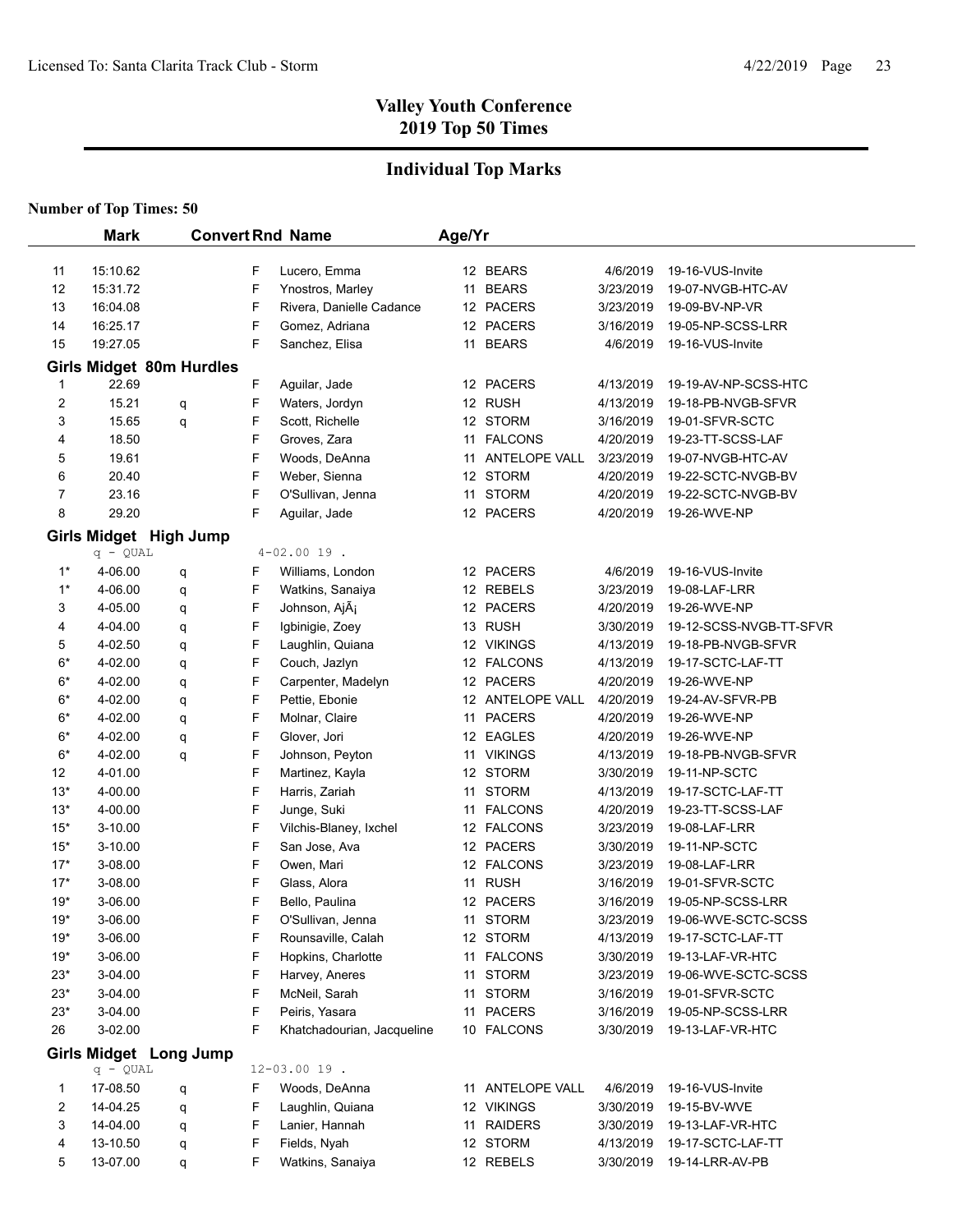## Valley Youth Conference
## 2019 Top 50 Times

### Individual Top Marks

**Number of Top Times: 50**

| | Mark | Convert | Rnd | Name | Age/Yr | Team | Date | Meet |
|---|---|---|---|---|---|---|---|---|
| 11 | 15:10.62 | | F | Lucero, Emma | 12 | BEARS | 4/6/2019 | 19-16-VUS-Invite |
| 12 | 15:31.72 | | F | Ynostros, Marley | 11 | BEARS | 3/23/2019 | 19-07-NVGB-HTC-AV |
| 13 | 16:04.08 | | F | Rivera, Danielle Cadance | 12 | PACERS | 3/23/2019 | 19-09-BV-NP-VR |
| 14 | 16:25.17 | | F | Gomez, Adriana | 12 | PACERS | 3/16/2019 | 19-05-NP-SCSS-LRR |
| 15 | 19:27.05 | | F | Sanchez, Elisa | 11 | BEARS | 4/6/2019 | 19-16-VUS-Invite |

**Girls Midget 80m Hurdles**

| | Mark | Convert | Rnd | Name | Age/Yr | Team | Date | Meet |
|---|---|---|---|---|---|---|---|---|
| 1 | 22.69 | | F | Aguilar, Jade | 12 | PACERS | 4/13/2019 | 19-19-AV-NP-SCSS-HTC |
| 2 | 15.21 | q | F | Waters, Jordyn | 12 | RUSH | 4/13/2019 | 19-18-PB-NVGB-SFVR |
| 3 | 15.65 | q | F | Scott, Richelle | 12 | STORM | 3/16/2019 | 19-01-SFVR-SCTC |
| 4 | 18.50 | | F | Groves, Zara | 11 | FALCONS | 4/20/2019 | 19-23-TT-SCSS-LAF |
| 5 | 19.61 | | F | Woods, DeAnna | 11 | ANTELOPE VALL | 3/23/2019 | 19-07-NVGB-HTC-AV |
| 6 | 20.40 | | F | Weber, Sienna | 12 | STORM | 4/20/2019 | 19-22-SCTC-NVGB-BV |
| 7 | 23.16 | | F | O'Sullivan, Jenna | 11 | STORM | 4/20/2019 | 19-22-SCTC-NVGB-BV |
| 8 | 29.20 | | F | Aguilar, Jade | 12 | PACERS | 4/20/2019 | 19-26-WVE-NP |

**Girls Midget High Jump**

q - QUAL 4-02.00 19 .

| | Mark | Convert | Rnd | Name | Age/Yr | Team | Date | Meet |
|---|---|---|---|---|---|---|---|---|
| 1* | 4-06.00 | q | F | Williams, London | 12 | PACERS | 4/6/2019 | 19-16-VUS-Invite |
| 1* | 4-06.00 | q | F | Watkins, Sanaiya | 12 | REBELS | 3/23/2019 | 19-08-LAF-LRR |
| 3 | 4-05.00 | q | F | Johnson, AjÃ¡ | 12 | PACERS | 4/20/2019 | 19-26-WVE-NP |
| 4 | 4-04.00 | q | F | Igbinigie, Zoey | 13 | RUSH | 3/30/2019 | 19-12-SCSS-NVGB-TT-SFVR |
| 5 | 4-02.50 | q | F | Laughlin, Quiana | 12 | VIKINGS | 4/13/2019 | 19-18-PB-NVGB-SFVR |
| 6* | 4-02.00 | q | F | Couch, Jazlyn | 12 | FALCONS | 4/13/2019 | 19-17-SCTC-LAF-TT |
| 6* | 4-02.00 | q | F | Carpenter, Madelyn | 12 | PACERS | 4/20/2019 | 19-26-WVE-NP |
| 6* | 4-02.00 | q | F | Pettie, Ebonie | 12 | ANTELOPE VALL | 4/20/2019 | 19-24-AV-SFVR-PB |
| 6* | 4-02.00 | q | F | Molnar, Claire | 11 | PACERS | 4/20/2019 | 19-26-WVE-NP |
| 6* | 4-02.00 | q | F | Glover, Jori | 12 | EAGLES | 4/20/2019 | 19-26-WVE-NP |
| 6* | 4-02.00 | q | F | Johnson, Peyton | 11 | VIKINGS | 4/13/2019 | 19-18-PB-NVGB-SFVR |
| 12 | 4-01.00 | | F | Martinez, Kayla | 12 | STORM | 3/30/2019 | 19-11-NP-SCTC |
| 13* | 4-00.00 | | F | Harris, Zariah | 11 | STORM | 4/13/2019 | 19-17-SCTC-LAF-TT |
| 13* | 4-00.00 | | F | Junge, Suki | 11 | FALCONS | 4/20/2019 | 19-23-TT-SCSS-LAF |
| 15* | 3-10.00 | | F | Vilchis-Blaney, Ixchel | 12 | FALCONS | 3/23/2019 | 19-08-LAF-LRR |
| 15* | 3-10.00 | | F | San Jose, Ava | 12 | PACERS | 3/30/2019 | 19-11-NP-SCTC |
| 17* | 3-08.00 | | F | Owen, Mari | 12 | FALCONS | 3/23/2019 | 19-08-LAF-LRR |
| 17* | 3-08.00 | | F | Glass, Alora | 11 | RUSH | 3/16/2019 | 19-01-SFVR-SCTC |
| 19* | 3-06.00 | | F | Bello, Paulina | 12 | PACERS | 3/16/2019 | 19-05-NP-SCSS-LRR |
| 19* | 3-06.00 | | F | O'Sullivan, Jenna | 11 | STORM | 3/23/2019 | 19-06-WVE-SCTC-SCSS |
| 19* | 3-06.00 | | F | Rounsaville, Calah | 12 | STORM | 4/13/2019 | 19-17-SCTC-LAF-TT |
| 19* | 3-06.00 | | F | Hopkins, Charlotte | 11 | FALCONS | 3/30/2019 | 19-13-LAF-VR-HTC |
| 23* | 3-04.00 | | F | Harvey, Aneres | 11 | STORM | 3/23/2019 | 19-06-WVE-SCTC-SCSS |
| 23* | 3-04.00 | | F | McNeil, Sarah | 11 | STORM | 3/16/2019 | 19-01-SFVR-SCTC |
| 23* | 3-04.00 | | F | Peiris, Yasara | 11 | PACERS | 3/16/2019 | 19-05-NP-SCSS-LRR |
| 26 | 3-02.00 | | F | Khatchadourian, Jacqueline | 10 | FALCONS | 3/30/2019 | 19-13-LAF-VR-HTC |

**Girls Midget Long Jump**

q - QUAL 12-03.00 19 .

| | Mark | Convert | Rnd | Name | Age/Yr | Team | Date | Meet |
|---|---|---|---|---|---|---|---|---|
| 1 | 17-08.50 | q | F | Woods, DeAnna | 11 | ANTELOPE VALL | 4/6/2019 | 19-16-VUS-Invite |
| 2 | 14-04.25 | q | F | Laughlin, Quiana | 12 | VIKINGS | 3/30/2019 | 19-15-BV-WVE |
| 3 | 14-04.00 | q | F | Lanier, Hannah | 11 | RAIDERS | 3/30/2019 | 19-13-LAF-VR-HTC |
| 4 | 13-10.50 | q | F | Fields, Nyah | 12 | STORM | 4/13/2019 | 19-17-SCTC-LAF-TT |
| 5 | 13-07.00 | q | F | Watkins, Sanaiya | 12 | REBELS | 3/30/2019 | 19-14-LRR-AV-PB |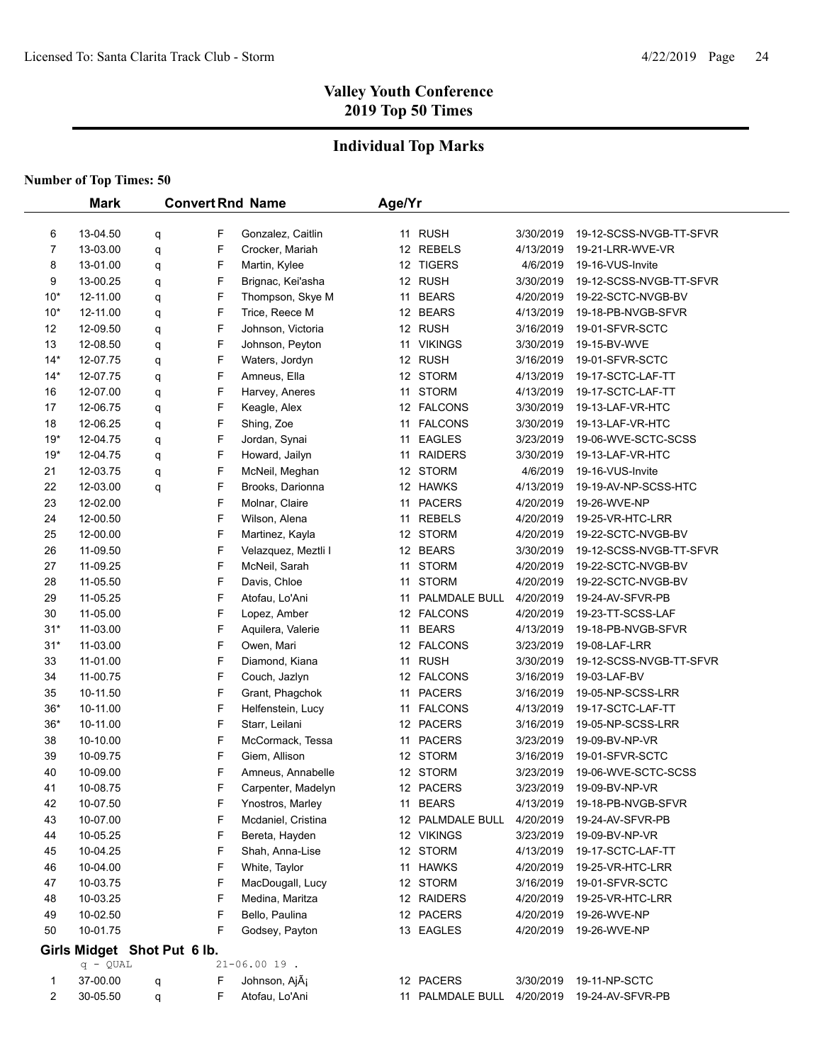# Valley Youth Conference
## 2019 Top 50 Times

## Individual Top Marks

**Number of Top Times: 50**

| | Mark | Convert | Rnd | Name | Age/Yr | Team | Date | Meet |
|---|---|---|---|---|---|---|---|---|
| 6 | 13-04.50 | q | F | Gonzalez, Caitlin | 11 | RUSH | 3/30/2019 | 19-12-SCSS-NVGB-TT-SFVR |
| 7 | 13-03.00 | q | F | Crocker, Mariah | 12 | REBELS | 4/13/2019 | 19-21-LRR-WVE-VR |
| 8 | 13-01.00 | q | F | Martin, Kylee | 12 | TIGERS | 4/6/2019 | 19-16-VUS-Invite |
| 9 | 13-00.25 | q | F | Brignac, Kei'asha | 12 | RUSH | 3/30/2019 | 19-12-SCSS-NVGB-TT-SFVR |
| 10* | 12-11.00 | q | F | Thompson, Skye M | 11 | BEARS | 4/20/2019 | 19-22-SCTC-NVGB-BV |
| 10* | 12-11.00 | q | F | Trice, Reece M | 12 | BEARS | 4/13/2019 | 19-18-PB-NVGB-SFVR |
| 12 | 12-09.50 | q | F | Johnson, Victoria | 12 | RUSH | 3/16/2019 | 19-01-SFVR-SCTC |
| 13 | 12-08.50 | q | F | Johnson, Peyton | 11 | VIKINGS | 3/30/2019 | 19-15-BV-WVE |
| 14* | 12-07.75 | q | F | Waters, Jordyn | 12 | RUSH | 3/16/2019 | 19-01-SFVR-SCTC |
| 14* | 12-07.75 | q | F | Amneus, Ella | 12 | STORM | 4/13/2019 | 19-17-SCTC-LAF-TT |
| 16 | 12-07.00 | q | F | Harvey, Aneres | 11 | STORM | 4/13/2019 | 19-17-SCTC-LAF-TT |
| 17 | 12-06.75 | q | F | Keagle, Alex | 12 | FALCONS | 3/30/2019 | 19-13-LAF-VR-HTC |
| 18 | 12-06.25 | q | F | Shing, Zoe | 11 | FALCONS | 3/30/2019 | 19-13-LAF-VR-HTC |
| 19* | 12-04.75 | q | F | Jordan, Synai | 11 | EAGLES | 3/23/2019 | 19-06-WVE-SCTC-SCSS |
| 19* | 12-04.75 | q | F | Howard, Jailyn | 11 | RAIDERS | 3/30/2019 | 19-13-LAF-VR-HTC |
| 21 | 12-03.75 | q | F | McNeil, Meghan | 12 | STORM | 4/6/2019 | 19-16-VUS-Invite |
| 22 | 12-03.00 | q | F | Brooks, Darionna | 12 | HAWKS | 4/13/2019 | 19-19-AV-NP-SCSS-HTC |
| 23 | 12-02.00 | | F | Molnar, Claire | 11 | PACERS | 4/20/2019 | 19-26-WVE-NP |
| 24 | 12-00.50 | | F | Wilson, Alena | 11 | REBELS | 4/20/2019 | 19-25-VR-HTC-LRR |
| 25 | 12-00.00 | | F | Martinez, Kayla | 12 | STORM | 4/20/2019 | 19-22-SCTC-NVGB-BV |
| 26 | 11-09.50 | | F | Velazquez, Meztli I | 12 | BEARS | 3/30/2019 | 19-12-SCSS-NVGB-TT-SFVR |
| 27 | 11-09.25 | | F | McNeil, Sarah | 11 | STORM | 4/20/2019 | 19-22-SCTC-NVGB-BV |
| 28 | 11-05.50 | | F | Davis, Chloe | 11 | STORM | 4/20/2019 | 19-22-SCTC-NVGB-BV |
| 29 | 11-05.25 | | F | Atofau, Lo'Ani | 11 | PALMDALE BULL | 4/20/2019 | 19-24-AV-SFVR-PB |
| 30 | 11-05.00 | | F | Lopez, Amber | 12 | FALCONS | 4/20/2019 | 19-23-TT-SCSS-LAF |
| 31* | 11-03.00 | | F | Aquilera, Valerie | 11 | BEARS | 4/13/2019 | 19-18-PB-NVGB-SFVR |
| 31* | 11-03.00 | | F | Owen, Mari | 12 | FALCONS | 3/23/2019 | 19-08-LAF-LRR |
| 33 | 11-01.00 | | F | Diamond, Kiana | 11 | RUSH | 3/30/2019 | 19-12-SCSS-NVGB-TT-SFVR |
| 34 | 11-00.75 | | F | Couch, Jazlyn | 12 | FALCONS | 3/16/2019 | 19-03-LAF-BV |
| 35 | 10-11.50 | | F | Grant, Phagchok | 11 | PACERS | 3/16/2019 | 19-05-NP-SCSS-LRR |
| 36* | 10-11.00 | | F | Helfenstein, Lucy | 11 | FALCONS | 4/13/2019 | 19-17-SCTC-LAF-TT |
| 36* | 10-11.00 | | F | Starr, Leilani | 12 | PACERS | 3/16/2019 | 19-05-NP-SCSS-LRR |
| 38 | 10-10.00 | | F | McCormack, Tessa | 11 | PACERS | 3/23/2019 | 19-09-BV-NP-VR |
| 39 | 10-09.75 | | F | Giem, Allison | 12 | STORM | 3/16/2019 | 19-01-SFVR-SCTC |
| 40 | 10-09.00 | | F | Amneus, Annabelle | 12 | STORM | 3/23/2019 | 19-06-WVE-SCTC-SCSS |
| 41 | 10-08.75 | | F | Carpenter, Madelyn | 12 | PACERS | 3/23/2019 | 19-09-BV-NP-VR |
| 42 | 10-07.50 | | F | Ynostros, Marley | 11 | BEARS | 4/13/2019 | 19-18-PB-NVGB-SFVR |
| 43 | 10-07.00 | | F | Mcdaniel, Cristina | 12 | PALMDALE BULL | 4/20/2019 | 19-24-AV-SFVR-PB |
| 44 | 10-05.25 | | F | Bereta, Hayden | 12 | VIKINGS | 3/23/2019 | 19-09-BV-NP-VR |
| 45 | 10-04.25 | | F | Shah, Anna-Lise | 12 | STORM | 4/13/2019 | 19-17-SCTC-LAF-TT |
| 46 | 10-04.00 | | F | White, Taylor | 11 | HAWKS | 4/20/2019 | 19-25-VR-HTC-LRR |
| 47 | 10-03.75 | | F | MacDougall, Lucy | 12 | STORM | 3/16/2019 | 19-01-SFVR-SCTC |
| 48 | 10-03.25 | | F | Medina, Maritza | 12 | RAIDERS | 4/20/2019 | 19-25-VR-HTC-LRR |
| 49 | 10-02.50 | | F | Bello, Paulina | 12 | PACERS | 4/20/2019 | 19-26-WVE-NP |
| 50 | 10-01.75 | | F | Godsey, Payton | 13 | EAGLES | 4/20/2019 | 19-26-WVE-NP |

### Girls Midget Shot Put 6 lb.

q - QUAL 21-06.00 19 .

| | Mark | Convert | Rnd | Name | Age/Yr | Team | Date | Meet |
|---|---|---|---|---|---|---|---|---|
| 1 | 37-00.00 | q | F | Johnson, AjÃ¡ | 12 | PACERS | 3/30/2019 | 19-11-NP-SCTC |
| 2 | 30-05.50 | q | F | Atofau, Lo'Ani | 11 | PALMDALE BULL | 4/20/2019 | 19-24-AV-SFVR-PB |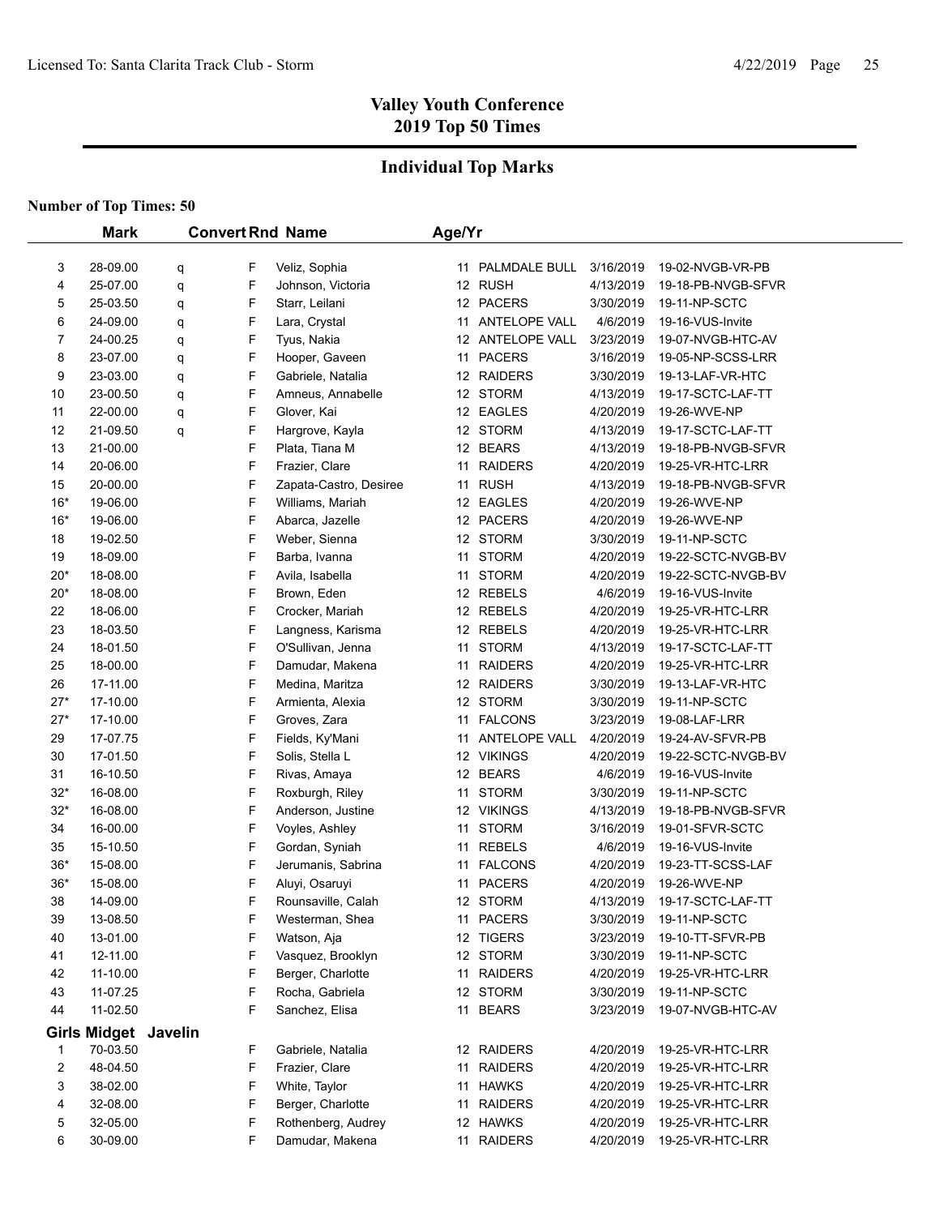## Valley Youth Conference
## 2019 Top 50 Times

### Individual Top Marks

**Number of Top Times: 50**

| | Mark | Convert | Rnd | Name | Age/Yr | Team | Date | Meet |
|---|---|---|---|---|---|---|---|---|
| 3 | 28-09.00 | q | F | Veliz, Sophia | 11 | PALMDALE BULL | 3/16/2019 | 19-02-NVGB-VR-PB |
| 4 | 25-07.00 | q | F | Johnson, Victoria | 12 | RUSH | 4/13/2019 | 19-18-PB-NVGB-SFVR |
| 5 | 25-03.50 | q | F | Starr, Leilani | 12 | PACERS | 3/30/2019 | 19-11-NP-SCTC |
| 6 | 24-09.00 | q | F | Lara, Crystal | 11 | ANTELOPE VALL | 4/6/2019 | 19-16-VUS-Invite |
| 7 | 24-00.25 | q | F | Tyus, Nakia | 12 | ANTELOPE VALL | 3/23/2019 | 19-07-NVGB-HTC-AV |
| 8 | 23-07.00 | q | F | Hooper, Gaveen | 11 | PACERS | 3/16/2019 | 19-05-NP-SCSS-LRR |
| 9 | 23-03.00 | q | F | Gabriele, Natalia | 12 | RAIDERS | 3/30/2019 | 19-13-LAF-VR-HTC |
| 10 | 23-00.50 | q | F | Amneus, Annabelle | 12 | STORM | 4/13/2019 | 19-17-SCTC-LAF-TT |
| 11 | 22-00.00 | q | F | Glover, Kai | 12 | EAGLES | 4/20/2019 | 19-26-WVE-NP |
| 12 | 21-09.50 | q | F | Hargrove, Kayla | 12 | STORM | 4/13/2019 | 19-17-SCTC-LAF-TT |
| 13 | 21-00.00 | | F | Plata, Tiana M | 12 | BEARS | 4/13/2019 | 19-18-PB-NVGB-SFVR |
| 14 | 20-06.00 | | F | Frazier, Clare | 11 | RAIDERS | 4/20/2019 | 19-25-VR-HTC-LRR |
| 15 | 20-00.00 | | F | Zapata-Castro, Desiree | 11 | RUSH | 4/13/2019 | 19-18-PB-NVGB-SFVR |
| 16* | 19-06.00 | | F | Williams, Mariah | 12 | EAGLES | 4/20/2019 | 19-26-WVE-NP |
| 16* | 19-06.00 | | F | Abarca, Jazelle | 12 | PACERS | 4/20/2019 | 19-26-WVE-NP |
| 18 | 19-02.50 | | F | Weber, Sienna | 12 | STORM | 3/30/2019 | 19-11-NP-SCTC |
| 19 | 18-09.00 | | F | Barba, Ivanna | 11 | STORM | 4/20/2019 | 19-22-SCTC-NVGB-BV |
| 20* | 18-08.00 | | F | Avila, Isabella | 11 | STORM | 4/20/2019 | 19-22-SCTC-NVGB-BV |
| 20* | 18-08.00 | | F | Brown, Eden | 12 | REBELS | 4/6/2019 | 19-16-VUS-Invite |
| 22 | 18-06.00 | | F | Crocker, Mariah | 12 | REBELS | 4/20/2019 | 19-25-VR-HTC-LRR |
| 23 | 18-03.50 | | F | Langness, Karisma | 12 | REBELS | 4/20/2019 | 19-25-VR-HTC-LRR |
| 24 | 18-01.50 | | F | O'Sullivan, Jenna | 11 | STORM | 4/13/2019 | 19-17-SCTC-LAF-TT |
| 25 | 18-00.00 | | F | Damudar, Makena | 11 | RAIDERS | 4/20/2019 | 19-25-VR-HTC-LRR |
| 26 | 17-11.00 | | F | Medina, Maritza | 12 | RAIDERS | 3/30/2019 | 19-13-LAF-VR-HTC |
| 27* | 17-10.00 | | F | Armienta, Alexia | 12 | STORM | 3/30/2019 | 19-11-NP-SCTC |
| 27* | 17-10.00 | | F | Groves, Zara | 11 | FALCONS | 3/23/2019 | 19-08-LAF-LRR |
| 29 | 17-07.75 | | F | Fields, Ky'Mani | 11 | ANTELOPE VALL | 4/20/2019 | 19-24-AV-SFVR-PB |
| 30 | 17-01.50 | | F | Solis, Stella L | 12 | VIKINGS | 4/20/2019 | 19-22-SCTC-NVGB-BV |
| 31 | 16-10.50 | | F | Rivas, Amaya | 12 | BEARS | 4/6/2019 | 19-16-VUS-Invite |
| 32* | 16-08.00 | | F | Roxburgh, Riley | 11 | STORM | 3/30/2019 | 19-11-NP-SCTC |
| 32* | 16-08.00 | | F | Anderson, Justine | 12 | VIKINGS | 4/13/2019 | 19-18-PB-NVGB-SFVR |
| 34 | 16-00.00 | | F | Voyles, Ashley | 11 | STORM | 3/16/2019 | 19-01-SFVR-SCTC |
| 35 | 15-10.50 | | F | Gordan, Syniah | 11 | REBELS | 4/6/2019 | 19-16-VUS-Invite |
| 36* | 15-08.00 | | F | Jerumanis, Sabrina | 11 | FALCONS | 4/20/2019 | 19-23-TT-SCSS-LAF |
| 36* | 15-08.00 | | F | Aluyi, Osaruyi | 11 | PACERS | 4/20/2019 | 19-26-WVE-NP |
| 38 | 14-09.00 | | F | Rounsaville, Calah | 12 | STORM | 4/13/2019 | 19-17-SCTC-LAF-TT |
| 39 | 13-08.50 | | F | Westerman, Shea | 11 | PACERS | 3/30/2019 | 19-11-NP-SCTC |
| 40 | 13-01.00 | | F | Watson, Aja | 12 | TIGERS | 3/23/2019 | 19-10-TT-SFVR-PB |
| 41 | 12-11.00 | | F | Vasquez, Brooklyn | 12 | STORM | 3/30/2019 | 19-11-NP-SCTC |
| 42 | 11-10.00 | | F | Berger, Charlotte | 11 | RAIDERS | 4/20/2019 | 19-25-VR-HTC-LRR |
| 43 | 11-07.25 | | F | Rocha, Gabriela | 12 | STORM | 3/30/2019 | 19-11-NP-SCTC |
| 44 | 11-02.50 | | F | Sanchez, Elisa | 11 | BEARS | 3/23/2019 | 19-07-NVGB-HTC-AV |

**Girls Midget Javelin**

| | Mark | Convert | Rnd | Name | Age/Yr | Team | Date | Meet |
|---|---|---|---|---|---|---|---|---|
| 1 | 70-03.50 | | F | Gabriele, Natalia | 12 | RAIDERS | 4/20/2019 | 19-25-VR-HTC-LRR |
| 2 | 48-04.50 | | F | Frazier, Clare | 11 | RAIDERS | 4/20/2019 | 19-25-VR-HTC-LRR |
| 3 | 38-02.00 | | F | White, Taylor | 11 | HAWKS | 4/20/2019 | 19-25-VR-HTC-LRR |
| 4 | 32-08.00 | | F | Berger, Charlotte | 11 | RAIDERS | 4/20/2019 | 19-25-VR-HTC-LRR |
| 5 | 32-05.00 | | F | Rothenberg, Audrey | 12 | HAWKS | 4/20/2019 | 19-25-VR-HTC-LRR |
| 6 | 30-09.00 | | F | Damudar, Makena | 11 | RAIDERS | 4/20/2019 | 19-25-VR-HTC-LRR |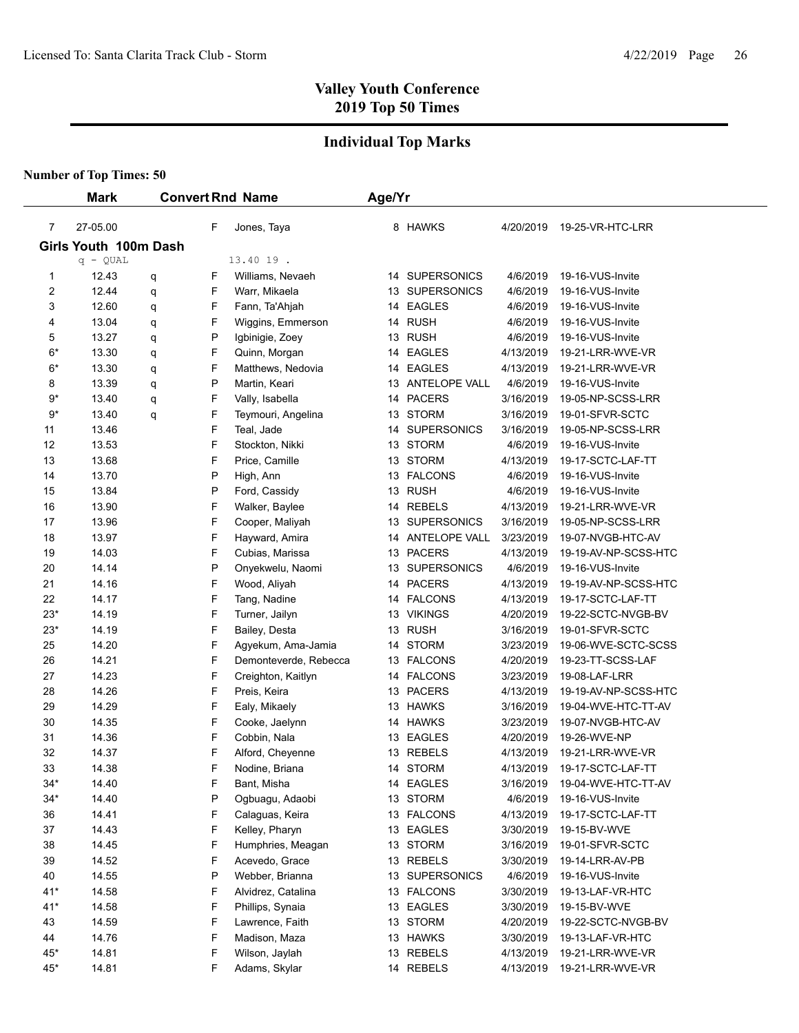# Valley Youth Conference
# 2019 Top 50 Times

## Individual Top Marks

**Number of Top Times: 50**

| | Mark | | Convert | Rnd | Name | Age/Yr | | | |
|---|---|---|---|---|---|---|---|---|---|
| 7 | 27-05.00 | | | F | Jones, Taya | 8 | HAWKS | 4/20/2019 | 19-25-VR-HTC-LRR |

### Girls Youth 100m Dash

q - QUAL 13.40 19 .

| | Mark | | Rnd | Name | Age/Yr | Team | Date | Meet |
|---|---|---|---|---|---|---|---|---|
| 1 | 12.43 | q | F | Williams, Nevaeh | 14 | SUPERSONICS | 4/6/2019 | 19-16-VUS-Invite |
| 2 | 12.44 | q | F | Warr, Mikaela | 13 | SUPERSONICS | 4/6/2019 | 19-16-VUS-Invite |
| 3 | 12.60 | q | F | Fann, Ta'Ahjah | 14 | EAGLES | 4/6/2019 | 19-16-VUS-Invite |
| 4 | 13.04 | q | F | Wiggins, Emmerson | 14 | RUSH | 4/6/2019 | 19-16-VUS-Invite |
| 5 | 13.27 | q | P | Igbinigie, Zoey | 13 | RUSH | 4/6/2019 | 19-16-VUS-Invite |
| 6* | 13.30 | q | F | Quinn, Morgan | 14 | EAGLES | 4/13/2019 | 19-21-LRR-WVE-VR |
| 6* | 13.30 | q | F | Matthews, Nedovia | 14 | EAGLES | 4/13/2019 | 19-21-LRR-WVE-VR |
| 8 | 13.39 | q | P | Martin, Keari | 13 | ANTELOPE VALL | 4/6/2019 | 19-16-VUS-Invite |
| 9* | 13.40 | q | F | Vally, Isabella | 14 | PACERS | 3/16/2019 | 19-05-NP-SCSS-LRR |
| 9* | 13.40 | q | F | Teymouri, Angelina | 13 | STORM | 3/16/2019 | 19-01-SFVR-SCTC |
| 11 | 13.46 | | F | Teal, Jade | 14 | SUPERSONICS | 3/16/2019 | 19-05-NP-SCSS-LRR |
| 12 | 13.53 | | F | Stockton, Nikki | 13 | STORM | 4/6/2019 | 19-16-VUS-Invite |
| 13 | 13.68 | | F | Price, Camille | 13 | STORM | 4/13/2019 | 19-17-SCTC-LAF-TT |
| 14 | 13.70 | | P | High, Ann | 13 | FALCONS | 4/6/2019 | 19-16-VUS-Invite |
| 15 | 13.84 | | P | Ford, Cassidy | 13 | RUSH | 4/6/2019 | 19-16-VUS-Invite |
| 16 | 13.90 | | F | Walker, Baylee | 14 | REBELS | 4/13/2019 | 19-21-LRR-WVE-VR |
| 17 | 13.96 | | F | Cooper, Maliyah | 13 | SUPERSONICS | 3/16/2019 | 19-05-NP-SCSS-LRR |
| 18 | 13.97 | | F | Hayward, Amira | 14 | ANTELOPE VALL | 3/23/2019 | 19-07-NVGB-HTC-AV |
| 19 | 14.03 | | F | Cubias, Marissa | 13 | PACERS | 4/13/2019 | 19-19-AV-NP-SCSS-HTC |
| 20 | 14.14 | | P | Onyekwelu, Naomi | 13 | SUPERSONICS | 4/6/2019 | 19-16-VUS-Invite |
| 21 | 14.16 | | F | Wood, Aliyah | 14 | PACERS | 4/13/2019 | 19-19-AV-NP-SCSS-HTC |
| 22 | 14.17 | | F | Tang, Nadine | 14 | FALCONS | 4/13/2019 | 19-17-SCTC-LAF-TT |
| 23* | 14.19 | | F | Turner, Jailyn | 13 | VIKINGS | 4/20/2019 | 19-22-SCTC-NVGB-BV |
| 23* | 14.19 | | F | Bailey, Desta | 13 | RUSH | 3/16/2019 | 19-01-SFVR-SCTC |
| 25 | 14.20 | | F | Agyekum, Ama-Jamia | 14 | STORM | 3/23/2019 | 19-06-WVE-SCTC-SCSS |
| 26 | 14.21 | | F | Demonteverde, Rebecca | 13 | FALCONS | 4/20/2019 | 19-23-TT-SCSS-LAF |
| 27 | 14.23 | | F | Creighton, Kaitlyn | 14 | FALCONS | 3/23/2019 | 19-08-LAF-LRR |
| 28 | 14.26 | | F | Preis, Keira | 13 | PACERS | 4/13/2019 | 19-19-AV-NP-SCSS-HTC |
| 29 | 14.29 | | F | Ealy, Mikaely | 13 | HAWKS | 3/16/2019 | 19-04-WVE-HTC-TT-AV |
| 30 | 14.35 | | F | Cooke, Jaelynn | 14 | HAWKS | 3/23/2019 | 19-07-NVGB-HTC-AV |
| 31 | 14.36 | | F | Cobbin, Nala | 13 | EAGLES | 4/20/2019 | 19-26-WVE-NP |
| 32 | 14.37 | | F | Alford, Cheyenne | 13 | REBELS | 4/13/2019 | 19-21-LRR-WVE-VR |
| 33 | 14.38 | | F | Nodine, Briana | 14 | STORM | 4/13/2019 | 19-17-SCTC-LAF-TT |
| 34* | 14.40 | | F | Bant, Misha | 14 | EAGLES | 3/16/2019 | 19-04-WVE-HTC-TT-AV |
| 34* | 14.40 | | P | Ogbuagu, Adaobi | 13 | STORM | 4/6/2019 | 19-16-VUS-Invite |
| 36 | 14.41 | | F | Calaguas, Keira | 13 | FALCONS | 4/13/2019 | 19-17-SCTC-LAF-TT |
| 37 | 14.43 | | F | Kelley, Pharyn | 13 | EAGLES | 3/30/2019 | 19-15-BV-WVE |
| 38 | 14.45 | | F | Humphries, Meagan | 13 | STORM | 3/16/2019 | 19-01-SFVR-SCTC |
| 39 | 14.52 | | F | Acevedo, Grace | 13 | REBELS | 3/30/2019 | 19-14-LRR-AV-PB |
| 40 | 14.55 | | P | Webber, Brianna | 13 | SUPERSONICS | 4/6/2019 | 19-16-VUS-Invite |
| 41* | 14.58 | | F | Alvidrez, Catalina | 13 | FALCONS | 3/30/2019 | 19-13-LAF-VR-HTC |
| 41* | 14.58 | | F | Phillips, Synaia | 13 | EAGLES | 3/30/2019 | 19-15-BV-WVE |
| 43 | 14.59 | | F | Lawrence, Faith | 13 | STORM | 4/20/2019 | 19-22-SCTC-NVGB-BV |
| 44 | 14.76 | | F | Madison, Maza | 13 | HAWKS | 3/30/2019 | 19-13-LAF-VR-HTC |
| 45* | 14.81 | | F | Wilson, Jaylah | 13 | REBELS | 4/13/2019 | 19-21-LRR-WVE-VR |
| 45* | 14.81 | | F | Adams, Skylar | 14 | REBELS | 4/13/2019 | 19-21-LRR-WVE-VR |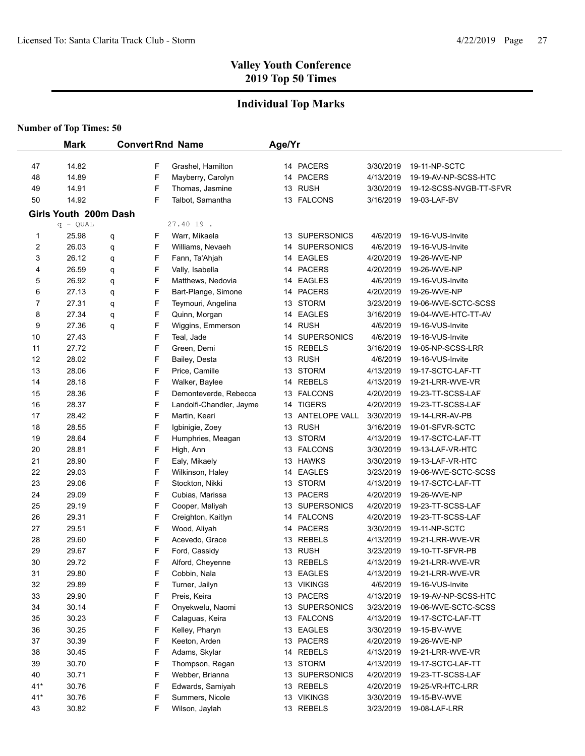# Valley Youth Conference
## 2019 Top 50 Times

## Individual Top Marks

**Number of Top Times: 50**

| | Mark | | Convert | Rnd | Name | Age/Yr | Team | Date | Meet |
|---|---|---|---|---|---|---|---|---|---|
| 47 | 14.82 | | | F | Grashel, Hamilton | 14 | PACERS | 3/30/2019 | 19-11-NP-SCTC |
| 48 | 14.89 | | | F | Mayberry, Carolyn | 14 | PACERS | 4/13/2019 | 19-19-AV-NP-SCSS-HTC |
| 49 | 14.91 | | | F | Thomas, Jasmine | 13 | RUSH | 3/30/2019 | 19-12-SCSS-NVGB-TT-SFVR |
| 50 | 14.92 | | | F | Talbot, Samantha | 13 | FALCONS | 3/16/2019 | 19-03-LAF-BV |

**Girls Youth 200m Dash**

q - QUAL 27.40 19 .

| | Mark | | Convert | Rnd | Name | Age/Yr | Team | Date | Meet |
|---|---|---|---|---|---|---|---|---|---|
| 1 | 25.98 | q | | F | Warr, Mikaela | 13 | SUPERSONICS | 4/6/2019 | 19-16-VUS-Invite |
| 2 | 26.03 | q | | F | Williams, Nevaeh | 14 | SUPERSONICS | 4/6/2019 | 19-16-VUS-Invite |
| 3 | 26.12 | q | | F | Fann, Ta'Ahjah | 14 | EAGLES | 4/20/2019 | 19-26-WVE-NP |
| 4 | 26.59 | q | | F | Vally, Isabella | 14 | PACERS | 4/20/2019 | 19-26-WVE-NP |
| 5 | 26.92 | q | | F | Matthews, Nedovia | 14 | EAGLES | 4/6/2019 | 19-16-VUS-Invite |
| 6 | 27.13 | q | | F | Bart-Plange, Simone | 14 | PACERS | 4/20/2019 | 19-26-WVE-NP |
| 7 | 27.31 | q | | F | Teymouri, Angelina | 13 | STORM | 3/23/2019 | 19-06-WVE-SCTC-SCSS |
| 8 | 27.34 | q | | F | Quinn, Morgan | 14 | EAGLES | 3/16/2019 | 19-04-WVE-HTC-TT-AV |
| 9 | 27.36 | q | | F | Wiggins, Emmerson | 14 | RUSH | 4/6/2019 | 19-16-VUS-Invite |
| 10 | 27.43 | | | F | Teal, Jade | 14 | SUPERSONICS | 4/6/2019 | 19-16-VUS-Invite |
| 11 | 27.72 | | | F | Green, Demi | 15 | REBELS | 3/16/2019 | 19-05-NP-SCSS-LRR |
| 12 | 28.02 | | | F | Bailey, Desta | 13 | RUSH | 4/6/2019 | 19-16-VUS-Invite |
| 13 | 28.06 | | | F | Price, Camille | 13 | STORM | 4/13/2019 | 19-17-SCTC-LAF-TT |
| 14 | 28.18 | | | F | Walker, Baylee | 14 | REBELS | 4/13/2019 | 19-21-LRR-WVE-VR |
| 15 | 28.36 | | | F | Demonteverde, Rebecca | 13 | FALCONS | 4/20/2019 | 19-23-TT-SCSS-LAF |
| 16 | 28.37 | | | F | Landolfi-Chandler, Jayme | 14 | TIGERS | 4/20/2019 | 19-23-TT-SCSS-LAF |
| 17 | 28.42 | | | F | Martin, Keari | 13 | ANTELOPE VALL | 3/30/2019 | 19-14-LRR-AV-PB |
| 18 | 28.55 | | | F | Igbinigie, Zoey | 13 | RUSH | 3/16/2019 | 19-01-SFVR-SCTC |
| 19 | 28.64 | | | F | Humphries, Meagan | 13 | STORM | 4/13/2019 | 19-17-SCTC-LAF-TT |
| 20 | 28.81 | | | F | High, Ann | 13 | FALCONS | 3/30/2019 | 19-13-LAF-VR-HTC |
| 21 | 28.90 | | | F | Ealy, Mikaely | 13 | HAWKS | 3/30/2019 | 19-13-LAF-VR-HTC |
| 22 | 29.03 | | | F | Wilkinson, Haley | 14 | EAGLES | 3/23/2019 | 19-06-WVE-SCTC-SCSS |
| 23 | 29.06 | | | F | Stockton, Nikki | 13 | STORM | 4/13/2019 | 19-17-SCTC-LAF-TT |
| 24 | 29.09 | | | F | Cubias, Marissa | 13 | PACERS | 4/20/2019 | 19-26-WVE-NP |
| 25 | 29.19 | | | F | Cooper, Maliyah | 13 | SUPERSONICS | 4/20/2019 | 19-23-TT-SCSS-LAF |
| 26 | 29.31 | | | F | Creighton, Kaitlyn | 14 | FALCONS | 4/20/2019 | 19-23-TT-SCSS-LAF |
| 27 | 29.51 | | | F | Wood, Aliyah | 14 | PACERS | 3/30/2019 | 19-11-NP-SCTC |
| 28 | 29.60 | | | F | Acevedo, Grace | 13 | REBELS | 4/13/2019 | 19-21-LRR-WVE-VR |
| 29 | 29.67 | | | F | Ford, Cassidy | 13 | RUSH | 3/23/2019 | 19-10-TT-SFVR-PB |
| 30 | 29.72 | | | F | Alford, Cheyenne | 13 | REBELS | 4/13/2019 | 19-21-LRR-WVE-VR |
| 31 | 29.80 | | | F | Cobbin, Nala | 13 | EAGLES | 4/13/2019 | 19-21-LRR-WVE-VR |
| 32 | 29.89 | | | F | Turner, Jailyn | 13 | VIKINGS | 4/6/2019 | 19-16-VUS-Invite |
| 33 | 29.90 | | | F | Preis, Keira | 13 | PACERS | 4/13/2019 | 19-19-AV-NP-SCSS-HTC |
| 34 | 30.14 | | | F | Onyekwelu, Naomi | 13 | SUPERSONICS | 3/23/2019 | 19-06-WVE-SCTC-SCSS |
| 35 | 30.23 | | | F | Calaguas, Keira | 13 | FALCONS | 4/13/2019 | 19-17-SCTC-LAF-TT |
| 36 | 30.25 | | | F | Kelley, Pharyn | 13 | EAGLES | 3/30/2019 | 19-15-BV-WVE |
| 37 | 30.39 | | | F | Keeton, Arden | 13 | PACERS | 4/20/2019 | 19-26-WVE-NP |
| 38 | 30.45 | | | F | Adams, Skylar | 14 | REBELS | 4/13/2019 | 19-21-LRR-WVE-VR |
| 39 | 30.70 | | | F | Thompson, Regan | 13 | STORM | 4/13/2019 | 19-17-SCTC-LAF-TT |
| 40 | 30.71 | | | F | Webber, Brianna | 13 | SUPERSONICS | 4/20/2019 | 19-23-TT-SCSS-LAF |
| 41* | 30.76 | | | F | Edwards, Samiyah | 13 | REBELS | 4/20/2019 | 19-25-VR-HTC-LRR |
| 41* | 30.76 | | | F | Summers, Nicole | 13 | VIKINGS | 3/30/2019 | 19-15-BV-WVE |
| 43 | 30.82 | | | F | Wilson, Jaylah | 13 | REBELS | 3/23/2019 | 19-08-LAF-LRR |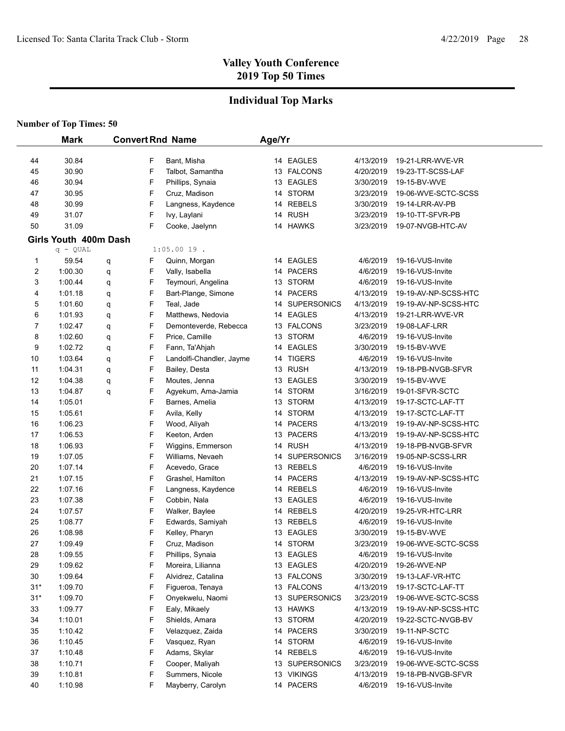## Valley Youth Conference
## 2019 Top 50 Times

### Individual Top Marks

**Number of Top Times: 50**

| | Mark | | Convert | Rnd | Name | Age/Yr | | Date | Meet |
|---|---|---|---|---|---|---|---|---|---|
| 44 | 30.84 | | | F | Bant, Misha | 14 | EAGLES | 4/13/2019 | 19-21-LRR-WVE-VR |
| 45 | 30.90 | | | F | Talbot, Samantha | 13 | FALCONS | 4/20/2019 | 19-23-TT-SCSS-LAF |
| 46 | 30.94 | | | F | Phillips, Synaia | 13 | EAGLES | 3/30/2019 | 19-15-BV-WVE |
| 47 | 30.95 | | | F | Cruz, Madison | 14 | STORM | 3/23/2019 | 19-06-WVE-SCTC-SCSS |
| 48 | 30.99 | | | F | Langness, Kaydence | 14 | REBELS | 3/30/2019 | 19-14-LRR-AV-PB |
| 49 | 31.07 | | | F | Ivy, Laylani | 14 | RUSH | 3/23/2019 | 19-10-TT-SFVR-PB |
| 50 | 31.09 | | | F | Cooke, Jaelynn | 14 | HAWKS | 3/23/2019 | 19-07-NVGB-HTC-AV |

**Girls Youth 400m Dash**

q - QUAL 1:05.00 19 .

| | Mark | | Convert | Rnd | Name | Age/Yr | | Date | Meet |
|---|---|---|---|---|---|---|---|---|---|
| 1 | 59.54 | q | | F | Quinn, Morgan | 14 | EAGLES | 4/6/2019 | 19-16-VUS-Invite |
| 2 | 1:00.30 | q | | F | Vally, Isabella | 14 | PACERS | 4/6/2019 | 19-16-VUS-Invite |
| 3 | 1:00.44 | q | | F | Teymouri, Angelina | 13 | STORM | 4/6/2019 | 19-16-VUS-Invite |
| 4 | 1:01.18 | q | | F | Bart-Plange, Simone | 14 | PACERS | 4/13/2019 | 19-19-AV-NP-SCSS-HTC |
| 5 | 1:01.60 | q | | F | Teal, Jade | 14 | SUPERSONICS | 4/13/2019 | 19-19-AV-NP-SCSS-HTC |
| 6 | 1:01.93 | q | | F | Matthews, Nedovia | 14 | EAGLES | 4/13/2019 | 19-21-LRR-WVE-VR |
| 7 | 1:02.47 | q | | F | Demonteverde, Rebecca | 13 | FALCONS | 3/23/2019 | 19-08-LAF-LRR |
| 8 | 1:02.60 | q | | F | Price, Camille | 13 | STORM | 4/6/2019 | 19-16-VUS-Invite |
| 9 | 1:02.72 | q | | F | Fann, Ta'Ahjah | 14 | EAGLES | 3/30/2019 | 19-15-BV-WVE |
| 10 | 1:03.64 | q | | F | Landolfi-Chandler, Jayme | 14 | TIGERS | 4/6/2019 | 19-16-VUS-Invite |
| 11 | 1:04.31 | q | | F | Bailey, Desta | 13 | RUSH | 4/13/2019 | 19-18-PB-NVGB-SFVR |
| 12 | 1:04.38 | q | | F | Moutes, Jenna | 13 | EAGLES | 3/30/2019 | 19-15-BV-WVE |
| 13 | 1:04.87 | q | | F | Agyekum, Ama-Jamia | 14 | STORM | 3/16/2019 | 19-01-SFVR-SCTC |
| 14 | 1:05.01 | | | F | Barnes, Amelia | 13 | STORM | 4/13/2019 | 19-17-SCTC-LAF-TT |
| 15 | 1:05.61 | | | F | Avila, Kelly | 14 | STORM | 4/13/2019 | 19-17-SCTC-LAF-TT |
| 16 | 1:06.23 | | | F | Wood, Aliyah | 14 | PACERS | 4/13/2019 | 19-19-AV-NP-SCSS-HTC |
| 17 | 1:06.53 | | | F | Keeton, Arden | 13 | PACERS | 4/13/2019 | 19-19-AV-NP-SCSS-HTC |
| 18 | 1:06.93 | | | F | Wiggins, Emmerson | 14 | RUSH | 4/13/2019 | 19-18-PB-NVGB-SFVR |
| 19 | 1:07.05 | | | F | Williams, Nevaeh | 14 | SUPERSONICS | 3/16/2019 | 19-05-NP-SCSS-LRR |
| 20 | 1:07.14 | | | F | Acevedo, Grace | 13 | REBELS | 4/6/2019 | 19-16-VUS-Invite |
| 21 | 1:07.15 | | | F | Grashel, Hamilton | 14 | PACERS | 4/13/2019 | 19-19-AV-NP-SCSS-HTC |
| 22 | 1:07.16 | | | F | Langness, Kaydence | 14 | REBELS | 4/6/2019 | 19-16-VUS-Invite |
| 23 | 1:07.38 | | | F | Cobbin, Nala | 13 | EAGLES | 4/6/2019 | 19-16-VUS-Invite |
| 24 | 1:07.57 | | | F | Walker, Baylee | 14 | REBELS | 4/20/2019 | 19-25-VR-HTC-LRR |
| 25 | 1:08.77 | | | F | Edwards, Samiyah | 13 | REBELS | 4/6/2019 | 19-16-VUS-Invite |
| 26 | 1:08.98 | | | F | Kelley, Pharyn | 13 | EAGLES | 3/30/2019 | 19-15-BV-WVE |
| 27 | 1:09.49 | | | F | Cruz, Madison | 14 | STORM | 3/23/2019 | 19-06-WVE-SCTC-SCSS |
| 28 | 1:09.55 | | | F | Phillips, Synaia | 13 | EAGLES | 4/6/2019 | 19-16-VUS-Invite |
| 29 | 1:09.62 | | | F | Moreira, Lilianna | 13 | EAGLES | 4/20/2019 | 19-26-WVE-NP |
| 30 | 1:09.64 | | | F | Alvidrez, Catalina | 13 | FALCONS | 3/30/2019 | 19-13-LAF-VR-HTC |
| 31* | 1:09.70 | | | F | Figueroa, Tenaya | 13 | FALCONS | 4/13/2019 | 19-17-SCTC-LAF-TT |
| 31* | 1:09.70 | | | F | Onyekwelu, Naomi | 13 | SUPERSONICS | 3/23/2019 | 19-06-WVE-SCTC-SCSS |
| 33 | 1:09.77 | | | F | Ealy, Mikaely | 13 | HAWKS | 4/13/2019 | 19-19-AV-NP-SCSS-HTC |
| 34 | 1:10.01 | | | F | Shields, Amara | 13 | STORM | 4/20/2019 | 19-22-SCTC-NVGB-BV |
| 35 | 1:10.42 | | | F | Velazquez, Zaida | 14 | PACERS | 3/30/2019 | 19-11-NP-SCTC |
| 36 | 1:10.45 | | | F | Vasquez, Ryan | 14 | STORM | 4/6/2019 | 19-16-VUS-Invite |
| 37 | 1:10.48 | | | F | Adams, Skylar | 14 | REBELS | 4/6/2019 | 19-16-VUS-Invite |
| 38 | 1:10.71 | | | F | Cooper, Maliyah | 13 | SUPERSONICS | 3/23/2019 | 19-06-WVE-SCTC-SCSS |
| 39 | 1:10.81 | | | F | Summers, Nicole | 13 | VIKINGS | 4/13/2019 | 19-18-PB-NVGB-SFVR |
| 40 | 1:10.98 | | | F | Mayberry, Carolyn | 14 | PACERS | 4/6/2019 | 19-16-VUS-Invite |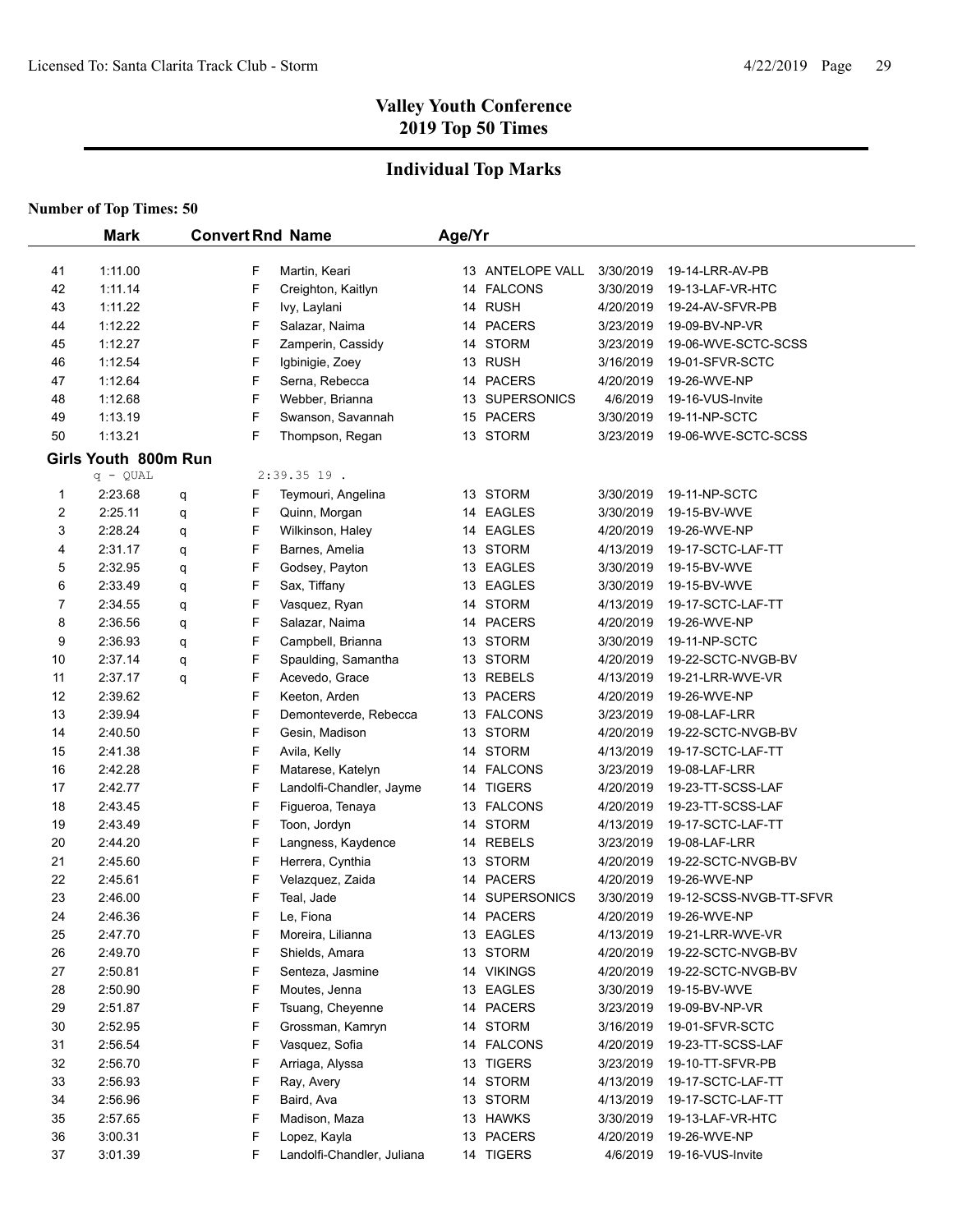# Valley Youth Conference
## 2019 Top 50 Times

## Individual Top Marks

**Number of Top Times: 50**

| | Mark | Convert | Rnd | Name | Age/Yr | | Date | Meet |
|---|---|---|---|---|---|---|---|---|
| 41 | 1:11.00 | | F | Martin, Keari | 13 | ANTELOPE VALL | 3/30/2019 | 19-14-LRR-AV-PB |
| 42 | 1:11.14 | | F | Creighton, Kaitlyn | 14 | FALCONS | 3/30/2019 | 19-13-LAF-VR-HTC |
| 43 | 1:11.22 | | F | Ivy, Laylani | 14 | RUSH | 4/20/2019 | 19-24-AV-SFVR-PB |
| 44 | 1:12.22 | | F | Salazar, Naima | 14 | PACERS | 3/23/2019 | 19-09-BV-NP-VR |
| 45 | 1:12.27 | | F | Zamperin, Cassidy | 14 | STORM | 3/23/2019 | 19-06-WVE-SCTC-SCSS |
| 46 | 1:12.54 | | F | Igbinigie, Zoey | 13 | RUSH | 3/16/2019 | 19-01-SFVR-SCTC |
| 47 | 1:12.64 | | F | Serna, Rebecca | 14 | PACERS | 4/20/2019 | 19-26-WVE-NP |
| 48 | 1:12.68 | | F | Webber, Brianna | 13 | SUPERSONICS | 4/6/2019 | 19-16-VUS-Invite |
| 49 | 1:13.19 | | F | Swanson, Savannah | 15 | PACERS | 3/30/2019 | 19-11-NP-SCTC |
| 50 | 1:13.21 | | F | Thompson, Regan | 13 | STORM | 3/23/2019 | 19-06-WVE-SCTC-SCSS |

**Girls Youth 800m Run**

q - QUAL 2:39.35 19 .

| | Mark | Convert | Rnd | Name | Age/Yr | | Date | Meet |
|---|---|---|---|---|---|---|---|---|
| 1 | 2:23.68 | q | F | Teymouri, Angelina | 13 | STORM | 3/30/2019 | 19-11-NP-SCTC |
| 2 | 2:25.11 | q | F | Quinn, Morgan | 14 | EAGLES | 3/30/2019 | 19-15-BV-WVE |
| 3 | 2:28.24 | q | F | Wilkinson, Haley | 14 | EAGLES | 4/20/2019 | 19-26-WVE-NP |
| 4 | 2:31.17 | q | F | Barnes, Amelia | 13 | STORM | 4/13/2019 | 19-17-SCTC-LAF-TT |
| 5 | 2:32.95 | q | F | Godsey, Payton | 13 | EAGLES | 3/30/2019 | 19-15-BV-WVE |
| 6 | 2:33.49 | q | F | Sax, Tiffany | 13 | EAGLES | 3/30/2019 | 19-15-BV-WVE |
| 7 | 2:34.55 | q | F | Vasquez, Ryan | 14 | STORM | 4/13/2019 | 19-17-SCTC-LAF-TT |
| 8 | 2:36.56 | q | F | Salazar, Naima | 14 | PACERS | 4/20/2019 | 19-26-WVE-NP |
| 9 | 2:36.93 | q | F | Campbell, Brianna | 13 | STORM | 3/30/2019 | 19-11-NP-SCTC |
| 10 | 2:37.14 | q | F | Spaulding, Samantha | 13 | STORM | 4/20/2019 | 19-22-SCTC-NVGB-BV |
| 11 | 2:37.17 | q | F | Acevedo, Grace | 13 | REBELS | 4/13/2019 | 19-21-LRR-WVE-VR |
| 12 | 2:39.62 | | F | Keeton, Arden | 13 | PACERS | 4/20/2019 | 19-26-WVE-NP |
| 13 | 2:39.94 | | F | Demonteverde, Rebecca | 13 | FALCONS | 3/23/2019 | 19-08-LAF-LRR |
| 14 | 2:40.50 | | F | Gesin, Madison | 13 | STORM | 4/20/2019 | 19-22-SCTC-NVGB-BV |
| 15 | 2:41.38 | | F | Avila, Kelly | 14 | STORM | 4/13/2019 | 19-17-SCTC-LAF-TT |
| 16 | 2:42.28 | | F | Matarese, Katelyn | 14 | FALCONS | 3/23/2019 | 19-08-LAF-LRR |
| 17 | 2:42.77 | | F | Landolfi-Chandler, Jayme | 14 | TIGERS | 4/20/2019 | 19-23-TT-SCSS-LAF |
| 18 | 2:43.45 | | F | Figueroa, Tenaya | 13 | FALCONS | 4/20/2019 | 19-23-TT-SCSS-LAF |
| 19 | 2:43.49 | | F | Toon, Jordyn | 14 | STORM | 4/13/2019 | 19-17-SCTC-LAF-TT |
| 20 | 2:44.20 | | F | Langness, Kaydence | 14 | REBELS | 3/23/2019 | 19-08-LAF-LRR |
| 21 | 2:45.60 | | F | Herrera, Cynthia | 13 | STORM | 4/20/2019 | 19-22-SCTC-NVGB-BV |
| 22 | 2:45.61 | | F | Velazquez, Zaida | 14 | PACERS | 4/20/2019 | 19-26-WVE-NP |
| 23 | 2:46.00 | | F | Teal, Jade | 14 | SUPERSONICS | 3/30/2019 | 19-12-SCSS-NVGB-TT-SFVR |
| 24 | 2:46.36 | | F | Le, Fiona | 14 | PACERS | 4/20/2019 | 19-26-WVE-NP |
| 25 | 2:47.70 | | F | Moreira, Lilianna | 13 | EAGLES | 4/13/2019 | 19-21-LRR-WVE-VR |
| 26 | 2:49.70 | | F | Shields, Amara | 13 | STORM | 4/20/2019 | 19-22-SCTC-NVGB-BV |
| 27 | 2:50.81 | | F | Senteza, Jasmine | 14 | VIKINGS | 4/20/2019 | 19-22-SCTC-NVGB-BV |
| 28 | 2:50.90 | | F | Moutes, Jenna | 13 | EAGLES | 3/30/2019 | 19-15-BV-WVE |
| 29 | 2:51.87 | | F | Tsuang, Cheyenne | 14 | PACERS | 3/23/2019 | 19-09-BV-NP-VR |
| 30 | 2:52.95 | | F | Grossman, Kamryn | 14 | STORM | 3/16/2019 | 19-01-SFVR-SCTC |
| 31 | 2:56.54 | | F | Vasquez, Sofia | 14 | FALCONS | 4/20/2019 | 19-23-TT-SCSS-LAF |
| 32 | 2:56.70 | | F | Arriaga, Alyssa | 13 | TIGERS | 3/23/2019 | 19-10-TT-SFVR-PB |
| 33 | 2:56.93 | | F | Ray, Avery | 14 | STORM | 4/13/2019 | 19-17-SCTC-LAF-TT |
| 34 | 2:56.96 | | F | Baird, Ava | 13 | STORM | 4/13/2019 | 19-17-SCTC-LAF-TT |
| 35 | 2:57.65 | | F | Madison, Maza | 13 | HAWKS | 3/30/2019 | 19-13-LAF-VR-HTC |
| 36 | 3:00.31 | | F | Lopez, Kayla | 13 | PACERS | 4/20/2019 | 19-26-WVE-NP |
| 37 | 3:01.39 | | F | Landolfi-Chandler, Juliana | 14 | TIGERS | 4/6/2019 | 19-16-VUS-Invite |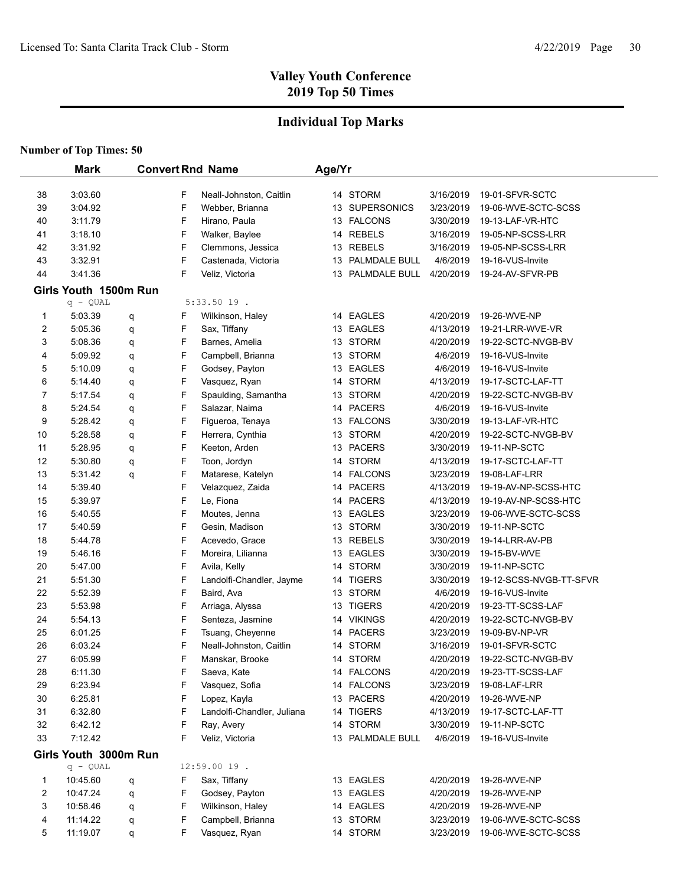# Valley Youth Conference
## 2019 Top 50 Times

## Individual Top Marks

**Number of Top Times: 50**

| | Mark | Convert | Rnd | Name | Age/Yr | Team | Date | Meet |
|---|---|---|---|---|---|---|---|---|
| 38 | 3:03.60 | | F | Neall-Johnston, Caitlin | 14 | STORM | 3/16/2019 | 19-01-SFVR-SCTC |
| 39 | 3:04.92 | | F | Webber, Brianna | 13 | SUPERSONICS | 3/23/2019 | 19-06-WVE-SCTC-SCSS |
| 40 | 3:11.79 | | F | Hirano, Paula | 13 | FALCONS | 3/30/2019 | 19-13-LAF-VR-HTC |
| 41 | 3:18.10 | | F | Walker, Baylee | 14 | REBELS | 3/16/2019 | 19-05-NP-SCSS-LRR |
| 42 | 3:31.92 | | F | Clemmons, Jessica | 13 | REBELS | 3/16/2019 | 19-05-NP-SCSS-LRR |
| 43 | 3:32.91 | | F | Castenada, Victoria | 13 | PALMDALE BULL | 4/6/2019 | 19-16-VUS-Invite |
| 44 | 3:41.36 | | F | Veliz, Victoria | 13 | PALMDALE BULL | 4/20/2019 | 19-24-AV-SFVR-PB |

### Girls Youth 1500m Run

q - QUAL 5:33.50 19 .

| | Mark | Convert | Rnd | Name | Age/Yr | Team | Date | Meet |
|---|---|---|---|---|---|---|---|---|
| 1 | 5:03.39 | q | F | Wilkinson, Haley | 14 | EAGLES | 4/20/2019 | 19-26-WVE-NP |
| 2 | 5:05.36 | q | F | Sax, Tiffany | 13 | EAGLES | 4/13/2019 | 19-21-LRR-WVE-VR |
| 3 | 5:08.36 | q | F | Barnes, Amelia | 13 | STORM | 4/20/2019 | 19-22-SCTC-NVGB-BV |
| 4 | 5:09.92 | q | F | Campbell, Brianna | 13 | STORM | 4/6/2019 | 19-16-VUS-Invite |
| 5 | 5:10.09 | q | F | Godsey, Payton | 13 | EAGLES | 4/6/2019 | 19-16-VUS-Invite |
| 6 | 5:14.40 | q | F | Vasquez, Ryan | 14 | STORM | 4/13/2019 | 19-17-SCTC-LAF-TT |
| 7 | 5:17.54 | q | F | Spaulding, Samantha | 13 | STORM | 4/20/2019 | 19-22-SCTC-NVGB-BV |
| 8 | 5:24.54 | q | F | Salazar, Naima | 14 | PACERS | 4/6/2019 | 19-16-VUS-Invite |
| 9 | 5:28.42 | q | F | Figueroa, Tenaya | 13 | FALCONS | 3/30/2019 | 19-13-LAF-VR-HTC |
| 10 | 5:28.58 | q | F | Herrera, Cynthia | 13 | STORM | 4/20/2019 | 19-22-SCTC-NVGB-BV |
| 11 | 5:28.95 | q | F | Keeton, Arden | 13 | PACERS | 3/30/2019 | 19-11-NP-SCTC |
| 12 | 5:30.80 | q | F | Toon, Jordyn | 14 | STORM | 4/13/2019 | 19-17-SCTC-LAF-TT |
| 13 | 5:31.42 | q | F | Matarese, Katelyn | 14 | FALCONS | 3/23/2019 | 19-08-LAF-LRR |
| 14 | 5:39.40 | | F | Velazquez, Zaida | 14 | PACERS | 4/13/2019 | 19-19-AV-NP-SCSS-HTC |
| 15 | 5:39.97 | | F | Le, Fiona | 14 | PACERS | 4/13/2019 | 19-19-AV-NP-SCSS-HTC |
| 16 | 5:40.55 | | F | Moutes, Jenna | 13 | EAGLES | 3/23/2019 | 19-06-WVE-SCTC-SCSS |
| 17 | 5:40.59 | | F | Gesin, Madison | 13 | STORM | 3/30/2019 | 19-11-NP-SCTC |
| 18 | 5:44.78 | | F | Acevedo, Grace | 13 | REBELS | 3/30/2019 | 19-14-LRR-AV-PB |
| 19 | 5:46.16 | | F | Moreira, Lilianna | 13 | EAGLES | 3/30/2019 | 19-15-BV-WVE |
| 20 | 5:47.00 | | F | Avila, Kelly | 14 | STORM | 3/30/2019 | 19-11-NP-SCTC |
| 21 | 5:51.30 | | F | Landolfi-Chandler, Jayme | 14 | TIGERS | 3/30/2019 | 19-12-SCSS-NVGB-TT-SFVR |
| 22 | 5:52.39 | | F | Baird, Ava | 13 | STORM | 4/6/2019 | 19-16-VUS-Invite |
| 23 | 5:53.98 | | F | Arriaga, Alyssa | 13 | TIGERS | 4/20/2019 | 19-23-TT-SCSS-LAF |
| 24 | 5:54.13 | | F | Senteza, Jasmine | 14 | VIKINGS | 4/20/2019 | 19-22-SCTC-NVGB-BV |
| 25 | 6:01.25 | | F | Tsuang, Cheyenne | 14 | PACERS | 3/23/2019 | 19-09-BV-NP-VR |
| 26 | 6:03.24 | | F | Neall-Johnston, Caitlin | 14 | STORM | 3/16/2019 | 19-01-SFVR-SCTC |
| 27 | 6:05.99 | | F | Manskar, Brooke | 14 | STORM | 4/20/2019 | 19-22-SCTC-NVGB-BV |
| 28 | 6:11.30 | | F | Saeva, Kate | 14 | FALCONS | 4/20/2019 | 19-23-TT-SCSS-LAF |
| 29 | 6:23.94 | | F | Vasquez, Sofia | 14 | FALCONS | 3/23/2019 | 19-08-LAF-LRR |
| 30 | 6:25.81 | | F | Lopez, Kayla | 13 | PACERS | 4/20/2019 | 19-26-WVE-NP |
| 31 | 6:32.80 | | F | Landolfi-Chandler, Juliana | 14 | TIGERS | 4/13/2019 | 19-17-SCTC-LAF-TT |
| 32 | 6:42.12 | | F | Ray, Avery | 14 | STORM | 3/30/2019 | 19-11-NP-SCTC |
| 33 | 7:12.42 | | F | Veliz, Victoria | 13 | PALMDALE BULL | 4/6/2019 | 19-16-VUS-Invite |

### Girls Youth 3000m Run

q - QUAL 12:59.00 19 .

| | Mark | Convert | Rnd | Name | Age/Yr | Team | Date | Meet |
|---|---|---|---|---|---|---|---|---|
| 1 | 10:45.60 | q | F | Sax, Tiffany | 13 | EAGLES | 4/20/2019 | 19-26-WVE-NP |
| 2 | 10:47.24 | q | F | Godsey, Payton | 13 | EAGLES | 4/20/2019 | 19-26-WVE-NP |
| 3 | 10:58.46 | q | F | Wilkinson, Haley | 14 | EAGLES | 4/20/2019 | 19-26-WVE-NP |
| 4 | 11:14.22 | q | F | Campbell, Brianna | 13 | STORM | 3/23/2019 | 19-06-WVE-SCTC-SCSS |
| 5 | 11:19.07 | q | F | Vasquez, Ryan | 14 | STORM | 3/23/2019 | 19-06-WVE-SCTC-SCSS |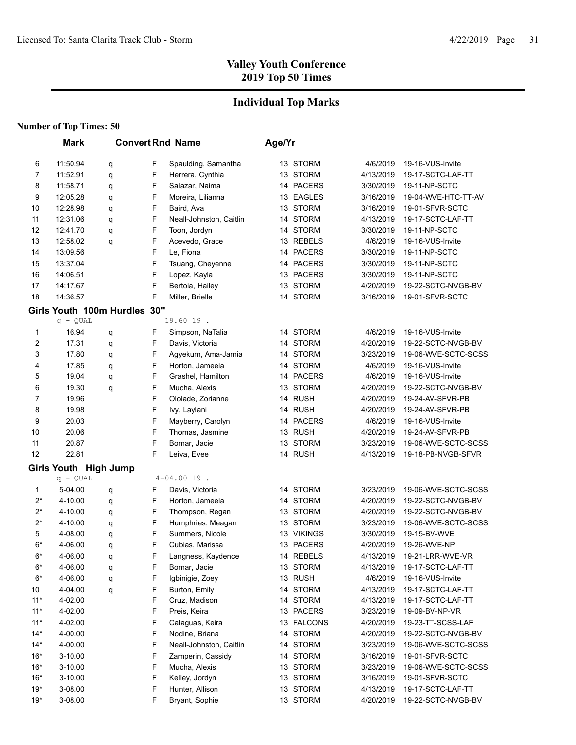# Valley Youth Conference
## 2019 Top 50 Times

## Individual Top Marks

**Number of Top Times: 50**

| | Mark | Convert | Rnd | Name | Age/Yr | Team | Date | Meet |
|---|---|---|---|---|---|---|---|---|
| 6 | 11:50.94 | q | F | Spaulding, Samantha | 13 | STORM | 4/6/2019 | 19-16-VUS-Invite |
| 7 | 11:52.91 | q | F | Herrera, Cynthia | 13 | STORM | 4/13/2019 | 19-17-SCTC-LAF-TT |
| 8 | 11:58.71 | q | F | Salazar, Naima | 14 | PACERS | 3/30/2019 | 19-11-NP-SCTC |
| 9 | 12:05.28 | q | F | Moreira, Lilianna | 13 | EAGLES | 3/16/2019 | 19-04-WVE-HTC-TT-AV |
| 10 | 12:28.98 | q | F | Baird, Ava | 13 | STORM | 3/16/2019 | 19-01-SFVR-SCTC |
| 11 | 12:31.06 | q | F | Neall-Johnston, Caitlin | 14 | STORM | 4/13/2019 | 19-17-SCTC-LAF-TT |
| 12 | 12:41.70 | q | F | Toon, Jordyn | 14 | STORM | 3/30/2019 | 19-11-NP-SCTC |
| 13 | 12:58.02 | q | F | Acevedo, Grace | 13 | REBELS | 4/6/2019 | 19-16-VUS-Invite |
| 14 | 13:09.56 | | F | Le, Fiona | 14 | PACERS | 3/30/2019 | 19-11-NP-SCTC |
| 15 | 13:37.04 | | F | Tsuang, Cheyenne | 14 | PACERS | 3/30/2019 | 19-11-NP-SCTC |
| 16 | 14:06.51 | | F | Lopez, Kayla | 13 | PACERS | 3/30/2019 | 19-11-NP-SCTC |
| 17 | 14:17.67 | | F | Bertola, Hailey | 13 | STORM | 4/20/2019 | 19-22-SCTC-NVGB-BV |
| 18 | 14:36.57 | | F | Miller, Brielle | 14 | STORM | 3/16/2019 | 19-01-SFVR-SCTC |

### Girls Youth 100m Hurdles 30"

q - QUAL 19.60 19 .

| | Mark | Convert | Rnd | Name | Age/Yr | Team | Date | Meet |
|---|---|---|---|---|---|---|---|---|
| 1 | 16.94 | q | F | Simpson, NaTalia | 14 | STORM | 4/6/2019 | 19-16-VUS-Invite |
| 2 | 17.31 | q | F | Davis, Victoria | 14 | STORM | 4/20/2019 | 19-22-SCTC-NVGB-BV |
| 3 | 17.80 | q | F | Agyekum, Ama-Jamia | 14 | STORM | 3/23/2019 | 19-06-WVE-SCTC-SCSS |
| 4 | 17.85 | q | F | Horton, Jameela | 14 | STORM | 4/6/2019 | 19-16-VUS-Invite |
| 5 | 19.04 | q | F | Grashel, Hamilton | 14 | PACERS | 4/6/2019 | 19-16-VUS-Invite |
| 6 | 19.30 | q | F | Mucha, Alexis | 13 | STORM | 4/20/2019 | 19-22-SCTC-NVGB-BV |
| 7 | 19.96 | | F | Ololade, Zorianne | 14 | RUSH | 4/20/2019 | 19-24-AV-SFVR-PB |
| 8 | 19.98 | | F | Ivy, Laylani | 14 | RUSH | 4/20/2019 | 19-24-AV-SFVR-PB |
| 9 | 20.03 | | F | Mayberry, Carolyn | 14 | PACERS | 4/6/2019 | 19-16-VUS-Invite |
| 10 | 20.06 | | F | Thomas, Jasmine | 13 | RUSH | 4/20/2019 | 19-24-AV-SFVR-PB |
| 11 | 20.87 | | F | Bomar, Jacie | 13 | STORM | 3/23/2019 | 19-06-WVE-SCTC-SCSS |
| 12 | 22.81 | | F | Leiva, Evee | 14 | RUSH | 4/13/2019 | 19-18-PB-NVGB-SFVR |

### Girls Youth High Jump

q - QUAL 4-04.00 19 .

| | Mark | Convert | Rnd | Name | Age/Yr | Team | Date | Meet |
|---|---|---|---|---|---|---|---|---|
| 1 | 5-04.00 | q | F | Davis, Victoria | 14 | STORM | 3/23/2019 | 19-06-WVE-SCTC-SCSS |
| 2* | 4-10.00 | q | F | Horton, Jameela | 14 | STORM | 4/20/2019 | 19-22-SCTC-NVGB-BV |
| 2* | 4-10.00 | q | F | Thompson, Regan | 13 | STORM | 4/20/2019 | 19-22-SCTC-NVGB-BV |
| 2* | 4-10.00 | q | F | Humphries, Meagan | 13 | STORM | 3/23/2019 | 19-06-WVE-SCTC-SCSS |
| 5 | 4-08.00 | q | F | Summers, Nicole | 13 | VIKINGS | 3/30/2019 | 19-15-BV-WVE |
| 6* | 4-06.00 | q | F | Cubias, Marissa | 13 | PACERS | 4/20/2019 | 19-26-WVE-NP |
| 6* | 4-06.00 | q | F | Langness, Kaydence | 14 | REBELS | 4/13/2019 | 19-21-LRR-WVE-VR |
| 6* | 4-06.00 | q | F | Bomar, Jacie | 13 | STORM | 4/13/2019 | 19-17-SCTC-LAF-TT |
| 6* | 4-06.00 | q | F | Igbinigie, Zoey | 13 | RUSH | 4/6/2019 | 19-16-VUS-Invite |
| 10 | 4-04.00 | q | F | Burton, Emily | 14 | STORM | 4/13/2019 | 19-17-SCTC-LAF-TT |
| 11* | 4-02.00 | | F | Cruz, Madison | 14 | STORM | 4/13/2019 | 19-17-SCTC-LAF-TT |
| 11* | 4-02.00 | | F | Preis, Keira | 13 | PACERS | 3/23/2019 | 19-09-BV-NP-VR |
| 11* | 4-02.00 | | F | Calaguas, Keira | 13 | FALCONS | 4/20/2019 | 19-23-TT-SCSS-LAF |
| 14* | 4-00.00 | | F | Nodine, Briana | 14 | STORM | 4/20/2019 | 19-22-SCTC-NVGB-BV |
| 14* | 4-00.00 | | F | Neall-Johnston, Caitlin | 14 | STORM | 3/23/2019 | 19-06-WVE-SCTC-SCSS |
| 16* | 3-10.00 | | F | Zamperin, Cassidy | 14 | STORM | 3/16/2019 | 19-01-SFVR-SCTC |
| 16* | 3-10.00 | | F | Mucha, Alexis | 13 | STORM | 3/23/2019 | 19-06-WVE-SCTC-SCSS |
| 16* | 3-10.00 | | F | Kelley, Jordyn | 13 | STORM | 3/16/2019 | 19-01-SFVR-SCTC |
| 19* | 3-08.00 | | F | Hunter, Allison | 13 | STORM | 4/13/2019 | 19-17-SCTC-LAF-TT |
| 19* | 3-08.00 | | F | Bryant, Sophie | 13 | STORM | 4/20/2019 | 19-22-SCTC-NVGB-BV |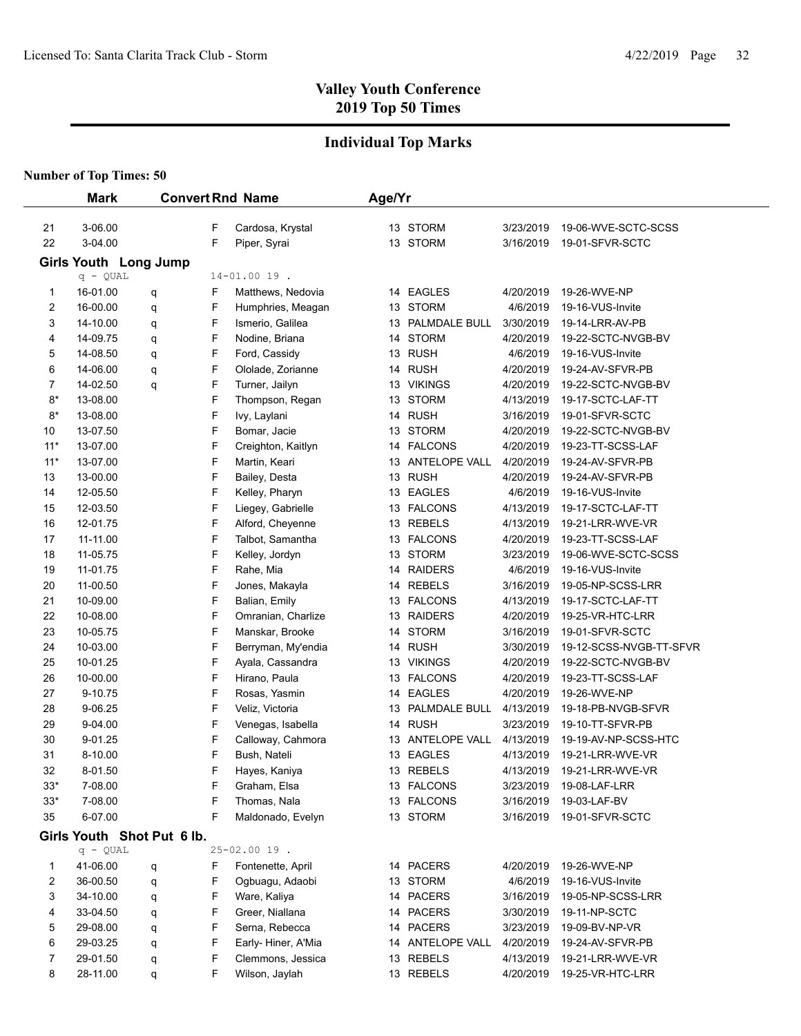# Valley Youth Conference
# 2019 Top 50 Times

## Individual Top Marks

**Number of Top Times: 50**

| | Mark | Convert | Rnd | Name | Age/Yr | Team | Date | Meet |
|---|---|---|---|---|---|---|---|---|
| 21 | 3-06.00 | | F | Cardosa, Krystal | 13 | STORM | 3/23/2019 | 19-06-WVE-SCTC-SCSS |
| 22 | 3-04.00 | | F | Piper, Syrai | 13 | STORM | 3/16/2019 | 19-01-SFVR-SCTC |

### Girls Youth Long Jump

q - QUAL 14-01.00 19 .

| | Mark | Convert | Rnd | Name | Age/Yr | Team | Date | Meet |
|---|---|---|---|---|---|---|---|---|
| 1 | 16-01.00 | q | F | Matthews, Nedovia | 14 | EAGLES | 4/20/2019 | 19-26-WVE-NP |
| 2 | 16-00.00 | q | F | Humphries, Meagan | 13 | STORM | 4/6/2019 | 19-16-VUS-Invite |
| 3 | 14-10.00 | q | F | Ismerio, Galilea | 13 | PALMDALE BULL | 3/30/2019 | 19-14-LRR-AV-PB |
| 4 | 14-09.75 | q | F | Nodine, Briana | 14 | STORM | 4/20/2019 | 19-22-SCTC-NVGB-BV |
| 5 | 14-08.50 | q | F | Ford, Cassidy | 13 | RUSH | 4/6/2019 | 19-16-VUS-Invite |
| 6 | 14-06.00 | q | F | Ololade, Zorianne | 14 | RUSH | 4/20/2019 | 19-24-AV-SFVR-PB |
| 7 | 14-02.50 | q | F | Turner, Jailyn | 13 | VIKINGS | 4/20/2019 | 19-22-SCTC-NVGB-BV |
| 8* | 13-08.00 | | F | Thompson, Regan | 13 | STORM | 4/13/2019 | 19-17-SCTC-LAF-TT |
| 8* | 13-08.00 | | F | Ivy, Laylani | 14 | RUSH | 3/16/2019 | 19-01-SFVR-SCTC |
| 10 | 13-07.50 | | F | Bomar, Jacie | 13 | STORM | 4/20/2019 | 19-22-SCTC-NVGB-BV |
| 11* | 13-07.00 | | F | Creighton, Kaitlyn | 14 | FALCONS | 4/20/2019 | 19-23-TT-SCSS-LAF |
| 11* | 13-07.00 | | F | Martin, Keari | 13 | ANTELOPE VALL | 4/20/2019 | 19-24-AV-SFVR-PB |
| 13 | 13-00.00 | | F | Bailey, Desta | 13 | RUSH | 4/20/2019 | 19-24-AV-SFVR-PB |
| 14 | 12-05.50 | | F | Kelley, Pharyn | 13 | EAGLES | 4/6/2019 | 19-16-VUS-Invite |
| 15 | 12-03.50 | | F | Liegey, Gabrielle | 13 | FALCONS | 4/13/2019 | 19-17-SCTC-LAF-TT |
| 16 | 12-01.75 | | F | Alford, Cheyenne | 13 | REBELS | 4/13/2019 | 19-21-LRR-WVE-VR |
| 17 | 11-11.00 | | F | Talbot, Samantha | 13 | FALCONS | 4/20/2019 | 19-23-TT-SCSS-LAF |
| 18 | 11-05.75 | | F | Kelley, Jordyn | 13 | STORM | 3/23/2019 | 19-06-WVE-SCTC-SCSS |
| 19 | 11-01.75 | | F | Rahe, Mia | 14 | RAIDERS | 4/6/2019 | 19-16-VUS-Invite |
| 20 | 11-00.50 | | F | Jones, Makayla | 14 | REBELS | 3/16/2019 | 19-05-NP-SCSS-LRR |
| 21 | 10-09.00 | | F | Balian, Emily | 13 | FALCONS | 4/13/2019 | 19-17-SCTC-LAF-TT |
| 22 | 10-08.00 | | F | Omranian, Charlize | 13 | RAIDERS | 4/20/2019 | 19-25-VR-HTC-LRR |
| 23 | 10-05.75 | | F | Manskar, Brooke | 14 | STORM | 3/16/2019 | 19-01-SFVR-SCTC |
| 24 | 10-03.00 | | F | Berryman, My'endia | 14 | RUSH | 3/30/2019 | 19-12-SCSS-NVGB-TT-SFVR |
| 25 | 10-01.25 | | F | Ayala, Cassandra | 13 | VIKINGS | 4/20/2019 | 19-22-SCTC-NVGB-BV |
| 26 | 10-00.00 | | F | Hirano, Paula | 13 | FALCONS | 4/20/2019 | 19-23-TT-SCSS-LAF |
| 27 | 9-10.75 | | F | Rosas, Yasmin | 14 | EAGLES | 4/20/2019 | 19-26-WVE-NP |
| 28 | 9-06.25 | | F | Veliz, Victoria | 13 | PALMDALE BULL | 4/13/2019 | 19-18-PB-NVGB-SFVR |
| 29 | 9-04.00 | | F | Venegas, Isabella | 14 | RUSH | 3/23/2019 | 19-10-TT-SFVR-PB |
| 30 | 9-01.25 | | F | Calloway, Cahmora | 13 | ANTELOPE VALL | 4/13/2019 | 19-19-AV-NP-SCSS-HTC |
| 31 | 8-10.00 | | F | Bush, Nateli | 13 | EAGLES | 4/13/2019 | 19-21-LRR-WVE-VR |
| 32 | 8-01.50 | | F | Hayes, Kaniya | 13 | REBELS | 4/13/2019 | 19-21-LRR-WVE-VR |
| 33* | 7-08.00 | | F | Graham, Elsa | 13 | FALCONS | 3/23/2019 | 19-08-LAF-LRR |
| 33* | 7-08.00 | | F | Thomas, Nala | 13 | FALCONS | 3/16/2019 | 19-03-LAF-BV |
| 35 | 6-07.00 | | F | Maldonado, Evelyn | 13 | STORM | 3/16/2019 | 19-01-SFVR-SCTC |

### Girls Youth Shot Put 6 lb.

q - QUAL 25-02.00 19 .

| | Mark | Convert | Rnd | Name | Age/Yr | Team | Date | Meet |
|---|---|---|---|---|---|---|---|---|
| 1 | 41-06.00 | q | F | Fontenette, April | 14 | PACERS | 4/20/2019 | 19-26-WVE-NP |
| 2 | 36-00.50 | q | F | Ogbuagu, Adaobi | 13 | STORM | 4/6/2019 | 19-16-VUS-Invite |
| 3 | 34-10.00 | q | F | Ware, Kaliya | 14 | PACERS | 3/16/2019 | 19-05-NP-SCSS-LRR |
| 4 | 33-04.50 | q | F | Greer, Niallana | 14 | PACERS | 3/30/2019 | 19-11-NP-SCTC |
| 5 | 29-08.00 | q | F | Serna, Rebecca | 14 | PACERS | 3/23/2019 | 19-09-BV-NP-VR |
| 6 | 29-03.25 | q | F | Early- Hiner, A'Mia | 14 | ANTELOPE VALL | 4/20/2019 | 19-24-AV-SFVR-PB |
| 7 | 29-01.50 | q | F | Clemmons, Jessica | 13 | REBELS | 4/13/2019 | 19-21-LRR-WVE-VR |
| 8 | 28-11.00 | q | F | Wilson, Jaylah | 13 | REBELS | 4/20/2019 | 19-25-VR-HTC-LRR |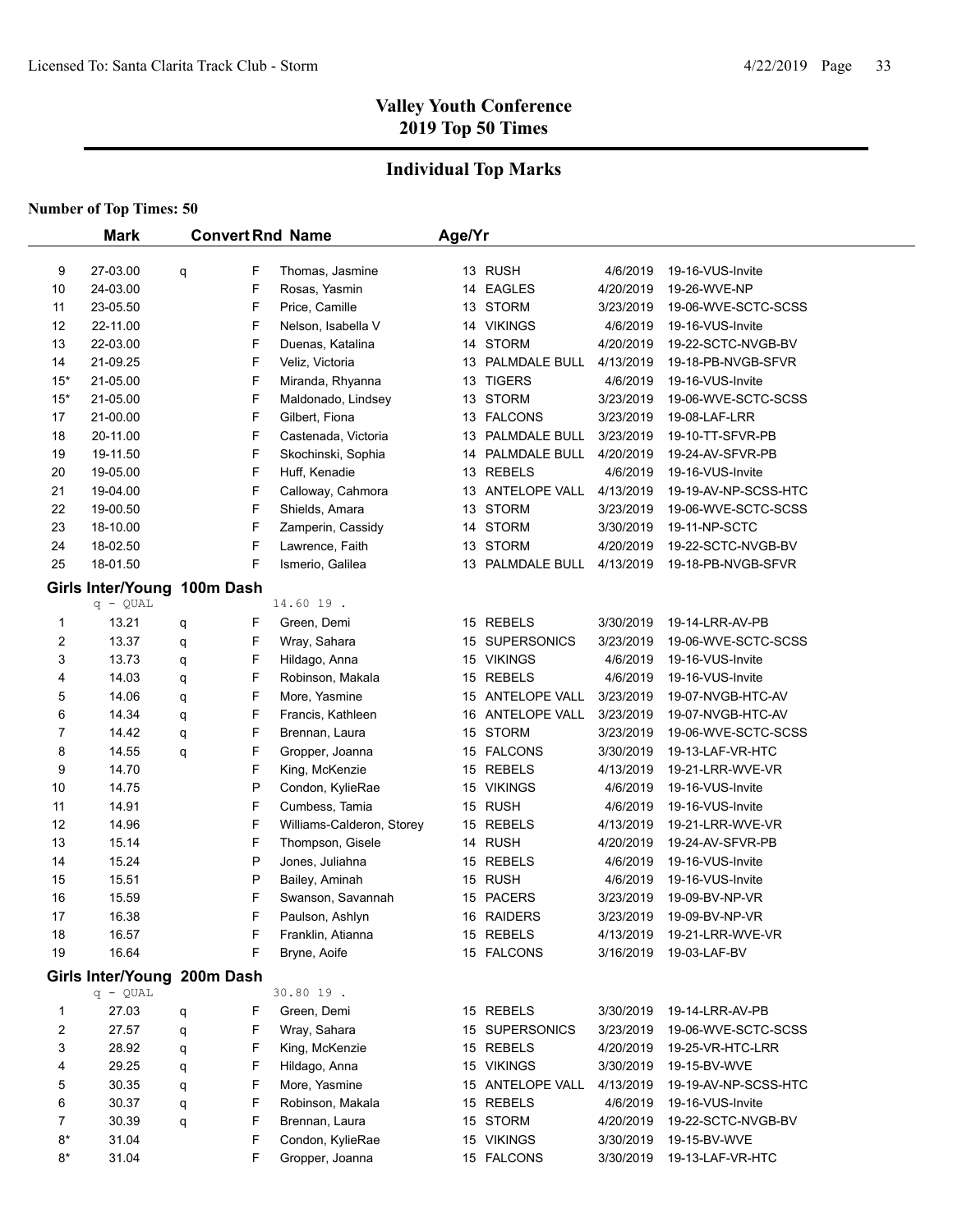# Valley Youth Conference
## 2019 Top 50 Times

## Individual Top Marks

**Number of Top Times: 50**

| | Mark | | Convert | Rnd | Name | Age/Yr | | | |
|---|---|---|---|---|---|---|---|---|---|
| 9 | 27-03.00 | q | | F | Thomas, Jasmine | 13 | RUSH | 4/6/2019 | 19-16-VUS-Invite |
| 10 | 24-03.00 | | | F | Rosas, Yasmin | 14 | EAGLES | 4/20/2019 | 19-26-WVE-NP |
| 11 | 23-05.50 | | | F | Price, Camille | 13 | STORM | 3/23/2019 | 19-06-WVE-SCTC-SCSS |
| 12 | 22-11.00 | | | F | Nelson, Isabella V | 14 | VIKINGS | 4/6/2019 | 19-16-VUS-Invite |
| 13 | 22-03.00 | | | F | Duenas, Katalina | 14 | STORM | 4/20/2019 | 19-22-SCTC-NVGB-BV |
| 14 | 21-09.25 | | | F | Veliz, Victoria | 13 | PALMDALE BULL | 4/13/2019 | 19-18-PB-NVGB-SFVR |
| 15* | 21-05.00 | | | F | Miranda, Rhyanna | 13 | TIGERS | 4/6/2019 | 19-16-VUS-Invite |
| 15* | 21-05.00 | | | F | Maldonado, Lindsey | 13 | STORM | 3/23/2019 | 19-06-WVE-SCTC-SCSS |
| 17 | 21-00.00 | | | F | Gilbert, Fiona | 13 | FALCONS | 3/23/2019 | 19-08-LAF-LRR |
| 18 | 20-11.00 | | | F | Castenada, Victoria | 13 | PALMDALE BULL | 3/23/2019 | 19-10-TT-SFVR-PB |
| 19 | 19-11.50 | | | F | Skochinski, Sophia | 14 | PALMDALE BULL | 4/20/2019 | 19-24-AV-SFVR-PB |
| 20 | 19-05.00 | | | F | Huff, Kenadie | 13 | REBELS | 4/6/2019 | 19-16-VUS-Invite |
| 21 | 19-04.00 | | | F | Calloway, Cahmora | 13 | ANTELOPE VALL | 4/13/2019 | 19-19-AV-NP-SCSS-HTC |
| 22 | 19-00.50 | | | F | Shields, Amara | 13 | STORM | 3/23/2019 | 19-06-WVE-SCTC-SCSS |
| 23 | 18-10.00 | | | F | Zamperin, Cassidy | 14 | STORM | 3/30/2019 | 19-11-NP-SCTC |
| 24 | 18-02.50 | | | F | Lawrence, Faith | 13 | STORM | 4/20/2019 | 19-22-SCTC-NVGB-BV |
| 25 | 18-01.50 | | | F | Ismerio, Galilea | 13 | PALMDALE BULL | 4/13/2019 | 19-18-PB-NVGB-SFVR |

### Girls Inter/Young 100m Dash

q - QUAL 14.60 19 .

| | Mark | | Convert | Rnd | Name | Age/Yr | | | |
|---|---|---|---|---|---|---|---|---|---|
| 1 | 13.21 | q | | F | Green, Demi | 15 | REBELS | 3/30/2019 | 19-14-LRR-AV-PB |
| 2 | 13.37 | q | | F | Wray, Sahara | 15 | SUPERSONICS | 3/23/2019 | 19-06-WVE-SCTC-SCSS |
| 3 | 13.73 | q | | F | Hildago, Anna | 15 | VIKINGS | 4/6/2019 | 19-16-VUS-Invite |
| 4 | 14.03 | q | | F | Robinson, Makala | 15 | REBELS | 4/6/2019 | 19-16-VUS-Invite |
| 5 | 14.06 | q | | F | More, Yasmine | 15 | ANTELOPE VALL | 3/23/2019 | 19-07-NVGB-HTC-AV |
| 6 | 14.34 | q | | F | Francis, Kathleen | 16 | ANTELOPE VALL | 3/23/2019 | 19-07-NVGB-HTC-AV |
| 7 | 14.42 | q | | F | Brennan, Laura | 15 | STORM | 3/23/2019 | 19-06-WVE-SCTC-SCSS |
| 8 | 14.55 | q | | F | Gropper, Joanna | 15 | FALCONS | 3/30/2019 | 19-13-LAF-VR-HTC |
| 9 | 14.70 | | | F | King, McKenzie | 15 | REBELS | 4/13/2019 | 19-21-LRR-WVE-VR |
| 10 | 14.75 | | | P | Condon, KylieRae | 15 | VIKINGS | 4/6/2019 | 19-16-VUS-Invite |
| 11 | 14.91 | | | F | Cumbess, Tamia | 15 | RUSH | 4/6/2019 | 19-16-VUS-Invite |
| 12 | 14.96 | | | F | Williams-Calderon, Storey | 15 | REBELS | 4/13/2019 | 19-21-LRR-WVE-VR |
| 13 | 15.14 | | | F | Thompson, Gisele | 14 | RUSH | 4/20/2019 | 19-24-AV-SFVR-PB |
| 14 | 15.24 | | | P | Jones, Juliahna | 15 | REBELS | 4/6/2019 | 19-16-VUS-Invite |
| 15 | 15.51 | | | P | Bailey, Aminah | 15 | RUSH | 4/6/2019 | 19-16-VUS-Invite |
| 16 | 15.59 | | | F | Swanson, Savannah | 15 | PACERS | 3/23/2019 | 19-09-BV-NP-VR |
| 17 | 16.38 | | | F | Paulson, Ashlyn | 16 | RAIDERS | 3/23/2019 | 19-09-BV-NP-VR |
| 18 | 16.57 | | | F | Franklin, Atianna | 15 | REBELS | 4/13/2019 | 19-21-LRR-WVE-VR |
| 19 | 16.64 | | | F | Bryne, Aoife | 15 | FALCONS | 3/16/2019 | 19-03-LAF-BV |

### Girls Inter/Young 200m Dash

q - QUAL 30.80 19 .

| | Mark | | Convert | Rnd | Name | Age/Yr | | | |
|---|---|---|---|---|---|---|---|---|---|
| 1 | 27.03 | q | | F | Green, Demi | 15 | REBELS | 3/30/2019 | 19-14-LRR-AV-PB |
| 2 | 27.57 | q | | F | Wray, Sahara | 15 | SUPERSONICS | 3/23/2019 | 19-06-WVE-SCTC-SCSS |
| 3 | 28.92 | q | | F | King, McKenzie | 15 | REBELS | 4/20/2019 | 19-25-VR-HTC-LRR |
| 4 | 29.25 | q | | F | Hildago, Anna | 15 | VIKINGS | 3/30/2019 | 19-15-BV-WVE |
| 5 | 30.35 | q | | F | More, Yasmine | 15 | ANTELOPE VALL | 4/13/2019 | 19-19-AV-NP-SCSS-HTC |
| 6 | 30.37 | q | | F | Robinson, Makala | 15 | REBELS | 4/6/2019 | 19-16-VUS-Invite |
| 7 | 30.39 | q | | F | Brennan, Laura | 15 | STORM | 4/20/2019 | 19-22-SCTC-NVGB-BV |
| 8* | 31.04 | | | F | Condon, KylieRae | 15 | VIKINGS | 3/30/2019 | 19-15-BV-WVE |
| 8* | 31.04 | | | F | Gropper, Joanna | 15 | FALCONS | 3/30/2019 | 19-13-LAF-VR-HTC |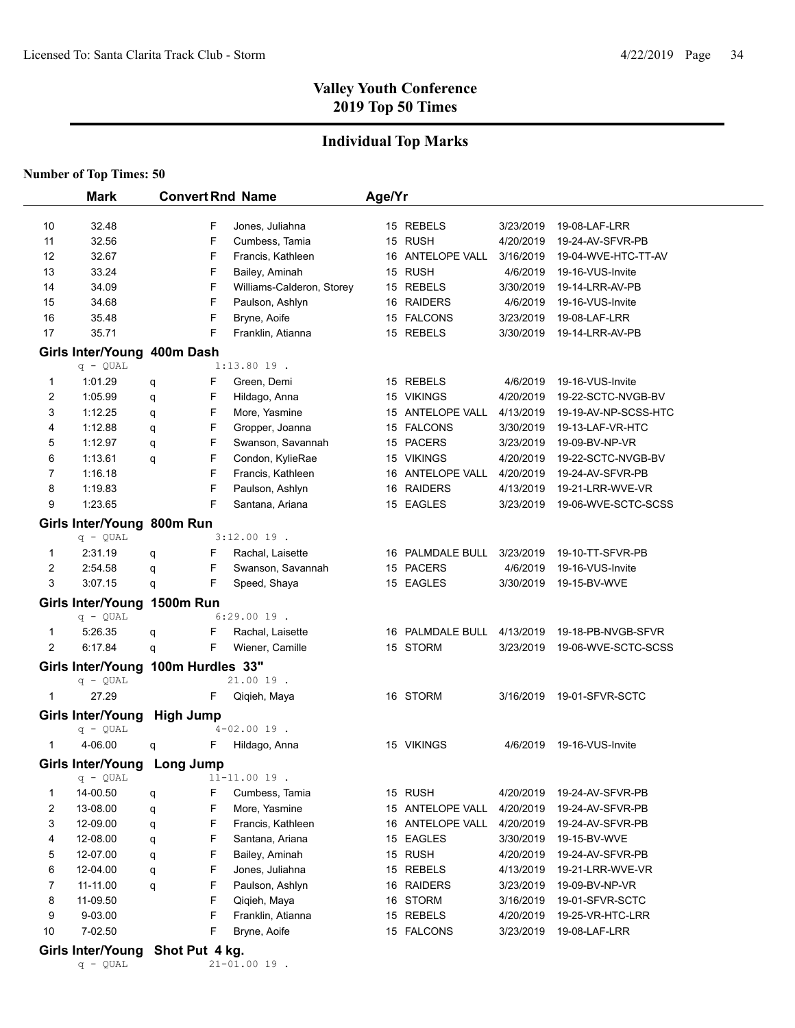# Valley Youth Conference
## 2019 Top 50 Times

## Individual Top Marks

**Number of Top Times: 50**

| | Mark | Convert | Rnd | Name | Age/Yr | | | |
|---|---|---|---|---|---|---|---|---|
| 10 | 32.48 | | F | Jones, Juliahna | 15 | REBELS | 3/23/2019 | 19-08-LAF-LRR |
| 11 | 32.56 | | F | Cumbess, Tamia | 15 | RUSH | 4/20/2019 | 19-24-AV-SFVR-PB |
| 12 | 32.67 | | F | Francis, Kathleen | 16 | ANTELOPE VALL | 3/16/2019 | 19-04-WVE-HTC-TT-AV |
| 13 | 33.24 | | F | Bailey, Aminah | 15 | RUSH | 4/6/2019 | 19-16-VUS-Invite |
| 14 | 34.09 | | F | Williams-Calderon, Storey | 15 | REBELS | 3/30/2019 | 19-14-LRR-AV-PB |
| 15 | 34.68 | | F | Paulson, Ashlyn | 16 | RAIDERS | 4/6/2019 | 19-16-VUS-Invite |
| 16 | 35.48 | | F | Bryne, Aoife | 15 | FALCONS | 3/23/2019 | 19-08-LAF-LRR |
| 17 | 35.71 | | F | Franklin, Atianna | 15 | REBELS | 3/30/2019 | 19-14-LRR-AV-PB |

### Girls Inter/Young 400m Dash

q - QUAL 1:13.80 19 .

| | Mark | Convert | Rnd | Name | Age/Yr | | | |
|---|---|---|---|---|---|---|---|---|
| 1 | 1:01.29 | q | F | Green, Demi | 15 | REBELS | 4/6/2019 | 19-16-VUS-Invite |
| 2 | 1:05.99 | q | F | Hildago, Anna | 15 | VIKINGS | 4/20/2019 | 19-22-SCTC-NVGB-BV |
| 3 | 1:12.25 | q | F | More, Yasmine | 15 | ANTELOPE VALL | 4/13/2019 | 19-19-AV-NP-SCSS-HTC |
| 4 | 1:12.88 | q | F | Gropper, Joanna | 15 | FALCONS | 3/30/2019 | 19-13-LAF-VR-HTC |
| 5 | 1:12.97 | q | F | Swanson, Savannah | 15 | PACERS | 3/23/2019 | 19-09-BV-NP-VR |
| 6 | 1:13.61 | q | F | Condon, KylieRae | 15 | VIKINGS | 4/20/2019 | 19-22-SCTC-NVGB-BV |
| 7 | 1:16.18 | | F | Francis, Kathleen | 16 | ANTELOPE VALL | 4/20/2019 | 19-24-AV-SFVR-PB |
| 8 | 1:19.83 | | F | Paulson, Ashlyn | 16 | RAIDERS | 4/13/2019 | 19-21-LRR-WVE-VR |
| 9 | 1:23.65 | | F | Santana, Ariana | 15 | EAGLES | 3/23/2019 | 19-06-WVE-SCTC-SCSS |

### Girls Inter/Young 800m Run

q - QUAL 3:12.00 19 .

| | Mark | Convert | Rnd | Name | Age/Yr | | | |
|---|---|---|---|---|---|---|---|---|
| 1 | 2:31.19 | q | F | Rachal, Laisette | 16 | PALMDALE BULL | 3/23/2019 | 19-10-TT-SFVR-PB |
| 2 | 2:54.58 | q | F | Swanson, Savannah | 15 | PACERS | 4/6/2019 | 19-16-VUS-Invite |
| 3 | 3:07.15 | q | F | Speed, Shaya | 15 | EAGLES | 3/30/2019 | 19-15-BV-WVE |

### Girls Inter/Young 1500m Run

q - QUAL 6:29.00 19 .

| | Mark | Convert | Rnd | Name | Age/Yr | | | |
|---|---|---|---|---|---|---|---|---|
| 1 | 5:26.35 | q | F | Rachal, Laisette | 16 | PALMDALE BULL | 4/13/2019 | 19-18-PB-NVGB-SFVR |
| 2 | 6:17.84 | q | F | Wiener, Camille | 15 | STORM | 3/23/2019 | 19-06-WVE-SCTC-SCSS |

### Girls Inter/Young 100m Hurdles 33"

q - QUAL 21.00 19 .

| | Mark | Convert | Rnd | Name | Age/Yr | | | |
|---|---|---|---|---|---|---|---|---|
| 1 | 27.29 | | F | Qiqieh, Maya | 16 | STORM | 3/16/2019 | 19-01-SFVR-SCTC |

### Girls Inter/Young High Jump

q - QUAL 4-02.00 19 .

| | Mark | Convert | Rnd | Name | Age/Yr | | | |
|---|---|---|---|---|---|---|---|---|
| 1 | 4-06.00 | q | F | Hildago, Anna | 15 | VIKINGS | 4/6/2019 | 19-16-VUS-Invite |

### Girls Inter/Young Long Jump

q - QUAL 11-11.00 19 .

| | Mark | Convert | Rnd | Name | Age/Yr | | | |
|---|---|---|---|---|---|---|---|---|
| 1 | 14-00.50 | q | F | Cumbess, Tamia | 15 | RUSH | 4/20/2019 | 19-24-AV-SFVR-PB |
| 2 | 13-08.00 | q | F | More, Yasmine | 15 | ANTELOPE VALL | 4/20/2019 | 19-24-AV-SFVR-PB |
| 3 | 12-09.00 | q | F | Francis, Kathleen | 16 | ANTELOPE VALL | 4/20/2019 | 19-24-AV-SFVR-PB |
| 4 | 12-08.00 | q | F | Santana, Ariana | 15 | EAGLES | 3/30/2019 | 19-15-BV-WVE |
| 5 | 12-07.00 | q | F | Bailey, Aminah | 15 | RUSH | 4/20/2019 | 19-24-AV-SFVR-PB |
| 6 | 12-04.00 | q | F | Jones, Juliahna | 15 | REBELS | 4/13/2019 | 19-21-LRR-WVE-VR |
| 7 | 11-11.00 | q | F | Paulson, Ashlyn | 16 | RAIDERS | 3/23/2019 | 19-09-BV-NP-VR |
| 8 | 11-09.50 | | F | Qiqieh, Maya | 16 | STORM | 3/16/2019 | 19-01-SFVR-SCTC |
| 9 | 9-03.00 | | F | Franklin, Atianna | 15 | REBELS | 4/20/2019 | 19-25-VR-HTC-LRR |
| 10 | 7-02.50 | | F | Bryne, Aoife | 15 | FALCONS | 3/23/2019 | 19-08-LAF-LRR |

### Girls Inter/Young Shot Put 4 kg.

q - QUAL 21-01.00 19 .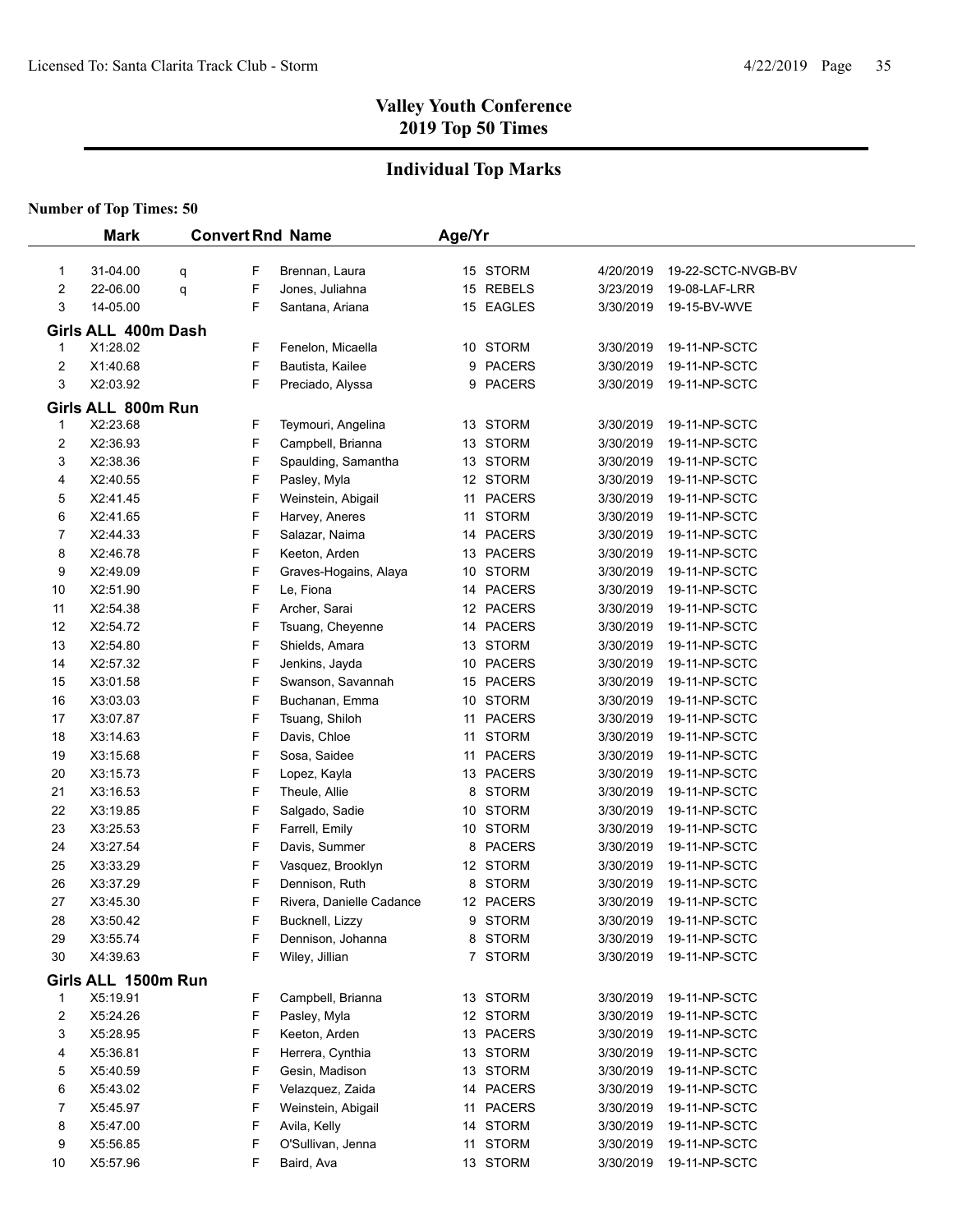## Valley Youth Conference
## 2019 Top 50 Times

## Individual Top Marks

**Number of Top Times: 50**

| | Mark | Convert | Rnd | Name | Age/Yr | | Date | Meet |
|---|---|---|---|---|---|---|---|---|
| 1 | 31-04.00 | q | F | Brennan, Laura | 15 | STORM | 4/20/2019 | 19-22-SCTC-NVGB-BV |
| 2 | 22-06.00 | q | F | Jones, Juliahna | 15 | REBELS | 3/23/2019 | 19-08-LAF-LRR |
| 3 | 14-05.00 | | F | Santana, Ariana | 15 | EAGLES | 3/30/2019 | 19-15-BV-WVE |
| **Girls ALL 400m Dash** | | | | | | | | |
| 1 | X1:28.02 | | F | Fenelon, Micaella | 10 | STORM | 3/30/2019 | 19-11-NP-SCTC |
| 2 | X1:40.68 | | F | Bautista, Kailee | 9 | PACERS | 3/30/2019 | 19-11-NP-SCTC |
| 3 | X2:03.92 | | F | Preciado, Alyssa | 9 | PACERS | 3/30/2019 | 19-11-NP-SCTC |
| **Girls ALL 800m Run** | | | | | | | | |
| 1 | X2:23.68 | | F | Teymouri, Angelina | 13 | STORM | 3/30/2019 | 19-11-NP-SCTC |
| 2 | X2:36.93 | | F | Campbell, Brianna | 13 | STORM | 3/30/2019 | 19-11-NP-SCTC |
| 3 | X2:38.36 | | F | Spaulding, Samantha | 13 | STORM | 3/30/2019 | 19-11-NP-SCTC |
| 4 | X2:40.55 | | F | Pasley, Myla | 12 | STORM | 3/30/2019 | 19-11-NP-SCTC |
| 5 | X2:41.45 | | F | Weinstein, Abigail | 11 | PACERS | 3/30/2019 | 19-11-NP-SCTC |
| 6 | X2:41.65 | | F | Harvey, Aneres | 11 | STORM | 3/30/2019 | 19-11-NP-SCTC |
| 7 | X2:44.33 | | F | Salazar, Naima | 14 | PACERS | 3/30/2019 | 19-11-NP-SCTC |
| 8 | X2:46.78 | | F | Keeton, Arden | 13 | PACERS | 3/30/2019 | 19-11-NP-SCTC |
| 9 | X2:49.09 | | F | Graves-Hogains, Alaya | 10 | STORM | 3/30/2019 | 19-11-NP-SCTC |
| 10 | X2:51.90 | | F | Le, Fiona | 14 | PACERS | 3/30/2019 | 19-11-NP-SCTC |
| 11 | X2:54.38 | | F | Archer, Sarai | 12 | PACERS | 3/30/2019 | 19-11-NP-SCTC |
| 12 | X2:54.72 | | F | Tsuang, Cheyenne | 14 | PACERS | 3/30/2019 | 19-11-NP-SCTC |
| 13 | X2:54.80 | | F | Shields, Amara | 13 | STORM | 3/30/2019 | 19-11-NP-SCTC |
| 14 | X2:57.32 | | F | Jenkins, Jayda | 10 | PACERS | 3/30/2019 | 19-11-NP-SCTC |
| 15 | X3:01.58 | | F | Swanson, Savannah | 15 | PACERS | 3/30/2019 | 19-11-NP-SCTC |
| 16 | X3:03.03 | | F | Buchanan, Emma | 10 | STORM | 3/30/2019 | 19-11-NP-SCTC |
| 17 | X3:07.87 | | F | Tsuang, Shiloh | 11 | PACERS | 3/30/2019 | 19-11-NP-SCTC |
| 18 | X3:14.63 | | F | Davis, Chloe | 11 | STORM | 3/30/2019 | 19-11-NP-SCTC |
| 19 | X3:15.68 | | F | Sosa, Saidee | 11 | PACERS | 3/30/2019 | 19-11-NP-SCTC |
| 20 | X3:15.73 | | F | Lopez, Kayla | 13 | PACERS | 3/30/2019 | 19-11-NP-SCTC |
| 21 | X3:16.53 | | F | Theule, Allie | 8 | STORM | 3/30/2019 | 19-11-NP-SCTC |
| 22 | X3:19.85 | | F | Salgado, Sadie | 10 | STORM | 3/30/2019 | 19-11-NP-SCTC |
| 23 | X3:25.53 | | F | Farrell, Emily | 10 | STORM | 3/30/2019 | 19-11-NP-SCTC |
| 24 | X3:27.54 | | F | Davis, Summer | 8 | PACERS | 3/30/2019 | 19-11-NP-SCTC |
| 25 | X3:33.29 | | F | Vasquez, Brooklyn | 12 | STORM | 3/30/2019 | 19-11-NP-SCTC |
| 26 | X3:37.29 | | F | Dennison, Ruth | 8 | STORM | 3/30/2019 | 19-11-NP-SCTC |
| 27 | X3:45.30 | | F | Rivera, Danielle Cadance | 12 | PACERS | 3/30/2019 | 19-11-NP-SCTC |
| 28 | X3:50.42 | | F | Bucknell, Lizzy | 9 | STORM | 3/30/2019 | 19-11-NP-SCTC |
| 29 | X3:55.74 | | F | Dennison, Johanna | 8 | STORM | 3/30/2019 | 19-11-NP-SCTC |
| 30 | X4:39.63 | | F | Wiley, Jillian | 7 | STORM | 3/30/2019 | 19-11-NP-SCTC |
| **Girls ALL 1500m Run** | | | | | | | | |
| 1 | X5:19.91 | | F | Campbell, Brianna | 13 | STORM | 3/30/2019 | 19-11-NP-SCTC |
| 2 | X5:24.26 | | F | Pasley, Myla | 12 | STORM | 3/30/2019 | 19-11-NP-SCTC |
| 3 | X5:28.95 | | F | Keeton, Arden | 13 | PACERS | 3/30/2019 | 19-11-NP-SCTC |
| 4 | X5:36.81 | | F | Herrera, Cynthia | 13 | STORM | 3/30/2019 | 19-11-NP-SCTC |
| 5 | X5:40.59 | | F | Gesin, Madison | 13 | STORM | 3/30/2019 | 19-11-NP-SCTC |
| 6 | X5:43.02 | | F | Velazquez, Zaida | 14 | PACERS | 3/30/2019 | 19-11-NP-SCTC |
| 7 | X5:45.97 | | F | Weinstein, Abigail | 11 | PACERS | 3/30/2019 | 19-11-NP-SCTC |
| 8 | X5:47.00 | | F | Avila, Kelly | 14 | STORM | 3/30/2019 | 19-11-NP-SCTC |
| 9 | X5:56.85 | | F | O'Sullivan, Jenna | 11 | STORM | 3/30/2019 | 19-11-NP-SCTC |
| 10 | X5:57.96 | | F | Baird, Ava | 13 | STORM | 3/30/2019 | 19-11-NP-SCTC |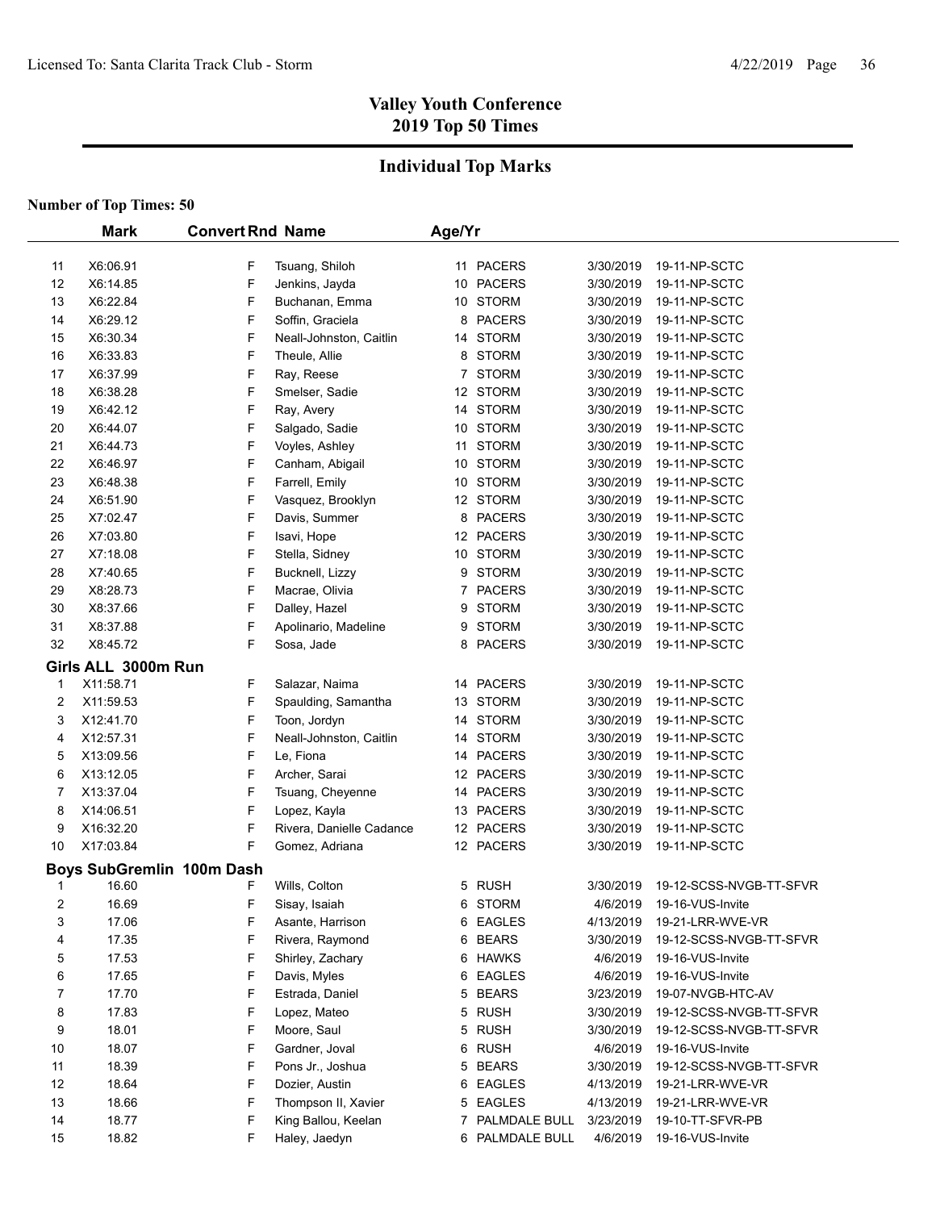## Valley Youth Conference
## 2019 Top 50 Times

### Individual Top Marks

**Number of Top Times: 50**

| | Mark | Convert | Rnd | Name | Age/Yr | Team | Date | Meet |
|---|---|---|---|---|---|---|---|---|
| 11 | X6:06.91 | | F | Tsuang, Shiloh | 11 | PACERS | 3/30/2019 | 19-11-NP-SCTC |
| 12 | X6:14.85 | | F | Jenkins, Jayda | 10 | PACERS | 3/30/2019 | 19-11-NP-SCTC |
| 13 | X6:22.84 | | F | Buchanan, Emma | 10 | STORM | 3/30/2019 | 19-11-NP-SCTC |
| 14 | X6:29.12 | | F | Soffin, Graciela | 8 | PACERS | 3/30/2019 | 19-11-NP-SCTC |
| 15 | X6:30.34 | | F | Neall-Johnston, Caitlin | 14 | STORM | 3/30/2019 | 19-11-NP-SCTC |
| 16 | X6:33.83 | | F | Theule, Allie | 8 | STORM | 3/30/2019 | 19-11-NP-SCTC |
| 17 | X6:37.99 | | F | Ray, Reese | 7 | STORM | 3/30/2019 | 19-11-NP-SCTC |
| 18 | X6:38.28 | | F | Smelser, Sadie | 12 | STORM | 3/30/2019 | 19-11-NP-SCTC |
| 19 | X6:42.12 | | F | Ray, Avery | 14 | STORM | 3/30/2019 | 19-11-NP-SCTC |
| 20 | X6:44.07 | | F | Salgado, Sadie | 10 | STORM | 3/30/2019 | 19-11-NP-SCTC |
| 21 | X6:44.73 | | F | Voyles, Ashley | 11 | STORM | 3/30/2019 | 19-11-NP-SCTC |
| 22 | X6:46.97 | | F | Canham, Abigail | 10 | STORM | 3/30/2019 | 19-11-NP-SCTC |
| 23 | X6:48.38 | | F | Farrell, Emily | 10 | STORM | 3/30/2019 | 19-11-NP-SCTC |
| 24 | X6:51.90 | | F | Vasquez, Brooklyn | 12 | STORM | 3/30/2019 | 19-11-NP-SCTC |
| 25 | X7:02.47 | | F | Davis, Summer | 8 | PACERS | 3/30/2019 | 19-11-NP-SCTC |
| 26 | X7:03.80 | | F | Isavi, Hope | 12 | PACERS | 3/30/2019 | 19-11-NP-SCTC |
| 27 | X7:18.08 | | F | Stella, Sidney | 10 | STORM | 3/30/2019 | 19-11-NP-SCTC |
| 28 | X7:40.65 | | F | Bucknell, Lizzy | 9 | STORM | 3/30/2019 | 19-11-NP-SCTC |
| 29 | X8:28.73 | | F | Macrae, Olivia | 7 | PACERS | 3/30/2019 | 19-11-NP-SCTC |
| 30 | X8:37.66 | | F | Dalley, Hazel | 9 | STORM | 3/30/2019 | 19-11-NP-SCTC |
| 31 | X8:37.88 | | F | Apolinario, Madeline | 9 | STORM | 3/30/2019 | 19-11-NP-SCTC |
| 32 | X8:45.72 | | F | Sosa, Jade | 8 | PACERS | 3/30/2019 | 19-11-NP-SCTC |

**Girls ALL 3000m Run**

| | Mark | Convert | Rnd | Name | Age/Yr | Team | Date | Meet |
|---|---|---|---|---|---|---|---|---|
| 1 | X11:58.71 | | F | Salazar, Naima | 14 | PACERS | 3/30/2019 | 19-11-NP-SCTC |
| 2 | X11:59.53 | | F | Spaulding, Samantha | 13 | STORM | 3/30/2019 | 19-11-NP-SCTC |
| 3 | X12:41.70 | | F | Toon, Jordyn | 14 | STORM | 3/30/2019 | 19-11-NP-SCTC |
| 4 | X12:57.31 | | F | Neall-Johnston, Caitlin | 14 | STORM | 3/30/2019 | 19-11-NP-SCTC |
| 5 | X13:09.56 | | F | Le, Fiona | 14 | PACERS | 3/30/2019 | 19-11-NP-SCTC |
| 6 | X13:12.05 | | F | Archer, Sarai | 12 | PACERS | 3/30/2019 | 19-11-NP-SCTC |
| 7 | X13:37.04 | | F | Tsuang, Cheyenne | 14 | PACERS | 3/30/2019 | 19-11-NP-SCTC |
| 8 | X14:06.51 | | F | Lopez, Kayla | 13 | PACERS | 3/30/2019 | 19-11-NP-SCTC |
| 9 | X16:32.20 | | F | Rivera, Danielle Cadance | 12 | PACERS | 3/30/2019 | 19-11-NP-SCTC |
| 10 | X17:03.84 | | F | Gomez, Adriana | 12 | PACERS | 3/30/2019 | 19-11-NP-SCTC |

**Boys SubGremlin 100m Dash**

| | Mark | Convert | Rnd | Name | Age/Yr | Team | Date | Meet |
|---|---|---|---|---|---|---|---|---|
| 1 | 16.60 | | F | Wills, Colton | 5 | RUSH | 3/30/2019 | 19-12-SCSS-NVGB-TT-SFVR |
| 2 | 16.69 | | F | Sisay, Isaiah | 6 | STORM | 4/6/2019 | 19-16-VUS-Invite |
| 3 | 17.06 | | F | Asante, Harrison | 6 | EAGLES | 4/13/2019 | 19-21-LRR-WVE-VR |
| 4 | 17.35 | | F | Rivera, Raymond | 6 | BEARS | 3/30/2019 | 19-12-SCSS-NVGB-TT-SFVR |
| 5 | 17.53 | | F | Shirley, Zachary | 6 | HAWKS | 4/6/2019 | 19-16-VUS-Invite |
| 6 | 17.65 | | F | Davis, Myles | 6 | EAGLES | 4/6/2019 | 19-16-VUS-Invite |
| 7 | 17.70 | | F | Estrada, Daniel | 5 | BEARS | 3/23/2019 | 19-07-NVGB-HTC-AV |
| 8 | 17.83 | | F | Lopez, Mateo | 5 | RUSH | 3/30/2019 | 19-12-SCSS-NVGB-TT-SFVR |
| 9 | 18.01 | | F | Moore, Saul | 5 | RUSH | 3/30/2019 | 19-12-SCSS-NVGB-TT-SFVR |
| 10 | 18.07 | | F | Gardner, Joval | 6 | RUSH | 4/6/2019 | 19-16-VUS-Invite |
| 11 | 18.39 | | F | Pons Jr., Joshua | 5 | BEARS | 3/30/2019 | 19-12-SCSS-NVGB-TT-SFVR |
| 12 | 18.64 | | F | Dozier, Austin | 6 | EAGLES | 4/13/2019 | 19-21-LRR-WVE-VR |
| 13 | 18.66 | | F | Thompson II, Xavier | 5 | EAGLES | 4/13/2019 | 19-21-LRR-WVE-VR |
| 14 | 18.77 | | F | King Ballou, Keelan | 7 | PALMDALE BULL | 3/23/2019 | 19-10-TT-SFVR-PB |
| 15 | 18.82 | | F | Haley, Jaedyn | 6 | PALMDALE BULL | 4/6/2019 | 19-16-VUS-Invite |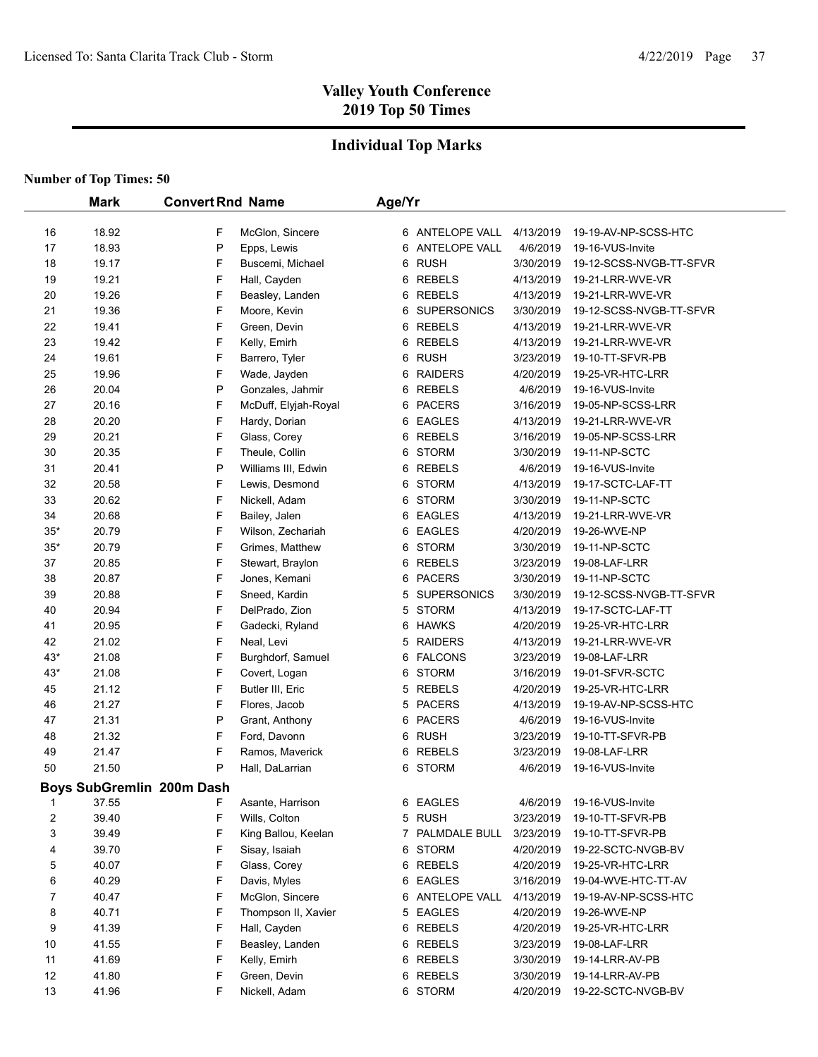# Valley Youth Conference
## 2019 Top 50 Times

## Individual Top Marks

**Number of Top Times: 50**

| | Mark | Convert Rnd | Name | Age/Yr | Team | Date | Meet |
|---|---|---|---|---|---|---|---|
| 16 | 18.92 | F | McGlon, Sincere | 6 | ANTELOPE VALL | 4/13/2019 | 19-19-AV-NP-SCSS-HTC |
| 17 | 18.93 | P | Epps, Lewis | 6 | ANTELOPE VALL | 4/6/2019 | 19-16-VUS-Invite |
| 18 | 19.17 | F | Buscemi, Michael | 6 | RUSH | 3/30/2019 | 19-12-SCSS-NVGB-TT-SFVR |
| 19 | 19.21 | F | Hall, Cayden | 6 | REBELS | 4/13/2019 | 19-21-LRR-WVE-VR |
| 20 | 19.26 | F | Beasley, Landen | 6 | REBELS | 4/13/2019 | 19-21-LRR-WVE-VR |
| 21 | 19.36 | F | Moore, Kevin | 6 | SUPERSONICS | 3/30/2019 | 19-12-SCSS-NVGB-TT-SFVR |
| 22 | 19.41 | F | Green, Devin | 6 | REBELS | 4/13/2019 | 19-21-LRR-WVE-VR |
| 23 | 19.42 | F | Kelly, Emirh | 6 | REBELS | 4/13/2019 | 19-21-LRR-WVE-VR |
| 24 | 19.61 | F | Barrero, Tyler | 6 | RUSH | 3/23/2019 | 19-10-TT-SFVR-PB |
| 25 | 19.96 | F | Wade, Jayden | 6 | RAIDERS | 4/20/2019 | 19-25-VR-HTC-LRR |
| 26 | 20.04 | P | Gonzales, Jahmir | 6 | REBELS | 4/6/2019 | 19-16-VUS-Invite |
| 27 | 20.16 | F | McDuff, Elyjah-Royal | 6 | PACERS | 3/16/2019 | 19-05-NP-SCSS-LRR |
| 28 | 20.20 | F | Hardy, Dorian | 6 | EAGLES | 4/13/2019 | 19-21-LRR-WVE-VR |
| 29 | 20.21 | F | Glass, Corey | 6 | REBELS | 3/16/2019 | 19-05-NP-SCSS-LRR |
| 30 | 20.35 | F | Theule, Collin | 6 | STORM | 3/30/2019 | 19-11-NP-SCTC |
| 31 | 20.41 | P | Williams III, Edwin | 6 | REBELS | 4/6/2019 | 19-16-VUS-Invite |
| 32 | 20.58 | F | Lewis, Desmond | 6 | STORM | 4/13/2019 | 19-17-SCTC-LAF-TT |
| 33 | 20.62 | F | Nickell, Adam | 6 | STORM | 3/30/2019 | 19-11-NP-SCTC |
| 34 | 20.68 | F | Bailey, Jalen | 6 | EAGLES | 4/13/2019 | 19-21-LRR-WVE-VR |
| 35* | 20.79 | F | Wilson, Zechariah | 6 | EAGLES | 4/20/2019 | 19-26-WVE-NP |
| 35* | 20.79 | F | Grimes, Matthew | 6 | STORM | 3/30/2019 | 19-11-NP-SCTC |
| 37 | 20.85 | F | Stewart, Braylon | 6 | REBELS | 3/23/2019 | 19-08-LAF-LRR |
| 38 | 20.87 | F | Jones, Kemani | 6 | PACERS | 3/30/2019 | 19-11-NP-SCTC |
| 39 | 20.88 | F | Sneed, Kardin | 5 | SUPERSONICS | 3/30/2019 | 19-12-SCSS-NVGB-TT-SFVR |
| 40 | 20.94 | F | DelPrado, Zion | 5 | STORM | 4/13/2019 | 19-17-SCTC-LAF-TT |
| 41 | 20.95 | F | Gadecki, Ryland | 6 | HAWKS | 4/20/2019 | 19-25-VR-HTC-LRR |
| 42 | 21.02 | F | Neal, Levi | 5 | RAIDERS | 4/13/2019 | 19-21-LRR-WVE-VR |
| 43* | 21.08 | F | Burghdorf, Samuel | 6 | FALCONS | 3/23/2019 | 19-08-LAF-LRR |
| 43* | 21.08 | F | Covert, Logan | 6 | STORM | 3/16/2019 | 19-01-SFVR-SCTC |
| 45 | 21.12 | F | Butler III, Eric | 5 | REBELS | 4/20/2019 | 19-25-VR-HTC-LRR |
| 46 | 21.27 | F | Flores, Jacob | 5 | PACERS | 4/13/2019 | 19-19-AV-NP-SCSS-HTC |
| 47 | 21.31 | P | Grant, Anthony | 6 | PACERS | 4/6/2019 | 19-16-VUS-Invite |
| 48 | 21.32 | F | Ford, Davonn | 6 | RUSH | 3/23/2019 | 19-10-TT-SFVR-PB |
| 49 | 21.47 | F | Ramos, Maverick | 6 | REBELS | 3/23/2019 | 19-08-LAF-LRR |
| 50 | 21.50 | P | Hall, DaLarrian | 6 | STORM | 4/6/2019 | 19-16-VUS-Invite |

**Boys SubGremlin 200m Dash**

| | Mark | Convert Rnd | Name | Age/Yr | Team | Date | Meet |
|---|---|---|---|---|---|---|---|
| 1 | 37.55 | F | Asante, Harrison | 6 | EAGLES | 4/6/2019 | 19-16-VUS-Invite |
| 2 | 39.40 | F | Wills, Colton | 5 | RUSH | 3/23/2019 | 19-10-TT-SFVR-PB |
| 3 | 39.49 | F | King Ballou, Keelan | 7 | PALMDALE BULL | 3/23/2019 | 19-10-TT-SFVR-PB |
| 4 | 39.70 | F | Sisay, Isaiah | 6 | STORM | 4/20/2019 | 19-22-SCTC-NVGB-BV |
| 5 | 40.07 | F | Glass, Corey | 6 | REBELS | 4/20/2019 | 19-25-VR-HTC-LRR |
| 6 | 40.29 | F | Davis, Myles | 6 | EAGLES | 3/16/2019 | 19-04-WVE-HTC-TT-AV |
| 7 | 40.47 | F | McGlon, Sincere | 6 | ANTELOPE VALL | 4/13/2019 | 19-19-AV-NP-SCSS-HTC |
| 8 | 40.71 | F | Thompson II, Xavier | 5 | EAGLES | 4/20/2019 | 19-26-WVE-NP |
| 9 | 41.39 | F | Hall, Cayden | 6 | REBELS | 4/20/2019 | 19-25-VR-HTC-LRR |
| 10 | 41.55 | F | Beasley, Landen | 6 | REBELS | 3/23/2019 | 19-08-LAF-LRR |
| 11 | 41.69 | F | Kelly, Emirh | 6 | REBELS | 3/30/2019 | 19-14-LRR-AV-PB |
| 12 | 41.80 | F | Green, Devin | 6 | REBELS | 3/30/2019 | 19-14-LRR-AV-PB |
| 13 | 41.96 | F | Nickell, Adam | 6 | STORM | 4/20/2019 | 19-22-SCTC-NVGB-BV |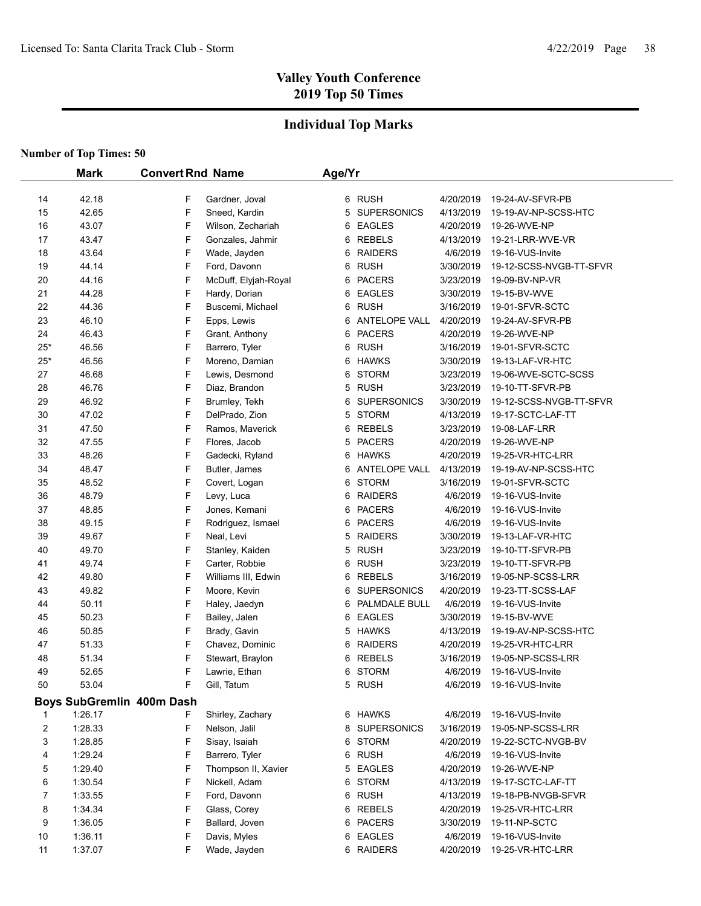## Valley Youth Conference
## 2019 Top 50 Times

### Individual Top Marks

**Number of Top Times: 50**

| | Mark | Convert | Rnd | Name | Age/Yr | | | |
|---|---|---|---|---|---|---|---|---|
| 14 | 42.18 | | F | Gardner, Joval | 6 | RUSH | 4/20/2019 | 19-24-AV-SFVR-PB |
| 15 | 42.65 | | F | Sneed, Kardin | 5 | SUPERSONICS | 4/13/2019 | 19-19-AV-NP-SCSS-HTC |
| 16 | 43.07 | | F | Wilson, Zechariah | 6 | EAGLES | 4/20/2019 | 19-26-WVE-NP |
| 17 | 43.47 | | F | Gonzales, Jahmir | 6 | REBELS | 4/13/2019 | 19-21-LRR-WVE-VR |
| 18 | 43.64 | | F | Wade, Jayden | 6 | RAIDERS | 4/6/2019 | 19-16-VUS-Invite |
| 19 | 44.14 | | F | Ford, Davonn | 6 | RUSH | 3/30/2019 | 19-12-SCSS-NVGB-TT-SFVR |
| 20 | 44.16 | | F | McDuff, Elyjah-Royal | 6 | PACERS | 3/23/2019 | 19-09-BV-NP-VR |
| 21 | 44.28 | | F | Hardy, Dorian | 6 | EAGLES | 3/30/2019 | 19-15-BV-WVE |
| 22 | 44.36 | | F | Buscemi, Michael | 6 | RUSH | 3/16/2019 | 19-01-SFVR-SCTC |
| 23 | 46.10 | | F | Epps, Lewis | 6 | ANTELOPE VALL | 4/20/2019 | 19-24-AV-SFVR-PB |
| 24 | 46.43 | | F | Grant, Anthony | 6 | PACERS | 4/20/2019 | 19-26-WVE-NP |
| 25* | 46.56 | | F | Barrero, Tyler | 6 | RUSH | 3/16/2019 | 19-01-SFVR-SCTC |
| 25* | 46.56 | | F | Moreno, Damian | 6 | HAWKS | 3/30/2019 | 19-13-LAF-VR-HTC |
| 27 | 46.68 | | F | Lewis, Desmond | 6 | STORM | 3/23/2019 | 19-06-WVE-SCTC-SCSS |
| 28 | 46.76 | | F | Diaz, Brandon | 5 | RUSH | 3/23/2019 | 19-10-TT-SFVR-PB |
| 29 | 46.92 | | F | Brumley, Tekh | 6 | SUPERSONICS | 3/30/2019 | 19-12-SCSS-NVGB-TT-SFVR |
| 30 | 47.02 | | F | DelPrado, Zion | 5 | STORM | 4/13/2019 | 19-17-SCTC-LAF-TT |
| 31 | 47.50 | | F | Ramos, Maverick | 6 | REBELS | 3/23/2019 | 19-08-LAF-LRR |
| 32 | 47.55 | | F | Flores, Jacob | 5 | PACERS | 4/20/2019 | 19-26-WVE-NP |
| 33 | 48.26 | | F | Gadecki, Ryland | 6 | HAWKS | 4/20/2019 | 19-25-VR-HTC-LRR |
| 34 | 48.47 | | F | Butler, James | 6 | ANTELOPE VALL | 4/13/2019 | 19-19-AV-NP-SCSS-HTC |
| 35 | 48.52 | | F | Covert, Logan | 6 | STORM | 3/16/2019 | 19-01-SFVR-SCTC |
| 36 | 48.79 | | F | Levy, Luca | 6 | RAIDERS | 4/6/2019 | 19-16-VUS-Invite |
| 37 | 48.85 | | F | Jones, Kemani | 6 | PACERS | 4/6/2019 | 19-16-VUS-Invite |
| 38 | 49.15 | | F | Rodriguez, Ismael | 6 | PACERS | 4/6/2019 | 19-16-VUS-Invite |
| 39 | 49.67 | | F | Neal, Levi | 5 | RAIDERS | 3/30/2019 | 19-13-LAF-VR-HTC |
| 40 | 49.70 | | F | Stanley, Kaiden | 5 | RUSH | 3/23/2019 | 19-10-TT-SFVR-PB |
| 41 | 49.74 | | F | Carter, Robbie | 6 | RUSH | 3/23/2019 | 19-10-TT-SFVR-PB |
| 42 | 49.80 | | F | Williams III, Edwin | 6 | REBELS | 3/16/2019 | 19-05-NP-SCSS-LRR |
| 43 | 49.82 | | F | Moore, Kevin | 6 | SUPERSONICS | 4/20/2019 | 19-23-TT-SCSS-LAF |
| 44 | 50.11 | | F | Haley, Jaedyn | 6 | PALMDALE BULL | 4/6/2019 | 19-16-VUS-Invite |
| 45 | 50.23 | | F | Bailey, Jalen | 6 | EAGLES | 3/30/2019 | 19-15-BV-WVE |
| 46 | 50.85 | | F | Brady, Gavin | 5 | HAWKS | 4/13/2019 | 19-19-AV-NP-SCSS-HTC |
| 47 | 51.33 | | F | Chavez, Dominic | 6 | RAIDERS | 4/20/2019 | 19-25-VR-HTC-LRR |
| 48 | 51.34 | | F | Stewart, Braylon | 6 | REBELS | 3/16/2019 | 19-05-NP-SCSS-LRR |
| 49 | 52.65 | | F | Lawrie, Ethan | 6 | STORM | 4/6/2019 | 19-16-VUS-Invite |
| 50 | 53.04 | | F | Gill, Tatum | 5 | RUSH | 4/6/2019 | 19-16-VUS-Invite |

**Boys SubGremlin 400m Dash**

| | Mark | Convert | Rnd | Name | Age/Yr | | | |
|---|---|---|---|---|---|---|---|---|
| 1 | 1:26.17 | | F | Shirley, Zachary | 6 | HAWKS | 4/6/2019 | 19-16-VUS-Invite |
| 2 | 1:28.33 | | F | Nelson, Jalil | 8 | SUPERSONICS | 3/16/2019 | 19-05-NP-SCSS-LRR |
| 3 | 1:28.85 | | F | Sisay, Isaiah | 6 | STORM | 4/20/2019 | 19-22-SCTC-NVGB-BV |
| 4 | 1:29.24 | | F | Barrero, Tyler | 6 | RUSH | 4/6/2019 | 19-16-VUS-Invite |
| 5 | 1:29.40 | | F | Thompson II, Xavier | 5 | EAGLES | 4/20/2019 | 19-26-WVE-NP |
| 6 | 1:30.54 | | F | Nickell, Adam | 6 | STORM | 4/13/2019 | 19-17-SCTC-LAF-TT |
| 7 | 1:33.55 | | F | Ford, Davonn | 6 | RUSH | 4/13/2019 | 19-18-PB-NVGB-SFVR |
| 8 | 1:34.34 | | F | Glass, Corey | 6 | REBELS | 4/20/2019 | 19-25-VR-HTC-LRR |
| 9 | 1:36.05 | | F | Ballard, Joven | 6 | PACERS | 3/30/2019 | 19-11-NP-SCTC |
| 10 | 1:36.11 | | F | Davis, Myles | 6 | EAGLES | 4/6/2019 | 19-16-VUS-Invite |
| 11 | 1:37.07 | | F | Wade, Jayden | 6 | RAIDERS | 4/20/2019 | 19-25-VR-HTC-LRR |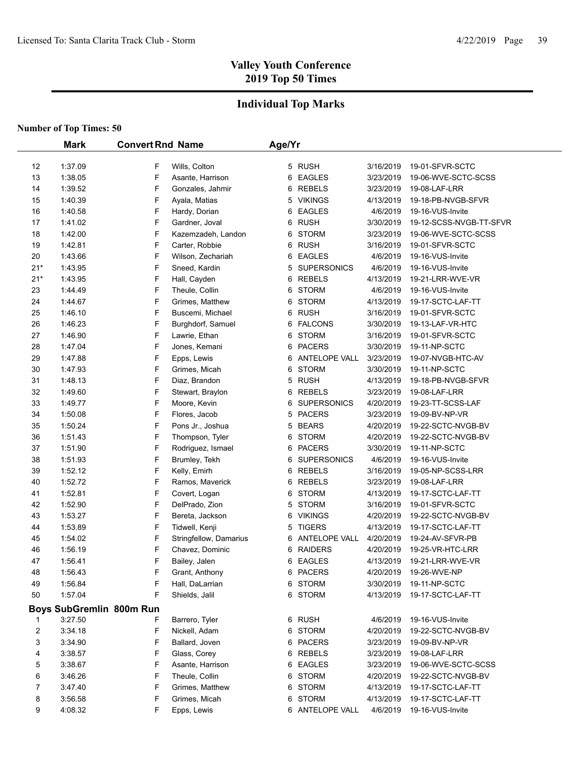# Valley Youth Conference
# 2019 Top 50 Times

## Individual Top Marks

**Number of Top Times: 50**

| | Mark | Convert | Rnd | Name | Age/Yr | | | |
|---|---|---|---|---|---|---|---|---|
| 12 | 1:37.09 | | F | Wills, Colton | 5 | RUSH | 3/16/2019 | 19-01-SFVR-SCTC |
| 13 | 1:38.05 | | F | Asante, Harrison | 6 | EAGLES | 3/23/2019 | 19-06-WVE-SCTC-SCSS |
| 14 | 1:39.52 | | F | Gonzales, Jahmir | 6 | REBELS | 3/23/2019 | 19-08-LAF-LRR |
| 15 | 1:40.39 | | F | Ayala, Matias | 5 | VIKINGS | 4/13/2019 | 19-18-PB-NVGB-SFVR |
| 16 | 1:40.58 | | F | Hardy, Dorian | 6 | EAGLES | 4/6/2019 | 19-16-VUS-Invite |
| 17 | 1:41.02 | | F | Gardner, Joval | 6 | RUSH | 3/30/2019 | 19-12-SCSS-NVGB-TT-SFVR |
| 18 | 1:42.00 | | F | Kazemzadeh, Landon | 6 | STORM | 3/23/2019 | 19-06-WVE-SCTC-SCSS |
| 19 | 1:42.81 | | F | Carter, Robbie | 6 | RUSH | 3/16/2019 | 19-01-SFVR-SCTC |
| 20 | 1:43.66 | | F | Wilson, Zechariah | 6 | EAGLES | 4/6/2019 | 19-16-VUS-Invite |
| 21* | 1:43.95 | | F | Sneed, Kardin | 5 | SUPERSONICS | 4/6/2019 | 19-16-VUS-Invite |
| 21* | 1:43.95 | | F | Hall, Cayden | 6 | REBELS | 4/13/2019 | 19-21-LRR-WVE-VR |
| 23 | 1:44.49 | | F | Theule, Collin | 6 | STORM | 4/6/2019 | 19-16-VUS-Invite |
| 24 | 1:44.67 | | F | Grimes, Matthew | 6 | STORM | 4/13/2019 | 19-17-SCTC-LAF-TT |
| 25 | 1:46.10 | | F | Buscemi, Michael | 6 | RUSH | 3/16/2019 | 19-01-SFVR-SCTC |
| 26 | 1:46.23 | | F | Burghdorf, Samuel | 6 | FALCONS | 3/30/2019 | 19-13-LAF-VR-HTC |
| 27 | 1:46.90 | | F | Lawrie, Ethan | 6 | STORM | 3/16/2019 | 19-01-SFVR-SCTC |
| 28 | 1:47.04 | | F | Jones, Kemani | 6 | PACERS | 3/30/2019 | 19-11-NP-SCTC |
| 29 | 1:47.88 | | F | Epps, Lewis | 6 | ANTELOPE VALL | 3/23/2019 | 19-07-NVGB-HTC-AV |
| 30 | 1:47.93 | | F | Grimes, Micah | 6 | STORM | 3/30/2019 | 19-11-NP-SCTC |
| 31 | 1:48.13 | | F | Diaz, Brandon | 5 | RUSH | 4/13/2019 | 19-18-PB-NVGB-SFVR |
| 32 | 1:49.60 | | F | Stewart, Braylon | 6 | REBELS | 3/23/2019 | 19-08-LAF-LRR |
| 33 | 1:49.77 | | F | Moore, Kevin | 6 | SUPERSONICS | 4/20/2019 | 19-23-TT-SCSS-LAF |
| 34 | 1:50.08 | | F | Flores, Jacob | 5 | PACERS | 3/23/2019 | 19-09-BV-NP-VR |
| 35 | 1:50.24 | | F | Pons Jr., Joshua | 5 | BEARS | 4/20/2019 | 19-22-SCTC-NVGB-BV |
| 36 | 1:51.43 | | F | Thompson, Tyler | 6 | STORM | 4/20/2019 | 19-22-SCTC-NVGB-BV |
| 37 | 1:51.90 | | F | Rodriguez, Ismael | 6 | PACERS | 3/30/2019 | 19-11-NP-SCTC |
| 38 | 1:51.93 | | F | Brumley, Tekh | 6 | SUPERSONICS | 4/6/2019 | 19-16-VUS-Invite |
| 39 | 1:52.12 | | F | Kelly, Emirh | 6 | REBELS | 3/16/2019 | 19-05-NP-SCSS-LRR |
| 40 | 1:52.72 | | F | Ramos, Maverick | 6 | REBELS | 3/23/2019 | 19-08-LAF-LRR |
| 41 | 1:52.81 | | F | Covert, Logan | 6 | STORM | 4/13/2019 | 19-17-SCTC-LAF-TT |
| 42 | 1:52.90 | | F | DelPrado, Zion | 5 | STORM | 3/16/2019 | 19-01-SFVR-SCTC |
| 43 | 1:53.27 | | F | Bereta, Jackson | 6 | VIKINGS | 4/20/2019 | 19-22-SCTC-NVGB-BV |
| 44 | 1:53.89 | | F | Tidwell, Kenji | 5 | TIGERS | 4/13/2019 | 19-17-SCTC-LAF-TT |
| 45 | 1:54.02 | | F | Stringfellow, Damarius | 6 | ANTELOPE VALL | 4/20/2019 | 19-24-AV-SFVR-PB |
| 46 | 1:56.19 | | F | Chavez, Dominic | 6 | RAIDERS | 4/20/2019 | 19-25-VR-HTC-LRR |
| 47 | 1:56.41 | | F | Bailey, Jalen | 6 | EAGLES | 4/13/2019 | 19-21-LRR-WVE-VR |
| 48 | 1:56.43 | | F | Grant, Anthony | 6 | PACERS | 4/20/2019 | 19-26-WVE-NP |
| 49 | 1:56.84 | | F | Hall, DaLarrian | 6 | STORM | 3/30/2019 | 19-11-NP-SCTC |
| 50 | 1:57.04 | | F | Shields, Jalil | 6 | STORM | 4/13/2019 | 19-17-SCTC-LAF-TT |

**Boys SubGremlin 800m Run**

| | Mark | Convert | Rnd | Name | Age/Yr | | | |
|---|---|---|---|---|---|---|---|---|
| 1 | 3:27.50 | | F | Barrero, Tyler | 6 | RUSH | 4/6/2019 | 19-16-VUS-Invite |
| 2 | 3:34.18 | | F | Nickell, Adam | 6 | STORM | 4/20/2019 | 19-22-SCTC-NVGB-BV |
| 3 | 3:34.90 | | F | Ballard, Joven | 6 | PACERS | 3/23/2019 | 19-09-BV-NP-VR |
| 4 | 3:38.57 | | F | Glass, Corey | 6 | REBELS | 3/23/2019 | 19-08-LAF-LRR |
| 5 | 3:38.67 | | F | Asante, Harrison | 6 | EAGLES | 3/23/2019 | 19-06-WVE-SCTC-SCSS |
| 6 | 3:46.26 | | F | Theule, Collin | 6 | STORM | 4/20/2019 | 19-22-SCTC-NVGB-BV |
| 7 | 3:47.40 | | F | Grimes, Matthew | 6 | STORM | 4/13/2019 | 19-17-SCTC-LAF-TT |
| 8 | 3:56.58 | | F | Grimes, Micah | 6 | STORM | 4/13/2019 | 19-17-SCTC-LAF-TT |
| 9 | 4:08.32 | | F | Epps, Lewis | 6 | ANTELOPE VALL | 4/6/2019 | 19-16-VUS-Invite |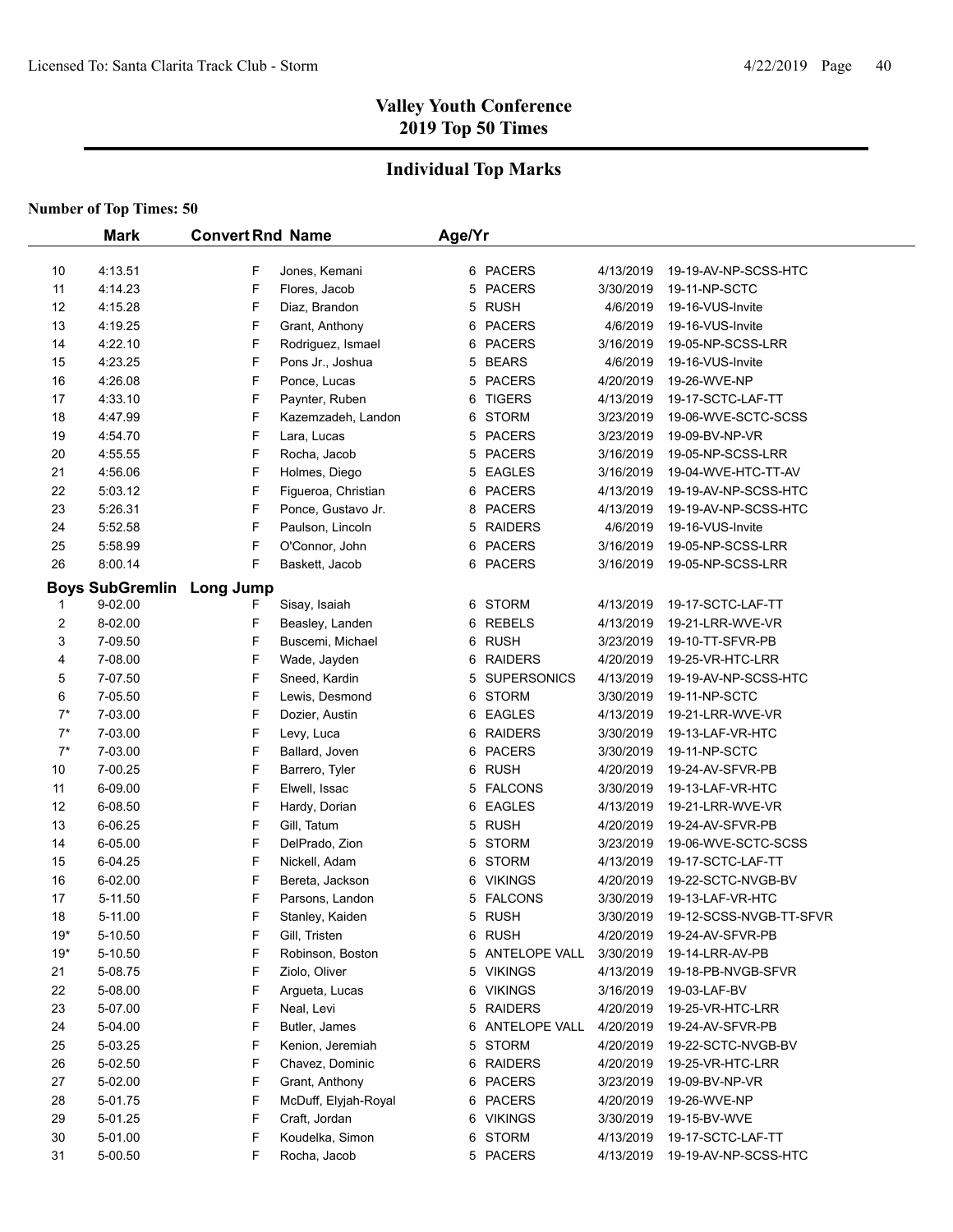## Valley Youth Conference
## 2019 Top 50 Times

### Individual Top Marks

**Number of Top Times: 50**

| | Mark | Convert | Rnd | Name | Age/Yr | | | |
|---|---|---|---|---|---|---|---|---|
| 10 | 4:13.51 | | F | Jones, Kemani | 6 | PACERS | 4/13/2019 | 19-19-AV-NP-SCSS-HTC |
| 11 | 4:14.23 | | F | Flores, Jacob | 5 | PACERS | 3/30/2019 | 19-11-NP-SCTC |
| 12 | 4:15.28 | | F | Diaz, Brandon | 5 | RUSH | 4/6/2019 | 19-16-VUS-Invite |
| 13 | 4:19.25 | | F | Grant, Anthony | 6 | PACERS | 4/6/2019 | 19-16-VUS-Invite |
| 14 | 4:22.10 | | F | Rodriguez, Ismael | 6 | PACERS | 3/16/2019 | 19-05-NP-SCSS-LRR |
| 15 | 4:23.25 | | F | Pons Jr., Joshua | 5 | BEARS | 4/6/2019 | 19-16-VUS-Invite |
| 16 | 4:26.08 | | F | Ponce, Lucas | 5 | PACERS | 4/20/2019 | 19-26-WVE-NP |
| 17 | 4:33.10 | | F | Paynter, Ruben | 6 | TIGERS | 4/13/2019 | 19-17-SCTC-LAF-TT |
| 18 | 4:47.99 | | F | Kazemzadeh, Landon | 6 | STORM | 3/23/2019 | 19-06-WVE-SCTC-SCSS |
| 19 | 4:54.70 | | F | Lara, Lucas | 5 | PACERS | 3/23/2019 | 19-09-BV-NP-VR |
| 20 | 4:55.55 | | F | Rocha, Jacob | 5 | PACERS | 3/16/2019 | 19-05-NP-SCSS-LRR |
| 21 | 4:56.06 | | F | Holmes, Diego | 5 | EAGLES | 3/16/2019 | 19-04-WVE-HTC-TT-AV |
| 22 | 5:03.12 | | F | Figueroa, Christian | 6 | PACERS | 4/13/2019 | 19-19-AV-NP-SCSS-HTC |
| 23 | 5:26.31 | | F | Ponce, Gustavo Jr. | 8 | PACERS | 4/13/2019 | 19-19-AV-NP-SCSS-HTC |
| 24 | 5:52.58 | | F | Paulson, Lincoln | 5 | RAIDERS | 4/6/2019 | 19-16-VUS-Invite |
| 25 | 5:58.99 | | F | O'Connor, John | 6 | PACERS | 3/16/2019 | 19-05-NP-SCSS-LRR |
| 26 | 8:00.14 | | F | Baskett, Jacob | 6 | PACERS | 3/16/2019 | 19-05-NP-SCSS-LRR |
| **Boys SubGremlin** | **Long Jump** | | | | | | | |
| 1 | 9-02.00 | | F | Sisay, Isaiah | 6 | STORM | 4/13/2019 | 19-17-SCTC-LAF-TT |
| 2 | 8-02.00 | | F | Beasley, Landen | 6 | REBELS | 4/13/2019 | 19-21-LRR-WVE-VR |
| 3 | 7-09.50 | | F | Buscemi, Michael | 6 | RUSH | 3/23/2019 | 19-10-TT-SFVR-PB |
| 4 | 7-08.00 | | F | Wade, Jayden | 6 | RAIDERS | 4/20/2019 | 19-25-VR-HTC-LRR |
| 5 | 7-07.50 | | F | Sneed, Kardin | 5 | SUPERSONICS | 4/13/2019 | 19-19-AV-NP-SCSS-HTC |
| 6 | 7-05.50 | | F | Lewis, Desmond | 6 | STORM | 3/30/2019 | 19-11-NP-SCTC |
| 7* | 7-03.00 | | F | Dozier, Austin | 6 | EAGLES | 4/13/2019 | 19-21-LRR-WVE-VR |
| 7* | 7-03.00 | | F | Levy, Luca | 6 | RAIDERS | 3/30/2019 | 19-13-LAF-VR-HTC |
| 7* | 7-03.00 | | F | Ballard, Joven | 6 | PACERS | 3/30/2019 | 19-11-NP-SCTC |
| 10 | 7-00.25 | | F | Barrero, Tyler | 6 | RUSH | 4/20/2019 | 19-24-AV-SFVR-PB |
| 11 | 6-09.00 | | F | Elwell, Issac | 5 | FALCONS | 3/30/2019 | 19-13-LAF-VR-HTC |
| 12 | 6-08.50 | | F | Hardy, Dorian | 6 | EAGLES | 4/13/2019 | 19-21-LRR-WVE-VR |
| 13 | 6-06.25 | | F | Gill, Tatum | 5 | RUSH | 4/20/2019 | 19-24-AV-SFVR-PB |
| 14 | 6-05.00 | | F | DelPrado, Zion | 5 | STORM | 3/23/2019 | 19-06-WVE-SCTC-SCSS |
| 15 | 6-04.25 | | F | Nickell, Adam | 6 | STORM | 4/13/2019 | 19-17-SCTC-LAF-TT |
| 16 | 6-02.00 | | F | Bereta, Jackson | 6 | VIKINGS | 4/20/2019 | 19-22-SCTC-NVGB-BV |
| 17 | 5-11.50 | | F | Parsons, Landon | 5 | FALCONS | 3/30/2019 | 19-13-LAF-VR-HTC |
| 18 | 5-11.00 | | F | Stanley, Kaiden | 5 | RUSH | 3/30/2019 | 19-12-SCSS-NVGB-TT-SFVR |
| 19* | 5-10.50 | | F | Gill, Tristen | 6 | RUSH | 4/20/2019 | 19-24-AV-SFVR-PB |
| 19* | 5-10.50 | | F | Robinson, Boston | 5 | ANTELOPE VALL | 3/30/2019 | 19-14-LRR-AV-PB |
| 21 | 5-08.75 | | F | Ziolo, Oliver | 5 | VIKINGS | 4/13/2019 | 19-18-PB-NVGB-SFVR |
| 22 | 5-08.00 | | F | Argueta, Lucas | 6 | VIKINGS | 3/16/2019 | 19-03-LAF-BV |
| 23 | 5-07.00 | | F | Neal, Levi | 5 | RAIDERS | 4/20/2019 | 19-25-VR-HTC-LRR |
| 24 | 5-04.00 | | F | Butler, James | 6 | ANTELOPE VALL | 4/20/2019 | 19-24-AV-SFVR-PB |
| 25 | 5-03.25 | | F | Kenion, Jeremiah | 5 | STORM | 4/20/2019 | 19-22-SCTC-NVGB-BV |
| 26 | 5-02.50 | | F | Chavez, Dominic | 6 | RAIDERS | 4/20/2019 | 19-25-VR-HTC-LRR |
| 27 | 5-02.00 | | F | Grant, Anthony | 6 | PACERS | 3/23/2019 | 19-09-BV-NP-VR |
| 28 | 5-01.75 | | F | McDuff, Elyjah-Royal | 6 | PACERS | 4/20/2019 | 19-26-WVE-NP |
| 29 | 5-01.25 | | F | Craft, Jordan | 6 | VIKINGS | 3/30/2019 | 19-15-BV-WVE |
| 30 | 5-01.00 | | F | Koudelka, Simon | 6 | STORM | 4/13/2019 | 19-17-SCTC-LAF-TT |
| 31 | 5-00.50 | | F | Rocha, Jacob | 5 | PACERS | 4/13/2019 | 19-19-AV-NP-SCSS-HTC |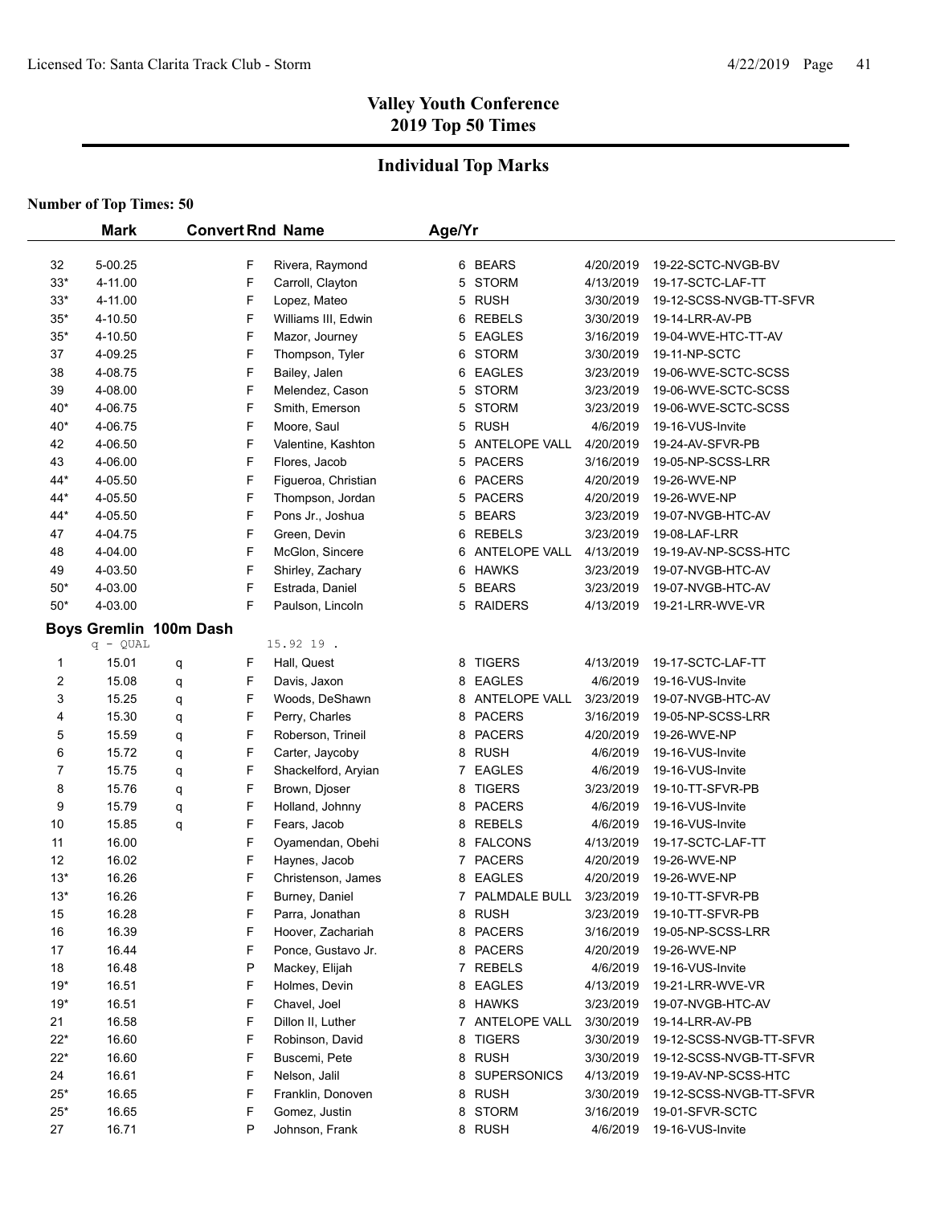## Valley Youth Conference
## 2019 Top 50 Times

## Individual Top Marks

**Number of Top Times: 50**

| | Mark | Convert | Rnd | Name | Age/Yr | Team | Date | Meet |
|---|---|---|---|---|---|---|---|---|
| 32 | 5-00.25 | | F | Rivera, Raymond | 6 | BEARS | 4/20/2019 | 19-22-SCTC-NVGB-BV |
| 33* | 4-11.00 | | F | Carroll, Clayton | 5 | STORM | 4/13/2019 | 19-17-SCTC-LAF-TT |
| 33* | 4-11.00 | | F | Lopez, Mateo | 5 | RUSH | 3/30/2019 | 19-12-SCSS-NVGB-TT-SFVR |
| 35* | 4-10.50 | | F | Williams III, Edwin | 6 | REBELS | 3/30/2019 | 19-14-LRR-AV-PB |
| 35* | 4-10.50 | | F | Mazor, Journey | 5 | EAGLES | 3/16/2019 | 19-04-WVE-HTC-TT-AV |
| 37 | 4-09.25 | | F | Thompson, Tyler | 6 | STORM | 3/30/2019 | 19-11-NP-SCTC |
| 38 | 4-08.75 | | F | Bailey, Jalen | 6 | EAGLES | 3/23/2019 | 19-06-WVE-SCTC-SCSS |
| 39 | 4-08.00 | | F | Melendez, Cason | 5 | STORM | 3/23/2019 | 19-06-WVE-SCTC-SCSS |
| 40* | 4-06.75 | | F | Smith, Emerson | 5 | STORM | 3/23/2019 | 19-06-WVE-SCTC-SCSS |
| 40* | 4-06.75 | | F | Moore, Saul | 5 | RUSH | 4/6/2019 | 19-16-VUS-Invite |
| 42 | 4-06.50 | | F | Valentine, Kashton | 5 | ANTELOPE VALL | 4/20/2019 | 19-24-AV-SFVR-PB |
| 43 | 4-06.00 | | F | Flores, Jacob | 5 | PACERS | 3/16/2019 | 19-05-NP-SCSS-LRR |
| 44* | 4-05.50 | | F | Figueroa, Christian | 6 | PACERS | 4/20/2019 | 19-26-WVE-NP |
| 44* | 4-05.50 | | F | Thompson, Jordan | 5 | PACERS | 4/20/2019 | 19-26-WVE-NP |
| 44* | 4-05.50 | | F | Pons Jr., Joshua | 5 | BEARS | 3/23/2019 | 19-07-NVGB-HTC-AV |
| 47 | 4-04.75 | | F | Green, Devin | 6 | REBELS | 3/23/2019 | 19-08-LAF-LRR |
| 48 | 4-04.00 | | F | McGlon, Sincere | 6 | ANTELOPE VALL | 4/13/2019 | 19-19-AV-NP-SCSS-HTC |
| 49 | 4-03.50 | | F | Shirley, Zachary | 6 | HAWKS | 3/23/2019 | 19-07-NVGB-HTC-AV |
| 50* | 4-03.00 | | F | Estrada, Daniel | 5 | BEARS | 3/23/2019 | 19-07-NVGB-HTC-AV |
| 50* | 4-03.00 | | F | Paulson, Lincoln | 5 | RAIDERS | 4/13/2019 | 19-21-LRR-WVE-VR |

### Boys Gremlin 100m Dash

q - QUAL 15.92 19 .

| | Mark | Convert | Rnd | Name | Age/Yr | Team | Date | Meet |
|---|---|---|---|---|---|---|---|---|
| 1 | 15.01 | q | F | Hall, Quest | 8 | TIGERS | 4/13/2019 | 19-17-SCTC-LAF-TT |
| 2 | 15.08 | q | F | Davis, Jaxon | 8 | EAGLES | 4/6/2019 | 19-16-VUS-Invite |
| 3 | 15.25 | q | F | Woods, DeShawn | 8 | ANTELOPE VALL | 3/23/2019 | 19-07-NVGB-HTC-AV |
| 4 | 15.30 | q | F | Perry, Charles | 8 | PACERS | 3/16/2019 | 19-05-NP-SCSS-LRR |
| 5 | 15.59 | q | F | Roberson, Trineil | 8 | PACERS | 4/20/2019 | 19-26-WVE-NP |
| 6 | 15.72 | q | F | Carter, Jaycoby | 8 | RUSH | 4/6/2019 | 19-16-VUS-Invite |
| 7 | 15.75 | q | F | Shackelford, Aryian | 7 | EAGLES | 4/6/2019 | 19-16-VUS-Invite |
| 8 | 15.76 | q | F | Brown, Djoser | 8 | TIGERS | 3/23/2019 | 19-10-TT-SFVR-PB |
| 9 | 15.79 | q | F | Holland, Johnny | 8 | PACERS | 4/6/2019 | 19-16-VUS-Invite |
| 10 | 15.85 | q | F | Fears, Jacob | 8 | REBELS | 4/6/2019 | 19-16-VUS-Invite |
| 11 | 16.00 | | F | Oyamendan, Obehi | 8 | FALCONS | 4/13/2019 | 19-17-SCTC-LAF-TT |
| 12 | 16.02 | | F | Haynes, Jacob | 7 | PACERS | 4/20/2019 | 19-26-WVE-NP |
| 13* | 16.26 | | F | Christenson, James | 8 | EAGLES | 4/20/2019 | 19-26-WVE-NP |
| 13* | 16.26 | | F | Burney, Daniel | 7 | PALMDALE BULL | 3/23/2019 | 19-10-TT-SFVR-PB |
| 15 | 16.28 | | F | Parra, Jonathan | 8 | RUSH | 3/23/2019 | 19-10-TT-SFVR-PB |
| 16 | 16.39 | | F | Hoover, Zachariah | 8 | PACERS | 3/16/2019 | 19-05-NP-SCSS-LRR |
| 17 | 16.44 | | F | Ponce, Gustavo Jr. | 8 | PACERS | 4/20/2019 | 19-26-WVE-NP |
| 18 | 16.48 | | P | Mackey, Elijah | 7 | REBELS | 4/6/2019 | 19-16-VUS-Invite |
| 19* | 16.51 | | F | Holmes, Devin | 8 | EAGLES | 4/13/2019 | 19-21-LRR-WVE-VR |
| 19* | 16.51 | | F | Chavel, Joel | 8 | HAWKS | 3/23/2019 | 19-07-NVGB-HTC-AV |
| 21 | 16.58 | | F | Dillon II, Luther | 7 | ANTELOPE VALL | 3/30/2019 | 19-14-LRR-AV-PB |
| 22* | 16.60 | | F | Robinson, David | 8 | TIGERS | 3/30/2019 | 19-12-SCSS-NVGB-TT-SFVR |
| 22* | 16.60 | | F | Buscemi, Pete | 8 | RUSH | 3/30/2019 | 19-12-SCSS-NVGB-TT-SFVR |
| 24 | 16.61 | | F | Nelson, Jalil | 8 | SUPERSONICS | 4/13/2019 | 19-19-AV-NP-SCSS-HTC |
| 25* | 16.65 | | F | Franklin, Donoven | 8 | RUSH | 3/30/2019 | 19-12-SCSS-NVGB-TT-SFVR |
| 25* | 16.65 | | F | Gomez, Justin | 8 | STORM | 3/16/2019 | 19-01-SFVR-SCTC |
| 27 | 16.71 | | P | Johnson, Frank | 8 | RUSH | 4/6/2019 | 19-16-VUS-Invite |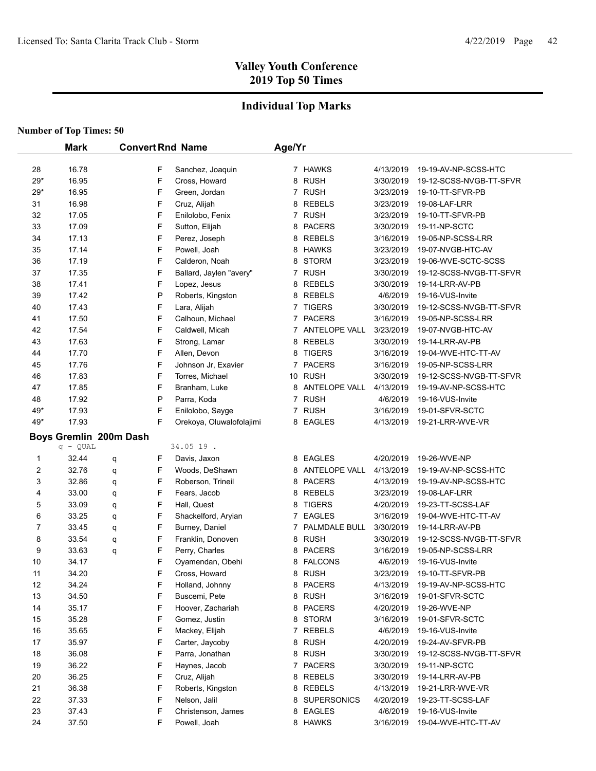## Valley Youth Conference
## 2019 Top 50 Times

### Individual Top Marks

**Number of Top Times: 50**

| | Mark | | Convert Rnd | Name | Age/Yr | | | |
|---|---|---|---|---|---|---|---|---|
| 28 | 16.78 | | F | Sanchez, Joaquin | 7 | HAWKS | 4/13/2019 | 19-19-AV-NP-SCSS-HTC |
| 29* | 16.95 | | F | Cross, Howard | 8 | RUSH | 3/30/2019 | 19-12-SCSS-NVGB-TT-SFVR |
| 29* | 16.95 | | F | Green, Jordan | 7 | RUSH | 3/23/2019 | 19-10-TT-SFVR-PB |
| 31 | 16.98 | | F | Cruz, Alijah | 8 | REBELS | 3/23/2019 | 19-08-LAF-LRR |
| 32 | 17.05 | | F | Enilolobo, Fenix | 7 | RUSH | 3/23/2019 | 19-10-TT-SFVR-PB |
| 33 | 17.09 | | F | Sutton, Elijah | 8 | PACERS | 3/30/2019 | 19-11-NP-SCTC |
| 34 | 17.13 | | F | Perez, Joseph | 8 | REBELS | 3/16/2019 | 19-05-NP-SCSS-LRR |
| 35 | 17.14 | | F | Powell, Joah | 8 | HAWKS | 3/23/2019 | 19-07-NVGB-HTC-AV |
| 36 | 17.19 | | F | Calderon, Noah | 8 | STORM | 3/23/2019 | 19-06-WVE-SCTC-SCSS |
| 37 | 17.35 | | F | Ballard, Jaylen "avery" | 7 | RUSH | 3/30/2019 | 19-12-SCSS-NVGB-TT-SFVR |
| 38 | 17.41 | | F | Lopez, Jesus | 8 | REBELS | 3/30/2019 | 19-14-LRR-AV-PB |
| 39 | 17.42 | | P | Roberts, Kingston | 8 | REBELS | 4/6/2019 | 19-16-VUS-Invite |
| 40 | 17.43 | | F | Lara, Alijah | 7 | TIGERS | 3/30/2019 | 19-12-SCSS-NVGB-TT-SFVR |
| 41 | 17.50 | | F | Calhoun, Michael | 7 | PACERS | 3/16/2019 | 19-05-NP-SCSS-LRR |
| 42 | 17.54 | | F | Caldwell, Micah | 7 | ANTELOPE VALL | 3/23/2019 | 19-07-NVGB-HTC-AV |
| 43 | 17.63 | | F | Strong, Lamar | 8 | REBELS | 3/30/2019 | 19-14-LRR-AV-PB |
| 44 | 17.70 | | F | Allen, Devon | 8 | TIGERS | 3/16/2019 | 19-04-WVE-HTC-TT-AV |
| 45 | 17.76 | | F | Johnson Jr, Exavier | 7 | PACERS | 3/16/2019 | 19-05-NP-SCSS-LRR |
| 46 | 17.83 | | F | Torres, Michael | 10 | RUSH | 3/30/2019 | 19-12-SCSS-NVGB-TT-SFVR |
| 47 | 17.85 | | F | Branham, Luke | 8 | ANTELOPE VALL | 4/13/2019 | 19-19-AV-NP-SCSS-HTC |
| 48 | 17.92 | | P | Parra, Koda | 7 | RUSH | 4/6/2019 | 19-16-VUS-Invite |
| 49* | 17.93 | | F | Enilolobo, Sayge | 7 | RUSH | 3/16/2019 | 19-01-SFVR-SCTC |
| 49* | 17.93 | | F | Orekoya, Oluwalofolajimi | 8 | EAGLES | 4/13/2019 | 19-21-LRR-WVE-VR |

**Boys Gremlin 200m Dash**

q - QUAL 34.05 19 .

| | Mark | | Convert Rnd | Name | Age/Yr | | | |
|---|---|---|---|---|---|---|---|---|
| 1 | 32.44 | q | F | Davis, Jaxon | 8 | EAGLES | 4/20/2019 | 19-26-WVE-NP |
| 2 | 32.76 | q | F | Woods, DeShawn | 8 | ANTELOPE VALL | 4/13/2019 | 19-19-AV-NP-SCSS-HTC |
| 3 | 32.86 | q | F | Roberson, Trineil | 8 | PACERS | 4/13/2019 | 19-19-AV-NP-SCSS-HTC |
| 4 | 33.00 | q | F | Fears, Jacob | 8 | REBELS | 3/23/2019 | 19-08-LAF-LRR |
| 5 | 33.09 | q | F | Hall, Quest | 8 | TIGERS | 4/20/2019 | 19-23-TT-SCSS-LAF |
| 6 | 33.25 | q | F | Shackelford, Aryian | 7 | EAGLES | 3/16/2019 | 19-04-WVE-HTC-TT-AV |
| 7 | 33.45 | q | F | Burney, Daniel | 7 | PALMDALE BULL | 3/30/2019 | 19-14-LRR-AV-PB |
| 8 | 33.54 | q | F | Franklin, Donoven | 8 | RUSH | 3/30/2019 | 19-12-SCSS-NVGB-TT-SFVR |
| 9 | 33.63 | q | F | Perry, Charles | 8 | PACERS | 3/16/2019 | 19-05-NP-SCSS-LRR |
| 10 | 34.17 | | F | Oyamendan, Obehi | 8 | FALCONS | 4/6/2019 | 19-16-VUS-Invite |
| 11 | 34.20 | | F | Cross, Howard | 8 | RUSH | 3/23/2019 | 19-10-TT-SFVR-PB |
| 12 | 34.24 | | F | Holland, Johnny | 8 | PACERS | 4/13/2019 | 19-19-AV-NP-SCSS-HTC |
| 13 | 34.50 | | F | Buscemi, Pete | 8 | RUSH | 3/16/2019 | 19-01-SFVR-SCTC |
| 14 | 35.17 | | F | Hoover, Zachariah | 8 | PACERS | 4/20/2019 | 19-26-WVE-NP |
| 15 | 35.28 | | F | Gomez, Justin | 8 | STORM | 3/16/2019 | 19-01-SFVR-SCTC |
| 16 | 35.65 | | F | Mackey, Elijah | 7 | REBELS | 4/6/2019 | 19-16-VUS-Invite |
| 17 | 35.97 | | F | Carter, Jaycoby | 8 | RUSH | 4/20/2019 | 19-24-AV-SFVR-PB |
| 18 | 36.08 | | F | Parra, Jonathan | 8 | RUSH | 3/30/2019 | 19-12-SCSS-NVGB-TT-SFVR |
| 19 | 36.22 | | F | Haynes, Jacob | 7 | PACERS | 3/30/2019 | 19-11-NP-SCTC |
| 20 | 36.25 | | F | Cruz, Alijah | 8 | REBELS | 3/30/2019 | 19-14-LRR-AV-PB |
| 21 | 36.38 | | F | Roberts, Kingston | 8 | REBELS | 4/13/2019 | 19-21-LRR-WVE-VR |
| 22 | 37.33 | | F | Nelson, Jalil | 8 | SUPERSONICS | 4/20/2019 | 19-23-TT-SCSS-LAF |
| 23 | 37.43 | | F | Christenson, James | 8 | EAGLES | 4/6/2019 | 19-16-VUS-Invite |
| 24 | 37.50 | | F | Powell, Joah | 8 | HAWKS | 3/16/2019 | 19-04-WVE-HTC-TT-AV |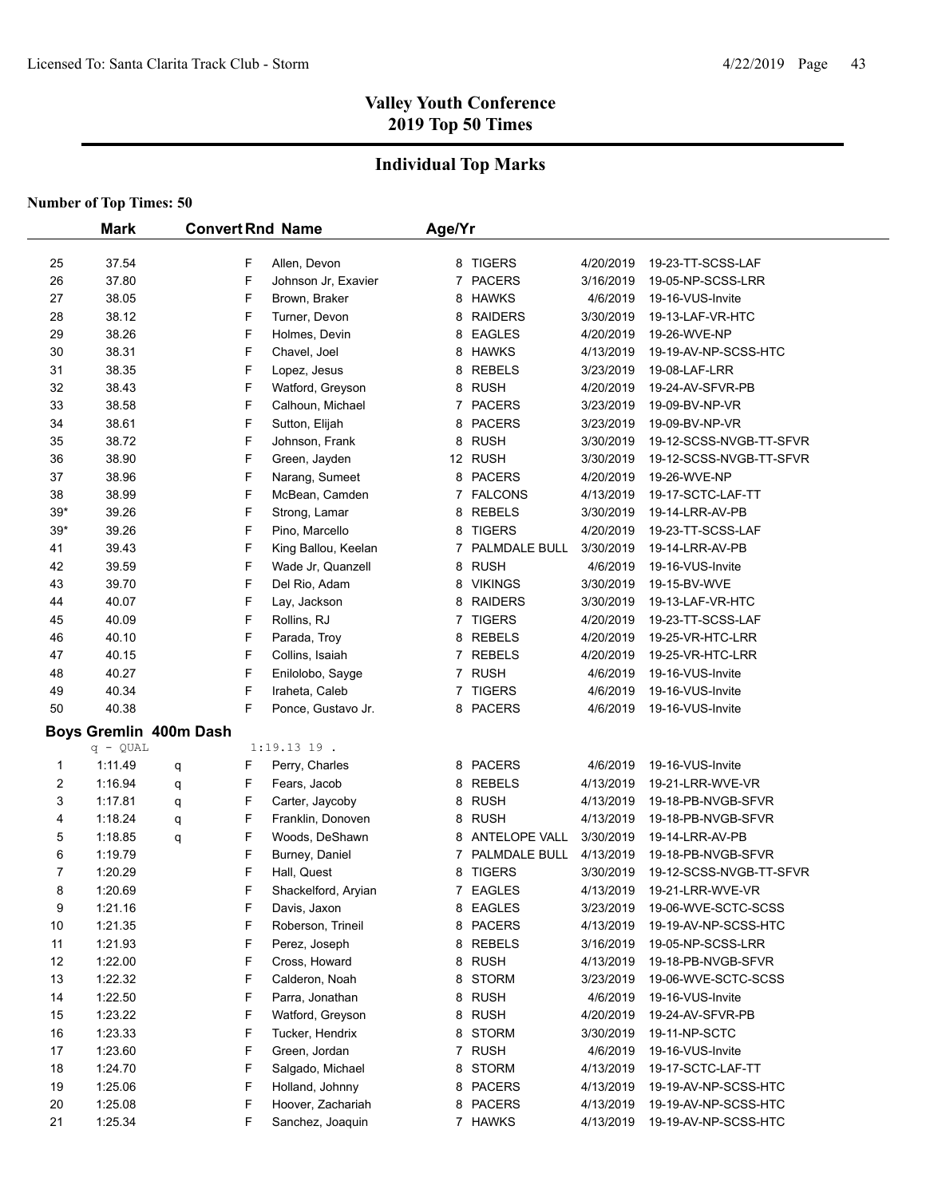# Valley Youth Conference
## 2019 Top 50 Times

## Individual Top Marks

**Number of Top Times: 50**

| | Mark | Convert | Rnd | Name | Age/Yr | Team | Date | Meet |
|---|---|---|---|---|---|---|---|---|
| 25 | 37.54 | | F | Allen, Devon | 8 | TIGERS | 4/20/2019 | 19-23-TT-SCSS-LAF |
| 26 | 37.80 | | F | Johnson Jr, Exavier | 7 | PACERS | 3/16/2019 | 19-05-NP-SCSS-LRR |
| 27 | 38.05 | | F | Brown, Braker | 8 | HAWKS | 4/6/2019 | 19-16-VUS-Invite |
| 28 | 38.12 | | F | Turner, Devon | 8 | RAIDERS | 3/30/2019 | 19-13-LAF-VR-HTC |
| 29 | 38.26 | | F | Holmes, Devin | 8 | EAGLES | 4/20/2019 | 19-26-WVE-NP |
| 30 | 38.31 | | F | Chavel, Joel | 8 | HAWKS | 4/13/2019 | 19-19-AV-NP-SCSS-HTC |
| 31 | 38.35 | | F | Lopez, Jesus | 8 | REBELS | 3/23/2019 | 19-08-LAF-LRR |
| 32 | 38.43 | | F | Watford, Greyson | 8 | RUSH | 4/20/2019 | 19-24-AV-SFVR-PB |
| 33 | 38.58 | | F | Calhoun, Michael | 7 | PACERS | 3/23/2019 | 19-09-BV-NP-VR |
| 34 | 38.61 | | F | Sutton, Elijah | 8 | PACERS | 3/23/2019 | 19-09-BV-NP-VR |
| 35 | 38.72 | | F | Johnson, Frank | 8 | RUSH | 3/30/2019 | 19-12-SCSS-NVGB-TT-SFVR |
| 36 | 38.90 | | F | Green, Jayden | 12 | RUSH | 3/30/2019 | 19-12-SCSS-NVGB-TT-SFVR |
| 37 | 38.96 | | F | Narang, Sumeet | 8 | PACERS | 4/20/2019 | 19-26-WVE-NP |
| 38 | 38.99 | | F | McBean, Camden | 7 | FALCONS | 4/13/2019 | 19-17-SCTC-LAF-TT |
| 39* | 39.26 | | F | Strong, Lamar | 8 | REBELS | 3/30/2019 | 19-14-LRR-AV-PB |
| 39* | 39.26 | | F | Pino, Marcello | 8 | TIGERS | 4/20/2019 | 19-23-TT-SCSS-LAF |
| 41 | 39.43 | | F | King Ballou, Keelan | 7 | PALMDALE BULL | 3/30/2019 | 19-14-LRR-AV-PB |
| 42 | 39.59 | | F | Wade Jr, Quanzell | 8 | RUSH | 4/6/2019 | 19-16-VUS-Invite |
| 43 | 39.70 | | F | Del Rio, Adam | 8 | VIKINGS | 3/30/2019 | 19-15-BV-WVE |
| 44 | 40.07 | | F | Lay, Jackson | 8 | RAIDERS | 3/30/2019 | 19-13-LAF-VR-HTC |
| 45 | 40.09 | | F | Rollins, RJ | 7 | TIGERS | 4/20/2019 | 19-23-TT-SCSS-LAF |
| 46 | 40.10 | | F | Parada, Troy | 8 | REBELS | 4/20/2019 | 19-25-VR-HTC-LRR |
| 47 | 40.15 | | F | Collins, Isaiah | 7 | REBELS | 4/20/2019 | 19-25-VR-HTC-LRR |
| 48 | 40.27 | | F | Enilolobo, Sayge | 7 | RUSH | 4/6/2019 | 19-16-VUS-Invite |
| 49 | 40.34 | | F | Iraheta, Caleb | 7 | TIGERS | 4/6/2019 | 19-16-VUS-Invite |
| 50 | 40.38 | | F | Ponce, Gustavo Jr. | 8 | PACERS | 4/6/2019 | 19-16-VUS-Invite |

### Boys Gremlin 400m Dash

q - QUAL 1:19.13 19 .

| | Mark | Convert | Rnd | Name | Age/Yr | Team | Date | Meet |
|---|---|---|---|---|---|---|---|---|
| 1 | 1:11.49 | q | F | Perry, Charles | 8 | PACERS | 4/6/2019 | 19-16-VUS-Invite |
| 2 | 1:16.94 | q | F | Fears, Jacob | 8 | REBELS | 4/13/2019 | 19-21-LRR-WVE-VR |
| 3 | 1:17.81 | q | F | Carter, Jaycoby | 8 | RUSH | 4/13/2019 | 19-18-PB-NVGB-SFVR |
| 4 | 1:18.24 | q | F | Franklin, Donoven | 8 | RUSH | 4/13/2019 | 19-18-PB-NVGB-SFVR |
| 5 | 1:18.85 | q | F | Woods, DeShawn | 8 | ANTELOPE VALL | 3/30/2019 | 19-14-LRR-AV-PB |
| 6 | 1:19.79 | | F | Burney, Daniel | 7 | PALMDALE BULL | 4/13/2019 | 19-18-PB-NVGB-SFVR |
| 7 | 1:20.29 | | F | Hall, Quest | 8 | TIGERS | 3/30/2019 | 19-12-SCSS-NVGB-TT-SFVR |
| 8 | 1:20.69 | | F | Shackelford, Aryian | 7 | EAGLES | 4/13/2019 | 19-21-LRR-WVE-VR |
| 9 | 1:21.16 | | F | Davis, Jaxon | 8 | EAGLES | 3/23/2019 | 19-06-WVE-SCTC-SCSS |
| 10 | 1:21.35 | | F | Roberson, Trineil | 8 | PACERS | 4/13/2019 | 19-19-AV-NP-SCSS-HTC |
| 11 | 1:21.93 | | F | Perez, Joseph | 8 | REBELS | 3/16/2019 | 19-05-NP-SCSS-LRR |
| 12 | 1:22.00 | | F | Cross, Howard | 8 | RUSH | 4/13/2019 | 19-18-PB-NVGB-SFVR |
| 13 | 1:22.32 | | F | Calderon, Noah | 8 | STORM | 3/23/2019 | 19-06-WVE-SCTC-SCSS |
| 14 | 1:22.50 | | F | Parra, Jonathan | 8 | RUSH | 4/6/2019 | 19-16-VUS-Invite |
| 15 | 1:23.22 | | F | Watford, Greyson | 8 | RUSH | 4/20/2019 | 19-24-AV-SFVR-PB |
| 16 | 1:23.33 | | F | Tucker, Hendrix | 8 | STORM | 3/30/2019 | 19-11-NP-SCTC |
| 17 | 1:23.60 | | F | Green, Jordan | 7 | RUSH | 4/6/2019 | 19-16-VUS-Invite |
| 18 | 1:24.70 | | F | Salgado, Michael | 8 | STORM | 4/13/2019 | 19-17-SCTC-LAF-TT |
| 19 | 1:25.06 | | F | Holland, Johnny | 8 | PACERS | 4/13/2019 | 19-19-AV-NP-SCSS-HTC |
| 20 | 1:25.08 | | F | Hoover, Zachariah | 8 | PACERS | 4/13/2019 | 19-19-AV-NP-SCSS-HTC |
| 21 | 1:25.34 | | F | Sanchez, Joaquin | 7 | HAWKS | 4/13/2019 | 19-19-AV-NP-SCSS-HTC |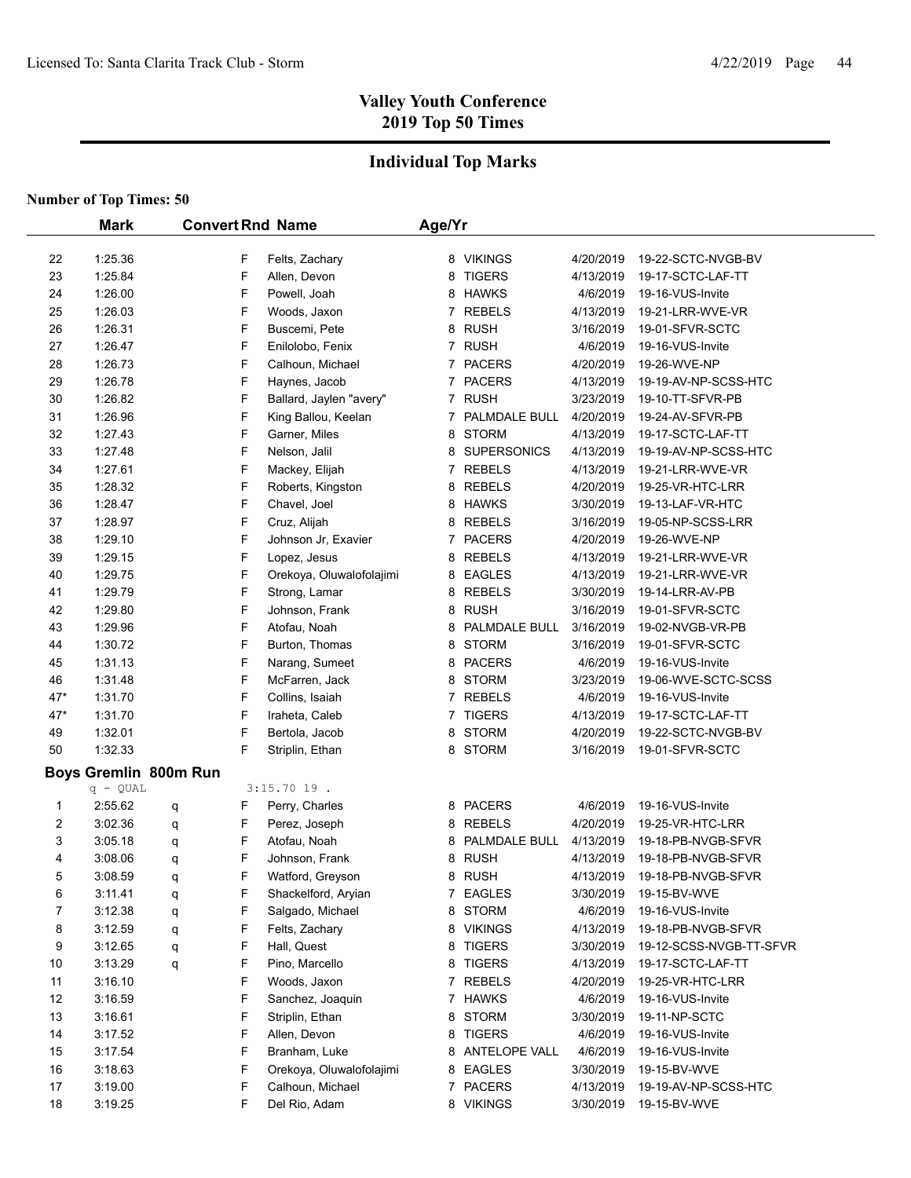# Valley Youth Conference
## 2019 Top 50 Times

## Individual Top Marks

**Number of Top Times: 50**

| | Mark | Convert | Rnd | Name | Age/Yr | Team | Date | Meet |
|---|---|---|---|---|---|---|---|---|
| 22 | 1:25.36 | | F | Felts, Zachary | 8 | VIKINGS | 4/20/2019 | 19-22-SCTC-NVGB-BV |
| 23 | 1:25.84 | | F | Allen, Devon | 8 | TIGERS | 4/13/2019 | 19-17-SCTC-LAF-TT |
| 24 | 1:26.00 | | F | Powell, Joah | 8 | HAWKS | 4/6/2019 | 19-16-VUS-Invite |
| 25 | 1:26.03 | | F | Woods, Jaxon | 7 | REBELS | 4/13/2019 | 19-21-LRR-WVE-VR |
| 26 | 1:26.31 | | F | Buscemi, Pete | 8 | RUSH | 3/16/2019 | 19-01-SFVR-SCTC |
| 27 | 1:26.47 | | F | Enilolobo, Fenix | 7 | RUSH | 4/6/2019 | 19-16-VUS-Invite |
| 28 | 1:26.73 | | F | Calhoun, Michael | 7 | PACERS | 4/20/2019 | 19-26-WVE-NP |
| 29 | 1:26.78 | | F | Haynes, Jacob | 7 | PACERS | 4/13/2019 | 19-19-AV-NP-SCSS-HTC |
| 30 | 1:26.82 | | F | Ballard, Jaylen "avery" | 7 | RUSH | 3/23/2019 | 19-10-TT-SFVR-PB |
| 31 | 1:26.96 | | F | King Ballou, Keelan | 7 | PALMDALE BULL | 4/20/2019 | 19-24-AV-SFVR-PB |
| 32 | 1:27.43 | | F | Garner, Miles | 8 | STORM | 4/13/2019 | 19-17-SCTC-LAF-TT |
| 33 | 1:27.48 | | F | Nelson, Jalil | 8 | SUPERSONICS | 4/13/2019 | 19-19-AV-NP-SCSS-HTC |
| 34 | 1:27.61 | | F | Mackey, Elijah | 7 | REBELS | 4/13/2019 | 19-21-LRR-WVE-VR |
| 35 | 1:28.32 | | F | Roberts, Kingston | 8 | REBELS | 4/20/2019 | 19-25-VR-HTC-LRR |
| 36 | 1:28.47 | | F | Chavel, Joel | 8 | HAWKS | 3/30/2019 | 19-13-LAF-VR-HTC |
| 37 | 1:28.97 | | F | Cruz, Alijah | 8 | REBELS | 3/16/2019 | 19-05-NP-SCSS-LRR |
| 38 | 1:29.10 | | F | Johnson Jr, Exavier | 7 | PACERS | 4/20/2019 | 19-26-WVE-NP |
| 39 | 1:29.15 | | F | Lopez, Jesus | 8 | REBELS | 4/13/2019 | 19-21-LRR-WVE-VR |
| 40 | 1:29.75 | | F | Orekoya, Oluwalofolajimi | 8 | EAGLES | 4/13/2019 | 19-21-LRR-WVE-VR |
| 41 | 1:29.79 | | F | Strong, Lamar | 8 | REBELS | 3/30/2019 | 19-14-LRR-AV-PB |
| 42 | 1:29.80 | | F | Johnson, Frank | 8 | RUSH | 3/16/2019 | 19-01-SFVR-SCTC |
| 43 | 1:29.96 | | F | Atofau, Noah | 8 | PALMDALE BULL | 3/16/2019 | 19-02-NVGB-VR-PB |
| 44 | 1:30.72 | | F | Burton, Thomas | 8 | STORM | 3/16/2019 | 19-01-SFVR-SCTC |
| 45 | 1:31.13 | | F | Narang, Sumeet | 8 | PACERS | 4/6/2019 | 19-16-VUS-Invite |
| 46 | 1:31.48 | | F | McFarren, Jack | 8 | STORM | 3/23/2019 | 19-06-WVE-SCTC-SCSS |
| 47* | 1:31.70 | | F | Collins, Isaiah | 7 | REBELS | 4/6/2019 | 19-16-VUS-Invite |
| 47* | 1:31.70 | | F | Iraheta, Caleb | 7 | TIGERS | 4/13/2019 | 19-17-SCTC-LAF-TT |
| 49 | 1:32.01 | | F | Bertola, Jacob | 8 | STORM | 4/20/2019 | 19-22-SCTC-NVGB-BV |
| 50 | 1:32.33 | | F | Striplin, Ethan | 8 | STORM | 3/16/2019 | 19-01-SFVR-SCTC |

### Boys Gremlin 800m Run

q - QUAL 3:15.70 19 .

| | Mark | Convert | Rnd | Name | Age/Yr | Team | Date | Meet |
|---|---|---|---|---|---|---|---|---|
| 1 | 2:55.62 | q | F | Perry, Charles | 8 | PACERS | 4/6/2019 | 19-16-VUS-Invite |
| 2 | 3:02.36 | q | F | Perez, Joseph | 8 | REBELS | 4/20/2019 | 19-25-VR-HTC-LRR |
| 3 | 3:05.18 | q | F | Atofau, Noah | 8 | PALMDALE BULL | 4/13/2019 | 19-18-PB-NVGB-SFVR |
| 4 | 3:08.06 | q | F | Johnson, Frank | 8 | RUSH | 4/13/2019 | 19-18-PB-NVGB-SFVR |
| 5 | 3:08.59 | q | F | Watford, Greyson | 8 | RUSH | 4/13/2019 | 19-18-PB-NVGB-SFVR |
| 6 | 3:11.41 | q | F | Shackelford, Aryian | 7 | EAGLES | 3/30/2019 | 19-15-BV-WVE |
| 7 | 3:12.38 | q | F | Salgado, Michael | 8 | STORM | 4/6/2019 | 19-16-VUS-Invite |
| 8 | 3:12.59 | q | F | Felts, Zachary | 8 | VIKINGS | 4/13/2019 | 19-18-PB-NVGB-SFVR |
| 9 | 3:12.65 | q | F | Hall, Quest | 8 | TIGERS | 3/30/2019 | 19-12-SCSS-NVGB-TT-SFVR |
| 10 | 3:13.29 | q | F | Pino, Marcello | 8 | TIGERS | 4/13/2019 | 19-17-SCTC-LAF-TT |
| 11 | 3:16.10 | | F | Woods, Jaxon | 7 | REBELS | 4/20/2019 | 19-25-VR-HTC-LRR |
| 12 | 3:16.59 | | F | Sanchez, Joaquin | 7 | HAWKS | 4/6/2019 | 19-16-VUS-Invite |
| 13 | 3:16.61 | | F | Striplin, Ethan | 8 | STORM | 3/30/2019 | 19-11-NP-SCTC |
| 14 | 3:17.52 | | F | Allen, Devon | 8 | TIGERS | 4/6/2019 | 19-16-VUS-Invite |
| 15 | 3:17.54 | | F | Branham, Luke | 8 | ANTELOPE VALL | 4/6/2019 | 19-16-VUS-Invite |
| 16 | 3:18.63 | | F | Orekoya, Oluwalofolajimi | 8 | EAGLES | 3/30/2019 | 19-15-BV-WVE |
| 17 | 3:19.00 | | F | Calhoun, Michael | 7 | PACERS | 4/13/2019 | 19-19-AV-NP-SCSS-HTC |
| 18 | 3:19.25 | | F | Del Rio, Adam | 8 | VIKINGS | 3/30/2019 | 19-15-BV-WVE |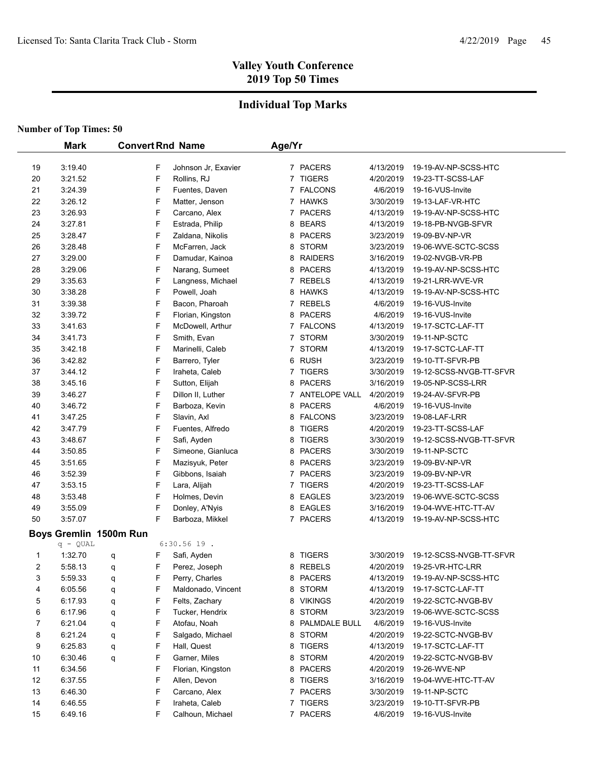# Valley Youth Conference
# 2019 Top 50 Times

## Individual Top Marks

**Number of Top Times: 50**

| | Mark | Convert | Rnd | Name | Age/Yr | Team | Date | Meet |
|---|---|---|---|---|---|---|---|---|
| 19 | 3:19.40 | | F | Johnson Jr, Exavier | 7 | PACERS | 4/13/2019 | 19-19-AV-NP-SCSS-HTC |
| 20 | 3:21.52 | | F | Rollins, RJ | 7 | TIGERS | 4/20/2019 | 19-23-TT-SCSS-LAF |
| 21 | 3:24.39 | | F | Fuentes, Daven | 7 | FALCONS | 4/6/2019 | 19-16-VUS-Invite |
| 22 | 3:26.12 | | F | Matter, Jenson | 7 | HAWKS | 3/30/2019 | 19-13-LAF-VR-HTC |
| 23 | 3:26.93 | | F | Carcano, Alex | 7 | PACERS | 4/13/2019 | 19-19-AV-NP-SCSS-HTC |
| 24 | 3:27.81 | | F | Estrada, Philip | 8 | BEARS | 4/13/2019 | 19-18-PB-NVGB-SFVR |
| 25 | 3:28.47 | | F | Zaldana, Nikolis | 8 | PACERS | 3/23/2019 | 19-09-BV-NP-VR |
| 26 | 3:28.48 | | F | McFarren, Jack | 8 | STORM | 3/23/2019 | 19-06-WVE-SCTC-SCSS |
| 27 | 3:29.00 | | F | Damudar, Kainoa | 8 | RAIDERS | 3/16/2019 | 19-02-NVGB-VR-PB |
| 28 | 3:29.06 | | F | Narang, Sumeet | 8 | PACERS | 4/13/2019 | 19-19-AV-NP-SCSS-HTC |
| 29 | 3:35.63 | | F | Langness, Michael | 7 | REBELS | 4/13/2019 | 19-21-LRR-WVE-VR |
| 30 | 3:38.28 | | F | Powell, Joah | 8 | HAWKS | 4/13/2019 | 19-19-AV-NP-SCSS-HTC |
| 31 | 3:39.38 | | F | Bacon, Pharoah | 7 | REBELS | 4/6/2019 | 19-16-VUS-Invite |
| 32 | 3:39.72 | | F | Florian, Kingston | 8 | PACERS | 4/6/2019 | 19-16-VUS-Invite |
| 33 | 3:41.63 | | F | McDowell, Arthur | 7 | FALCONS | 4/13/2019 | 19-17-SCTC-LAF-TT |
| 34 | 3:41.73 | | F | Smith, Evan | 7 | STORM | 3/30/2019 | 19-11-NP-SCTC |
| 35 | 3:42.18 | | F | Marinelli, Caleb | 7 | STORM | 4/13/2019 | 19-17-SCTC-LAF-TT |
| 36 | 3:42.82 | | F | Barrero, Tyler | 6 | RUSH | 3/23/2019 | 19-10-TT-SFVR-PB |
| 37 | 3:44.12 | | F | Iraheta, Caleb | 7 | TIGERS | 3/30/2019 | 19-12-SCSS-NVGB-TT-SFVR |
| 38 | 3:45.16 | | F | Sutton, Elijah | 8 | PACERS | 3/16/2019 | 19-05-NP-SCSS-LRR |
| 39 | 3:46.27 | | F | Dillon II, Luther | 7 | ANTELOPE VALL | 4/20/2019 | 19-24-AV-SFVR-PB |
| 40 | 3:46.72 | | F | Barboza, Kevin | 8 | PACERS | 4/6/2019 | 19-16-VUS-Invite |
| 41 | 3:47.25 | | F | Slavin, Axl | 8 | FALCONS | 3/23/2019 | 19-08-LAF-LRR |
| 42 | 3:47.79 | | F | Fuentes, Alfredo | 8 | TIGERS | 4/20/2019 | 19-23-TT-SCSS-LAF |
| 43 | 3:48.67 | | F | Safi, Ayden | 8 | TIGERS | 3/30/2019 | 19-12-SCSS-NVGB-TT-SFVR |
| 44 | 3:50.85 | | F | Simeone, Gianluca | 8 | PACERS | 3/30/2019 | 19-11-NP-SCTC |
| 45 | 3:51.65 | | F | Mazisyuk, Peter | 8 | PACERS | 3/23/2019 | 19-09-BV-NP-VR |
| 46 | 3:52.39 | | F | Gibbons, Isaiah | 7 | PACERS | 3/23/2019 | 19-09-BV-NP-VR |
| 47 | 3:53.15 | | F | Lara, Alijah | 7 | TIGERS | 4/20/2019 | 19-23-TT-SCSS-LAF |
| 48 | 3:53.48 | | F | Holmes, Devin | 8 | EAGLES | 3/23/2019 | 19-06-WVE-SCTC-SCSS |
| 49 | 3:55.09 | | F | Donley, A'Nyis | 8 | EAGLES | 3/16/2019 | 19-04-WVE-HTC-TT-AV |
| 50 | 3:57.07 | | F | Barboza, Mikkel | 7 | PACERS | 4/13/2019 | 19-19-AV-NP-SCSS-HTC |

### Boys Gremlin 1500m Run

q - QUAL 6:30.56 19 .

| | Mark | Convert | Rnd | Name | Age/Yr | Team | Date | Meet |
|---|---|---|---|---|---|---|---|---|
| 1 | 1:32.70 | q | F | Safi, Ayden | 8 | TIGERS | 3/30/2019 | 19-12-SCSS-NVGB-TT-SFVR |
| 2 | 5:58.13 | q | F | Perez, Joseph | 8 | REBELS | 4/20/2019 | 19-25-VR-HTC-LRR |
| 3 | 5:59.33 | q | F | Perry, Charles | 8 | PACERS | 4/13/2019 | 19-19-AV-NP-SCSS-HTC |
| 4 | 6:05.56 | q | F | Maldonado, Vincent | 8 | STORM | 4/13/2019 | 19-17-SCTC-LAF-TT |
| 5 | 6:17.93 | q | F | Felts, Zachary | 8 | VIKINGS | 4/20/2019 | 19-22-SCTC-NVGB-BV |
| 6 | 6:17.96 | q | F | Tucker, Hendrix | 8 | STORM | 3/23/2019 | 19-06-WVE-SCTC-SCSS |
| 7 | 6:21.04 | q | F | Atofau, Noah | 8 | PALMDALE BULL | 4/6/2019 | 19-16-VUS-Invite |
| 8 | 6:21.24 | q | F | Salgado, Michael | 8 | STORM | 4/20/2019 | 19-22-SCTC-NVGB-BV |
| 9 | 6:25.83 | q | F | Hall, Quest | 8 | TIGERS | 4/13/2019 | 19-17-SCTC-LAF-TT |
| 10 | 6:30.46 | q | F | Garner, Miles | 8 | STORM | 4/20/2019 | 19-22-SCTC-NVGB-BV |
| 11 | 6:34.56 | | F | Florian, Kingston | 8 | PACERS | 4/20/2019 | 19-26-WVE-NP |
| 12 | 6:37.55 | | F | Allen, Devon | 8 | TIGERS | 3/16/2019 | 19-04-WVE-HTC-TT-AV |
| 13 | 6:46.30 | | F | Carcano, Alex | 7 | PACERS | 3/30/2019 | 19-11-NP-SCTC |
| 14 | 6:46.55 | | F | Iraheta, Caleb | 7 | TIGERS | 3/23/2019 | 19-10-TT-SFVR-PB |
| 15 | 6:49.16 | | F | Calhoun, Michael | 7 | PACERS | 4/6/2019 | 19-16-VUS-Invite |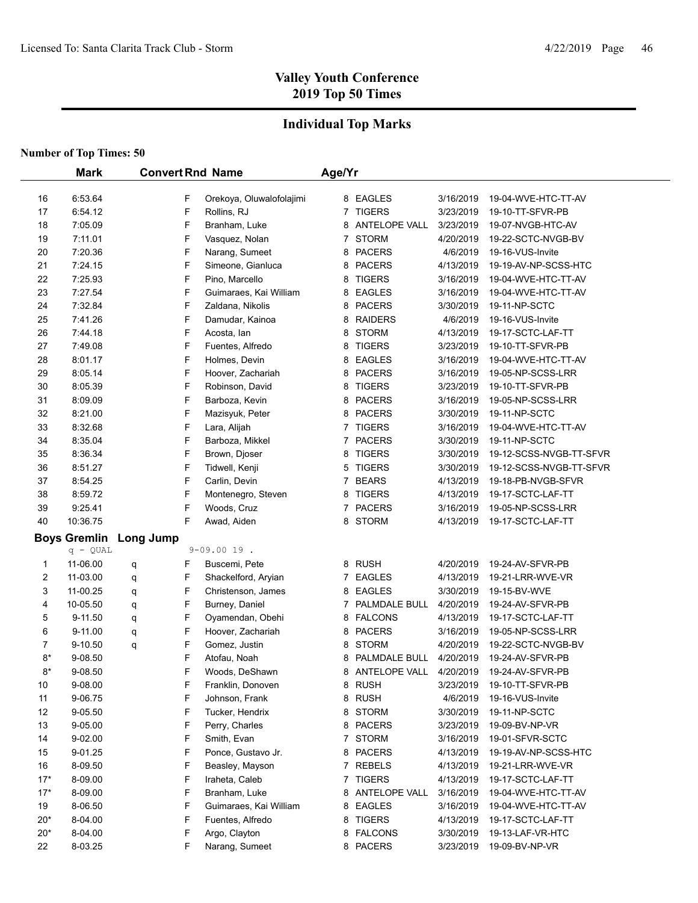# Valley Youth Conference
## 2019 Top 50 Times

### Individual Top Marks

**Number of Top Times: 50**

| | Mark | Convert | Rnd | Name | Age/Yr | Team | Date | Meet |
|---|---|---|---|---|---|---|---|---|
| 16 | 6:53.64 | | F | Orekoya, Oluwalofolajimi | 8 | EAGLES | 3/16/2019 | 19-04-WVE-HTC-TT-AV |
| 17 | 6:54.12 | | F | Rollins, RJ | 7 | TIGERS | 3/23/2019 | 19-10-TT-SFVR-PB |
| 18 | 7:05.09 | | F | Branham, Luke | 8 | ANTELOPE VALL | 3/23/2019 | 19-07-NVGB-HTC-AV |
| 19 | 7:11.01 | | F | Vasquez, Nolan | 7 | STORM | 4/20/2019 | 19-22-SCTC-NVGB-BV |
| 20 | 7:20.36 | | F | Narang, Sumeet | 8 | PACERS | 4/6/2019 | 19-16-VUS-Invite |
| 21 | 7:24.15 | | F | Simeone, Gianluca | 8 | PACERS | 4/13/2019 | 19-19-AV-NP-SCSS-HTC |
| 22 | 7:25.93 | | F | Pino, Marcello | 8 | TIGERS | 3/16/2019 | 19-04-WVE-HTC-TT-AV |
| 23 | 7:27.54 | | F | Guimaraes, Kai William | 8 | EAGLES | 3/16/2019 | 19-04-WVE-HTC-TT-AV |
| 24 | 7:32.84 | | F | Zaldana, Nikolis | 8 | PACERS | 3/30/2019 | 19-11-NP-SCTC |
| 25 | 7:41.26 | | F | Damudar, Kainoa | 8 | RAIDERS | 4/6/2019 | 19-16-VUS-Invite |
| 26 | 7:44.18 | | F | Acosta, Ian | 8 | STORM | 4/13/2019 | 19-17-SCTC-LAF-TT |
| 27 | 7:49.08 | | F | Fuentes, Alfredo | 8 | TIGERS | 3/23/2019 | 19-10-TT-SFVR-PB |
| 28 | 8:01.17 | | F | Holmes, Devin | 8 | EAGLES | 3/16/2019 | 19-04-WVE-HTC-TT-AV |
| 29 | 8:05.14 | | F | Hoover, Zachariah | 8 | PACERS | 3/16/2019 | 19-05-NP-SCSS-LRR |
| 30 | 8:05.39 | | F | Robinson, David | 8 | TIGERS | 3/23/2019 | 19-10-TT-SFVR-PB |
| 31 | 8:09.09 | | F | Barboza, Kevin | 8 | PACERS | 3/16/2019 | 19-05-NP-SCSS-LRR |
| 32 | 8:21.00 | | F | Mazisyuk, Peter | 8 | PACERS | 3/30/2019 | 19-11-NP-SCTC |
| 33 | 8:32.68 | | F | Lara, Alijah | 7 | TIGERS | 3/16/2019 | 19-04-WVE-HTC-TT-AV |
| 34 | 8:35.04 | | F | Barboza, Mikkel | 7 | PACERS | 3/30/2019 | 19-11-NP-SCTC |
| 35 | 8:36.34 | | F | Brown, Djoser | 8 | TIGERS | 3/30/2019 | 19-12-SCSS-NVGB-TT-SFVR |
| 36 | 8:51.27 | | F | Tidwell, Kenji | 5 | TIGERS | 3/30/2019 | 19-12-SCSS-NVGB-TT-SFVR |
| 37 | 8:54.25 | | F | Carlin, Devin | 7 | BEARS | 4/13/2019 | 19-18-PB-NVGB-SFVR |
| 38 | 8:59.72 | | F | Montenegro, Steven | 8 | TIGERS | 4/13/2019 | 19-17-SCTC-LAF-TT |
| 39 | 9:25.41 | | F | Woods, Cruz | 7 | PACERS | 3/16/2019 | 19-05-NP-SCSS-LRR |
| 40 | 10:36.75 | | F | Awad, Aiden | 8 | STORM | 4/13/2019 | 19-17-SCTC-LAF-TT |

**Boys Gremlin Long Jump**

q - QUAL 9-09.00 19 .

| | Mark | Convert | Rnd | Name | Age/Yr | Team | Date | Meet |
|---|---|---|---|---|---|---|---|---|
| 1 | 11-06.00 | q | F | Buscemi, Pete | 8 | RUSH | 4/20/2019 | 19-24-AV-SFVR-PB |
| 2 | 11-03.00 | q | F | Shackelford, Aryian | 7 | EAGLES | 4/13/2019 | 19-21-LRR-WVE-VR |
| 3 | 11-00.25 | q | F | Christenson, James | 8 | EAGLES | 3/30/2019 | 19-15-BV-WVE |
| 4 | 10-05.50 | q | F | Burney, Daniel | 7 | PALMDALE BULL | 4/20/2019 | 19-24-AV-SFVR-PB |
| 5 | 9-11.50 | q | F | Oyamendan, Obehi | 8 | FALCONS | 4/13/2019 | 19-17-SCTC-LAF-TT |
| 6 | 9-11.00 | q | F | Hoover, Zachariah | 8 | PACERS | 3/16/2019 | 19-05-NP-SCSS-LRR |
| 7 | 9-10.50 | q | F | Gomez, Justin | 8 | STORM | 4/20/2019 | 19-22-SCTC-NVGB-BV |
| 8* | 9-08.50 | | F | Atofau, Noah | 8 | PALMDALE BULL | 4/20/2019 | 19-24-AV-SFVR-PB |
| 8* | 9-08.50 | | F | Woods, DeShawn | 8 | ANTELOPE VALL | 4/20/2019 | 19-24-AV-SFVR-PB |
| 10 | 9-08.00 | | F | Franklin, Donoven | 8 | RUSH | 3/23/2019 | 19-10-TT-SFVR-PB |
| 11 | 9-06.75 | | F | Johnson, Frank | 8 | RUSH | 4/6/2019 | 19-16-VUS-Invite |
| 12 | 9-05.50 | | F | Tucker, Hendrix | 8 | STORM | 3/30/2019 | 19-11-NP-SCTC |
| 13 | 9-05.00 | | F | Perry, Charles | 8 | PACERS | 3/23/2019 | 19-09-BV-NP-VR |
| 14 | 9-02.00 | | F | Smith, Evan | 7 | STORM | 3/16/2019 | 19-01-SFVR-SCTC |
| 15 | 9-01.25 | | F | Ponce, Gustavo Jr. | 8 | PACERS | 4/13/2019 | 19-19-AV-NP-SCSS-HTC |
| 16 | 8-09.50 | | F | Beasley, Mayson | 7 | REBELS | 4/13/2019 | 19-21-LRR-WVE-VR |
| 17* | 8-09.00 | | F | Iraheta, Caleb | 7 | TIGERS | 4/13/2019 | 19-17-SCTC-LAF-TT |
| 17* | 8-09.00 | | F | Branham, Luke | 8 | ANTELOPE VALL | 3/16/2019 | 19-04-WVE-HTC-TT-AV |
| 19 | 8-06.50 | | F | Guimaraes, Kai William | 8 | EAGLES | 3/16/2019 | 19-04-WVE-HTC-TT-AV |
| 20* | 8-04.00 | | F | Fuentes, Alfredo | 8 | TIGERS | 4/13/2019 | 19-17-SCTC-LAF-TT |
| 20* | 8-04.00 | | F | Argo, Clayton | 8 | FALCONS | 3/30/2019 | 19-13-LAF-VR-HTC |
| 22 | 8-03.25 | | F | Narang, Sumeet | 8 | PACERS | 3/23/2019 | 19-09-BV-NP-VR |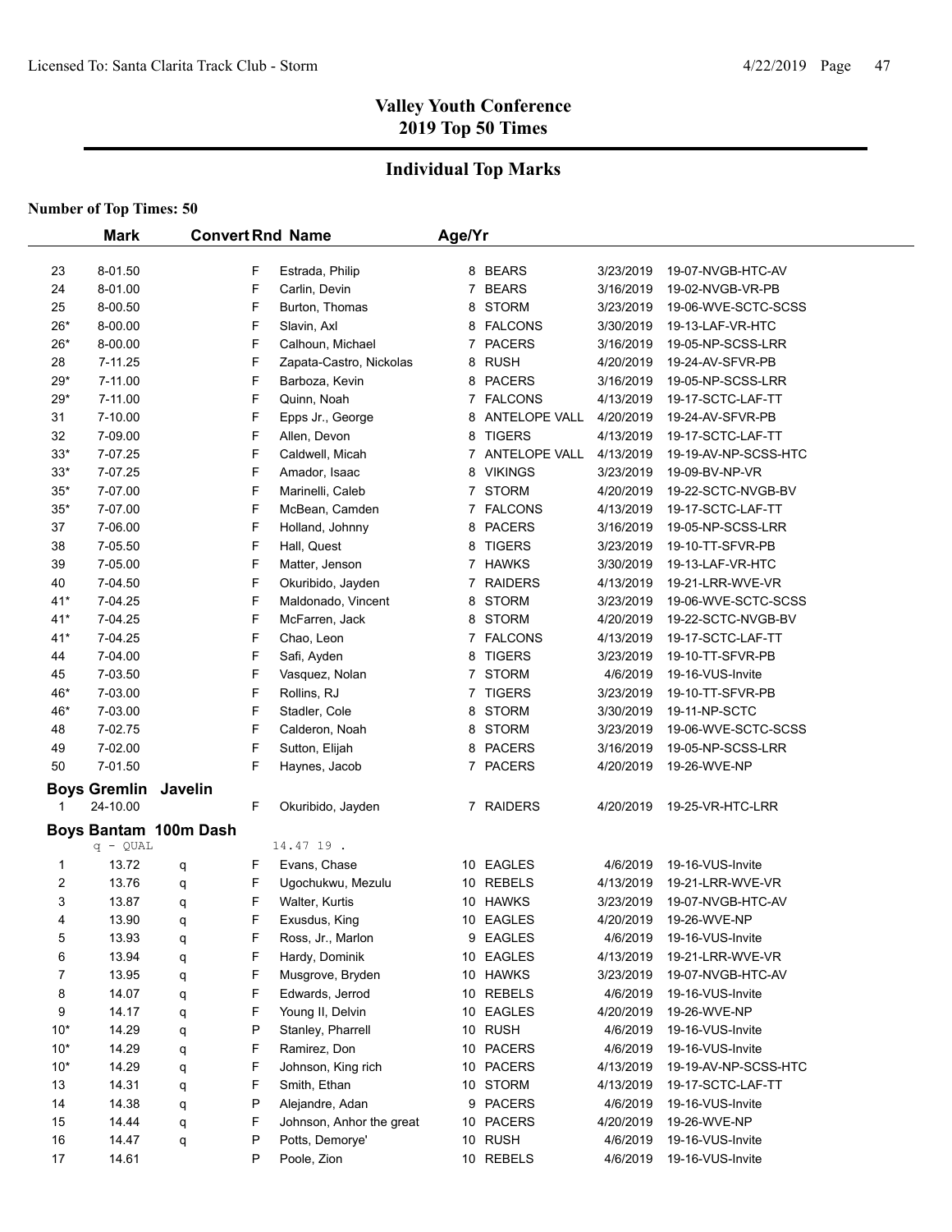# Valley Youth Conference
## 2019 Top 50 Times

### Individual Top Marks

**Number of Top Times: 50**

| | Mark | Convert | Rnd | Name | Age/Yr | Team | Date | Meet |
|---|---|---|---|---|---|---|---|---|
| 23 | 8-01.50 | | F | Estrada, Philip | 8 | BEARS | 3/23/2019 | 19-07-NVGB-HTC-AV |
| 24 | 8-01.00 | | F | Carlin, Devin | 7 | BEARS | 3/16/2019 | 19-02-NVGB-VR-PB |
| 25 | 8-00.50 | | F | Burton, Thomas | 8 | STORM | 3/23/2019 | 19-06-WVE-SCTC-SCSS |
| 26* | 8-00.00 | | F | Slavin, Axl | 8 | FALCONS | 3/30/2019 | 19-13-LAF-VR-HTC |
| 26* | 8-00.00 | | F | Calhoun, Michael | 7 | PACERS | 3/16/2019 | 19-05-NP-SCSS-LRR |
| 28 | 7-11.25 | | F | Zapata-Castro, Nickolas | 8 | RUSH | 4/20/2019 | 19-24-AV-SFVR-PB |
| 29* | 7-11.00 | | F | Barboza, Kevin | 8 | PACERS | 3/16/2019 | 19-05-NP-SCSS-LRR |
| 29* | 7-11.00 | | F | Quinn, Noah | 7 | FALCONS | 4/13/2019 | 19-17-SCTC-LAF-TT |
| 31 | 7-10.00 | | F | Epps Jr., George | 8 | ANTELOPE VALL | 4/20/2019 | 19-24-AV-SFVR-PB |
| 32 | 7-09.00 | | F | Allen, Devon | 8 | TIGERS | 4/13/2019 | 19-17-SCTC-LAF-TT |
| 33* | 7-07.25 | | F | Caldwell, Micah | 7 | ANTELOPE VALL | 4/13/2019 | 19-19-AV-NP-SCSS-HTC |
| 33* | 7-07.25 | | F | Amador, Isaac | 8 | VIKINGS | 3/23/2019 | 19-09-BV-NP-VR |
| 35* | 7-07.00 | | F | Marinelli, Caleb | 7 | STORM | 4/20/2019 | 19-22-SCTC-NVGB-BV |
| 35* | 7-07.00 | | F | McBean, Camden | 7 | FALCONS | 4/13/2019 | 19-17-SCTC-LAF-TT |
| 37 | 7-06.00 | | F | Holland, Johnny | 8 | PACERS | 3/16/2019 | 19-05-NP-SCSS-LRR |
| 38 | 7-05.50 | | F | Hall, Quest | 8 | TIGERS | 3/23/2019 | 19-10-TT-SFVR-PB |
| 39 | 7-05.00 | | F | Matter, Jenson | 7 | HAWKS | 3/30/2019 | 19-13-LAF-VR-HTC |
| 40 | 7-04.50 | | F | Okuribido, Jayden | 7 | RAIDERS | 4/13/2019 | 19-21-LRR-WVE-VR |
| 41* | 7-04.25 | | F | Maldonado, Vincent | 8 | STORM | 3/23/2019 | 19-06-WVE-SCTC-SCSS |
| 41* | 7-04.25 | | F | McFarren, Jack | 8 | STORM | 4/20/2019 | 19-22-SCTC-NVGB-BV |
| 41* | 7-04.25 | | F | Chao, Leon | 7 | FALCONS | 4/13/2019 | 19-17-SCTC-LAF-TT |
| 44 | 7-04.00 | | F | Safi, Ayden | 8 | TIGERS | 3/23/2019 | 19-10-TT-SFVR-PB |
| 45 | 7-03.50 | | F | Vasquez, Nolan | 7 | STORM | 4/6/2019 | 19-16-VUS-Invite |
| 46* | 7-03.00 | | F | Rollins, RJ | 7 | TIGERS | 3/23/2019 | 19-10-TT-SFVR-PB |
| 46* | 7-03.00 | | F | Stadler, Cole | 8 | STORM | 3/30/2019 | 19-11-NP-SCTC |
| 48 | 7-02.75 | | F | Calderon, Noah | 8 | STORM | 3/23/2019 | 19-06-WVE-SCTC-SCSS |
| 49 | 7-02.00 | | F | Sutton, Elijah | 8 | PACERS | 3/16/2019 | 19-05-NP-SCSS-LRR |
| 50 | 7-01.50 | | F | Haynes, Jacob | 7 | PACERS | 4/20/2019 | 19-26-WVE-NP |

**Boys Gremlin Javelin**

| | Mark | Convert | Rnd | Name | Age/Yr | Team | Date | Meet |
|---|---|---|---|---|---|---|---|---|
| 1 | 24-10.00 | | F | Okuribido, Jayden | 7 | RAIDERS | 4/20/2019 | 19-25-VR-HTC-LRR |

**Boys Bantam 100m Dash**

q - QUAL 14.47 19 .

| | Mark | Convert | Rnd | Name | Age/Yr | Team | Date | Meet |
|---|---|---|---|---|---|---|---|---|
| 1 | 13.72 | q | F | Evans, Chase | 10 | EAGLES | 4/6/2019 | 19-16-VUS-Invite |
| 2 | 13.76 | q | F | Ugochukwu, Mezulu | 10 | REBELS | 4/13/2019 | 19-21-LRR-WVE-VR |
| 3 | 13.87 | q | F | Walter, Kurtis | 10 | HAWKS | 3/23/2019 | 19-07-NVGB-HTC-AV |
| 4 | 13.90 | q | F | Exusdus, King | 10 | EAGLES | 4/20/2019 | 19-26-WVE-NP |
| 5 | 13.93 | q | F | Ross, Jr., Marlon | 9 | EAGLES | 4/6/2019 | 19-16-VUS-Invite |
| 6 | 13.94 | q | F | Hardy, Dominik | 10 | EAGLES | 4/13/2019 | 19-21-LRR-WVE-VR |
| 7 | 13.95 | q | F | Musgrove, Bryden | 10 | HAWKS | 3/23/2019 | 19-07-NVGB-HTC-AV |
| 8 | 14.07 | q | F | Edwards, Jerrod | 10 | REBELS | 4/6/2019 | 19-16-VUS-Invite |
| 9 | 14.17 | q | F | Young II, Delvin | 10 | EAGLES | 4/20/2019 | 19-26-WVE-NP |
| 10* | 14.29 | q | P | Stanley, Pharrell | 10 | RUSH | 4/6/2019 | 19-16-VUS-Invite |
| 10* | 14.29 | q | F | Ramirez, Don | 10 | PACERS | 4/6/2019 | 19-16-VUS-Invite |
| 10* | 14.29 | q | F | Johnson, King rich | 10 | PACERS | 4/13/2019 | 19-19-AV-NP-SCSS-HTC |
| 13 | 14.31 | q | F | Smith, Ethan | 10 | STORM | 4/13/2019 | 19-17-SCTC-LAF-TT |
| 14 | 14.38 | q | P | Alejandre, Adan | 9 | PACERS | 4/6/2019 | 19-16-VUS-Invite |
| 15 | 14.44 | q | F | Johnson, Anhor the great | 10 | PACERS | 4/20/2019 | 19-26-WVE-NP |
| 16 | 14.47 | q | P | Potts, Demorye' | 10 | RUSH | 4/6/2019 | 19-16-VUS-Invite |
| 17 | 14.61 | | P | Poole, Zion | 10 | REBELS | 4/6/2019 | 19-16-VUS-Invite |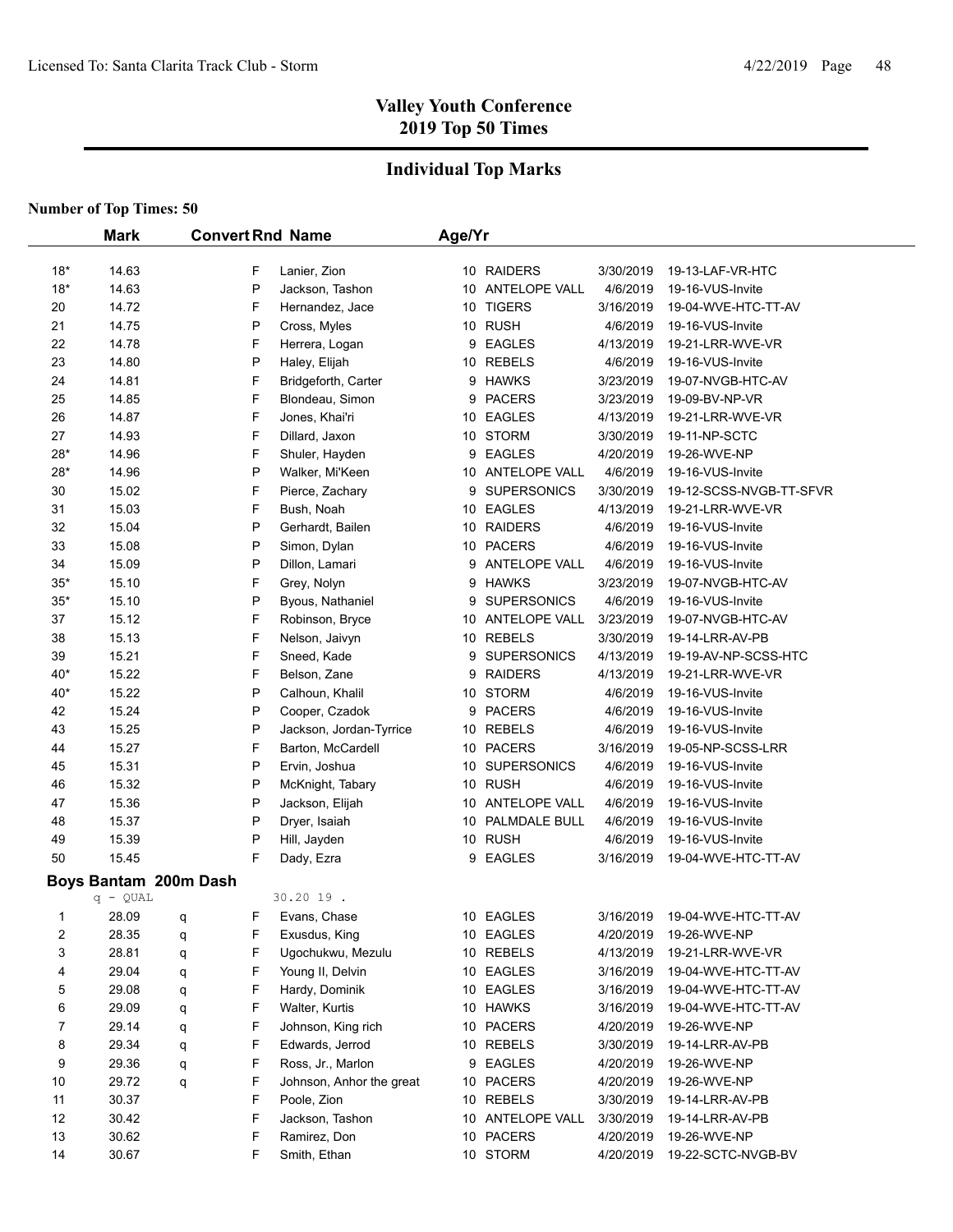# Valley Youth Conference
## 2019 Top 50 Times

## Individual Top Marks

**Number of Top Times: 50**

| | Mark | Convert | Rnd | Name | Age/Yr | Team | Date | Meet |
|---|---|---|---|---|---|---|---|---|
| 18* | 14.63 | | F | Lanier, Zion | 10 | RAIDERS | 3/30/2019 | 19-13-LAF-VR-HTC |
| 18* | 14.63 | | P | Jackson, Tashon | 10 | ANTELOPE VALL | 4/6/2019 | 19-16-VUS-Invite |
| 20 | 14.72 | | F | Hernandez, Jace | 10 | TIGERS | 3/16/2019 | 19-04-WVE-HTC-TT-AV |
| 21 | 14.75 | | P | Cross, Myles | 10 | RUSH | 4/6/2019 | 19-16-VUS-Invite |
| 22 | 14.78 | | F | Herrera, Logan | 9 | EAGLES | 4/13/2019 | 19-21-LRR-WVE-VR |
| 23 | 14.80 | | P | Haley, Elijah | 10 | REBELS | 4/6/2019 | 19-16-VUS-Invite |
| 24 | 14.81 | | F | Bridgeforth, Carter | 9 | HAWKS | 3/23/2019 | 19-07-NVGB-HTC-AV |
| 25 | 14.85 | | F | Blondeau, Simon | 9 | PACERS | 3/23/2019 | 19-09-BV-NP-VR |
| 26 | 14.87 | | F | Jones, Khai'ri | 10 | EAGLES | 4/13/2019 | 19-21-LRR-WVE-VR |
| 27 | 14.93 | | F | Dillard, Jaxon | 10 | STORM | 3/30/2019 | 19-11-NP-SCTC |
| 28* | 14.96 | | F | Shuler, Hayden | 9 | EAGLES | 4/20/2019 | 19-26-WVE-NP |
| 28* | 14.96 | | P | Walker, Mi'Keen | 10 | ANTELOPE VALL | 4/6/2019 | 19-16-VUS-Invite |
| 30 | 15.02 | | F | Pierce, Zachary | 9 | SUPERSONICS | 3/30/2019 | 19-12-SCSS-NVGB-TT-SFVR |
| 31 | 15.03 | | F | Bush, Noah | 10 | EAGLES | 4/13/2019 | 19-21-LRR-WVE-VR |
| 32 | 15.04 | | P | Gerhardt, Bailen | 10 | RAIDERS | 4/6/2019 | 19-16-VUS-Invite |
| 33 | 15.08 | | P | Simon, Dylan | 10 | PACERS | 4/6/2019 | 19-16-VUS-Invite |
| 34 | 15.09 | | P | Dillon, Lamari | 9 | ANTELOPE VALL | 4/6/2019 | 19-16-VUS-Invite |
| 35* | 15.10 | | F | Grey, Nolyn | 9 | HAWKS | 3/23/2019 | 19-07-NVGB-HTC-AV |
| 35* | 15.10 | | P | Byous, Nathaniel | 9 | SUPERSONICS | 4/6/2019 | 19-16-VUS-Invite |
| 37 | 15.12 | | F | Robinson, Bryce | 10 | ANTELOPE VALL | 3/23/2019 | 19-07-NVGB-HTC-AV |
| 38 | 15.13 | | F | Nelson, Jaivyn | 10 | REBELS | 3/30/2019 | 19-14-LRR-AV-PB |
| 39 | 15.21 | | F | Sneed, Kade | 9 | SUPERSONICS | 4/13/2019 | 19-19-AV-NP-SCSS-HTC |
| 40* | 15.22 | | F | Belson, Zane | 9 | RAIDERS | 4/13/2019 | 19-21-LRR-WVE-VR |
| 40* | 15.22 | | P | Calhoun, Khalil | 10 | STORM | 4/6/2019 | 19-16-VUS-Invite |
| 42 | 15.24 | | P | Cooper, Czadok | 9 | PACERS | 4/6/2019 | 19-16-VUS-Invite |
| 43 | 15.25 | | P | Jackson, Jordan-Tyrrice | 10 | REBELS | 4/6/2019 | 19-16-VUS-Invite |
| 44 | 15.27 | | F | Barton, McCardell | 10 | PACERS | 3/16/2019 | 19-05-NP-SCSS-LRR |
| 45 | 15.31 | | P | Ervin, Joshua | 10 | SUPERSONICS | 4/6/2019 | 19-16-VUS-Invite |
| 46 | 15.32 | | P | McKnight, Tabary | 10 | RUSH | 4/6/2019 | 19-16-VUS-Invite |
| 47 | 15.36 | | P | Jackson, Elijah | 10 | ANTELOPE VALL | 4/6/2019 | 19-16-VUS-Invite |
| 48 | 15.37 | | P | Dryer, Isaiah | 10 | PALMDALE BULL | 4/6/2019 | 19-16-VUS-Invite |
| 49 | 15.39 | | P | Hill, Jayden | 10 | RUSH | 4/6/2019 | 19-16-VUS-Invite |
| 50 | 15.45 | | F | Dady, Ezra | 9 | EAGLES | 3/16/2019 | 19-04-WVE-HTC-TT-AV |

### Boys Bantam 200m Dash

q - QUAL 30.20 19 .

| | Mark | Convert | Rnd | Name | Age/Yr | Team | Date | Meet |
|---|---|---|---|---|---|---|---|---|
| 1 | 28.09 | q | F | Evans, Chase | 10 | EAGLES | 3/16/2019 | 19-04-WVE-HTC-TT-AV |
| 2 | 28.35 | q | F | Exusdus, King | 10 | EAGLES | 4/20/2019 | 19-26-WVE-NP |
| 3 | 28.81 | q | F | Ugochukwu, Mezulu | 10 | REBELS | 4/13/2019 | 19-21-LRR-WVE-VR |
| 4 | 29.04 | q | F | Young II, Delvin | 10 | EAGLES | 3/16/2019 | 19-04-WVE-HTC-TT-AV |
| 5 | 29.08 | q | F | Hardy, Dominik | 10 | EAGLES | 3/16/2019 | 19-04-WVE-HTC-TT-AV |
| 6 | 29.09 | q | F | Walter, Kurtis | 10 | HAWKS | 3/16/2019 | 19-04-WVE-HTC-TT-AV |
| 7 | 29.14 | q | F | Johnson, King rich | 10 | PACERS | 4/20/2019 | 19-26-WVE-NP |
| 8 | 29.34 | q | F | Edwards, Jerrod | 10 | REBELS | 3/30/2019 | 19-14-LRR-AV-PB |
| 9 | 29.36 | q | F | Ross, Jr., Marlon | 9 | EAGLES | 4/20/2019 | 19-26-WVE-NP |
| 10 | 29.72 | q | F | Johnson, Anhor the great | 10 | PACERS | 4/20/2019 | 19-26-WVE-NP |
| 11 | 30.37 | | F | Poole, Zion | 10 | REBELS | 3/30/2019 | 19-14-LRR-AV-PB |
| 12 | 30.42 | | F | Jackson, Tashon | 10 | ANTELOPE VALL | 3/30/2019 | 19-14-LRR-AV-PB |
| 13 | 30.62 | | F | Ramirez, Don | 10 | PACERS | 4/20/2019 | 19-26-WVE-NP |
| 14 | 30.67 | | F | Smith, Ethan | 10 | STORM | 4/20/2019 | 19-22-SCTC-NVGB-BV |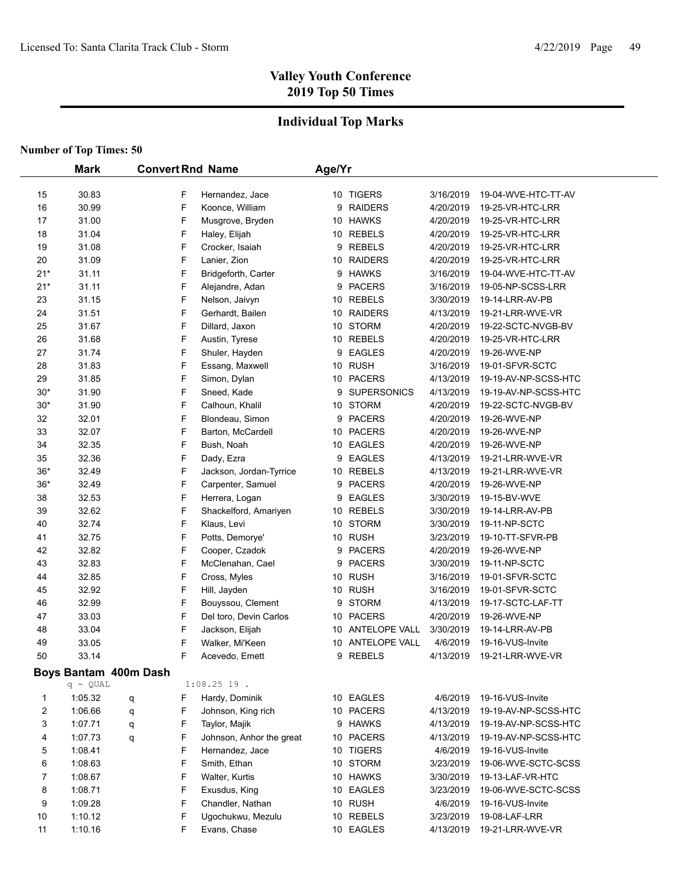# Valley Youth Conference
# 2019 Top 50 Times

## Individual Top Marks

**Number of Top Times: 50**

| | Mark | Convert | Rnd | Name | Age/Yr | Team | Date | Meet |
|---|---|---|---|---|---|---|---|---|
| 15 | 30.83 | | F | Hernandez, Jace | 10 | TIGERS | 3/16/2019 | 19-04-WVE-HTC-TT-AV |
| 16 | 30.99 | | F | Koonce, William | 9 | RAIDERS | 4/20/2019 | 19-25-VR-HTC-LRR |
| 17 | 31.00 | | F | Musgrove, Bryden | 10 | HAWKS | 4/20/2019 | 19-25-VR-HTC-LRR |
| 18 | 31.04 | | F | Haley, Elijah | 10 | REBELS | 4/20/2019 | 19-25-VR-HTC-LRR |
| 19 | 31.08 | | F | Crocker, Isaiah | 9 | REBELS | 4/20/2019 | 19-25-VR-HTC-LRR |
| 20 | 31.09 | | F | Lanier, Zion | 10 | RAIDERS | 4/20/2019 | 19-25-VR-HTC-LRR |
| 21* | 31.11 | | F | Bridgeforth, Carter | 9 | HAWKS | 3/16/2019 | 19-04-WVE-HTC-TT-AV |
| 21* | 31.11 | | F | Alejandre, Adan | 9 | PACERS | 3/16/2019 | 19-05-NP-SCSS-LRR |
| 23 | 31.15 | | F | Nelson, Jaivyn | 10 | REBELS | 3/30/2019 | 19-14-LRR-AV-PB |
| 24 | 31.51 | | F | Gerhardt, Bailen | 10 | RAIDERS | 4/13/2019 | 19-21-LRR-WVE-VR |
| 25 | 31.67 | | F | Dillard, Jaxon | 10 | STORM | 4/20/2019 | 19-22-SCTC-NVGB-BV |
| 26 | 31.68 | | F | Austin, Tyrese | 10 | REBELS | 4/20/2019 | 19-25-VR-HTC-LRR |
| 27 | 31.74 | | F | Shuler, Hayden | 9 | EAGLES | 4/20/2019 | 19-26-WVE-NP |
| 28 | 31.83 | | F | Essang, Maxwell | 10 | RUSH | 3/16/2019 | 19-01-SFVR-SCTC |
| 29 | 31.85 | | F | Simon, Dylan | 10 | PACERS | 4/13/2019 | 19-19-AV-NP-SCSS-HTC |
| 30* | 31.90 | | F | Sneed, Kade | 9 | SUPERSONICS | 4/13/2019 | 19-19-AV-NP-SCSS-HTC |
| 30* | 31.90 | | F | Calhoun, Khalil | 10 | STORM | 4/20/2019 | 19-22-SCTC-NVGB-BV |
| 32 | 32.01 | | F | Blondeau, Simon | 9 | PACERS | 4/20/2019 | 19-26-WVE-NP |
| 33 | 32.07 | | F | Barton, McCardell | 10 | PACERS | 4/20/2019 | 19-26-WVE-NP |
| 34 | 32.35 | | F | Bush, Noah | 10 | EAGLES | 4/20/2019 | 19-26-WVE-NP |
| 35 | 32.36 | | F | Dady, Ezra | 9 | EAGLES | 4/13/2019 | 19-21-LRR-WVE-VR |
| 36* | 32.49 | | F | Jackson, Jordan-Tyrrice | 10 | REBELS | 4/13/2019 | 19-21-LRR-WVE-VR |
| 36* | 32.49 | | F | Carpenter, Samuel | 9 | PACERS | 4/20/2019 | 19-26-WVE-NP |
| 38 | 32.53 | | F | Herrera, Logan | 9 | EAGLES | 3/30/2019 | 19-15-BV-WVE |
| 39 | 32.62 | | F | Shackelford, Amariyen | 10 | REBELS | 3/30/2019 | 19-14-LRR-AV-PB |
| 40 | 32.74 | | F | Klaus, Levi | 10 | STORM | 3/30/2019 | 19-11-NP-SCTC |
| 41 | 32.75 | | F | Potts, Demorye' | 10 | RUSH | 3/23/2019 | 19-10-TT-SFVR-PB |
| 42 | 32.82 | | F | Cooper, Czadok | 9 | PACERS | 4/20/2019 | 19-26-WVE-NP |
| 43 | 32.83 | | F | McClenahan, Cael | 9 | PACERS | 3/30/2019 | 19-11-NP-SCTC |
| 44 | 32.85 | | F | Cross, Myles | 10 | RUSH | 3/16/2019 | 19-01-SFVR-SCTC |
| 45 | 32.92 | | F | Hill, Jayden | 10 | RUSH | 3/16/2019 | 19-01-SFVR-SCTC |
| 46 | 32.99 | | F | Bouyssou, Clement | 9 | STORM | 4/13/2019 | 19-17-SCTC-LAF-TT |
| 47 | 33.03 | | F | Del toro, Devin Carlos | 10 | PACERS | 4/20/2019 | 19-26-WVE-NP |
| 48 | 33.04 | | F | Jackson, Elijah | 10 | ANTELOPE VALL | 3/30/2019 | 19-14-LRR-AV-PB |
| 49 | 33.05 | | F | Walker, Mi'Keen | 10 | ANTELOPE VALL | 4/6/2019 | 19-16-VUS-Invite |
| 50 | 33.14 | | F | Acevedo, Emett | 9 | REBELS | 4/13/2019 | 19-21-LRR-WVE-VR |

### Boys Bantam 400m Dash

q - QUAL 1:08.25 19 .

| | Mark | Convert | Rnd | Name | Age/Yr | Team | Date | Meet |
|---|---|---|---|---|---|---|---|---|
| 1 | 1:05.32 | q | F | Hardy, Dominik | 10 | EAGLES | 4/6/2019 | 19-16-VUS-Invite |
| 2 | 1:06.66 | q | F | Johnson, King rich | 10 | PACERS | 4/13/2019 | 19-19-AV-NP-SCSS-HTC |
| 3 | 1:07.71 | q | F | Taylor, Majik | 9 | HAWKS | 4/13/2019 | 19-19-AV-NP-SCSS-HTC |
| 4 | 1:07.73 | q | F | Johnson, Anhor the great | 10 | PACERS | 4/13/2019 | 19-19-AV-NP-SCSS-HTC |
| 5 | 1:08.41 | | F | Hernandez, Jace | 10 | TIGERS | 4/6/2019 | 19-16-VUS-Invite |
| 6 | 1:08.63 | | F | Smith, Ethan | 10 | STORM | 3/23/2019 | 19-06-WVE-SCTC-SCSS |
| 7 | 1:08.67 | | F | Walter, Kurtis | 10 | HAWKS | 3/30/2019 | 19-13-LAF-VR-HTC |
| 8 | 1:08.71 | | F | Exusdus, King | 10 | EAGLES | 3/23/2019 | 19-06-WVE-SCTC-SCSS |
| 9 | 1:09.28 | | F | Chandler, Nathan | 10 | RUSH | 4/6/2019 | 19-16-VUS-Invite |
| 10 | 1:10.12 | | F | Ugochukwu, Mezulu | 10 | REBELS | 3/23/2019 | 19-08-LAF-LRR |
| 11 | 1:10.16 | | F | Evans, Chase | 10 | EAGLES | 4/13/2019 | 19-21-LRR-WVE-VR |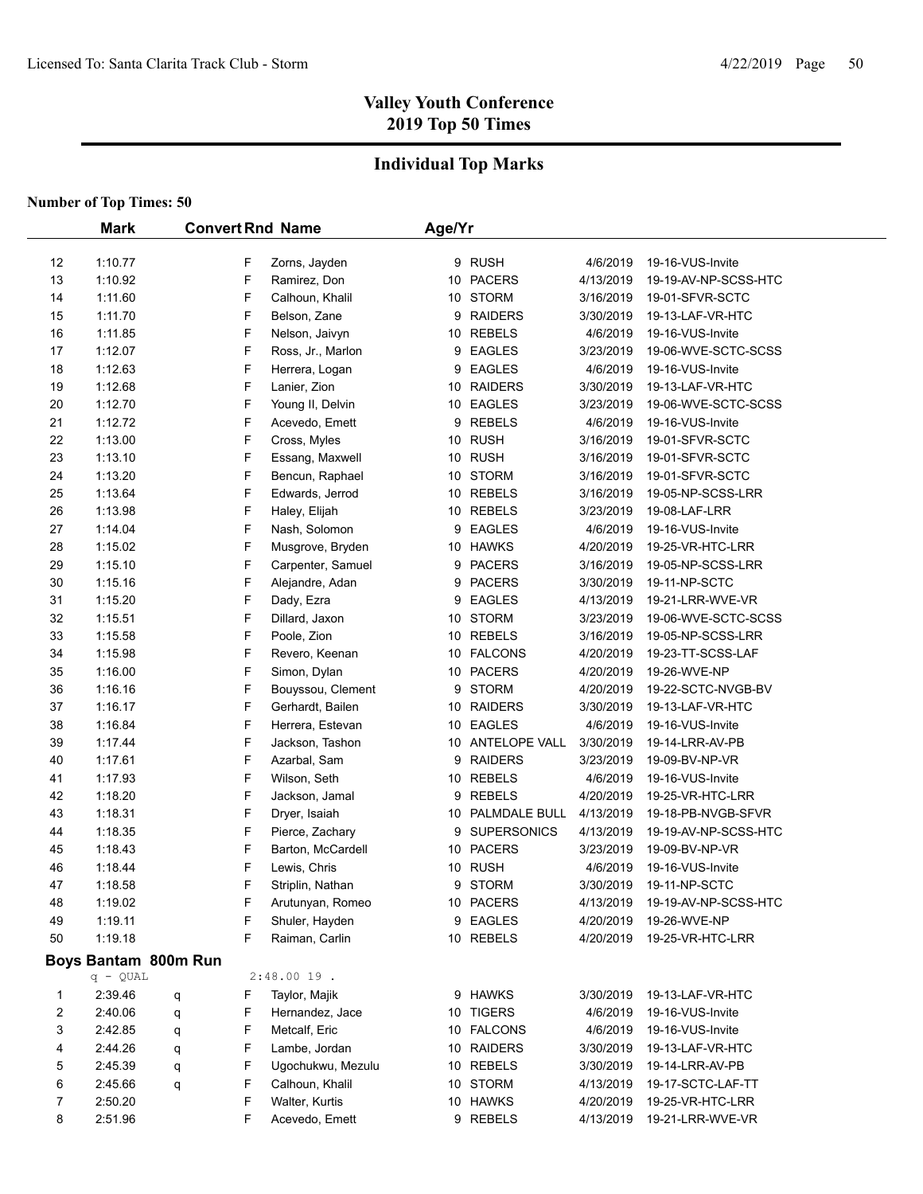## Valley Youth Conference
## 2019 Top 50 Times

### Individual Top Marks

**Number of Top Times: 50**

| | Mark | Convert | Rnd | Name | Age/Yr | Team | Date | Meet |
|---|---|---|---|---|---|---|---|---|
| 12 | 1:10.77 | | F | Zorns, Jayden | 9 | RUSH | 4/6/2019 | 19-16-VUS-Invite |
| 13 | 1:10.92 | | F | Ramirez, Don | 10 | PACERS | 4/13/2019 | 19-19-AV-NP-SCSS-HTC |
| 14 | 1:11.60 | | F | Calhoun, Khalil | 10 | STORM | 3/16/2019 | 19-01-SFVR-SCTC |
| 15 | 1:11.70 | | F | Belson, Zane | 9 | RAIDERS | 3/30/2019 | 19-13-LAF-VR-HTC |
| 16 | 1:11.85 | | F | Nelson, Jaivyn | 10 | REBELS | 4/6/2019 | 19-16-VUS-Invite |
| 17 | 1:12.07 | | F | Ross, Jr., Marlon | 9 | EAGLES | 3/23/2019 | 19-06-WVE-SCTC-SCSS |
| 18 | 1:12.63 | | F | Herrera, Logan | 9 | EAGLES | 4/6/2019 | 19-16-VUS-Invite |
| 19 | 1:12.68 | | F | Lanier, Zion | 10 | RAIDERS | 3/30/2019 | 19-13-LAF-VR-HTC |
| 20 | 1:12.70 | | F | Young II, Delvin | 10 | EAGLES | 3/23/2019 | 19-06-WVE-SCTC-SCSS |
| 21 | 1:12.72 | | F | Acevedo, Emett | 9 | REBELS | 4/6/2019 | 19-16-VUS-Invite |
| 22 | 1:13.00 | | F | Cross, Myles | 10 | RUSH | 3/16/2019 | 19-01-SFVR-SCTC |
| 23 | 1:13.10 | | F | Essang, Maxwell | 10 | RUSH | 3/16/2019 | 19-01-SFVR-SCTC |
| 24 | 1:13.20 | | F | Bencun, Raphael | 10 | STORM | 3/16/2019 | 19-01-SFVR-SCTC |
| 25 | 1:13.64 | | F | Edwards, Jerrod | 10 | REBELS | 3/16/2019 | 19-05-NP-SCSS-LRR |
| 26 | 1:13.98 | | F | Haley, Elijah | 10 | REBELS | 3/23/2019 | 19-08-LAF-LRR |
| 27 | 1:14.04 | | F | Nash, Solomon | 9 | EAGLES | 4/6/2019 | 19-16-VUS-Invite |
| 28 | 1:15.02 | | F | Musgrove, Bryden | 10 | HAWKS | 4/20/2019 | 19-25-VR-HTC-LRR |
| 29 | 1:15.10 | | F | Carpenter, Samuel | 9 | PACERS | 3/16/2019 | 19-05-NP-SCSS-LRR |
| 30 | 1:15.16 | | F | Alejandre, Adan | 9 | PACERS | 3/30/2019 | 19-11-NP-SCTC |
| 31 | 1:15.20 | | F | Dady, Ezra | 9 | EAGLES | 4/13/2019 | 19-21-LRR-WVE-VR |
| 32 | 1:15.51 | | F | Dillard, Jaxon | 10 | STORM | 3/23/2019 | 19-06-WVE-SCTC-SCSS |
| 33 | 1:15.58 | | F | Poole, Zion | 10 | REBELS | 3/16/2019 | 19-05-NP-SCSS-LRR |
| 34 | 1:15.98 | | F | Revero, Keenan | 10 | FALCONS | 4/20/2019 | 19-23-TT-SCSS-LAF |
| 35 | 1:16.00 | | F | Simon, Dylan | 10 | PACERS | 4/20/2019 | 19-26-WVE-NP |
| 36 | 1:16.16 | | F | Bouyssou, Clement | 9 | STORM | 4/20/2019 | 19-22-SCTC-NVGB-BV |
| 37 | 1:16.17 | | F | Gerhardt, Bailen | 10 | RAIDERS | 3/30/2019 | 19-13-LAF-VR-HTC |
| 38 | 1:16.84 | | F | Herrera, Estevan | 10 | EAGLES | 4/6/2019 | 19-16-VUS-Invite |
| 39 | 1:17.44 | | F | Jackson, Tashon | 10 | ANTELOPE VALL | 3/30/2019 | 19-14-LRR-AV-PB |
| 40 | 1:17.61 | | F | Azarbal, Sam | 9 | RAIDERS | 3/23/2019 | 19-09-BV-NP-VR |
| 41 | 1:17.93 | | F | Wilson, Seth | 10 | REBELS | 4/6/2019 | 19-16-VUS-Invite |
| 42 | 1:18.20 | | F | Jackson, Jamal | 9 | REBELS | 4/20/2019 | 19-25-VR-HTC-LRR |
| 43 | 1:18.31 | | F | Dryer, Isaiah | 10 | PALMDALE BULL | 4/13/2019 | 19-18-PB-NVGB-SFVR |
| 44 | 1:18.35 | | F | Pierce, Zachary | 9 | SUPERSONICS | 4/13/2019 | 19-19-AV-NP-SCSS-HTC |
| 45 | 1:18.43 | | F | Barton, McCardell | 10 | PACERS | 3/23/2019 | 19-09-BV-NP-VR |
| 46 | 1:18.44 | | F | Lewis, Chris | 10 | RUSH | 4/6/2019 | 19-16-VUS-Invite |
| 47 | 1:18.58 | | F | Striplin, Nathan | 9 | STORM | 3/30/2019 | 19-11-NP-SCTC |
| 48 | 1:19.02 | | F | Arutunyan, Romeo | 10 | PACERS | 4/13/2019 | 19-19-AV-NP-SCSS-HTC |
| 49 | 1:19.11 | | F | Shuler, Hayden | 9 | EAGLES | 4/20/2019 | 19-26-WVE-NP |
| 50 | 1:19.18 | | F | Raiman, Carlin | 10 | REBELS | 4/20/2019 | 19-25-VR-HTC-LRR |

**Boys Bantam 800m Run**

q - QUAL 2:48.00 19 .

| | Mark | Convert | Rnd | Name | Age/Yr | Team | Date | Meet |
|---|---|---|---|---|---|---|---|---|
| 1 | 2:39.46 | q | F | Taylor, Majik | 9 | HAWKS | 3/30/2019 | 19-13-LAF-VR-HTC |
| 2 | 2:40.06 | q | F | Hernandez, Jace | 10 | TIGERS | 4/6/2019 | 19-16-VUS-Invite |
| 3 | 2:42.85 | q | F | Metcalf, Eric | 10 | FALCONS | 4/6/2019 | 19-16-VUS-Invite |
| 4 | 2:44.26 | q | F | Lambe, Jordan | 10 | RAIDERS | 3/30/2019 | 19-13-LAF-VR-HTC |
| 5 | 2:45.39 | q | F | Ugochukwu, Mezulu | 10 | REBELS | 3/30/2019 | 19-14-LRR-AV-PB |
| 6 | 2:45.66 | q | F | Calhoun, Khalil | 10 | STORM | 4/13/2019 | 19-17-SCTC-LAF-TT |
| 7 | 2:50.20 | | F | Walter, Kurtis | 10 | HAWKS | 4/20/2019 | 19-25-VR-HTC-LRR |
| 8 | 2:51.96 | | F | Acevedo, Emett | 9 | REBELS | 4/13/2019 | 19-21-LRR-WVE-VR |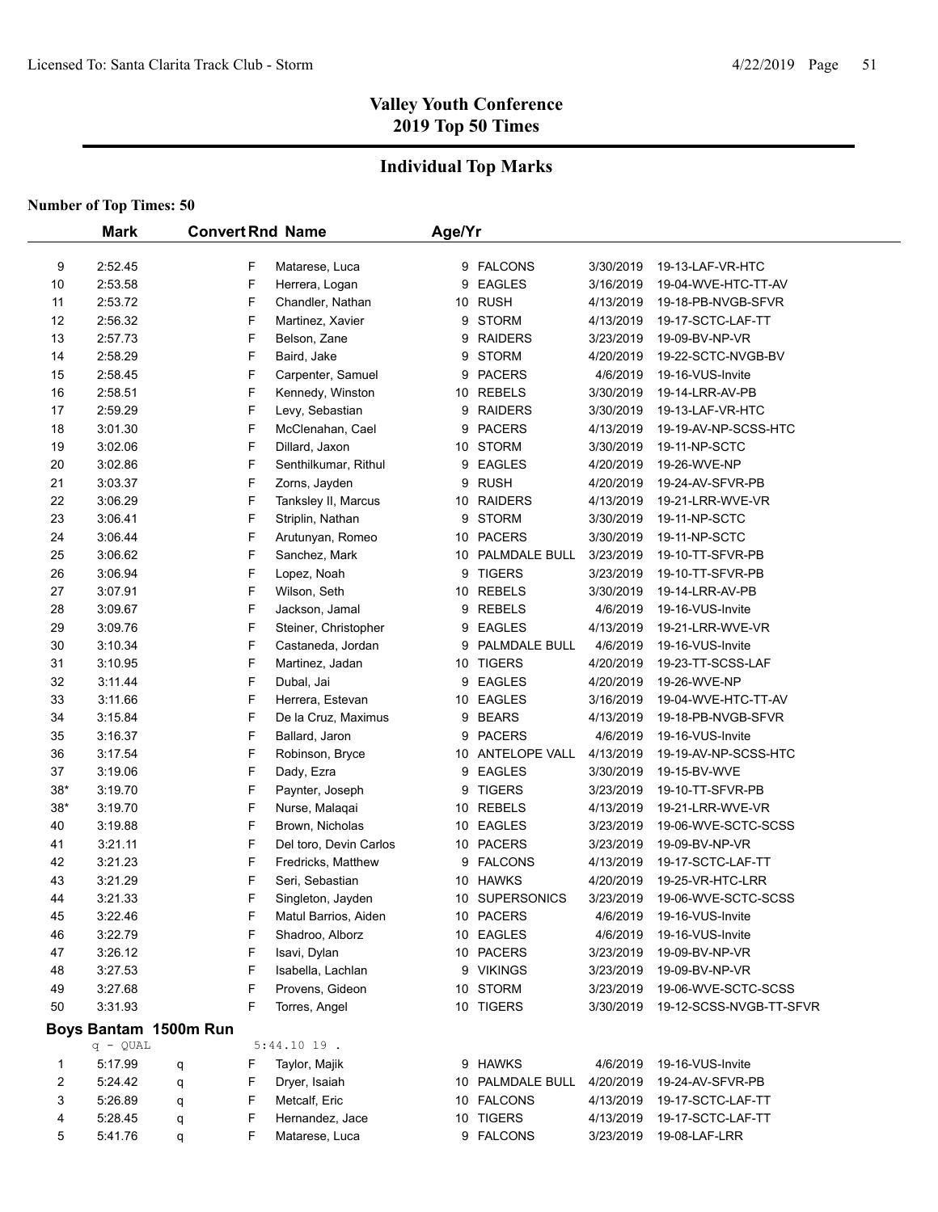# Valley Youth Conference
# 2019 Top 50 Times

## Individual Top Marks

**Number of Top Times: 50**

| | Mark | Convert | Rnd | Name | Age/Yr | Team | Date | Meet |
|---|---|---|---|---|---|---|---|---|
| 9 | 2:52.45 | | F | Matarese, Luca | 9 | FALCONS | 3/30/2019 | 19-13-LAF-VR-HTC |
| 10 | 2:53.58 | | F | Herrera, Logan | 9 | EAGLES | 3/16/2019 | 19-04-WVE-HTC-TT-AV |
| 11 | 2:53.72 | | F | Chandler, Nathan | 10 | RUSH | 4/13/2019 | 19-18-PB-NVGB-SFVR |
| 12 | 2:56.32 | | F | Martinez, Xavier | 9 | STORM | 4/13/2019 | 19-17-SCTC-LAF-TT |
| 13 | 2:57.73 | | F | Belson, Zane | 9 | RAIDERS | 3/23/2019 | 19-09-BV-NP-VR |
| 14 | 2:58.29 | | F | Baird, Jake | 9 | STORM | 4/20/2019 | 19-22-SCTC-NVGB-BV |
| 15 | 2:58.45 | | F | Carpenter, Samuel | 9 | PACERS | 4/6/2019 | 19-16-VUS-Invite |
| 16 | 2:58.51 | | F | Kennedy, Winston | 10 | REBELS | 3/30/2019 | 19-14-LRR-AV-PB |
| 17 | 2:59.29 | | F | Levy, Sebastian | 9 | RAIDERS | 3/30/2019 | 19-13-LAF-VR-HTC |
| 18 | 3:01.30 | | F | McClenahan, Cael | 9 | PACERS | 4/13/2019 | 19-19-AV-NP-SCSS-HTC |
| 19 | 3:02.06 | | F | Dillard, Jaxon | 10 | STORM | 3/30/2019 | 19-11-NP-SCTC |
| 20 | 3:02.86 | | F | Senthilkumar, Rithul | 9 | EAGLES | 4/20/2019 | 19-26-WVE-NP |
| 21 | 3:03.37 | | F | Zorns, Jayden | 9 | RUSH | 4/20/2019 | 19-24-AV-SFVR-PB |
| 22 | 3:06.29 | | F | Tanksley II, Marcus | 10 | RAIDERS | 4/13/2019 | 19-21-LRR-WVE-VR |
| 23 | 3:06.41 | | F | Striplin, Nathan | 9 | STORM | 3/30/2019 | 19-11-NP-SCTC |
| 24 | 3:06.44 | | F | Arutunyan, Romeo | 10 | PACERS | 3/30/2019 | 19-11-NP-SCTC |
| 25 | 3:06.62 | | F | Sanchez, Mark | 10 | PALMDALE BULL | 3/23/2019 | 19-10-TT-SFVR-PB |
| 26 | 3:06.94 | | F | Lopez, Noah | 9 | TIGERS | 3/23/2019 | 19-10-TT-SFVR-PB |
| 27 | 3:07.91 | | F | Wilson, Seth | 10 | REBELS | 3/30/2019 | 19-14-LRR-AV-PB |
| 28 | 3:09.67 | | F | Jackson, Jamal | 9 | REBELS | 4/6/2019 | 19-16-VUS-Invite |
| 29 | 3:09.76 | | F | Steiner, Christopher | 9 | EAGLES | 4/13/2019 | 19-21-LRR-WVE-VR |
| 30 | 3:10.34 | | F | Castaneda, Jordan | 9 | PALMDALE BULL | 4/6/2019 | 19-16-VUS-Invite |
| 31 | 3:10.95 | | F | Martinez, Jadan | 10 | TIGERS | 4/20/2019 | 19-23-TT-SCSS-LAF |
| 32 | 3:11.44 | | F | Dubal, Jai | 9 | EAGLES | 4/20/2019 | 19-26-WVE-NP |
| 33 | 3:11.66 | | F | Herrera, Estevan | 10 | EAGLES | 3/16/2019 | 19-04-WVE-HTC-TT-AV |
| 34 | 3:15.84 | | F | De la Cruz, Maximus | 9 | BEARS | 4/13/2019 | 19-18-PB-NVGB-SFVR |
| 35 | 3:16.37 | | F | Ballard, Jaron | 9 | PACERS | 4/6/2019 | 19-16-VUS-Invite |
| 36 | 3:17.54 | | F | Robinson, Bryce | 10 | ANTELOPE VALL | 4/13/2019 | 19-19-AV-NP-SCSS-HTC |
| 37 | 3:19.06 | | F | Dady, Ezra | 9 | EAGLES | 3/30/2019 | 19-15-BV-WVE |
| 38* | 3:19.70 | | F | Paynter, Joseph | 9 | TIGERS | 3/23/2019 | 19-10-TT-SFVR-PB |
| 38* | 3:19.70 | | F | Nurse, Malaqai | 10 | REBELS | 4/13/2019 | 19-21-LRR-WVE-VR |
| 40 | 3:19.88 | | F | Brown, Nicholas | 10 | EAGLES | 3/23/2019 | 19-06-WVE-SCTC-SCSS |
| 41 | 3:21.11 | | F | Del toro, Devin Carlos | 10 | PACERS | 3/23/2019 | 19-09-BV-NP-VR |
| 42 | 3:21.23 | | F | Fredricks, Matthew | 9 | FALCONS | 4/13/2019 | 19-17-SCTC-LAF-TT |
| 43 | 3:21.29 | | F | Seri, Sebastian | 10 | HAWKS | 4/20/2019 | 19-25-VR-HTC-LRR |
| 44 | 3:21.33 | | F | Singleton, Jayden | 10 | SUPERSONICS | 3/23/2019 | 19-06-WVE-SCTC-SCSS |
| 45 | 3:22.46 | | F | Matul Barrios, Aiden | 10 | PACERS | 4/6/2019 | 19-16-VUS-Invite |
| 46 | 3:22.79 | | F | Shadroo, Alborz | 10 | EAGLES | 4/6/2019 | 19-16-VUS-Invite |
| 47 | 3:26.12 | | F | Isavi, Dylan | 10 | PACERS | 3/23/2019 | 19-09-BV-NP-VR |
| 48 | 3:27.53 | | F | Isabella, Lachlan | 9 | VIKINGS | 3/23/2019 | 19-09-BV-NP-VR |
| 49 | 3:27.68 | | F | Provens, Gideon | 10 | STORM | 3/23/2019 | 19-06-WVE-SCTC-SCSS |
| 50 | 3:31.93 | | F | Torres, Angel | 10 | TIGERS | 3/30/2019 | 19-12-SCSS-NVGB-TT-SFVR |

### Boys Bantam 1500m Run

q - QUAL 5:44.10 19 .

| | Mark | Convert | Rnd | Name | Age/Yr | Team | Date | Meet |
|---|---|---|---|---|---|---|---|---|
| 1 | 5:17.99 | q | F | Taylor, Majik | 9 | HAWKS | 4/6/2019 | 19-16-VUS-Invite |
| 2 | 5:24.42 | q | F | Dryer, Isaiah | 10 | PALMDALE BULL | 4/20/2019 | 19-24-AV-SFVR-PB |
| 3 | 5:26.89 | q | F | Metcalf, Eric | 10 | FALCONS | 4/13/2019 | 19-17-SCTC-LAF-TT |
| 4 | 5:28.45 | q | F | Hernandez, Jace | 10 | TIGERS | 4/13/2019 | 19-17-SCTC-LAF-TT |
| 5 | 5:41.76 | q | F | Matarese, Luca | 9 | FALCONS | 3/23/2019 | 19-08-LAF-LRR |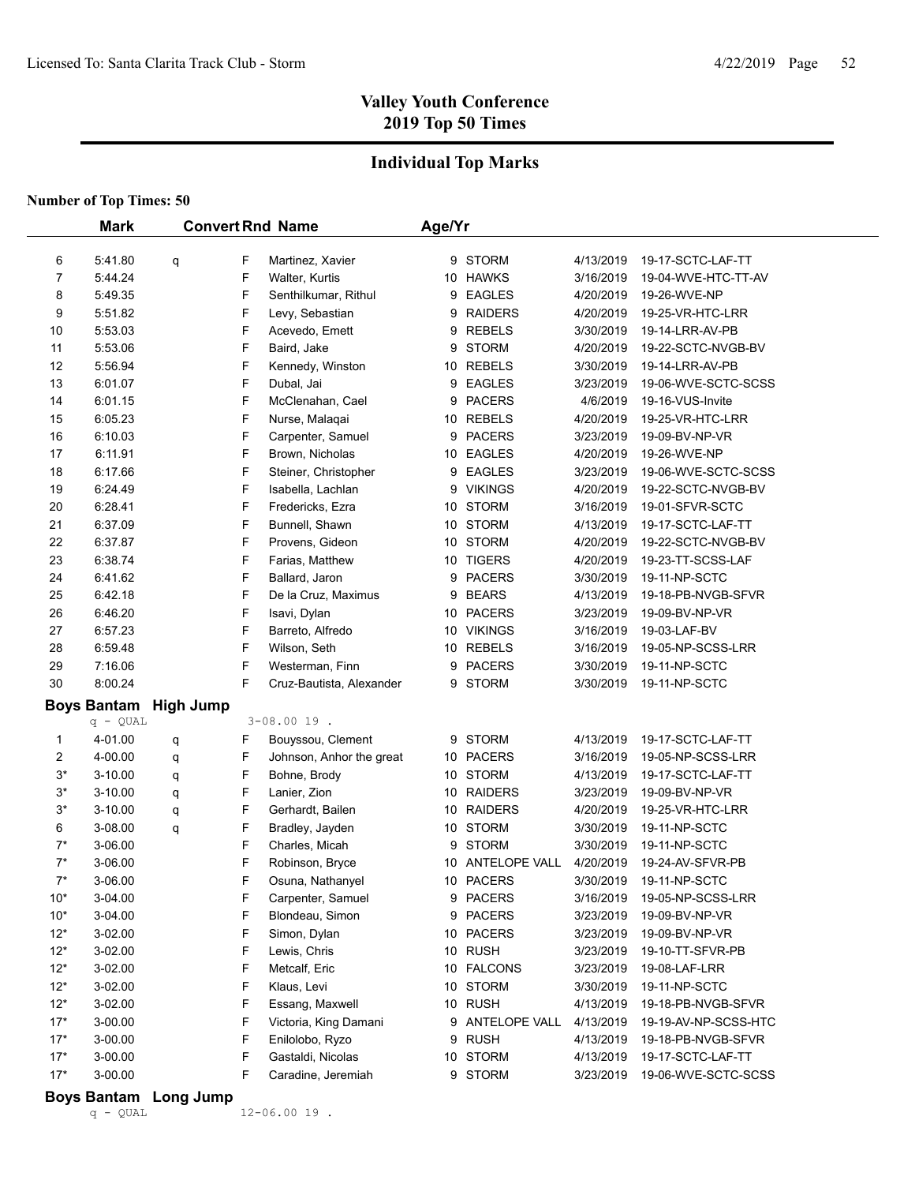## Valley Youth Conference
## 2019 Top 50 Times

### Individual Top Marks

**Number of Top Times: 50**

| | Mark | Convert | Rnd | Name | Age/Yr | | | |
|---|---|---|---|---|---|---|---|---|
| 6 | 5:41.80 | q | F | Martinez, Xavier | 9 | STORM | 4/13/2019 | 19-17-SCTC-LAF-TT |
| 7 | 5:44.24 | | F | Walter, Kurtis | 10 | HAWKS | 3/16/2019 | 19-04-WVE-HTC-TT-AV |
| 8 | 5:49.35 | | F | Senthilkumar, Rithul | 9 | EAGLES | 4/20/2019 | 19-26-WVE-NP |
| 9 | 5:51.82 | | F | Levy, Sebastian | 9 | RAIDERS | 4/20/2019 | 19-25-VR-HTC-LRR |
| 10 | 5:53.03 | | F | Acevedo, Emett | 9 | REBELS | 3/30/2019 | 19-14-LRR-AV-PB |
| 11 | 5:53.06 | | F | Baird, Jake | 9 | STORM | 4/20/2019 | 19-22-SCTC-NVGB-BV |
| 12 | 5:56.94 | | F | Kennedy, Winston | 10 | REBELS | 3/30/2019 | 19-14-LRR-AV-PB |
| 13 | 6:01.07 | | F | Dubal, Jai | 9 | EAGLES | 3/23/2019 | 19-06-WVE-SCTC-SCSS |
| 14 | 6:01.15 | | F | McClenahan, Cael | 9 | PACERS | 4/6/2019 | 19-16-VUS-Invite |
| 15 | 6:05.23 | | F | Nurse, Malaqai | 10 | REBELS | 4/20/2019 | 19-25-VR-HTC-LRR |
| 16 | 6:10.03 | | F | Carpenter, Samuel | 9 | PACERS | 3/23/2019 | 19-09-BV-NP-VR |
| 17 | 6:11.91 | | F | Brown, Nicholas | 10 | EAGLES | 4/20/2019 | 19-26-WVE-NP |
| 18 | 6:17.66 | | F | Steiner, Christopher | 9 | EAGLES | 3/23/2019 | 19-06-WVE-SCTC-SCSS |
| 19 | 6:24.49 | | F | Isabella, Lachlan | 9 | VIKINGS | 4/20/2019 | 19-22-SCTC-NVGB-BV |
| 20 | 6:28.41 | | F | Fredericks, Ezra | 10 | STORM | 3/16/2019 | 19-01-SFVR-SCTC |
| 21 | 6:37.09 | | F | Bunnell, Shawn | 10 | STORM | 4/13/2019 | 19-17-SCTC-LAF-TT |
| 22 | 6:37.87 | | F | Provens, Gideon | 10 | STORM | 4/20/2019 | 19-22-SCTC-NVGB-BV |
| 23 | 6:38.74 | | F | Farias, Matthew | 10 | TIGERS | 4/20/2019 | 19-23-TT-SCSS-LAF |
| 24 | 6:41.62 | | F | Ballard, Jaron | 9 | PACERS | 3/30/2019 | 19-11-NP-SCTC |
| 25 | 6:42.18 | | F | De la Cruz, Maximus | 9 | BEARS | 4/13/2019 | 19-18-PB-NVGB-SFVR |
| 26 | 6:46.20 | | F | Isavi, Dylan | 10 | PACERS | 3/23/2019 | 19-09-BV-NP-VR |
| 27 | 6:57.23 | | F | Barreto, Alfredo | 10 | VIKINGS | 3/16/2019 | 19-03-LAF-BV |
| 28 | 6:59.48 | | F | Wilson, Seth | 10 | REBELS | 3/16/2019 | 19-05-NP-SCSS-LRR |
| 29 | 7:16.06 | | F | Westerman, Finn | 9 | PACERS | 3/30/2019 | 19-11-NP-SCTC |
| 30 | 8:00.24 | | F | Cruz-Bautista, Alexander | 9 | STORM | 3/30/2019 | 19-11-NP-SCTC |

**Boys Bantam High Jump**

q - QUAL 3-08.00 19 .

| | Mark | Convert | Rnd | Name | Age/Yr | | | |
|---|---|---|---|---|---|---|---|---|
| 1 | 4-01.00 | q | F | Bouyssou, Clement | 9 | STORM | 4/13/2019 | 19-17-SCTC-LAF-TT |
| 2 | 4-00.00 | q | F | Johnson, Anhor the great | 10 | PACERS | 3/16/2019 | 19-05-NP-SCSS-LRR |
| 3* | 3-10.00 | q | F | Bohne, Brody | 10 | STORM | 4/13/2019 | 19-17-SCTC-LAF-TT |
| 3* | 3-10.00 | q | F | Lanier, Zion | 10 | RAIDERS | 3/23/2019 | 19-09-BV-NP-VR |
| 3* | 3-10.00 | q | F | Gerhardt, Bailen | 10 | RAIDERS | 4/20/2019 | 19-25-VR-HTC-LRR |
| 6 | 3-08.00 | q | F | Bradley, Jayden | 10 | STORM | 3/30/2019 | 19-11-NP-SCTC |
| 7* | 3-06.00 | | F | Charles, Micah | 9 | STORM | 3/30/2019 | 19-11-NP-SCTC |
| 7* | 3-06.00 | | F | Robinson, Bryce | 10 | ANTELOPE VALL | 4/20/2019 | 19-24-AV-SFVR-PB |
| 7* | 3-06.00 | | F | Osuna, Nathanyel | 10 | PACERS | 3/30/2019 | 19-11-NP-SCTC |
| 10* | 3-04.00 | | F | Carpenter, Samuel | 9 | PACERS | 3/16/2019 | 19-05-NP-SCSS-LRR |
| 10* | 3-04.00 | | F | Blondeau, Simon | 9 | PACERS | 3/23/2019 | 19-09-BV-NP-VR |
| 12* | 3-02.00 | | F | Simon, Dylan | 10 | PACERS | 3/23/2019 | 19-09-BV-NP-VR |
| 12* | 3-02.00 | | F | Lewis, Chris | 10 | RUSH | 3/23/2019 | 19-10-TT-SFVR-PB |
| 12* | 3-02.00 | | F | Metcalf, Eric | 10 | FALCONS | 3/23/2019 | 19-08-LAF-LRR |
| 12* | 3-02.00 | | F | Klaus, Levi | 10 | STORM | 3/30/2019 | 19-11-NP-SCTC |
| 12* | 3-02.00 | | F | Essang, Maxwell | 10 | RUSH | 4/13/2019 | 19-18-PB-NVGB-SFVR |
| 17* | 3-00.00 | | F | Victoria, King Damani | 9 | ANTELOPE VALL | 4/13/2019 | 19-19-AV-NP-SCSS-HTC |
| 17* | 3-00.00 | | F | Enilolobo, Ryzo | 9 | RUSH | 4/13/2019 | 19-18-PB-NVGB-SFVR |
| 17* | 3-00.00 | | F | Gastaldi, Nicolas | 10 | STORM | 4/13/2019 | 19-17-SCTC-LAF-TT |
| 17* | 3-00.00 | | F | Caradine, Jeremiah | 9 | STORM | 3/23/2019 | 19-06-WVE-SCTC-SCSS |

**Boys Bantam Long Jump**

q - QUAL 12-06.00 19 .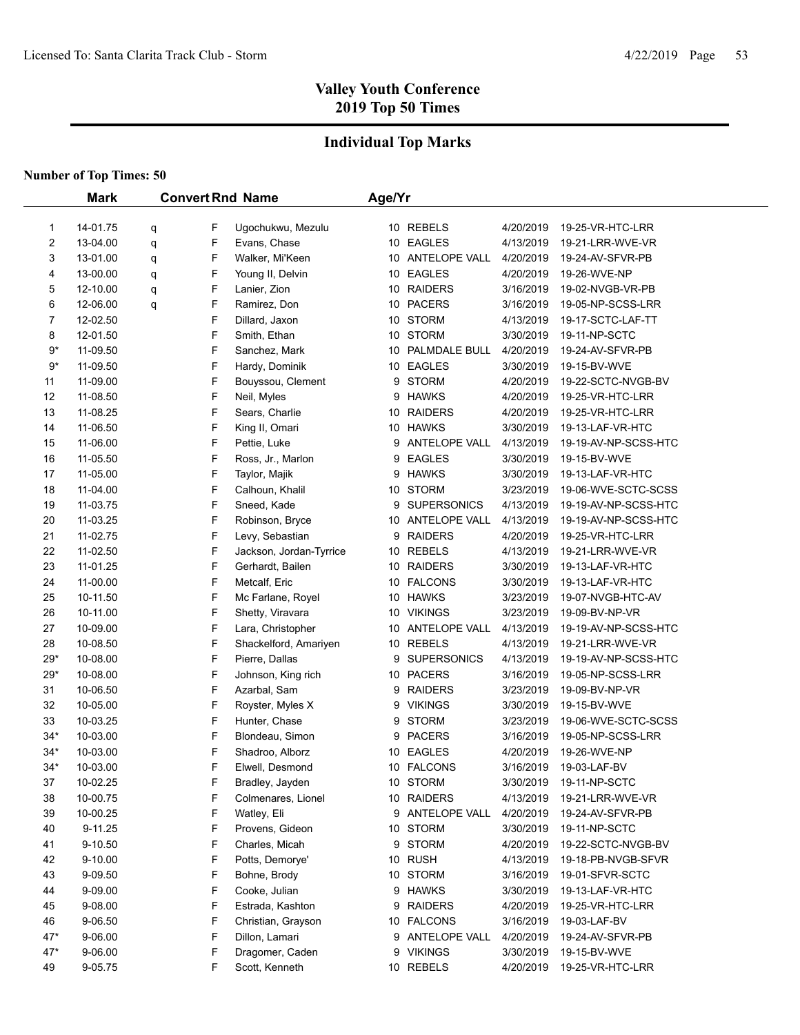## Valley Youth Conference
## 2019 Top 50 Times

### Individual Top Marks

**Number of Top Times: 50**

| | Mark | Convert | Rnd | Name | Age/Yr | Team | Date | Meet |
|---|---|---|---|---|---|---|---|---|
| 1 | 14-01.75 | q | F | Ugochukwu, Mezulu | 10 | REBELS | 4/20/2019 | 19-25-VR-HTC-LRR |
| 2 | 13-04.00 | q | F | Evans, Chase | 10 | EAGLES | 4/13/2019 | 19-21-LRR-WVE-VR |
| 3 | 13-01.00 | q | F | Walker, Mi'Keen | 10 | ANTELOPE VALL | 4/20/2019 | 19-24-AV-SFVR-PB |
| 4 | 13-00.00 | q | F | Young II, Delvin | 10 | EAGLES | 4/20/2019 | 19-26-WVE-NP |
| 5 | 12-10.00 | q | F | Lanier, Zion | 10 | RAIDERS | 3/16/2019 | 19-02-NVGB-VR-PB |
| 6 | 12-06.00 | q | F | Ramirez, Don | 10 | PACERS | 3/16/2019 | 19-05-NP-SCSS-LRR |
| 7 | 12-02.50 | | F | Dillard, Jaxon | 10 | STORM | 4/13/2019 | 19-17-SCTC-LAF-TT |
| 8 | 12-01.50 | | F | Smith, Ethan | 10 | STORM | 3/30/2019 | 19-11-NP-SCTC |
| 9* | 11-09.50 | | F | Sanchez, Mark | 10 | PALMDALE BULL | 4/20/2019 | 19-24-AV-SFVR-PB |
| 9* | 11-09.50 | | F | Hardy, Dominik | 10 | EAGLES | 3/30/2019 | 19-15-BV-WVE |
| 11 | 11-09.00 | | F | Bouyssou, Clement | 9 | STORM | 4/20/2019 | 19-22-SCTC-NVGB-BV |
| 12 | 11-08.50 | | F | Neil, Myles | 9 | HAWKS | 4/20/2019 | 19-25-VR-HTC-LRR |
| 13 | 11-08.25 | | F | Sears, Charlie | 10 | RAIDERS | 4/20/2019 | 19-25-VR-HTC-LRR |
| 14 | 11-06.50 | | F | King II, Omari | 10 | HAWKS | 3/30/2019 | 19-13-LAF-VR-HTC |
| 15 | 11-06.00 | | F | Pettie, Luke | 9 | ANTELOPE VALL | 4/13/2019 | 19-19-AV-NP-SCSS-HTC |
| 16 | 11-05.50 | | F | Ross, Jr., Marlon | 9 | EAGLES | 3/30/2019 | 19-15-BV-WVE |
| 17 | 11-05.00 | | F | Taylor, Majik | 9 | HAWKS | 3/30/2019 | 19-13-LAF-VR-HTC |
| 18 | 11-04.00 | | F | Calhoun, Khalil | 10 | STORM | 3/23/2019 | 19-06-WVE-SCTC-SCSS |
| 19 | 11-03.75 | | F | Sneed, Kade | 9 | SUPERSONICS | 4/13/2019 | 19-19-AV-NP-SCSS-HTC |
| 20 | 11-03.25 | | F | Robinson, Bryce | 10 | ANTELOPE VALL | 4/13/2019 | 19-19-AV-NP-SCSS-HTC |
| 21 | 11-02.75 | | F | Levy, Sebastian | 9 | RAIDERS | 4/20/2019 | 19-25-VR-HTC-LRR |
| 22 | 11-02.50 | | F | Jackson, Jordan-Tyrrice | 10 | REBELS | 4/13/2019 | 19-21-LRR-WVE-VR |
| 23 | 11-01.25 | | F | Gerhardt, Bailen | 10 | RAIDERS | 3/30/2019 | 19-13-LAF-VR-HTC |
| 24 | 11-00.00 | | F | Metcalf, Eric | 10 | FALCONS | 3/30/2019 | 19-13-LAF-VR-HTC |
| 25 | 10-11.50 | | F | Mc Farlane, Royel | 10 | HAWKS | 3/23/2019 | 19-07-NVGB-HTC-AV |
| 26 | 10-11.00 | | F | Shetty, Viravara | 10 | VIKINGS | 3/23/2019 | 19-09-BV-NP-VR |
| 27 | 10-09.00 | | F | Lara, Christopher | 10 | ANTELOPE VALL | 4/13/2019 | 19-19-AV-NP-SCSS-HTC |
| 28 | 10-08.50 | | F | Shackelford, Amariyen | 10 | REBELS | 4/13/2019 | 19-21-LRR-WVE-VR |
| 29* | 10-08.00 | | F | Pierre, Dallas | 9 | SUPERSONICS | 4/13/2019 | 19-19-AV-NP-SCSS-HTC |
| 29* | 10-08.00 | | F | Johnson, King rich | 10 | PACERS | 3/16/2019 | 19-05-NP-SCSS-LRR |
| 31 | 10-06.50 | | F | Azarbal, Sam | 9 | RAIDERS | 3/23/2019 | 19-09-BV-NP-VR |
| 32 | 10-05.00 | | F | Royster, Myles X | 9 | VIKINGS | 3/30/2019 | 19-15-BV-WVE |
| 33 | 10-03.25 | | F | Hunter, Chase | 9 | STORM | 3/23/2019 | 19-06-WVE-SCTC-SCSS |
| 34* | 10-03.00 | | F | Blondeau, Simon | 9 | PACERS | 3/16/2019 | 19-05-NP-SCSS-LRR |
| 34* | 10-03.00 | | F | Shadroo, Alborz | 10 | EAGLES | 4/20/2019 | 19-26-WVE-NP |
| 34* | 10-03.00 | | F | Elwell, Desmond | 10 | FALCONS | 3/16/2019 | 19-03-LAF-BV |
| 37 | 10-02.25 | | F | Bradley, Jayden | 10 | STORM | 3/30/2019 | 19-11-NP-SCTC |
| 38 | 10-00.75 | | F | Colmenares, Lionel | 10 | RAIDERS | 4/13/2019 | 19-21-LRR-WVE-VR |
| 39 | 10-00.25 | | F | Watley, Eli | 9 | ANTELOPE VALL | 4/20/2019 | 19-24-AV-SFVR-PB |
| 40 | 9-11.25 | | F | Provens, Gideon | 10 | STORM | 3/30/2019 | 19-11-NP-SCTC |
| 41 | 9-10.50 | | F | Charles, Micah | 9 | STORM | 4/20/2019 | 19-22-SCTC-NVGB-BV |
| 42 | 9-10.00 | | F | Potts, Demorye' | 10 | RUSH | 4/13/2019 | 19-18-PB-NVGB-SFVR |
| 43 | 9-09.50 | | F | Bohne, Brody | 10 | STORM | 3/16/2019 | 19-01-SFVR-SCTC |
| 44 | 9-09.00 | | F | Cooke, Julian | 9 | HAWKS | 3/30/2019 | 19-13-LAF-VR-HTC |
| 45 | 9-08.00 | | F | Estrada, Kashton | 9 | RAIDERS | 4/20/2019 | 19-25-VR-HTC-LRR |
| 46 | 9-06.50 | | F | Christian, Grayson | 10 | FALCONS | 3/16/2019 | 19-03-LAF-BV |
| 47* | 9-06.00 | | F | Dillon, Lamari | 9 | ANTELOPE VALL | 4/20/2019 | 19-24-AV-SFVR-PB |
| 47* | 9-06.00 | | F | Dragomer, Caden | 9 | VIKINGS | 3/30/2019 | 19-15-BV-WVE |
| 49 | 9-05.75 | | F | Scott, Kenneth | 10 | REBELS | 4/20/2019 | 19-25-VR-HTC-LRR |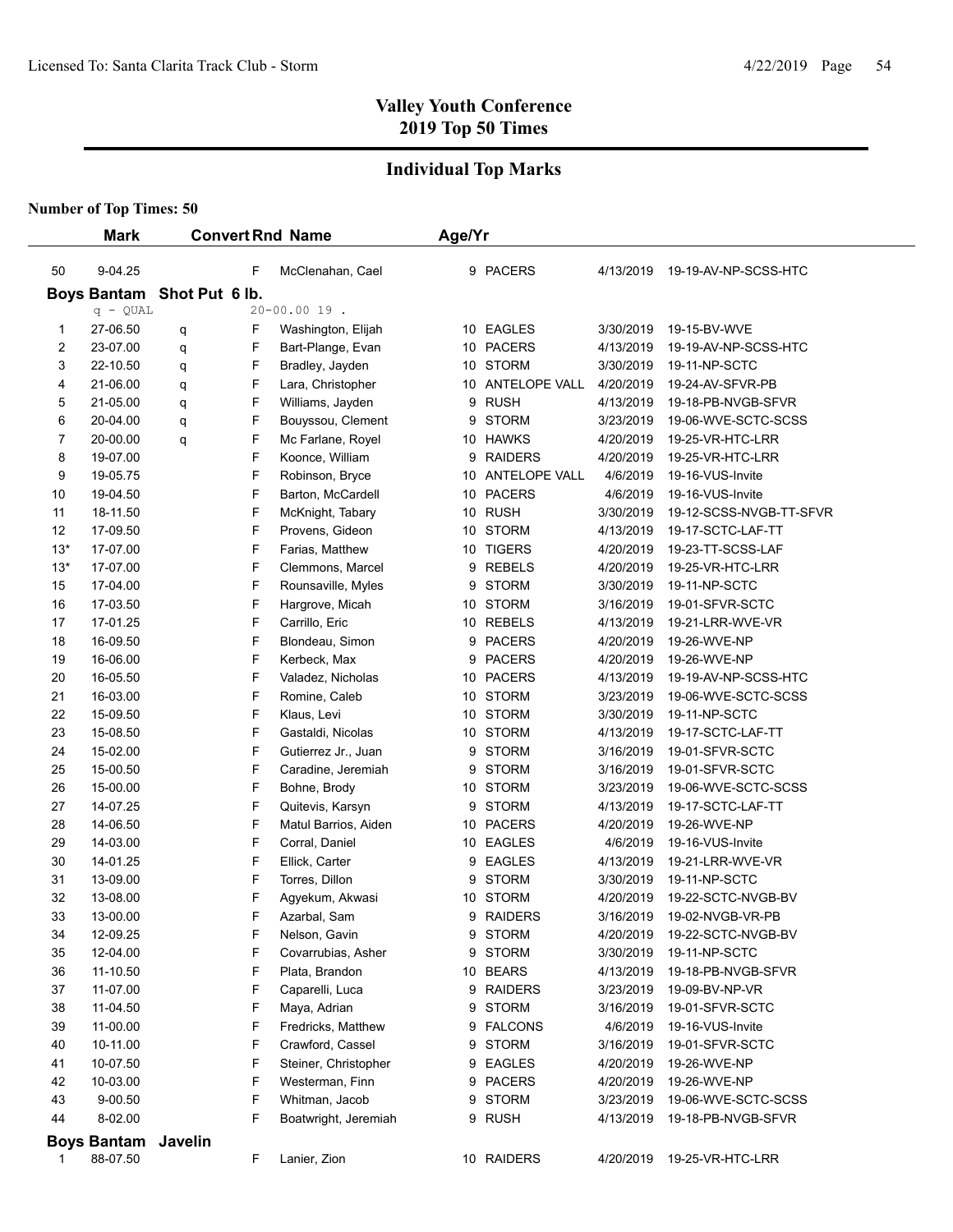## Valley Youth Conference
## 2019 Top 50 Times

### Individual Top Marks

**Number of Top Times: 50**

| | Mark | Convert | Rnd | Name | Age/Yr | Team | Date | Meet |
|---|---|---|---|---|---|---|---|---|
| 50 | 9-04.25 | | F | McClenahan, Cael | 9 | PACERS | 4/13/2019 | 19-19-AV-NP-SCSS-HTC |

**Boys Bantam Shot Put 6 lb.**

q - QUAL 20-00.00 19 .

| | Mark | Convert | Rnd | Name | Age/Yr | Team | Date | Meet |
|---|---|---|---|---|---|---|---|---|
| 1 | 27-06.50 | q | F | Washington, Elijah | 10 | EAGLES | 3/30/2019 | 19-15-BV-WVE |
| 2 | 23-07.00 | q | F | Bart-Plange, Evan | 10 | PACERS | 4/13/2019 | 19-19-AV-NP-SCSS-HTC |
| 3 | 22-10.50 | q | F | Bradley, Jayden | 10 | STORM | 3/30/2019 | 19-11-NP-SCTC |
| 4 | 21-06.00 | q | F | Lara, Christopher | 10 | ANTELOPE VALL | 4/20/2019 | 19-24-AV-SFVR-PB |
| 5 | 21-05.00 | q | F | Williams, Jayden | 9 | RUSH | 4/13/2019 | 19-18-PB-NVGB-SFVR |
| 6 | 20-04.00 | q | F | Bouyssou, Clement | 9 | STORM | 3/23/2019 | 19-06-WVE-SCTC-SCSS |
| 7 | 20-00.00 | q | F | Mc Farlane, Royel | 10 | HAWKS | 4/20/2019 | 19-25-VR-HTC-LRR |
| 8 | 19-07.00 | | F | Koonce, William | 9 | RAIDERS | 4/20/2019 | 19-25-VR-HTC-LRR |
| 9 | 19-05.75 | | F | Robinson, Bryce | 10 | ANTELOPE VALL | 4/6/2019 | 19-16-VUS-Invite |
| 10 | 19-04.50 | | F | Barton, McCardell | 10 | PACERS | 4/6/2019 | 19-16-VUS-Invite |
| 11 | 18-11.50 | | F | McKnight, Tabary | 10 | RUSH | 3/30/2019 | 19-12-SCSS-NVGB-TT-SFVR |
| 12 | 17-09.50 | | F | Provens, Gideon | 10 | STORM | 4/13/2019 | 19-17-SCTC-LAF-TT |
| 13* | 17-07.00 | | F | Farias, Matthew | 10 | TIGERS | 4/20/2019 | 19-23-TT-SCSS-LAF |
| 13* | 17-07.00 | | F | Clemmons, Marcel | 9 | REBELS | 4/20/2019 | 19-25-VR-HTC-LRR |
| 15 | 17-04.00 | | F | Rounsaville, Myles | 9 | STORM | 3/30/2019 | 19-11-NP-SCTC |
| 16 | 17-03.50 | | F | Hargrove, Micah | 10 | STORM | 3/16/2019 | 19-01-SFVR-SCTC |
| 17 | 17-01.25 | | F | Carrillo, Eric | 10 | REBELS | 4/13/2019 | 19-21-LRR-WVE-VR |
| 18 | 16-09.50 | | F | Blondeau, Simon | 9 | PACERS | 4/20/2019 | 19-26-WVE-NP |
| 19 | 16-06.00 | | F | Kerbeck, Max | 9 | PACERS | 4/20/2019 | 19-26-WVE-NP |
| 20 | 16-05.50 | | F | Valadez, Nicholas | 10 | PACERS | 4/13/2019 | 19-19-AV-NP-SCSS-HTC |
| 21 | 16-03.00 | | F | Romine, Caleb | 10 | STORM | 3/23/2019 | 19-06-WVE-SCTC-SCSS |
| 22 | 15-09.50 | | F | Klaus, Levi | 10 | STORM | 3/30/2019 | 19-11-NP-SCTC |
| 23 | 15-08.50 | | F | Gastaldi, Nicolas | 10 | STORM | 4/13/2019 | 19-17-SCTC-LAF-TT |
| 24 | 15-02.00 | | F | Gutierrez Jr., Juan | 9 | STORM | 3/16/2019 | 19-01-SFVR-SCTC |
| 25 | 15-00.50 | | F | Caradine, Jeremiah | 9 | STORM | 3/16/2019 | 19-01-SFVR-SCTC |
| 26 | 15-00.00 | | F | Bohne, Brody | 10 | STORM | 3/23/2019 | 19-06-WVE-SCTC-SCSS |
| 27 | 14-07.25 | | F | Quitevis, Karsyn | 9 | STORM | 4/13/2019 | 19-17-SCTC-LAF-TT |
| 28 | 14-06.50 | | F | Matul Barrios, Aiden | 10 | PACERS | 4/20/2019 | 19-26-WVE-NP |
| 29 | 14-03.00 | | F | Corral, Daniel | 10 | EAGLES | 4/6/2019 | 19-16-VUS-Invite |
| 30 | 14-01.25 | | F | Ellick, Carter | 9 | EAGLES | 4/13/2019 | 19-21-LRR-WVE-VR |
| 31 | 13-09.00 | | F | Torres, Dillon | 9 | STORM | 3/30/2019 | 19-11-NP-SCTC |
| 32 | 13-08.00 | | F | Agyekum, Akwasi | 10 | STORM | 4/20/2019 | 19-22-SCTC-NVGB-BV |
| 33 | 13-00.00 | | F | Azarbal, Sam | 9 | RAIDERS | 3/16/2019 | 19-02-NVGB-VR-PB |
| 34 | 12-09.25 | | F | Nelson, Gavin | 9 | STORM | 4/20/2019 | 19-22-SCTC-NVGB-BV |
| 35 | 12-04.00 | | F | Covarrubias, Asher | 9 | STORM | 3/30/2019 | 19-11-NP-SCTC |
| 36 | 11-10.50 | | F | Plata, Brandon | 10 | BEARS | 4/13/2019 | 19-18-PB-NVGB-SFVR |
| 37 | 11-07.00 | | F | Caparelli, Luca | 9 | RAIDERS | 3/23/2019 | 19-09-BV-NP-VR |
| 38 | 11-04.50 | | F | Maya, Adrian | 9 | STORM | 3/16/2019 | 19-01-SFVR-SCTC |
| 39 | 11-00.00 | | F | Fredricks, Matthew | 9 | FALCONS | 4/6/2019 | 19-16-VUS-Invite |
| 40 | 10-11.00 | | F | Crawford, Cassel | 9 | STORM | 3/16/2019 | 19-01-SFVR-SCTC |
| 41 | 10-07.50 | | F | Steiner, Christopher | 9 | EAGLES | 4/20/2019 | 19-26-WVE-NP |
| 42 | 10-03.00 | | F | Westerman, Finn | 9 | PACERS | 4/20/2019 | 19-26-WVE-NP |
| 43 | 9-00.50 | | F | Whitman, Jacob | 9 | STORM | 3/23/2019 | 19-06-WVE-SCTC-SCSS |
| 44 | 8-02.00 | | F | Boatwright, Jeremiah | 9 | RUSH | 4/13/2019 | 19-18-PB-NVGB-SFVR |

**Boys Bantam Javelin**

| | Mark | Convert | Rnd | Name | Age/Yr | Team | Date | Meet |
|---|---|---|---|---|---|---|---|---|
| 1 | 88-07.50 | | F | Lanier, Zion | 10 | RAIDERS | 4/20/2019 | 19-25-VR-HTC-LRR |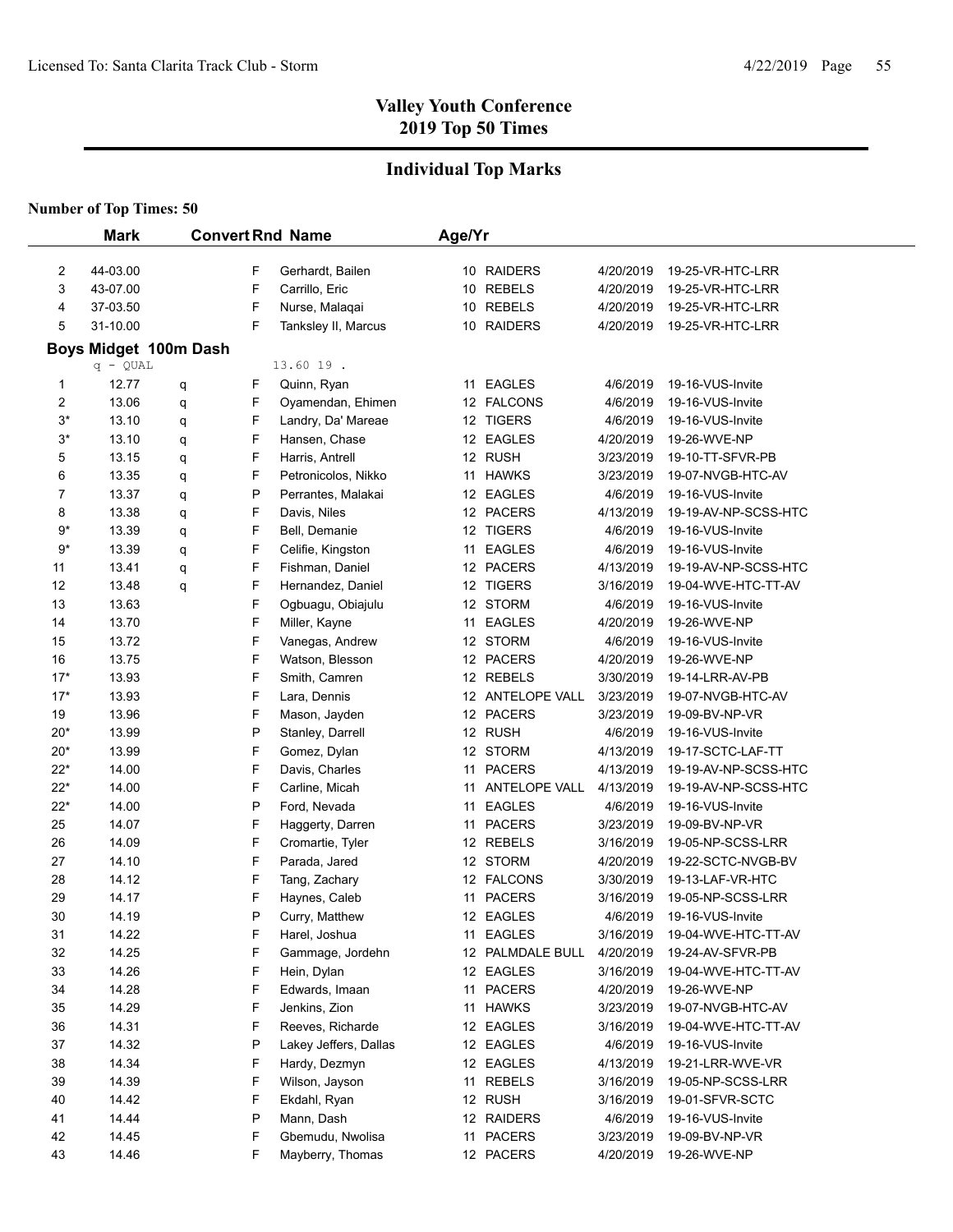## Valley Youth Conference
## 2019 Top 50 Times

### Individual Top Marks

**Number of Top Times: 50**

| | Mark | Convert | Rnd | Name | Age/Yr | | | |
|---|---|---|---|---|---|---|---|---|
| 2 | 44-03.00 | | F | Gerhardt, Bailen | 10 | RAIDERS | 4/20/2019 | 19-25-VR-HTC-LRR |
| 3 | 43-07.00 | | F | Carrillo, Eric | 10 | REBELS | 4/20/2019 | 19-25-VR-HTC-LRR |
| 4 | 37-03.50 | | F | Nurse, Malaqai | 10 | REBELS | 4/20/2019 | 19-25-VR-HTC-LRR |
| 5 | 31-10.00 | | F | Tanksley II, Marcus | 10 | RAIDERS | 4/20/2019 | 19-25-VR-HTC-LRR |

**Boys Midget 100m Dash**

q - QUAL 13.60 19 .

| | Mark | Convert | Rnd | Name | Age/Yr | | | |
|---|---|---|---|---|---|---|---|---|
| 1 | 12.77 | q | F | Quinn, Ryan | 11 | EAGLES | 4/6/2019 | 19-16-VUS-Invite |
| 2 | 13.06 | q | F | Oyamendan, Ehimen | 12 | FALCONS | 4/6/2019 | 19-16-VUS-Invite |
| 3* | 13.10 | q | F | Landry, Da' Mareae | 12 | TIGERS | 4/6/2019 | 19-16-VUS-Invite |
| 3* | 13.10 | q | F | Hansen, Chase | 12 | EAGLES | 4/20/2019 | 19-26-WVE-NP |
| 5 | 13.15 | q | F | Harris, Antrell | 12 | RUSH | 3/23/2019 | 19-10-TT-SFVR-PB |
| 6 | 13.35 | q | F | Petronicolos, Nikko | 11 | HAWKS | 3/23/2019 | 19-07-NVGB-HTC-AV |
| 7 | 13.37 | q | P | Perrantes, Malakai | 12 | EAGLES | 4/6/2019 | 19-16-VUS-Invite |
| 8 | 13.38 | q | F | Davis, Niles | 12 | PACERS | 4/13/2019 | 19-19-AV-NP-SCSS-HTC |
| 9* | 13.39 | q | F | Bell, Demanie | 12 | TIGERS | 4/6/2019 | 19-16-VUS-Invite |
| 9* | 13.39 | q | F | Celifie, Kingston | 11 | EAGLES | 4/6/2019 | 19-16-VUS-Invite |
| 11 | 13.41 | q | F | Fishman, Daniel | 12 | PACERS | 4/13/2019 | 19-19-AV-NP-SCSS-HTC |
| 12 | 13.48 | q | F | Hernandez, Daniel | 12 | TIGERS | 3/16/2019 | 19-04-WVE-HTC-TT-AV |
| 13 | 13.63 | | F | Ogbuagu, Obiajulu | 12 | STORM | 4/6/2019 | 19-16-VUS-Invite |
| 14 | 13.70 | | F | Miller, Kayne | 11 | EAGLES | 4/20/2019 | 19-26-WVE-NP |
| 15 | 13.72 | | F | Vanegas, Andrew | 12 | STORM | 4/6/2019 | 19-16-VUS-Invite |
| 16 | 13.75 | | F | Watson, Blesson | 12 | PACERS | 4/20/2019 | 19-26-WVE-NP |
| 17* | 13.93 | | F | Smith, Camren | 12 | REBELS | 3/30/2019 | 19-14-LRR-AV-PB |
| 17* | 13.93 | | F | Lara, Dennis | 12 | ANTELOPE VALL | 3/23/2019 | 19-07-NVGB-HTC-AV |
| 19 | 13.96 | | F | Mason, Jayden | 12 | PACERS | 3/23/2019 | 19-09-BV-NP-VR |
| 20* | 13.99 | | P | Stanley, Darrell | 12 | RUSH | 4/6/2019 | 19-16-VUS-Invite |
| 20* | 13.99 | | F | Gomez, Dylan | 12 | STORM | 4/13/2019 | 19-17-SCTC-LAF-TT |
| 22* | 14.00 | | F | Davis, Charles | 11 | PACERS | 4/13/2019 | 19-19-AV-NP-SCSS-HTC |
| 22* | 14.00 | | F | Carline, Micah | 11 | ANTELOPE VALL | 4/13/2019 | 19-19-AV-NP-SCSS-HTC |
| 22* | 14.00 | | P | Ford, Nevada | 11 | EAGLES | 4/6/2019 | 19-16-VUS-Invite |
| 25 | 14.07 | | F | Haggerty, Darren | 11 | PACERS | 3/23/2019 | 19-09-BV-NP-VR |
| 26 | 14.09 | | F | Cromartie, Tyler | 12 | REBELS | 3/16/2019 | 19-05-NP-SCSS-LRR |
| 27 | 14.10 | | F | Parada, Jared | 12 | STORM | 4/20/2019 | 19-22-SCTC-NVGB-BV |
| 28 | 14.12 | | F | Tang, Zachary | 12 | FALCONS | 3/30/2019 | 19-13-LAF-VR-HTC |
| 29 | 14.17 | | F | Haynes, Caleb | 11 | PACERS | 3/16/2019 | 19-05-NP-SCSS-LRR |
| 30 | 14.19 | | P | Curry, Matthew | 12 | EAGLES | 4/6/2019 | 19-16-VUS-Invite |
| 31 | 14.22 | | F | Harel, Joshua | 11 | EAGLES | 3/16/2019 | 19-04-WVE-HTC-TT-AV |
| 32 | 14.25 | | F | Gammage, Jordehn | 12 | PALMDALE BULL | 4/20/2019 | 19-24-AV-SFVR-PB |
| 33 | 14.26 | | F | Hein, Dylan | 12 | EAGLES | 3/16/2019 | 19-04-WVE-HTC-TT-AV |
| 34 | 14.28 | | F | Edwards, Imaan | 11 | PACERS | 4/20/2019 | 19-26-WVE-NP |
| 35 | 14.29 | | F | Jenkins, Zion | 11 | HAWKS | 3/23/2019 | 19-07-NVGB-HTC-AV |
| 36 | 14.31 | | F | Reeves, Richarde | 12 | EAGLES | 3/16/2019 | 19-04-WVE-HTC-TT-AV |
| 37 | 14.32 | | P | Lakey Jeffers, Dallas | 12 | EAGLES | 4/6/2019 | 19-16-VUS-Invite |
| 38 | 14.34 | | F | Hardy, Dezmyn | 12 | EAGLES | 4/13/2019 | 19-21-LRR-WVE-VR |
| 39 | 14.39 | | F | Wilson, Jayson | 11 | REBELS | 3/16/2019 | 19-05-NP-SCSS-LRR |
| 40 | 14.42 | | F | Ekdahl, Ryan | 12 | RUSH | 3/16/2019 | 19-01-SFVR-SCTC |
| 41 | 14.44 | | P | Mann, Dash | 12 | RAIDERS | 4/6/2019 | 19-16-VUS-Invite |
| 42 | 14.45 | | F | Gbemudu, Nwolisa | 11 | PACERS | 3/23/2019 | 19-09-BV-NP-VR |
| 43 | 14.46 | | F | Mayberry, Thomas | 12 | PACERS | 4/20/2019 | 19-26-WVE-NP |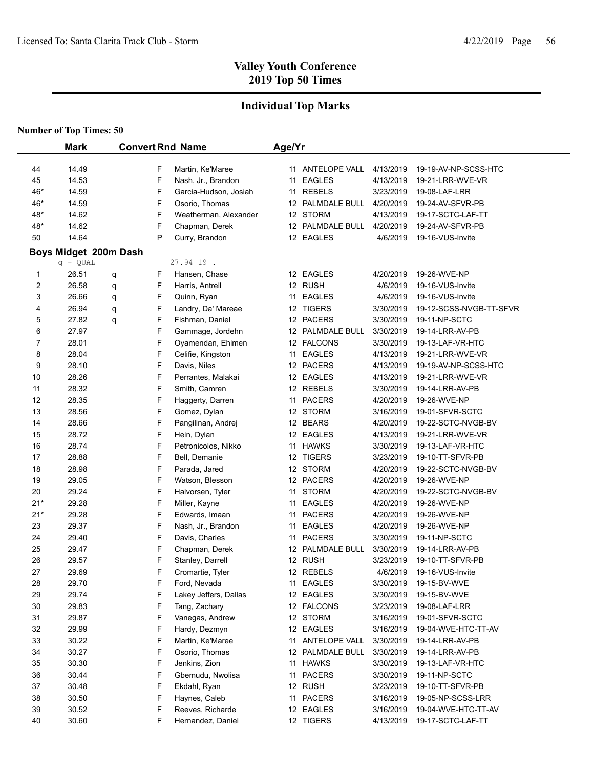## Valley Youth Conference
## 2019 Top 50 Times

### Individual Top Marks

**Number of Top Times: 50**

| | Mark | | Convert | Rnd | Name | Age/Yr | Team | Date | Meet |
|---|---|---|---|---|---|---|---|---|---|
| 44 | 14.49 | | | F | Martin, Ke'Maree | 11 | ANTELOPE VALL | 4/13/2019 | 19-19-AV-NP-SCSS-HTC |
| 45 | 14.53 | | | F | Nash, Jr., Brandon | 11 | EAGLES | 4/13/2019 | 19-21-LRR-WVE-VR |
| 46* | 14.59 | | | F | Garcia-Hudson, Josiah | 11 | REBELS | 3/23/2019 | 19-08-LAF-LRR |
| 46* | 14.59 | | | F | Osorio, Thomas | 12 | PALMDALE BULL | 4/20/2019 | 19-24-AV-SFVR-PB |
| 48* | 14.62 | | | F | Weatherman, Alexander | 12 | STORM | 4/13/2019 | 19-17-SCTC-LAF-TT |
| 48* | 14.62 | | | F | Chapman, Derek | 12 | PALMDALE BULL | 4/20/2019 | 19-24-AV-SFVR-PB |
| 50 | 14.64 | | | P | Curry, Brandon | 12 | EAGLES | 4/6/2019 | 19-16-VUS-Invite |

**Boys Midget 200m Dash**

q - QUAL 27.94 19 .

| | Mark | | Convert | Rnd | Name | Age/Yr | Team | Date | Meet |
|---|---|---|---|---|---|---|---|---|---|
| 1 | 26.51 | q | | F | Hansen, Chase | 12 | EAGLES | 4/20/2019 | 19-26-WVE-NP |
| 2 | 26.58 | q | | F | Harris, Antrell | 12 | RUSH | 4/6/2019 | 19-16-VUS-Invite |
| 3 | 26.66 | q | | F | Quinn, Ryan | 11 | EAGLES | 4/6/2019 | 19-16-VUS-Invite |
| 4 | 26.94 | q | | F | Landry, Da' Mareae | 12 | TIGERS | 3/30/2019 | 19-12-SCSS-NVGB-TT-SFVR |
| 5 | 27.82 | q | | F | Fishman, Daniel | 12 | PACERS | 3/30/2019 | 19-11-NP-SCTC |
| 6 | 27.97 | | | F | Gammage, Jordehn | 12 | PALMDALE BULL | 3/30/2019 | 19-14-LRR-AV-PB |
| 7 | 28.01 | | | F | Oyamendan, Ehimen | 12 | FALCONS | 3/30/2019 | 19-13-LAF-VR-HTC |
| 8 | 28.04 | | | F | Celifie, Kingston | 11 | EAGLES | 4/13/2019 | 19-21-LRR-WVE-VR |
| 9 | 28.10 | | | F | Davis, Niles | 12 | PACERS | 4/13/2019 | 19-19-AV-NP-SCSS-HTC |
| 10 | 28.26 | | | F | Perrantes, Malakai | 12 | EAGLES | 4/13/2019 | 19-21-LRR-WVE-VR |
| 11 | 28.32 | | | F | Smith, Camren | 12 | REBELS | 3/30/2019 | 19-14-LRR-AV-PB |
| 12 | 28.35 | | | F | Haggerty, Darren | 11 | PACERS | 4/20/2019 | 19-26-WVE-NP |
| 13 | 28.56 | | | F | Gomez, Dylan | 12 | STORM | 3/16/2019 | 19-01-SFVR-SCTC |
| 14 | 28.66 | | | F | Pangilinan, Andrej | 12 | BEARS | 4/20/2019 | 19-22-SCTC-NVGB-BV |
| 15 | 28.72 | | | F | Hein, Dylan | 12 | EAGLES | 4/13/2019 | 19-21-LRR-WVE-VR |
| 16 | 28.74 | | | F | Petronicolos, Nikko | 11 | HAWKS | 3/30/2019 | 19-13-LAF-VR-HTC |
| 17 | 28.88 | | | F | Bell, Demanie | 12 | TIGERS | 3/23/2019 | 19-10-TT-SFVR-PB |
| 18 | 28.98 | | | F | Parada, Jared | 12 | STORM | 4/20/2019 | 19-22-SCTC-NVGB-BV |
| 19 | 29.05 | | | F | Watson, Blesson | 12 | PACERS | 4/20/2019 | 19-26-WVE-NP |
| 20 | 29.24 | | | F | Halvorsen, Tyler | 11 | STORM | 4/20/2019 | 19-22-SCTC-NVGB-BV |
| 21* | 29.28 | | | F | Miller, Kayne | 11 | EAGLES | 4/20/2019 | 19-26-WVE-NP |
| 21* | 29.28 | | | F | Edwards, Imaan | 11 | PACERS | 4/20/2019 | 19-26-WVE-NP |
| 23 | 29.37 | | | F | Nash, Jr., Brandon | 11 | EAGLES | 4/20/2019 | 19-26-WVE-NP |
| 24 | 29.40 | | | F | Davis, Charles | 11 | PACERS | 3/30/2019 | 19-11-NP-SCTC |
| 25 | 29.47 | | | F | Chapman, Derek | 12 | PALMDALE BULL | 3/30/2019 | 19-14-LRR-AV-PB |
| 26 | 29.57 | | | F | Stanley, Darrell | 12 | RUSH | 3/23/2019 | 19-10-TT-SFVR-PB |
| 27 | 29.69 | | | F | Cromartie, Tyler | 12 | REBELS | 4/6/2019 | 19-16-VUS-Invite |
| 28 | 29.70 | | | F | Ford, Nevada | 11 | EAGLES | 3/30/2019 | 19-15-BV-WVE |
| 29 | 29.74 | | | F | Lakey Jeffers, Dallas | 12 | EAGLES | 3/30/2019 | 19-15-BV-WVE |
| 30 | 29.83 | | | F | Tang, Zachary | 12 | FALCONS | 3/23/2019 | 19-08-LAF-LRR |
| 31 | 29.87 | | | F | Vanegas, Andrew | 12 | STORM | 3/16/2019 | 19-01-SFVR-SCTC |
| 32 | 29.99 | | | F | Hardy, Dezmyn | 12 | EAGLES | 3/16/2019 | 19-04-WVE-HTC-TT-AV |
| 33 | 30.22 | | | F | Martin, Ke'Maree | 11 | ANTELOPE VALL | 3/30/2019 | 19-14-LRR-AV-PB |
| 34 | 30.27 | | | F | Osorio, Thomas | 12 | PALMDALE BULL | 3/30/2019 | 19-14-LRR-AV-PB |
| 35 | 30.30 | | | F | Jenkins, Zion | 11 | HAWKS | 3/30/2019 | 19-13-LAF-VR-HTC |
| 36 | 30.44 | | | F | Gbemudu, Nwolisa | 11 | PACERS | 3/30/2019 | 19-11-NP-SCTC |
| 37 | 30.48 | | | F | Ekdahl, Ryan | 12 | RUSH | 3/23/2019 | 19-10-TT-SFVR-PB |
| 38 | 30.50 | | | F | Haynes, Caleb | 11 | PACERS | 3/16/2019 | 19-05-NP-SCSS-LRR |
| 39 | 30.52 | | | F | Reeves, Richarde | 12 | EAGLES | 3/16/2019 | 19-04-WVE-HTC-TT-AV |
| 40 | 30.60 | | | F | Hernandez, Daniel | 12 | TIGERS | 4/13/2019 | 19-17-SCTC-LAF-TT |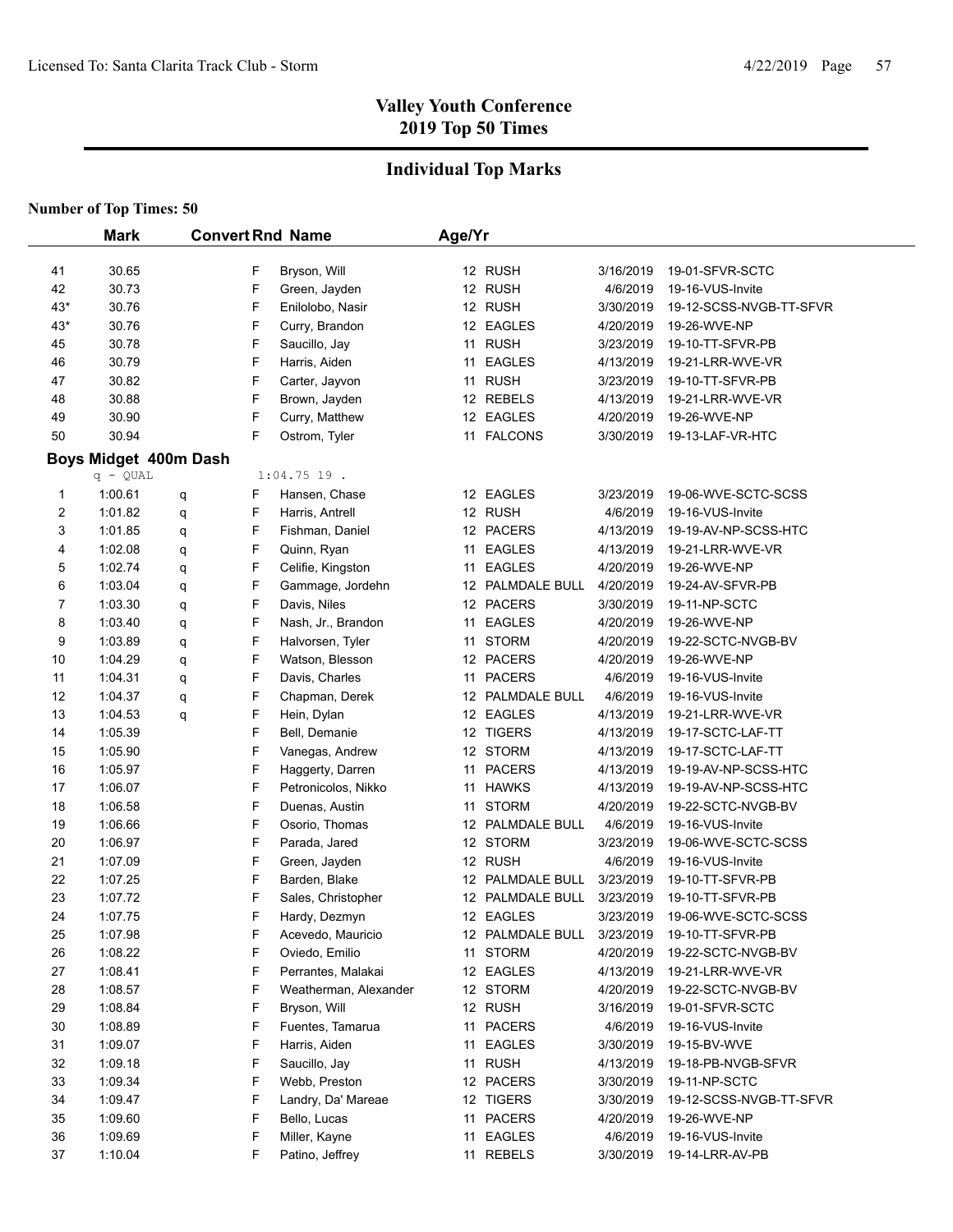## Valley Youth Conference
## 2019 Top 50 Times

## Individual Top Marks

**Number of Top Times: 50**

| | Mark | | Convert | Rnd | Name | Age/Yr | Team | Date | Meet |
|---|---|---|---|---|---|---|---|---|---|
| 41 | 30.65 | | | F | Bryson, Will | 12 | RUSH | 3/16/2019 | 19-01-SFVR-SCTC |
| 42 | 30.73 | | | F | Green, Jayden | 12 | RUSH | 4/6/2019 | 19-16-VUS-Invite |
| 43* | 30.76 | | | F | Enilolobo, Nasir | 12 | RUSH | 3/30/2019 | 19-12-SCSS-NVGB-TT-SFVR |
| 43* | 30.76 | | | F | Curry, Brandon | 12 | EAGLES | 4/20/2019 | 19-26-WVE-NP |
| 45 | 30.78 | | | F | Saucillo, Jay | 11 | RUSH | 3/23/2019 | 19-10-TT-SFVR-PB |
| 46 | 30.79 | | | F | Harris, Aiden | 11 | EAGLES | 4/13/2019 | 19-21-LRR-WVE-VR |
| 47 | 30.82 | | | F | Carter, Jayvon | 11 | RUSH | 3/23/2019 | 19-10-TT-SFVR-PB |
| 48 | 30.88 | | | F | Brown, Jayden | 12 | REBELS | 4/13/2019 | 19-21-LRR-WVE-VR |
| 49 | 30.90 | | | F | Curry, Matthew | 12 | EAGLES | 4/20/2019 | 19-26-WVE-NP |
| 50 | 30.94 | | | F | Ostrom, Tyler | 11 | FALCONS | 3/30/2019 | 19-13-LAF-VR-HTC |

### Boys Midget 400m Dash

q - QUAL 1:04.75 19 .

| | Mark | | Convert | Rnd | Name | Age/Yr | Team | Date | Meet |
|---|---|---|---|---|---|---|---|---|---|
| 1 | 1:00.61 | q | | F | Hansen, Chase | 12 | EAGLES | 3/23/2019 | 19-06-WVE-SCTC-SCSS |
| 2 | 1:01.82 | q | | F | Harris, Antrell | 12 | RUSH | 4/6/2019 | 19-16-VUS-Invite |
| 3 | 1:01.85 | q | | F | Fishman, Daniel | 12 | PACERS | 4/13/2019 | 19-19-AV-NP-SCSS-HTC |
| 4 | 1:02.08 | q | | F | Quinn, Ryan | 11 | EAGLES | 4/13/2019 | 19-21-LRR-WVE-VR |
| 5 | 1:02.74 | q | | F | Celifie, Kingston | 11 | EAGLES | 4/20/2019 | 19-26-WVE-NP |
| 6 | 1:03.04 | q | | F | Gammage, Jordehn | 12 | PALMDALE BULL | 4/20/2019 | 19-24-AV-SFVR-PB |
| 7 | 1:03.30 | q | | F | Davis, Niles | 12 | PACERS | 3/30/2019 | 19-11-NP-SCTC |
| 8 | 1:03.40 | q | | F | Nash, Jr., Brandon | 11 | EAGLES | 4/20/2019 | 19-26-WVE-NP |
| 9 | 1:03.89 | q | | F | Halvorsen, Tyler | 11 | STORM | 4/20/2019 | 19-22-SCTC-NVGB-BV |
| 10 | 1:04.29 | q | | F | Watson, Blesson | 12 | PACERS | 4/20/2019 | 19-26-WVE-NP |
| 11 | 1:04.31 | q | | F | Davis, Charles | 11 | PACERS | 4/6/2019 | 19-16-VUS-Invite |
| 12 | 1:04.37 | q | | F | Chapman, Derek | 12 | PALMDALE BULL | 4/6/2019 | 19-16-VUS-Invite |
| 13 | 1:04.53 | q | | F | Hein, Dylan | 12 | EAGLES | 4/13/2019 | 19-21-LRR-WVE-VR |
| 14 | 1:05.39 | | | F | Bell, Demanie | 12 | TIGERS | 4/13/2019 | 19-17-SCTC-LAF-TT |
| 15 | 1:05.90 | | | F | Vanegas, Andrew | 12 | STORM | 4/13/2019 | 19-17-SCTC-LAF-TT |
| 16 | 1:05.97 | | | F | Haggerty, Darren | 11 | PACERS | 4/13/2019 | 19-19-AV-NP-SCSS-HTC |
| 17 | 1:06.07 | | | F | Petronicolos, Nikko | 11 | HAWKS | 4/13/2019 | 19-19-AV-NP-SCSS-HTC |
| 18 | 1:06.58 | | | F | Duenas, Austin | 11 | STORM | 4/20/2019 | 19-22-SCTC-NVGB-BV |
| 19 | 1:06.66 | | | F | Osorio, Thomas | 12 | PALMDALE BULL | 4/6/2019 | 19-16-VUS-Invite |
| 20 | 1:06.97 | | | F | Parada, Jared | 12 | STORM | 3/23/2019 | 19-06-WVE-SCTC-SCSS |
| 21 | 1:07.09 | | | F | Green, Jayden | 12 | RUSH | 4/6/2019 | 19-16-VUS-Invite |
| 22 | 1:07.25 | | | F | Barden, Blake | 12 | PALMDALE BULL | 3/23/2019 | 19-10-TT-SFVR-PB |
| 23 | 1:07.72 | | | F | Sales, Christopher | 12 | PALMDALE BULL | 3/23/2019 | 19-10-TT-SFVR-PB |
| 24 | 1:07.75 | | | F | Hardy, Dezmyn | 12 | EAGLES | 3/23/2019 | 19-06-WVE-SCTC-SCSS |
| 25 | 1:07.98 | | | F | Acevedo, Mauricio | 12 | PALMDALE BULL | 3/23/2019 | 19-10-TT-SFVR-PB |
| 26 | 1:08.22 | | | F | Oviedo, Emilio | 11 | STORM | 4/20/2019 | 19-22-SCTC-NVGB-BV |
| 27 | 1:08.41 | | | F | Perrantes, Malakai | 12 | EAGLES | 4/13/2019 | 19-21-LRR-WVE-VR |
| 28 | 1:08.57 | | | F | Weatherman, Alexander | 12 | STORM | 4/20/2019 | 19-22-SCTC-NVGB-BV |
| 29 | 1:08.84 | | | F | Bryson, Will | 12 | RUSH | 3/16/2019 | 19-01-SFVR-SCTC |
| 30 | 1:08.89 | | | F | Fuentes, Tamarua | 11 | PACERS | 4/6/2019 | 19-16-VUS-Invite |
| 31 | 1:09.07 | | | F | Harris, Aiden | 11 | EAGLES | 3/30/2019 | 19-15-BV-WVE |
| 32 | 1:09.18 | | | F | Saucillo, Jay | 11 | RUSH | 4/13/2019 | 19-18-PB-NVGB-SFVR |
| 33 | 1:09.34 | | | F | Webb, Preston | 12 | PACERS | 3/30/2019 | 19-11-NP-SCTC |
| 34 | 1:09.47 | | | F | Landry, Da' Mareae | 12 | TIGERS | 3/30/2019 | 19-12-SCSS-NVGB-TT-SFVR |
| 35 | 1:09.60 | | | F | Bello, Lucas | 11 | PACERS | 4/20/2019 | 19-26-WVE-NP |
| 36 | 1:09.69 | | | F | Miller, Kayne | 11 | EAGLES | 4/6/2019 | 19-16-VUS-Invite |
| 37 | 1:10.04 | | | F | Patino, Jeffrey | 11 | REBELS | 3/30/2019 | 19-14-LRR-AV-PB |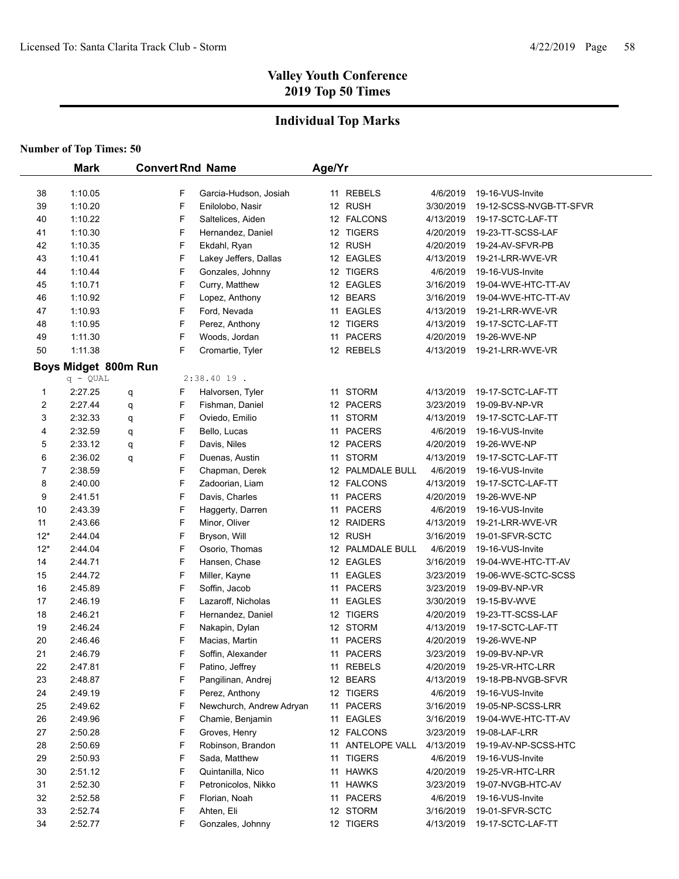# Valley Youth Conference
# 2019 Top 50 Times

## Individual Top Marks

**Number of Top Times: 50**

| | Mark | Convert | Rnd | Name | Age/Yr | Team | Date | Meet |
|---|---|---|---|---|---|---|---|---|
| 38 | 1:10.05 | | F | Garcia-Hudson, Josiah | 11 | REBELS | 4/6/2019 | 19-16-VUS-Invite |
| 39 | 1:10.20 | | F | Enilolobo, Nasir | 12 | RUSH | 3/30/2019 | 19-12-SCSS-NVGB-TT-SFVR |
| 40 | 1:10.22 | | F | Saltelices, Aiden | 12 | FALCONS | 4/13/2019 | 19-17-SCTC-LAF-TT |
| 41 | 1:10.30 | | F | Hernandez, Daniel | 12 | TIGERS | 4/20/2019 | 19-23-TT-SCSS-LAF |
| 42 | 1:10.35 | | F | Ekdahl, Ryan | 12 | RUSH | 4/20/2019 | 19-24-AV-SFVR-PB |
| 43 | 1:10.41 | | F | Lakey Jeffers, Dallas | 12 | EAGLES | 4/13/2019 | 19-21-LRR-WVE-VR |
| 44 | 1:10.44 | | F | Gonzales, Johnny | 12 | TIGERS | 4/6/2019 | 19-16-VUS-Invite |
| 45 | 1:10.71 | | F | Curry, Matthew | 12 | EAGLES | 3/16/2019 | 19-04-WVE-HTC-TT-AV |
| 46 | 1:10.92 | | F | Lopez, Anthony | 12 | BEARS | 3/16/2019 | 19-04-WVE-HTC-TT-AV |
| 47 | 1:10.93 | | F | Ford, Nevada | 11 | EAGLES | 4/13/2019 | 19-21-LRR-WVE-VR |
| 48 | 1:10.95 | | F | Perez, Anthony | 12 | TIGERS | 4/13/2019 | 19-17-SCTC-LAF-TT |
| 49 | 1:11.30 | | F | Woods, Jordan | 11 | PACERS | 4/20/2019 | 19-26-WVE-NP |
| 50 | 1:11.38 | | F | Cromartie, Tyler | 12 | REBELS | 4/13/2019 | 19-21-LRR-WVE-VR |

### Boys Midget 800m Run

q - QUAL    2:38.40 19 .

| | Mark | Convert | Rnd | Name | Age/Yr | Team | Date | Meet |
|---|---|---|---|---|---|---|---|---|
| 1 | 2:27.25 | q | F | Halvorsen, Tyler | 11 | STORM | 4/13/2019 | 19-17-SCTC-LAF-TT |
| 2 | 2:27.44 | q | F | Fishman, Daniel | 12 | PACERS | 3/23/2019 | 19-09-BV-NP-VR |
| 3 | 2:32.33 | q | F | Oviedo, Emilio | 11 | STORM | 4/13/2019 | 19-17-SCTC-LAF-TT |
| 4 | 2:32.59 | q | F | Bello, Lucas | 11 | PACERS | 4/6/2019 | 19-16-VUS-Invite |
| 5 | 2:33.12 | q | F | Davis, Niles | 12 | PACERS | 4/20/2019 | 19-26-WVE-NP |
| 6 | 2:36.02 | q | F | Duenas, Austin | 11 | STORM | 4/13/2019 | 19-17-SCTC-LAF-TT |
| 7 | 2:38.59 | | F | Chapman, Derek | 12 | PALMDALE BULL | 4/6/2019 | 19-16-VUS-Invite |
| 8 | 2:40.00 | | F | Zadoorian, Liam | 12 | FALCONS | 4/13/2019 | 19-17-SCTC-LAF-TT |
| 9 | 2:41.51 | | F | Davis, Charles | 11 | PACERS | 4/20/2019 | 19-26-WVE-NP |
| 10 | 2:43.39 | | F | Haggerty, Darren | 11 | PACERS | 4/6/2019 | 19-16-VUS-Invite |
| 11 | 2:43.66 | | F | Minor, Oliver | 12 | RAIDERS | 4/13/2019 | 19-21-LRR-WVE-VR |
| 12* | 2:44.04 | | F | Bryson, Will | 12 | RUSH | 3/16/2019 | 19-01-SFVR-SCTC |
| 12* | 2:44.04 | | F | Osorio, Thomas | 12 | PALMDALE BULL | 4/6/2019 | 19-16-VUS-Invite |
| 14 | 2:44.71 | | F | Hansen, Chase | 12 | EAGLES | 3/16/2019 | 19-04-WVE-HTC-TT-AV |
| 15 | 2:44.72 | | F | Miller, Kayne | 11 | EAGLES | 3/23/2019 | 19-06-WVE-SCTC-SCSS |
| 16 | 2:45.89 | | F | Soffin, Jacob | 11 | PACERS | 3/23/2019 | 19-09-BV-NP-VR |
| 17 | 2:46.19 | | F | Lazaroff, Nicholas | 11 | EAGLES | 3/30/2019 | 19-15-BV-WVE |
| 18 | 2:46.21 | | F | Hernandez, Daniel | 12 | TIGERS | 4/20/2019 | 19-23-TT-SCSS-LAF |
| 19 | 2:46.24 | | F | Nakapin, Dylan | 12 | STORM | 4/13/2019 | 19-17-SCTC-LAF-TT |
| 20 | 2:46.46 | | F | Macias, Martin | 11 | PACERS | 4/20/2019 | 19-26-WVE-NP |
| 21 | 2:46.79 | | F | Soffin, Alexander | 11 | PACERS | 3/23/2019 | 19-09-BV-NP-VR |
| 22 | 2:47.81 | | F | Patino, Jeffrey | 11 | REBELS | 4/20/2019 | 19-25-VR-HTC-LRR |
| 23 | 2:48.87 | | F | Pangilinan, Andrej | 12 | BEARS | 4/13/2019 | 19-18-PB-NVGB-SFVR |
| 24 | 2:49.19 | | F | Perez, Anthony | 12 | TIGERS | 4/6/2019 | 19-16-VUS-Invite |
| 25 | 2:49.62 | | F | Newchurch, Andrew Adryan | 11 | PACERS | 3/16/2019 | 19-05-NP-SCSS-LRR |
| 26 | 2:49.96 | | F | Chamie, Benjamin | 11 | EAGLES | 3/16/2019 | 19-04-WVE-HTC-TT-AV |
| 27 | 2:50.28 | | F | Groves, Henry | 12 | FALCONS | 3/23/2019 | 19-08-LAF-LRR |
| 28 | 2:50.69 | | F | Robinson, Brandon | 11 | ANTELOPE VALL | 4/13/2019 | 19-19-AV-NP-SCSS-HTC |
| 29 | 2:50.93 | | F | Sada, Matthew | 11 | TIGERS | 4/6/2019 | 19-16-VUS-Invite |
| 30 | 2:51.12 | | F | Quintanilla, Nico | 11 | HAWKS | 4/20/2019 | 19-25-VR-HTC-LRR |
| 31 | 2:52.30 | | F | Petronicolos, Nikko | 11 | HAWKS | 3/23/2019 | 19-07-NVGB-HTC-AV |
| 32 | 2:52.58 | | F | Florian, Noah | 11 | PACERS | 4/6/2019 | 19-16-VUS-Invite |
| 33 | 2:52.74 | | F | Ahten, Eli | 12 | STORM | 3/16/2019 | 19-01-SFVR-SCTC |
| 34 | 2:52.77 | | F | Gonzales, Johnny | 12 | TIGERS | 4/13/2019 | 19-17-SCTC-LAF-TT |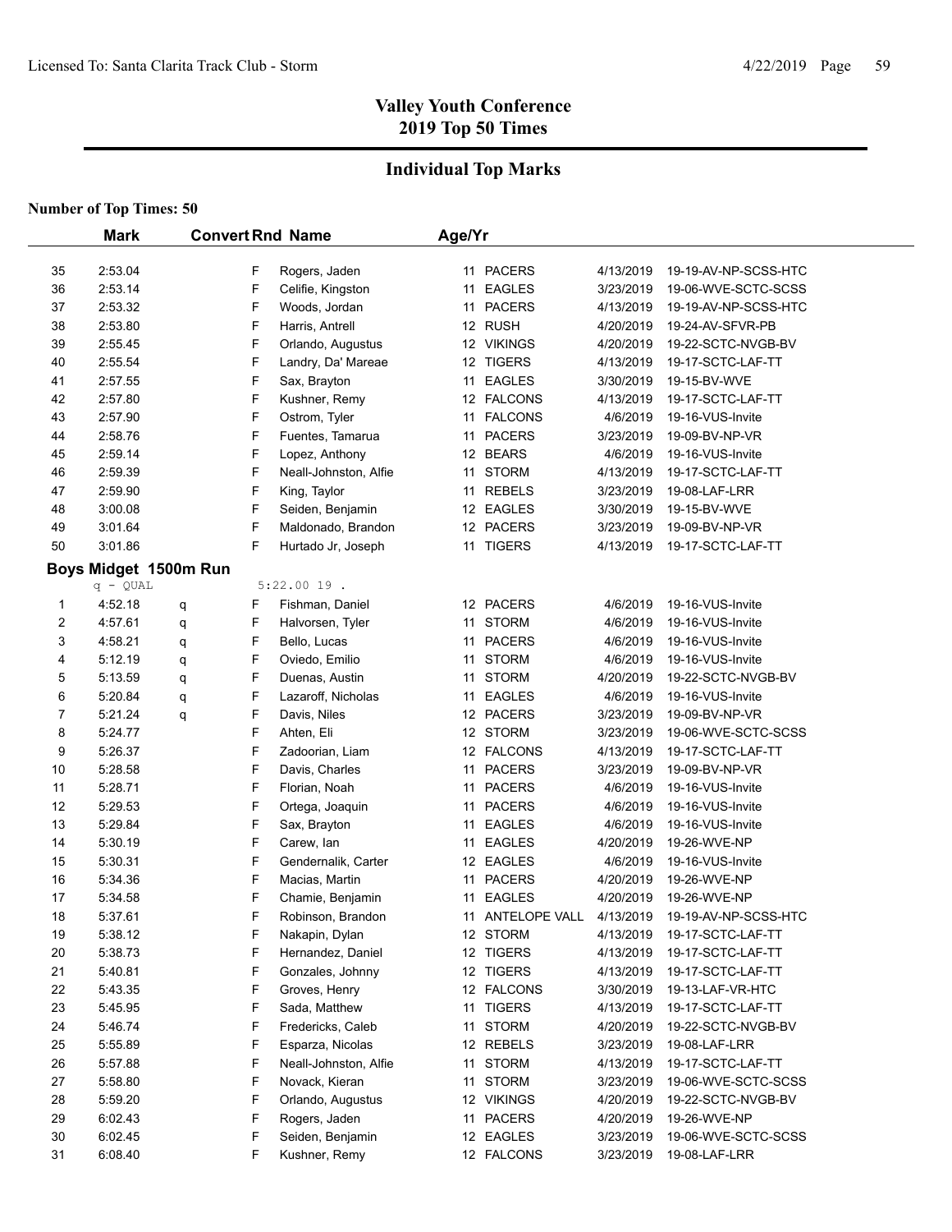## Valley Youth Conference
## 2019 Top 50 Times

### Individual Top Marks

**Number of Top Times: 50**

| | Mark | Convert | Rnd | Name | Age/Yr | Team | Date | Meet |
|---|---|---|---|---|---|---|---|---|
| 35 | 2:53.04 | | F | Rogers, Jaden | 11 | PACERS | 4/13/2019 | 19-19-AV-NP-SCSS-HTC |
| 36 | 2:53.14 | | F | Celifie, Kingston | 11 | EAGLES | 3/23/2019 | 19-06-WVE-SCTC-SCSS |
| 37 | 2:53.32 | | F | Woods, Jordan | 11 | PACERS | 4/13/2019 | 19-19-AV-NP-SCSS-HTC |
| 38 | 2:53.80 | | F | Harris, Antrell | 12 | RUSH | 4/20/2019 | 19-24-AV-SFVR-PB |
| 39 | 2:55.45 | | F | Orlando, Augustus | 12 | VIKINGS | 4/20/2019 | 19-22-SCTC-NVGB-BV |
| 40 | 2:55.54 | | F | Landry, Da' Mareae | 12 | TIGERS | 4/13/2019 | 19-17-SCTC-LAF-TT |
| 41 | 2:57.55 | | F | Sax, Brayton | 11 | EAGLES | 3/30/2019 | 19-15-BV-WVE |
| 42 | 2:57.80 | | F | Kushner, Remy | 12 | FALCONS | 4/13/2019 | 19-17-SCTC-LAF-TT |
| 43 | 2:57.90 | | F | Ostrom, Tyler | 11 | FALCONS | 4/6/2019 | 19-16-VUS-Invite |
| 44 | 2:58.76 | | F | Fuentes, Tamarua | 11 | PACERS | 3/23/2019 | 19-09-BV-NP-VR |
| 45 | 2:59.14 | | F | Lopez, Anthony | 12 | BEARS | 4/6/2019 | 19-16-VUS-Invite |
| 46 | 2:59.39 | | F | Neall-Johnston, Alfie | 11 | STORM | 4/13/2019 | 19-17-SCTC-LAF-TT |
| 47 | 2:59.90 | | F | King, Taylor | 11 | REBELS | 3/23/2019 | 19-08-LAF-LRR |
| 48 | 3:00.08 | | F | Seiden, Benjamin | 12 | EAGLES | 3/30/2019 | 19-15-BV-WVE |
| 49 | 3:01.64 | | F | Maldonado, Brandon | 12 | PACERS | 3/23/2019 | 19-09-BV-NP-VR |
| 50 | 3:01.86 | | F | Hurtado Jr, Joseph | 11 | TIGERS | 4/13/2019 | 19-17-SCTC-LAF-TT |

**Boys Midget 1500m Run**

q - QUAL 5:22.00 19 .

| | Mark | Convert | Rnd | Name | Age/Yr | Team | Date | Meet |
|---|---|---|---|---|---|---|---|---|
| 1 | 4:52.18 | q | F | Fishman, Daniel | 12 | PACERS | 4/6/2019 | 19-16-VUS-Invite |
| 2 | 4:57.61 | q | F | Halvorsen, Tyler | 11 | STORM | 4/6/2019 | 19-16-VUS-Invite |
| 3 | 4:58.21 | q | F | Bello, Lucas | 11 | PACERS | 4/6/2019 | 19-16-VUS-Invite |
| 4 | 5:12.19 | q | F | Oviedo, Emilio | 11 | STORM | 4/6/2019 | 19-16-VUS-Invite |
| 5 | 5:13.59 | q | F | Duenas, Austin | 11 | STORM | 4/20/2019 | 19-22-SCTC-NVGB-BV |
| 6 | 5:20.84 | q | F | Lazaroff, Nicholas | 11 | EAGLES | 4/6/2019 | 19-16-VUS-Invite |
| 7 | 5:21.24 | q | F | Davis, Niles | 12 | PACERS | 3/23/2019 | 19-09-BV-NP-VR |
| 8 | 5:24.77 | | F | Ahten, Eli | 12 | STORM | 3/23/2019 | 19-06-WVE-SCTC-SCSS |
| 9 | 5:26.37 | | F | Zadoorian, Liam | 12 | FALCONS | 4/13/2019 | 19-17-SCTC-LAF-TT |
| 10 | 5:28.58 | | F | Davis, Charles | 11 | PACERS | 3/23/2019 | 19-09-BV-NP-VR |
| 11 | 5:28.71 | | F | Florian, Noah | 11 | PACERS | 4/6/2019 | 19-16-VUS-Invite |
| 12 | 5:29.53 | | F | Ortega, Joaquin | 11 | PACERS | 4/6/2019 | 19-16-VUS-Invite |
| 13 | 5:29.84 | | F | Sax, Brayton | 11 | EAGLES | 4/6/2019 | 19-16-VUS-Invite |
| 14 | 5:30.19 | | F | Carew, Ian | 11 | EAGLES | 4/20/2019 | 19-26-WVE-NP |
| 15 | 5:30.31 | | F | Gendernalik, Carter | 12 | EAGLES | 4/6/2019 | 19-16-VUS-Invite |
| 16 | 5:34.36 | | F | Macias, Martin | 11 | PACERS | 4/20/2019 | 19-26-WVE-NP |
| 17 | 5:34.58 | | F | Chamie, Benjamin | 11 | EAGLES | 4/20/2019 | 19-26-WVE-NP |
| 18 | 5:37.61 | | F | Robinson, Brandon | 11 | ANTELOPE VALL | 4/13/2019 | 19-19-AV-NP-SCSS-HTC |
| 19 | 5:38.12 | | F | Nakapin, Dylan | 12 | STORM | 4/13/2019 | 19-17-SCTC-LAF-TT |
| 20 | 5:38.73 | | F | Hernandez, Daniel | 12 | TIGERS | 4/13/2019 | 19-17-SCTC-LAF-TT |
| 21 | 5:40.81 | | F | Gonzales, Johnny | 12 | TIGERS | 4/13/2019 | 19-17-SCTC-LAF-TT |
| 22 | 5:43.35 | | F | Groves, Henry | 12 | FALCONS | 3/30/2019 | 19-13-LAF-VR-HTC |
| 23 | 5:45.95 | | F | Sada, Matthew | 11 | TIGERS | 4/13/2019 | 19-17-SCTC-LAF-TT |
| 24 | 5:46.74 | | F | Fredericks, Caleb | 11 | STORM | 4/20/2019 | 19-22-SCTC-NVGB-BV |
| 25 | 5:55.89 | | F | Esparza, Nicolas | 12 | REBELS | 3/23/2019 | 19-08-LAF-LRR |
| 26 | 5:57.88 | | F | Neall-Johnston, Alfie | 11 | STORM | 4/13/2019 | 19-17-SCTC-LAF-TT |
| 27 | 5:58.80 | | F | Novack, Kieran | 11 | STORM | 3/23/2019 | 19-06-WVE-SCTC-SCSS |
| 28 | 5:59.20 | | F | Orlando, Augustus | 12 | VIKINGS | 4/20/2019 | 19-22-SCTC-NVGB-BV |
| 29 | 6:02.43 | | F | Rogers, Jaden | 11 | PACERS | 4/20/2019 | 19-26-WVE-NP |
| 30 | 6:02.45 | | F | Seiden, Benjamin | 12 | EAGLES | 3/23/2019 | 19-06-WVE-SCTC-SCSS |
| 31 | 6:08.40 | | F | Kushner, Remy | 12 | FALCONS | 3/23/2019 | 19-08-LAF-LRR |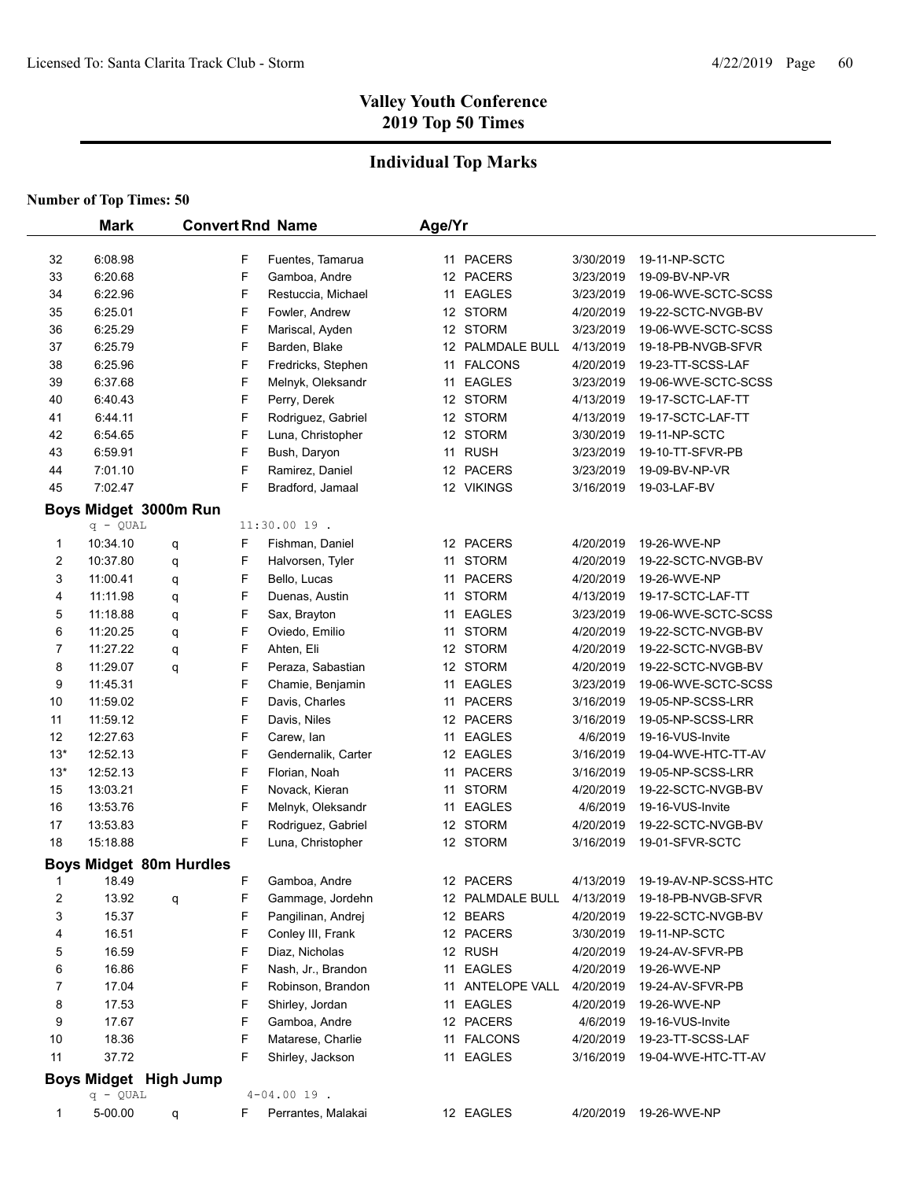## Valley Youth Conference
## 2019 Top 50 Times

### Individual Top Marks

**Number of Top Times: 50**

| | Mark | Convert | Rnd | Name | Age/Yr | Team | Date | Meet |
|---|---|---|---|---|---|---|---|---|
| 32 | 6:08.98 | | F | Fuentes, Tamarua | 11 | PACERS | 3/30/2019 | 19-11-NP-SCTC |
| 33 | 6:20.68 | | F | Gamboa, Andre | 12 | PACERS | 3/23/2019 | 19-09-BV-NP-VR |
| 34 | 6:22.96 | | F | Restuccia, Michael | 11 | EAGLES | 3/23/2019 | 19-06-WVE-SCTC-SCSS |
| 35 | 6:25.01 | | F | Fowler, Andrew | 12 | STORM | 4/20/2019 | 19-22-SCTC-NVGB-BV |
| 36 | 6:25.29 | | F | Mariscal, Ayden | 12 | STORM | 3/23/2019 | 19-06-WVE-SCTC-SCSS |
| 37 | 6:25.79 | | F | Barden, Blake | 12 | PALMDALE BULL | 4/13/2019 | 19-18-PB-NVGB-SFVR |
| 38 | 6:25.96 | | F | Fredricks, Stephen | 11 | FALCONS | 4/20/2019 | 19-23-TT-SCSS-LAF |
| 39 | 6:37.68 | | F | Melnyk, Oleksandr | 11 | EAGLES | 3/23/2019 | 19-06-WVE-SCTC-SCSS |
| 40 | 6:40.43 | | F | Perry, Derek | 12 | STORM | 4/13/2019 | 19-17-SCTC-LAF-TT |
| 41 | 6:44.11 | | F | Rodriguez, Gabriel | 12 | STORM | 4/13/2019 | 19-17-SCTC-LAF-TT |
| 42 | 6:54.65 | | F | Luna, Christopher | 12 | STORM | 3/30/2019 | 19-11-NP-SCTC |
| 43 | 6:59.91 | | F | Bush, Daryon | 11 | RUSH | 3/23/2019 | 19-10-TT-SFVR-PB |
| 44 | 7:01.10 | | F | Ramirez, Daniel | 12 | PACERS | 3/23/2019 | 19-09-BV-NP-VR |
| 45 | 7:02.47 | | F | Bradford, Jamaal | 12 | VIKINGS | 3/16/2019 | 19-03-LAF-BV |

#### Boys Midget 3000m Run

q - QUAL 11:30.00 19 .

| | Mark | Convert | Rnd | Name | Age/Yr | Team | Date | Meet |
|---|---|---|---|---|---|---|---|---|
| 1 | 10:34.10 | q | F | Fishman, Daniel | 12 | PACERS | 4/20/2019 | 19-26-WVE-NP |
| 2 | 10:37.80 | q | F | Halvorsen, Tyler | 11 | STORM | 4/20/2019 | 19-22-SCTC-NVGB-BV |
| 3 | 11:00.41 | q | F | Bello, Lucas | 11 | PACERS | 4/20/2019 | 19-26-WVE-NP |
| 4 | 11:11.98 | q | F | Duenas, Austin | 11 | STORM | 4/13/2019 | 19-17-SCTC-LAF-TT |
| 5 | 11:18.88 | q | F | Sax, Brayton | 11 | EAGLES | 3/23/2019 | 19-06-WVE-SCTC-SCSS |
| 6 | 11:20.25 | q | F | Oviedo, Emilio | 11 | STORM | 4/20/2019 | 19-22-SCTC-NVGB-BV |
| 7 | 11:27.22 | q | F | Ahten, Eli | 12 | STORM | 4/20/2019 | 19-22-SCTC-NVGB-BV |
| 8 | 11:29.07 | q | F | Peraza, Sabastian | 12 | STORM | 4/20/2019 | 19-22-SCTC-NVGB-BV |
| 9 | 11:45.31 | | F | Chamie, Benjamin | 11 | EAGLES | 3/23/2019 | 19-06-WVE-SCTC-SCSS |
| 10 | 11:59.02 | | F | Davis, Charles | 11 | PACERS | 3/16/2019 | 19-05-NP-SCSS-LRR |
| 11 | 11:59.12 | | F | Davis, Niles | 12 | PACERS | 3/16/2019 | 19-05-NP-SCSS-LRR |
| 12 | 12:27.63 | | F | Carew, Ian | 11 | EAGLES | 4/6/2019 | 19-16-VUS-Invite |
| 13* | 12:52.13 | | F | Gendernalik, Carter | 12 | EAGLES | 3/16/2019 | 19-04-WVE-HTC-TT-AV |
| 13* | 12:52.13 | | F | Florian, Noah | 11 | PACERS | 3/16/2019 | 19-05-NP-SCSS-LRR |
| 15 | 13:03.21 | | F | Novack, Kieran | 11 | STORM | 4/20/2019 | 19-22-SCTC-NVGB-BV |
| 16 | 13:53.76 | | F | Melnyk, Oleksandr | 11 | EAGLES | 4/6/2019 | 19-16-VUS-Invite |
| 17 | 13:53.83 | | F | Rodriguez, Gabriel | 12 | STORM | 4/20/2019 | 19-22-SCTC-NVGB-BV |
| 18 | 15:18.88 | | F | Luna, Christopher | 12 | STORM | 3/16/2019 | 19-01-SFVR-SCTC |

#### Boys Midget 80m Hurdles

| | Mark | Convert | Rnd | Name | Age/Yr | Team | Date | Meet |
|---|---|---|---|---|---|---|---|---|
| 1 | 18.49 | | F | Gamboa, Andre | 12 | PACERS | 4/13/2019 | 19-19-AV-NP-SCSS-HTC |
| 2 | 13.92 | q | F | Gammage, Jordehn | 12 | PALMDALE BULL | 4/13/2019 | 19-18-PB-NVGB-SFVR |
| 3 | 15.37 | | F | Pangilinan, Andrej | 12 | BEARS | 4/20/2019 | 19-22-SCTC-NVGB-BV |
| 4 | 16.51 | | F | Conley III, Frank | 12 | PACERS | 3/30/2019 | 19-11-NP-SCTC |
| 5 | 16.59 | | F | Diaz, Nicholas | 12 | RUSH | 4/20/2019 | 19-24-AV-SFVR-PB |
| 6 | 16.86 | | F | Nash, Jr., Brandon | 11 | EAGLES | 4/20/2019 | 19-26-WVE-NP |
| 7 | 17.04 | | F | Robinson, Brandon | 11 | ANTELOPE VALL | 4/20/2019 | 19-24-AV-SFVR-PB |
| 8 | 17.53 | | F | Shirley, Jordan | 11 | EAGLES | 4/20/2019 | 19-26-WVE-NP |
| 9 | 17.67 | | F | Gamboa, Andre | 12 | PACERS | 4/6/2019 | 19-16-VUS-Invite |
| 10 | 18.36 | | F | Matarese, Charlie | 11 | FALCONS | 4/20/2019 | 19-23-TT-SCSS-LAF |
| 11 | 37.72 | | F | Shirley, Jackson | 11 | EAGLES | 3/16/2019 | 19-04-WVE-HTC-TT-AV |

#### Boys Midget High Jump

q - QUAL 4-04.00 19 .

| | Mark | Convert | Rnd | Name | Age/Yr | Team | Date | Meet |
|---|---|---|---|---|---|---|---|---|
| 1 | 5-00.00 | q | F | Perrantes, Malakai | 12 | EAGLES | 4/20/2019 | 19-26-WVE-NP |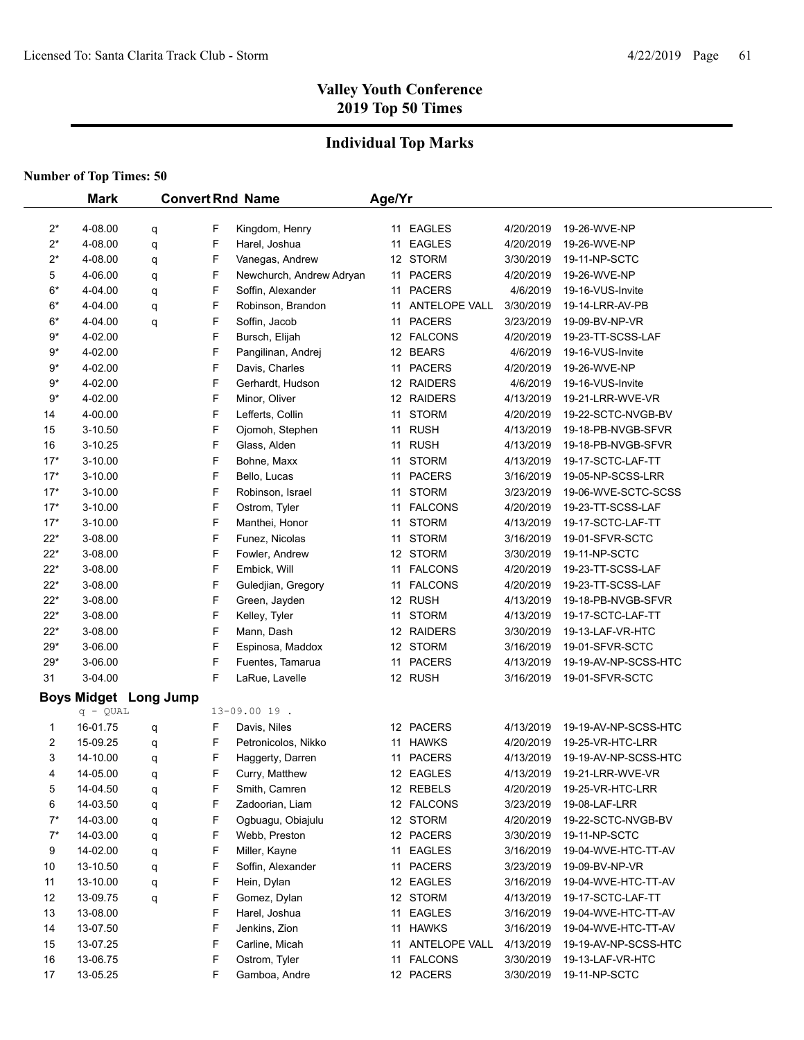# Valley Youth Conference
## 2019 Top 50 Times

## Individual Top Marks

**Number of Top Times: 50**

| | Mark | Convert | Rnd | Name | Age/Yr | | | |
|---|---|---|---|---|---|---|---|---|
| 2* | 4-08.00 | q | F | Kingdom, Henry | 11 | EAGLES | 4/20/2019 | 19-26-WVE-NP |
| 2* | 4-08.00 | q | F | Harel, Joshua | 11 | EAGLES | 4/20/2019 | 19-26-WVE-NP |
| 2* | 4-08.00 | q | F | Vanegas, Andrew | 12 | STORM | 3/30/2019 | 19-11-NP-SCTC |
| 5 | 4-06.00 | q | F | Newchurch, Andrew Adryan | 11 | PACERS | 4/20/2019 | 19-26-WVE-NP |
| 6* | 4-04.00 | q | F | Soffin, Alexander | 11 | PACERS | 4/6/2019 | 19-16-VUS-Invite |
| 6* | 4-04.00 | q | F | Robinson, Brandon | 11 | ANTELOPE VALL | 3/30/2019 | 19-14-LRR-AV-PB |
| 6* | 4-04.00 | q | F | Soffin, Jacob | 11 | PACERS | 3/23/2019 | 19-09-BV-NP-VR |
| 9* | 4-02.00 | | F | Bursch, Elijah | 12 | FALCONS | 4/20/2019 | 19-23-TT-SCSS-LAF |
| 9* | 4-02.00 | | F | Pangilinan, Andrej | 12 | BEARS | 4/6/2019 | 19-16-VUS-Invite |
| 9* | 4-02.00 | | F | Davis, Charles | 11 | PACERS | 4/20/2019 | 19-26-WVE-NP |
| 9* | 4-02.00 | | F | Gerhardt, Hudson | 12 | RAIDERS | 4/6/2019 | 19-16-VUS-Invite |
| 9* | 4-02.00 | | F | Minor, Oliver | 12 | RAIDERS | 4/13/2019 | 19-21-LRR-WVE-VR |
| 14 | 4-00.00 | | F | Lefferts, Collin | 11 | STORM | 4/20/2019 | 19-22-SCTC-NVGB-BV |
| 15 | 3-10.50 | | F | Ojomoh, Stephen | 11 | RUSH | 4/13/2019 | 19-18-PB-NVGB-SFVR |
| 16 | 3-10.25 | | F | Glass, Alden | 11 | RUSH | 4/13/2019 | 19-18-PB-NVGB-SFVR |
| 17* | 3-10.00 | | F | Bohne, Maxx | 11 | STORM | 4/13/2019 | 19-17-SCTC-LAF-TT |
| 17* | 3-10.00 | | F | Bello, Lucas | 11 | PACERS | 3/16/2019 | 19-05-NP-SCSS-LRR |
| 17* | 3-10.00 | | F | Robinson, Israel | 11 | STORM | 3/23/2019 | 19-06-WVE-SCTC-SCSS |
| 17* | 3-10.00 | | F | Ostrom, Tyler | 11 | FALCONS | 4/20/2019 | 19-23-TT-SCSS-LAF |
| 17* | 3-10.00 | | F | Manthei, Honor | 11 | STORM | 4/13/2019 | 19-17-SCTC-LAF-TT |
| 22* | 3-08.00 | | F | Funez, Nicolas | 11 | STORM | 3/16/2019 | 19-01-SFVR-SCTC |
| 22* | 3-08.00 | | F | Fowler, Andrew | 12 | STORM | 3/30/2019 | 19-11-NP-SCTC |
| 22* | 3-08.00 | | F | Embick, Will | 11 | FALCONS | 4/20/2019 | 19-23-TT-SCSS-LAF |
| 22* | 3-08.00 | | F | Guledjian, Gregory | 11 | FALCONS | 4/20/2019 | 19-23-TT-SCSS-LAF |
| 22* | 3-08.00 | | F | Green, Jayden | 12 | RUSH | 4/13/2019 | 19-18-PB-NVGB-SFVR |
| 22* | 3-08.00 | | F | Kelley, Tyler | 11 | STORM | 4/13/2019 | 19-17-SCTC-LAF-TT |
| 22* | 3-08.00 | | F | Mann, Dash | 12 | RAIDERS | 3/30/2019 | 19-13-LAF-VR-HTC |
| 29* | 3-06.00 | | F | Espinosa, Maddox | 12 | STORM | 3/16/2019 | 19-01-SFVR-SCTC |
| 29* | 3-06.00 | | F | Fuentes, Tamarua | 11 | PACERS | 4/13/2019 | 19-19-AV-NP-SCSS-HTC |
| 31 | 3-04.00 | | F | LaRue, Lavelle | 12 | RUSH | 3/16/2019 | 19-01-SFVR-SCTC |

### Boys Midget Long Jump

q - QUAL 13-09.00 19 .

| | Mark | Convert | Rnd | Name | Age/Yr | | | |
|---|---|---|---|---|---|---|---|---|
| 1 | 16-01.75 | q | F | Davis, Niles | 12 | PACERS | 4/13/2019 | 19-19-AV-NP-SCSS-HTC |
| 2 | 15-09.25 | q | F | Petronicolos, Nikko | 11 | HAWKS | 4/20/2019 | 19-25-VR-HTC-LRR |
| 3 | 14-10.00 | q | F | Haggerty, Darren | 11 | PACERS | 4/13/2019 | 19-19-AV-NP-SCSS-HTC |
| 4 | 14-05.00 | q | F | Curry, Matthew | 12 | EAGLES | 4/13/2019 | 19-21-LRR-WVE-VR |
| 5 | 14-04.50 | q | F | Smith, Camren | 12 | REBELS | 4/20/2019 | 19-25-VR-HTC-LRR |
| 6 | 14-03.50 | q | F | Zadoorian, Liam | 12 | FALCONS | 3/23/2019 | 19-08-LAF-LRR |
| 7* | 14-03.00 | q | F | Ogbuagu, Obiajulu | 12 | STORM | 4/20/2019 | 19-22-SCTC-NVGB-BV |
| 7* | 14-03.00 | q | F | Webb, Preston | 12 | PACERS | 3/30/2019 | 19-11-NP-SCTC |
| 9 | 14-02.00 | q | F | Miller, Kayne | 11 | EAGLES | 3/16/2019 | 19-04-WVE-HTC-TT-AV |
| 10 | 13-10.50 | q | F | Soffin, Alexander | 11 | PACERS | 3/23/2019 | 19-09-BV-NP-VR |
| 11 | 13-10.00 | q | F | Hein, Dylan | 12 | EAGLES | 3/16/2019 | 19-04-WVE-HTC-TT-AV |
| 12 | 13-09.75 | q | F | Gomez, Dylan | 12 | STORM | 4/13/2019 | 19-17-SCTC-LAF-TT |
| 13 | 13-08.00 | | F | Harel, Joshua | 11 | EAGLES | 3/16/2019 | 19-04-WVE-HTC-TT-AV |
| 14 | 13-07.50 | | F | Jenkins, Zion | 11 | HAWKS | 3/16/2019 | 19-04-WVE-HTC-TT-AV |
| 15 | 13-07.25 | | F | Carline, Micah | 11 | ANTELOPE VALL | 4/13/2019 | 19-19-AV-NP-SCSS-HTC |
| 16 | 13-06.75 | | F | Ostrom, Tyler | 11 | FALCONS | 3/30/2019 | 19-13-LAF-VR-HTC |
| 17 | 13-05.25 | | F | Gamboa, Andre | 12 | PACERS | 3/30/2019 | 19-11-NP-SCTC |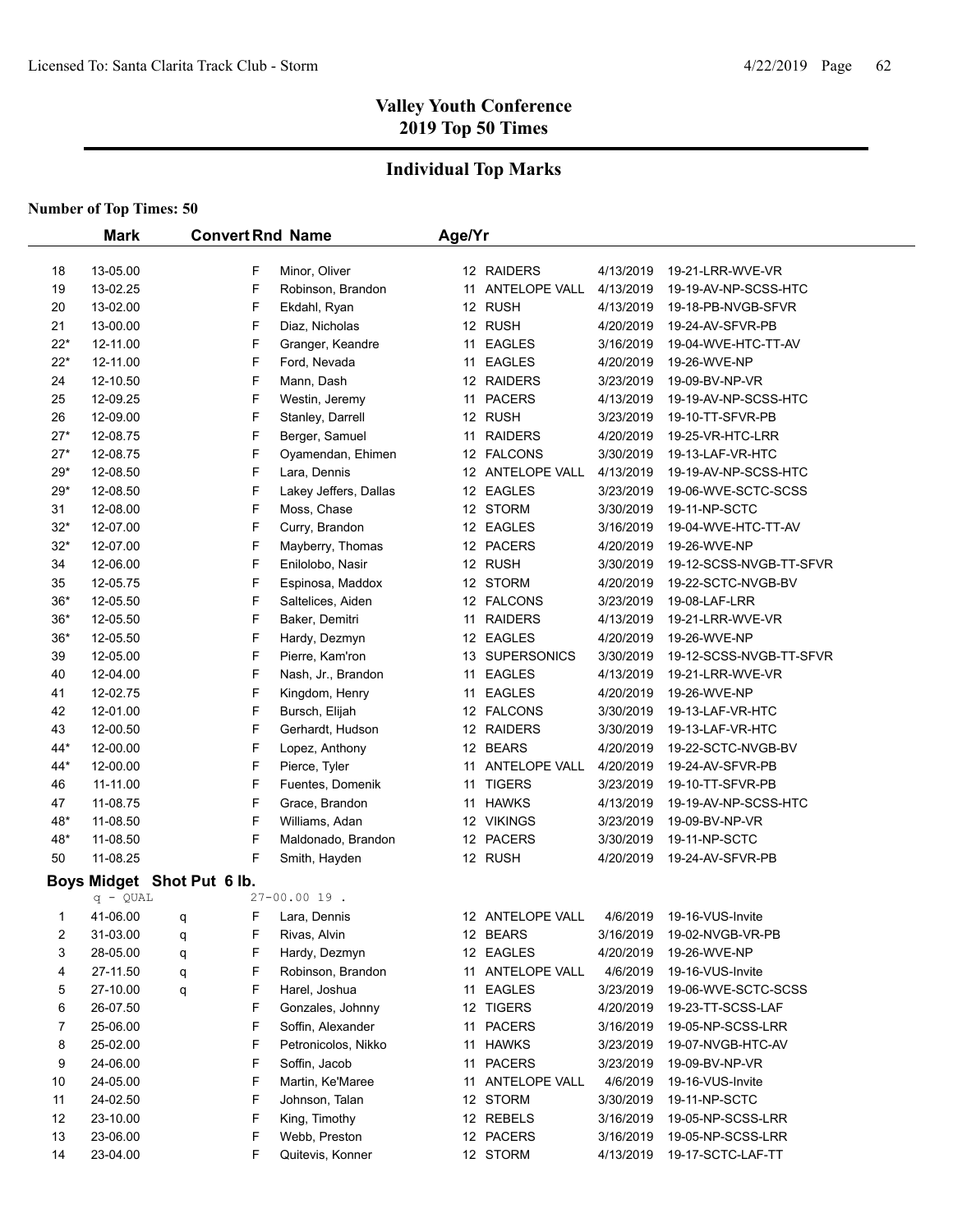## Valley Youth Conference
## 2019 Top 50 Times

### Individual Top Marks

**Number of Top Times: 50**

| | Mark | Convert | Rnd | Name | Age/Yr | | | |
|---|---|---|---|---|---|---|---|---|
| 18 | 13-05.00 | | F | Minor, Oliver | 12 | RAIDERS | 4/13/2019 | 19-21-LRR-WVE-VR |
| 19 | 13-02.25 | | F | Robinson, Brandon | 11 | ANTELOPE VALL | 4/13/2019 | 19-19-AV-NP-SCSS-HTC |
| 20 | 13-02.00 | | F | Ekdahl, Ryan | 12 | RUSH | 4/13/2019 | 19-18-PB-NVGB-SFVR |
| 21 | 13-00.00 | | F | Diaz, Nicholas | 12 | RUSH | 4/20/2019 | 19-24-AV-SFVR-PB |
| 22* | 12-11.00 | | F | Granger, Keandre | 11 | EAGLES | 3/16/2019 | 19-04-WVE-HTC-TT-AV |
| 22* | 12-11.00 | | F | Ford, Nevada | 11 | EAGLES | 4/20/2019 | 19-26-WVE-NP |
| 24 | 12-10.50 | | F | Mann, Dash | 12 | RAIDERS | 3/23/2019 | 19-09-BV-NP-VR |
| 25 | 12-09.25 | | F | Westin, Jeremy | 11 | PACERS | 4/13/2019 | 19-19-AV-NP-SCSS-HTC |
| 26 | 12-09.00 | | F | Stanley, Darrell | 12 | RUSH | 3/23/2019 | 19-10-TT-SFVR-PB |
| 27* | 12-08.75 | | F | Berger, Samuel | 11 | RAIDERS | 4/20/2019 | 19-25-VR-HTC-LRR |
| 27* | 12-08.75 | | F | Oyamendan, Ehimen | 12 | FALCONS | 3/30/2019 | 19-13-LAF-VR-HTC |
| 29* | 12-08.50 | | F | Lara, Dennis | 12 | ANTELOPE VALL | 4/13/2019 | 19-19-AV-NP-SCSS-HTC |
| 29* | 12-08.50 | | F | Lakey Jeffers, Dallas | 12 | EAGLES | 3/23/2019 | 19-06-WVE-SCTC-SCSS |
| 31 | 12-08.00 | | F | Moss, Chase | 12 | STORM | 3/30/2019 | 19-11-NP-SCTC |
| 32* | 12-07.00 | | F | Curry, Brandon | 12 | EAGLES | 3/16/2019 | 19-04-WVE-HTC-TT-AV |
| 32* | 12-07.00 | | F | Mayberry, Thomas | 12 | PACERS | 4/20/2019 | 19-26-WVE-NP |
| 34 | 12-06.00 | | F | Enilolobo, Nasir | 12 | RUSH | 3/30/2019 | 19-12-SCSS-NVGB-TT-SFVR |
| 35 | 12-05.75 | | F | Espinosa, Maddox | 12 | STORM | 4/20/2019 | 19-22-SCTC-NVGB-BV |
| 36* | 12-05.50 | | F | Saltelices, Aiden | 12 | FALCONS | 3/23/2019 | 19-08-LAF-LRR |
| 36* | 12-05.50 | | F | Baker, Demitri | 11 | RAIDERS | 4/13/2019 | 19-21-LRR-WVE-VR |
| 36* | 12-05.50 | | F | Hardy, Dezmyn | 12 | EAGLES | 4/20/2019 | 19-26-WVE-NP |
| 39 | 12-05.00 | | F | Pierre, Kam'ron | 13 | SUPERSONICS | 3/30/2019 | 19-12-SCSS-NVGB-TT-SFVR |
| 40 | 12-04.00 | | F | Nash, Jr., Brandon | 11 | EAGLES | 4/13/2019 | 19-21-LRR-WVE-VR |
| 41 | 12-02.75 | | F | Kingdom, Henry | 11 | EAGLES | 4/20/2019 | 19-26-WVE-NP |
| 42 | 12-01.00 | | F | Bursch, Elijah | 12 | FALCONS | 3/30/2019 | 19-13-LAF-VR-HTC |
| 43 | 12-00.50 | | F | Gerhardt, Hudson | 12 | RAIDERS | 3/30/2019 | 19-13-LAF-VR-HTC |
| 44* | 12-00.00 | | F | Lopez, Anthony | 12 | BEARS | 4/20/2019 | 19-22-SCTC-NVGB-BV |
| 44* | 12-00.00 | | F | Pierce, Tyler | 11 | ANTELOPE VALL | 4/20/2019 | 19-24-AV-SFVR-PB |
| 46 | 11-11.00 | | F | Fuentes, Domenik | 11 | TIGERS | 3/23/2019 | 19-10-TT-SFVR-PB |
| 47 | 11-08.75 | | F | Grace, Brandon | 11 | HAWKS | 4/13/2019 | 19-19-AV-NP-SCSS-HTC |
| 48* | 11-08.50 | | F | Williams, Adan | 12 | VIKINGS | 3/23/2019 | 19-09-BV-NP-VR |
| 48* | 11-08.50 | | F | Maldonado, Brandon | 12 | PACERS | 3/30/2019 | 19-11-NP-SCTC |
| 50 | 11-08.25 | | F | Smith, Hayden | 12 | RUSH | 4/20/2019 | 19-24-AV-SFVR-PB |

**Boys Midget Shot Put 6 lb.**

q - QUAL 27-00.00 19 .

| | Mark | Convert | Rnd | Name | Age/Yr | | | |
|---|---|---|---|---|---|---|---|---|
| 1 | 41-06.00 | q | F | Lara, Dennis | 12 | ANTELOPE VALL | 4/6/2019 | 19-16-VUS-Invite |
| 2 | 31-03.00 | q | F | Rivas, Alvin | 12 | BEARS | 3/16/2019 | 19-02-NVGB-VR-PB |
| 3 | 28-05.00 | q | F | Hardy, Dezmyn | 12 | EAGLES | 4/20/2019 | 19-26-WVE-NP |
| 4 | 27-11.50 | q | F | Robinson, Brandon | 11 | ANTELOPE VALL | 4/6/2019 | 19-16-VUS-Invite |
| 5 | 27-10.00 | q | F | Harel, Joshua | 11 | EAGLES | 3/23/2019 | 19-06-WVE-SCTC-SCSS |
| 6 | 26-07.50 | | F | Gonzales, Johnny | 12 | TIGERS | 4/20/2019 | 19-23-TT-SCSS-LAF |
| 7 | 25-06.00 | | F | Soffin, Alexander | 11 | PACERS | 3/16/2019 | 19-05-NP-SCSS-LRR |
| 8 | 25-02.00 | | F | Petronicolos, Nikko | 11 | HAWKS | 3/23/2019 | 19-07-NVGB-HTC-AV |
| 9 | 24-06.00 | | F | Soffin, Jacob | 11 | PACERS | 3/23/2019 | 19-09-BV-NP-VR |
| 10 | 24-05.00 | | F | Martin, Ke'Maree | 11 | ANTELOPE VALL | 4/6/2019 | 19-16-VUS-Invite |
| 11 | 24-02.50 | | F | Johnson, Talan | 12 | STORM | 3/30/2019 | 19-11-NP-SCTC |
| 12 | 23-10.00 | | F | King, Timothy | 12 | REBELS | 3/16/2019 | 19-05-NP-SCSS-LRR |
| 13 | 23-06.00 | | F | Webb, Preston | 12 | PACERS | 3/16/2019 | 19-05-NP-SCSS-LRR |
| 14 | 23-04.00 | | F | Quitevis, Konner | 12 | STORM | 4/13/2019 | 19-17-SCTC-LAF-TT |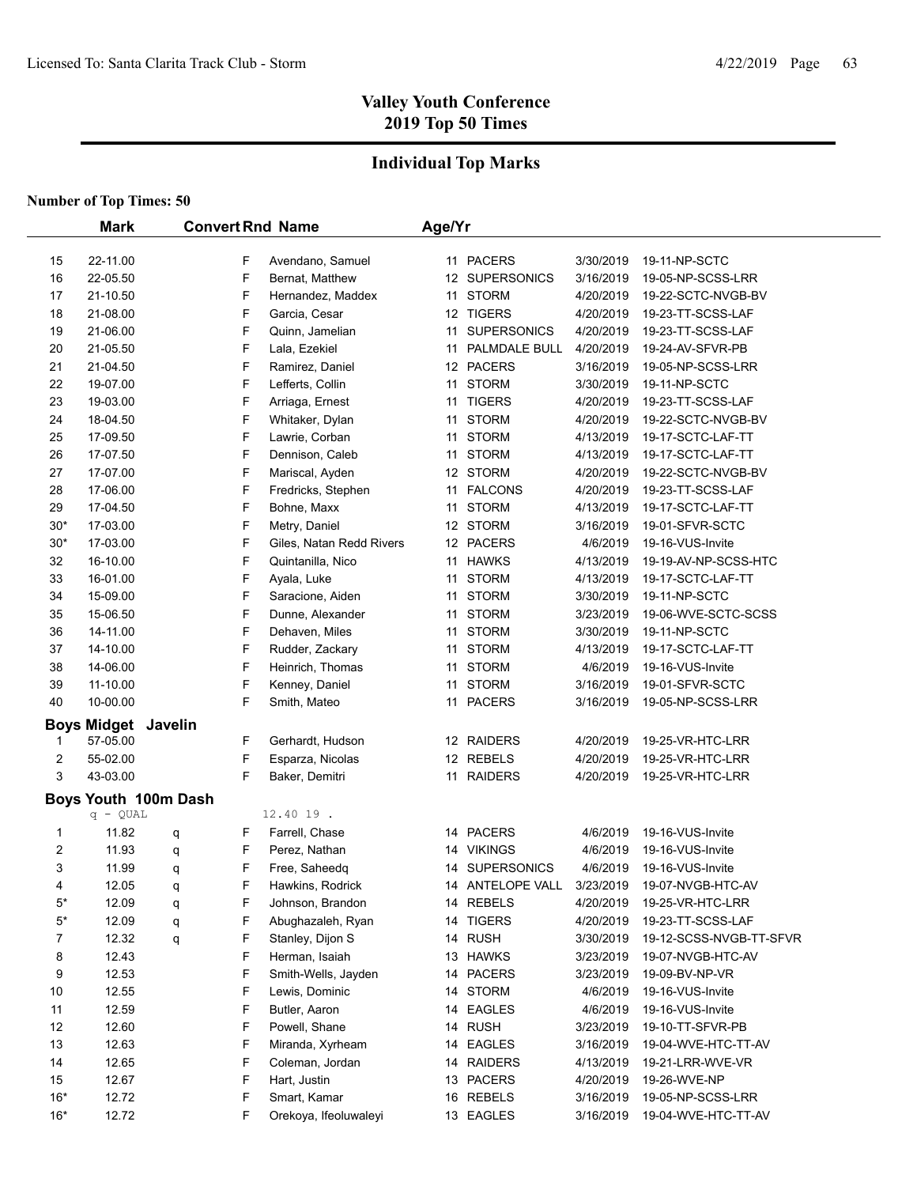# Valley Youth Conference
## 2019 Top 50 Times

### Individual Top Marks

**Number of Top Times: 50**

| | Mark | | Convert | Rnd | Name | Age/Yr | Team | Date | Meet |
|---|---|---|---|---|---|---|---|---|---|
| 15 | 22-11.00 | | | F | Avendano, Samuel | 11 | PACERS | 3/30/2019 | 19-11-NP-SCTC |
| 16 | 22-05.50 | | | F | Bernat, Matthew | 12 | SUPERSONICS | 3/16/2019 | 19-05-NP-SCSS-LRR |
| 17 | 21-10.50 | | | F | Hernandez, Maddex | 11 | STORM | 4/20/2019 | 19-22-SCTC-NVGB-BV |
| 18 | 21-08.00 | | | F | Garcia, Cesar | 12 | TIGERS | 4/20/2019 | 19-23-TT-SCSS-LAF |
| 19 | 21-06.00 | | | F | Quinn, Jamelian | 11 | SUPERSONICS | 4/20/2019 | 19-23-TT-SCSS-LAF |
| 20 | 21-05.50 | | | F | Lala, Ezekiel | 11 | PALMDALE BULL | 4/20/2019 | 19-24-AV-SFVR-PB |
| 21 | 21-04.50 | | | F | Ramirez, Daniel | 12 | PACERS | 3/16/2019 | 19-05-NP-SCSS-LRR |
| 22 | 19-07.00 | | | F | Lefferts, Collin | 11 | STORM | 3/30/2019 | 19-11-NP-SCTC |
| 23 | 19-03.00 | | | F | Arriaga, Ernest | 11 | TIGERS | 4/20/2019 | 19-23-TT-SCSS-LAF |
| 24 | 18-04.50 | | | F | Whitaker, Dylan | 11 | STORM | 4/20/2019 | 19-22-SCTC-NVGB-BV |
| 25 | 17-09.50 | | | F | Lawrie, Corban | 11 | STORM | 4/13/2019 | 19-17-SCTC-LAF-TT |
| 26 | 17-07.50 | | | F | Dennison, Caleb | 11 | STORM | 4/13/2019 | 19-17-SCTC-LAF-TT |
| 27 | 17-07.00 | | | F | Mariscal, Ayden | 12 | STORM | 4/20/2019 | 19-22-SCTC-NVGB-BV |
| 28 | 17-06.00 | | | F | Fredricks, Stephen | 11 | FALCONS | 4/20/2019 | 19-23-TT-SCSS-LAF |
| 29 | 17-04.50 | | | F | Bohne, Maxx | 11 | STORM | 4/13/2019 | 19-17-SCTC-LAF-TT |
| 30* | 17-03.00 | | | F | Metry, Daniel | 12 | STORM | 3/16/2019 | 19-01-SFVR-SCTC |
| 30* | 17-03.00 | | | F | Giles, Natan Redd Rivers | 12 | PACERS | 4/6/2019 | 19-16-VUS-Invite |
| 32 | 16-10.00 | | | F | Quintanilla, Nico | 11 | HAWKS | 4/13/2019 | 19-19-AV-NP-SCSS-HTC |
| 33 | 16-01.00 | | | F | Ayala, Luke | 11 | STORM | 4/13/2019 | 19-17-SCTC-LAF-TT |
| 34 | 15-09.00 | | | F | Saracione, Aiden | 11 | STORM | 3/30/2019 | 19-11-NP-SCTC |
| 35 | 15-06.50 | | | F | Dunne, Alexander | 11 | STORM | 3/23/2019 | 19-06-WVE-SCTC-SCSS |
| 36 | 14-11.00 | | | F | Dehaven, Miles | 11 | STORM | 3/30/2019 | 19-11-NP-SCTC |
| 37 | 14-10.00 | | | F | Rudder, Zackary | 11 | STORM | 4/13/2019 | 19-17-SCTC-LAF-TT |
| 38 | 14-06.00 | | | F | Heinrich, Thomas | 11 | STORM | 4/6/2019 | 19-16-VUS-Invite |
| 39 | 11-10.00 | | | F | Kenney, Daniel | 11 | STORM | 3/16/2019 | 19-01-SFVR-SCTC |
| 40 | 10-00.00 | | | F | Smith, Mateo | 11 | PACERS | 3/16/2019 | 19-05-NP-SCSS-LRR |

**Boys Midget Javelin**

| | Mark | | Convert | Rnd | Name | Age/Yr | Team | Date | Meet |
|---|---|---|---|---|---|---|---|---|---|
| 1 | 57-05.00 | | | F | Gerhardt, Hudson | 12 | RAIDERS | 4/20/2019 | 19-25-VR-HTC-LRR |
| 2 | 55-02.00 | | | F | Esparza, Nicolas | 12 | REBELS | 4/20/2019 | 19-25-VR-HTC-LRR |
| 3 | 43-03.00 | | | F | Baker, Demitri | 11 | RAIDERS | 4/20/2019 | 19-25-VR-HTC-LRR |

**Boys Youth 100m Dash**

q - QUAL 12.40 19 .

| | Mark | | Convert | Rnd | Name | Age/Yr | Team | Date | Meet |
|---|---|---|---|---|---|---|---|---|---|
| 1 | 11.82 | q | | F | Farrell, Chase | 14 | PACERS | 4/6/2019 | 19-16-VUS-Invite |
| 2 | 11.93 | q | | F | Perez, Nathan | 14 | VIKINGS | 4/6/2019 | 19-16-VUS-Invite |
| 3 | 11.99 | q | | F | Free, Saheedq | 14 | SUPERSONICS | 4/6/2019 | 19-16-VUS-Invite |
| 4 | 12.05 | q | | F | Hawkins, Rodrick | 14 | ANTELOPE VALL | 3/23/2019 | 19-07-NVGB-HTC-AV |
| 5* | 12.09 | q | | F | Johnson, Brandon | 14 | REBELS | 4/20/2019 | 19-25-VR-HTC-LRR |
| 5* | 12.09 | q | | F | Abughazaleh, Ryan | 14 | TIGERS | 4/20/2019 | 19-23-TT-SCSS-LAF |
| 7 | 12.32 | q | | F | Stanley, Dijon S | 14 | RUSH | 3/30/2019 | 19-12-SCSS-NVGB-TT-SFVR |
| 8 | 12.43 | | | F | Herman, Isaiah | 13 | HAWKS | 3/23/2019 | 19-07-NVGB-HTC-AV |
| 9 | 12.53 | | | F | Smith-Wells, Jayden | 14 | PACERS | 3/23/2019 | 19-09-BV-NP-VR |
| 10 | 12.55 | | | F | Lewis, Dominic | 14 | STORM | 4/6/2019 | 19-16-VUS-Invite |
| 11 | 12.59 | | | F | Butler, Aaron | 14 | EAGLES | 4/6/2019 | 19-16-VUS-Invite |
| 12 | 12.60 | | | F | Powell, Shane | 14 | RUSH | 3/23/2019 | 19-10-TT-SFVR-PB |
| 13 | 12.63 | | | F | Miranda, Xyrheam | 14 | EAGLES | 3/16/2019 | 19-04-WVE-HTC-TT-AV |
| 14 | 12.65 | | | F | Coleman, Jordan | 14 | RAIDERS | 4/13/2019 | 19-21-LRR-WVE-VR |
| 15 | 12.67 | | | F | Hart, Justin | 13 | PACERS | 4/20/2019 | 19-26-WVE-NP |
| 16* | 12.72 | | | F | Smart, Kamar | 16 | REBELS | 3/16/2019 | 19-05-NP-SCSS-LRR |
| 16* | 12.72 | | | F | Orekoya, Ifeoluwaleyi | 13 | EAGLES | 3/16/2019 | 19-04-WVE-HTC-TT-AV |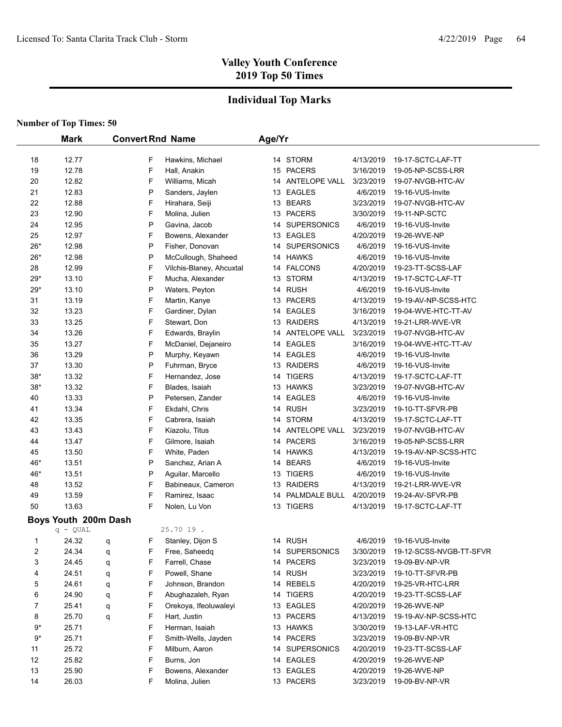## Valley Youth Conference
## 2019 Top 50 Times

### Individual Top Marks

**Number of Top Times: 50**

| | Mark | Convert | Rnd | Name | Age/Yr | Team | Date | Meet |
|---|---|---|---|---|---|---|---|---|
| 18 | 12.77 | | F | Hawkins, Michael | 14 | STORM | 4/13/2019 | 19-17-SCTC-LAF-TT |
| 19 | 12.78 | | F | Hall, Anakin | 15 | PACERS | 3/16/2019 | 19-05-NP-SCSS-LRR |
| 20 | 12.82 | | F | Williams, Micah | 14 | ANTELOPE VALL | 3/23/2019 | 19-07-NVGB-HTC-AV |
| 21 | 12.83 | | P | Sanders, Jaylen | 13 | EAGLES | 4/6/2019 | 19-16-VUS-Invite |
| 22 | 12.88 | | F | Hirahara, Seiji | 13 | BEARS | 3/23/2019 | 19-07-NVGB-HTC-AV |
| 23 | 12.90 | | F | Molina, Julien | 13 | PACERS | 3/30/2019 | 19-11-NP-SCTC |
| 24 | 12.95 | | P | Gavina, Jacob | 14 | SUPERSONICS | 4/6/2019 | 19-16-VUS-Invite |
| 25 | 12.97 | | F | Bowens, Alexander | 13 | EAGLES | 4/20/2019 | 19-26-WVE-NP |
| 26* | 12.98 | | P | Fisher, Donovan | 14 | SUPERSONICS | 4/6/2019 | 19-16-VUS-Invite |
| 26* | 12.98 | | P | McCullough, Shaheed | 14 | HAWKS | 4/6/2019 | 19-16-VUS-Invite |
| 28 | 12.99 | | F | Vilchis-Blaney, Ahcuxtal | 14 | FALCONS | 4/20/2019 | 19-23-TT-SCSS-LAF |
| 29* | 13.10 | | F | Mucha, Alexander | 13 | STORM | 4/13/2019 | 19-17-SCTC-LAF-TT |
| 29* | 13.10 | | P | Waters, Peyton | 14 | RUSH | 4/6/2019 | 19-16-VUS-Invite |
| 31 | 13.19 | | F | Martin, Kanye | 13 | PACERS | 4/13/2019 | 19-19-AV-NP-SCSS-HTC |
| 32 | 13.23 | | F | Gardiner, Dylan | 14 | EAGLES | 3/16/2019 | 19-04-WVE-HTC-TT-AV |
| 33 | 13.25 | | F | Stewart, Don | 13 | RAIDERS | 4/13/2019 | 19-21-LRR-WVE-VR |
| 34 | 13.26 | | F | Edwards, Braylin | 14 | ANTELOPE VALL | 3/23/2019 | 19-07-NVGB-HTC-AV |
| 35 | 13.27 | | F | McDaniel, Dejaneiro | 14 | EAGLES | 3/16/2019 | 19-04-WVE-HTC-TT-AV |
| 36 | 13.29 | | P | Murphy, Keyawn | 14 | EAGLES | 4/6/2019 | 19-16-VUS-Invite |
| 37 | 13.30 | | P | Fuhrman, Bryce | 13 | RAIDERS | 4/6/2019 | 19-16-VUS-Invite |
| 38* | 13.32 | | F | Hernandez, Jose | 14 | TIGERS | 4/13/2019 | 19-17-SCTC-LAF-TT |
| 38* | 13.32 | | F | Blades, Isaiah | 13 | HAWKS | 3/23/2019 | 19-07-NVGB-HTC-AV |
| 40 | 13.33 | | P | Petersen, Zander | 14 | EAGLES | 4/6/2019 | 19-16-VUS-Invite |
| 41 | 13.34 | | F | Ekdahl, Chris | 14 | RUSH | 3/23/2019 | 19-10-TT-SFVR-PB |
| 42 | 13.35 | | F | Cabrera, Isaiah | 14 | STORM | 4/13/2019 | 19-17-SCTC-LAF-TT |
| 43 | 13.43 | | F | Kiazolu, Titus | 14 | ANTELOPE VALL | 3/23/2019 | 19-07-NVGB-HTC-AV |
| 44 | 13.47 | | F | Gilmore, Isaiah | 14 | PACERS | 3/16/2019 | 19-05-NP-SCSS-LRR |
| 45 | 13.50 | | F | White, Paden | 14 | HAWKS | 4/13/2019 | 19-19-AV-NP-SCSS-HTC |
| 46* | 13.51 | | P | Sanchez, Arian A | 14 | BEARS | 4/6/2019 | 19-16-VUS-Invite |
| 46* | 13.51 | | P | Aguilar, Marcello | 13 | TIGERS | 4/6/2019 | 19-16-VUS-Invite |
| 48 | 13.52 | | F | Babineaux, Cameron | 13 | RAIDERS | 4/13/2019 | 19-21-LRR-WVE-VR |
| 49 | 13.59 | | F | Ramirez, Isaac | 14 | PALMDALE BULL | 4/20/2019 | 19-24-AV-SFVR-PB |
| 50 | 13.63 | | F | Nolen, Lu Von | 13 | TIGERS | 4/13/2019 | 19-17-SCTC-LAF-TT |

**Boys Youth 200m Dash**

q - QUAL 25.70 19 .

| | Mark | Convert | Rnd | Name | Age/Yr | Team | Date | Meet |
|---|---|---|---|---|---|---|---|---|
| 1 | 24.32 | q | F | Stanley, Dijon S | 14 | RUSH | 4/6/2019 | 19-16-VUS-Invite |
| 2 | 24.34 | q | F | Free, Saheedq | 14 | SUPERSONICS | 3/30/2019 | 19-12-SCSS-NVGB-TT-SFVR |
| 3 | 24.45 | q | F | Farrell, Chase | 14 | PACERS | 3/23/2019 | 19-09-BV-NP-VR |
| 4 | 24.51 | q | F | Powell, Shane | 14 | RUSH | 3/23/2019 | 19-10-TT-SFVR-PB |
| 5 | 24.61 | q | F | Johnson, Brandon | 14 | REBELS | 4/20/2019 | 19-25-VR-HTC-LRR |
| 6 | 24.90 | q | F | Abughazaleh, Ryan | 14 | TIGERS | 4/20/2019 | 19-23-TT-SCSS-LAF |
| 7 | 25.41 | q | F | Orekoya, Ifeoluwaleyi | 13 | EAGLES | 4/20/2019 | 19-26-WVE-NP |
| 8 | 25.70 | q | F | Hart, Justin | 13 | PACERS | 4/13/2019 | 19-19-AV-NP-SCSS-HTC |
| 9* | 25.71 | | F | Herman, Isaiah | 13 | HAWKS | 3/30/2019 | 19-13-LAF-VR-HTC |
| 9* | 25.71 | | F | Smith-Wells, Jayden | 14 | PACERS | 3/23/2019 | 19-09-BV-NP-VR |
| 11 | 25.72 | | F | Milburn, Aaron | 14 | SUPERSONICS | 4/20/2019 | 19-23-TT-SCSS-LAF |
| 12 | 25.82 | | F | Burns, Jon | 14 | EAGLES | 4/20/2019 | 19-26-WVE-NP |
| 13 | 25.90 | | F | Bowens, Alexander | 13 | EAGLES | 4/20/2019 | 19-26-WVE-NP |
| 14 | 26.03 | | F | Molina, Julien | 13 | PACERS | 3/23/2019 | 19-09-BV-NP-VR |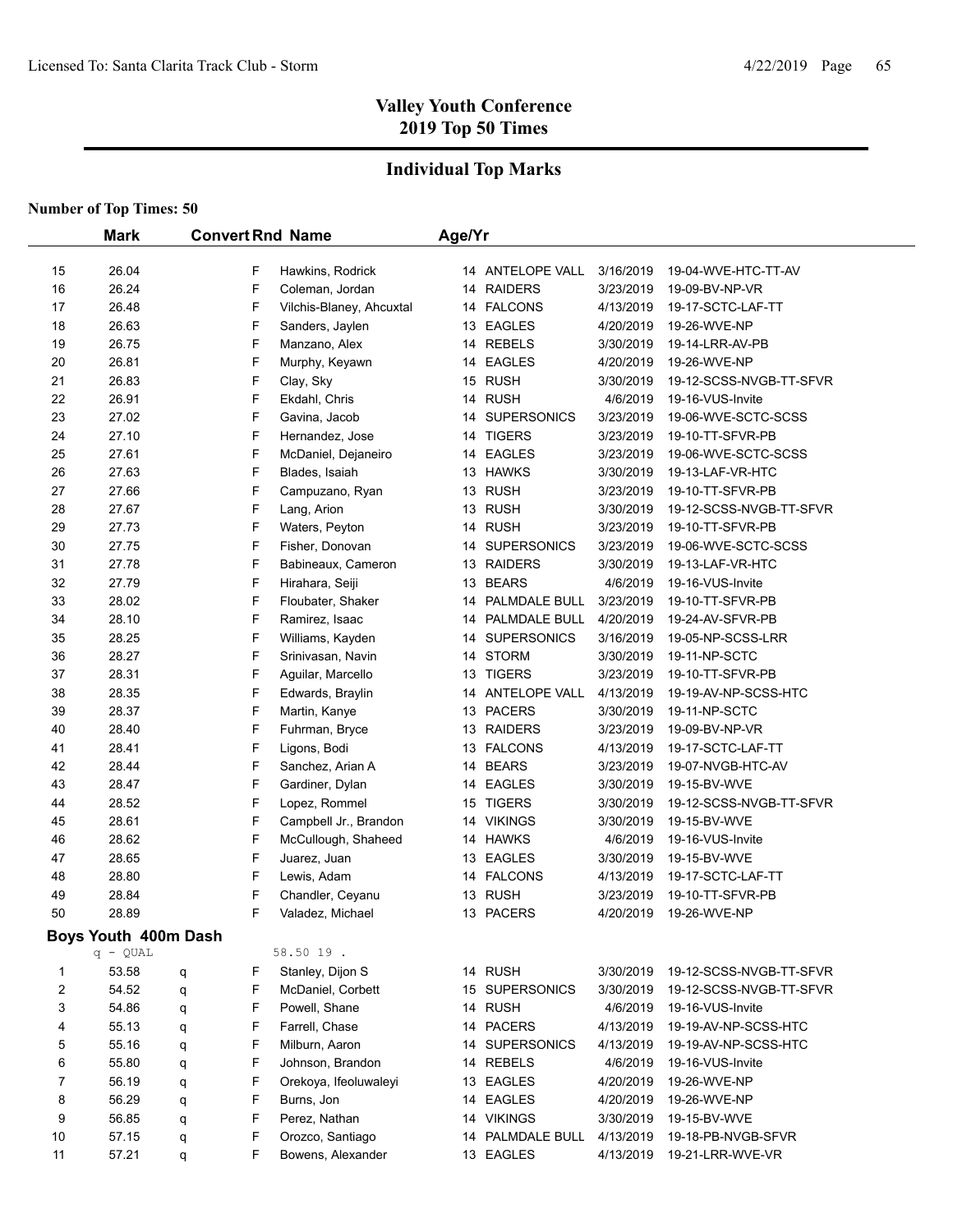# Valley Youth Conference
## 2019 Top 50 Times

## Individual Top Marks

**Number of Top Times: 50**

| | Mark | Convert | Rnd | Name | Age/Yr | Team | Date | Meet |
|---|---|---|---|---|---|---|---|---|
| 15 | 26.04 | | F | Hawkins, Rodrick | 14 | ANTELOPE VALL | 3/16/2019 | 19-04-WVE-HTC-TT-AV |
| 16 | 26.24 | | F | Coleman, Jordan | 14 | RAIDERS | 3/23/2019 | 19-09-BV-NP-VR |
| 17 | 26.48 | | F | Vilchis-Blaney, Ahcuxtal | 14 | FALCONS | 4/13/2019 | 19-17-SCTC-LAF-TT |
| 18 | 26.63 | | F | Sanders, Jaylen | 13 | EAGLES | 4/20/2019 | 19-26-WVE-NP |
| 19 | 26.75 | | F | Manzano, Alex | 14 | REBELS | 3/30/2019 | 19-14-LRR-AV-PB |
| 20 | 26.81 | | F | Murphy, Keyawn | 14 | EAGLES | 4/20/2019 | 19-26-WVE-NP |
| 21 | 26.83 | | F | Clay, Sky | 15 | RUSH | 3/30/2019 | 19-12-SCSS-NVGB-TT-SFVR |
| 22 | 26.91 | | F | Ekdahl, Chris | 14 | RUSH | 4/6/2019 | 19-16-VUS-Invite |
| 23 | 27.02 | | F | Gavina, Jacob | 14 | SUPERSONICS | 3/23/2019 | 19-06-WVE-SCTC-SCSS |
| 24 | 27.10 | | F | Hernandez, Jose | 14 | TIGERS | 3/23/2019 | 19-10-TT-SFVR-PB |
| 25 | 27.61 | | F | McDaniel, Dejaneiro | 14 | EAGLES | 3/23/2019 | 19-06-WVE-SCTC-SCSS |
| 26 | 27.63 | | F | Blades, Isaiah | 13 | HAWKS | 3/30/2019 | 19-13-LAF-VR-HTC |
| 27 | 27.66 | | F | Campuzano, Ryan | 13 | RUSH | 3/23/2019 | 19-10-TT-SFVR-PB |
| 28 | 27.67 | | F | Lang, Arion | 13 | RUSH | 3/30/2019 | 19-12-SCSS-NVGB-TT-SFVR |
| 29 | 27.73 | | F | Waters, Peyton | 14 | RUSH | 3/23/2019 | 19-10-TT-SFVR-PB |
| 30 | 27.75 | | F | Fisher, Donovan | 14 | SUPERSONICS | 3/23/2019 | 19-06-WVE-SCTC-SCSS |
| 31 | 27.78 | | F | Babineaux, Cameron | 13 | RAIDERS | 3/30/2019 | 19-13-LAF-VR-HTC |
| 32 | 27.79 | | F | Hirahara, Seiji | 13 | BEARS | 4/6/2019 | 19-16-VUS-Invite |
| 33 | 28.02 | | F | Floubater, Shaker | 14 | PALMDALE BULL | 3/23/2019 | 19-10-TT-SFVR-PB |
| 34 | 28.10 | | F | Ramirez, Isaac | 14 | PALMDALE BULL | 4/20/2019 | 19-24-AV-SFVR-PB |
| 35 | 28.25 | | F | Williams, Kayden | 14 | SUPERSONICS | 3/16/2019 | 19-05-NP-SCSS-LRR |
| 36 | 28.27 | | F | Srinivasan, Navin | 14 | STORM | 3/30/2019 | 19-11-NP-SCTC |
| 37 | 28.31 | | F | Aguilar, Marcello | 13 | TIGERS | 3/23/2019 | 19-10-TT-SFVR-PB |
| 38 | 28.35 | | F | Edwards, Braylin | 14 | ANTELOPE VALL | 4/13/2019 | 19-19-AV-NP-SCSS-HTC |
| 39 | 28.37 | | F | Martin, Kanye | 13 | PACERS | 3/30/2019 | 19-11-NP-SCTC |
| 40 | 28.40 | | F | Fuhrman, Bryce | 13 | RAIDERS | 3/23/2019 | 19-09-BV-NP-VR |
| 41 | 28.41 | | F | Ligons, Bodi | 13 | FALCONS | 4/13/2019 | 19-17-SCTC-LAF-TT |
| 42 | 28.44 | | F | Sanchez, Arian A | 14 | BEARS | 3/23/2019 | 19-07-NVGB-HTC-AV |
| 43 | 28.47 | | F | Gardiner, Dylan | 14 | EAGLES | 3/30/2019 | 19-15-BV-WVE |
| 44 | 28.52 | | F | Lopez, Rommel | 15 | TIGERS | 3/30/2019 | 19-12-SCSS-NVGB-TT-SFVR |
| 45 | 28.61 | | F | Campbell Jr., Brandon | 14 | VIKINGS | 3/30/2019 | 19-15-BV-WVE |
| 46 | 28.62 | | F | McCullough, Shaheed | 14 | HAWKS | 4/6/2019 | 19-16-VUS-Invite |
| 47 | 28.65 | | F | Juarez, Juan | 13 | EAGLES | 3/30/2019 | 19-15-BV-WVE |
| 48 | 28.80 | | F | Lewis, Adam | 14 | FALCONS | 4/13/2019 | 19-17-SCTC-LAF-TT |
| 49 | 28.84 | | F | Chandler, Ceyanu | 13 | RUSH | 3/23/2019 | 19-10-TT-SFVR-PB |
| 50 | 28.89 | | F | Valadez, Michael | 13 | PACERS | 4/20/2019 | 19-26-WVE-NP |

**Boys Youth 400m Dash**

q - QUAL 58.50 19 .

| | Mark | Convert | Rnd | Name | Age/Yr | Team | Date | Meet |
|---|---|---|---|---|---|---|---|---|
| 1 | 53.58 | q | F | Stanley, Dijon S | 14 | RUSH | 3/30/2019 | 19-12-SCSS-NVGB-TT-SFVR |
| 2 | 54.52 | q | F | McDaniel, Corbett | 15 | SUPERSONICS | 3/30/2019 | 19-12-SCSS-NVGB-TT-SFVR |
| 3 | 54.86 | q | F | Powell, Shane | 14 | RUSH | 4/6/2019 | 19-16-VUS-Invite |
| 4 | 55.13 | q | F | Farrell, Chase | 14 | PACERS | 4/13/2019 | 19-19-AV-NP-SCSS-HTC |
| 5 | 55.16 | q | F | Milburn, Aaron | 14 | SUPERSONICS | 4/13/2019 | 19-19-AV-NP-SCSS-HTC |
| 6 | 55.80 | q | F | Johnson, Brandon | 14 | REBELS | 4/6/2019 | 19-16-VUS-Invite |
| 7 | 56.19 | q | F | Orekoya, Ifeoluwaleyi | 13 | EAGLES | 4/20/2019 | 19-26-WVE-NP |
| 8 | 56.29 | q | F | Burns, Jon | 14 | EAGLES | 4/20/2019 | 19-26-WVE-NP |
| 9 | 56.85 | q | F | Perez, Nathan | 14 | VIKINGS | 3/30/2019 | 19-15-BV-WVE |
| 10 | 57.15 | q | F | Orozco, Santiago | 14 | PALMDALE BULL | 4/13/2019 | 19-18-PB-NVGB-SFVR |
| 11 | 57.21 | q | F | Bowens, Alexander | 13 | EAGLES | 4/13/2019 | 19-21-LRR-WVE-VR |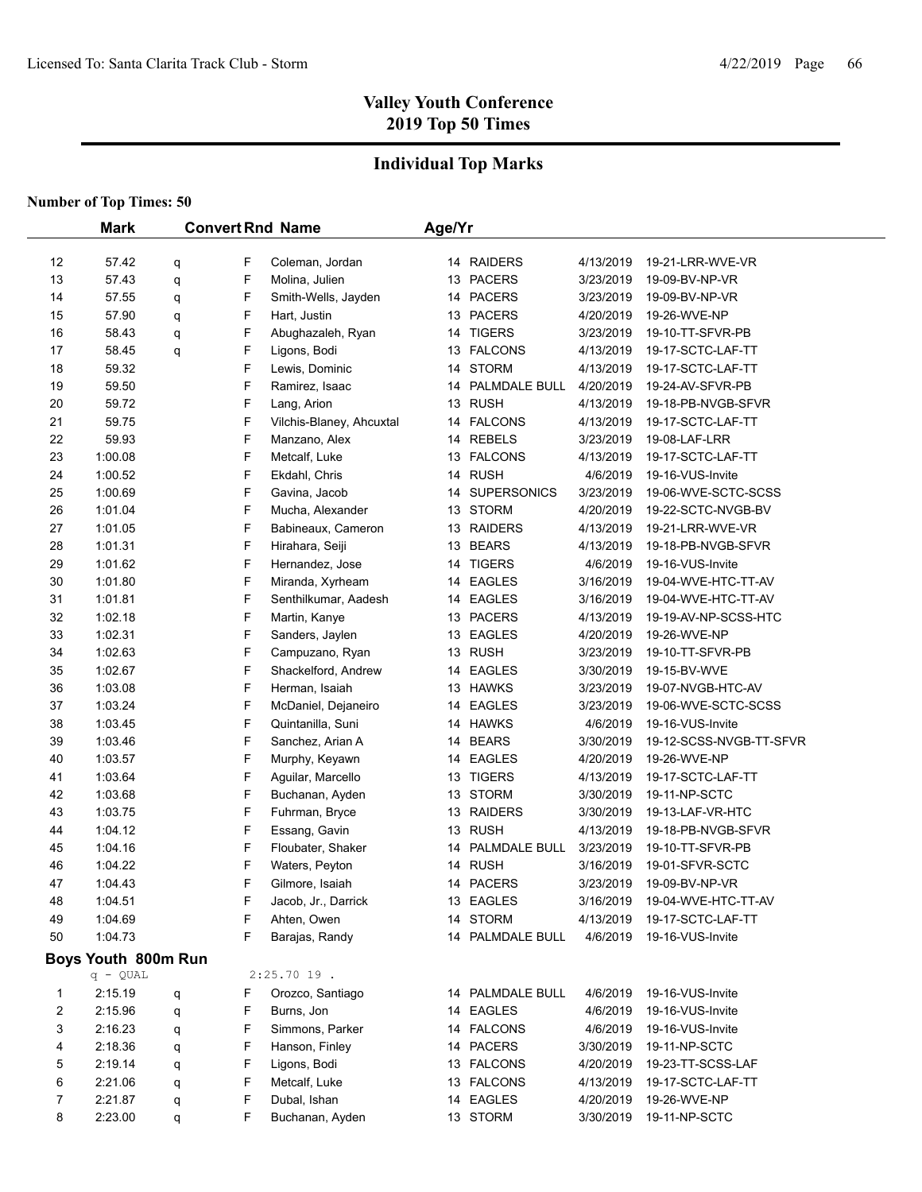# Valley Youth Conference
# 2019 Top 50 Times

## Individual Top Marks

**Number of Top Times: 50**

| | Mark | Convert | Rnd | Name | Age/Yr | Team | Date | Meet |
|---|---|---|---|---|---|---|---|---|
| 12 | 57.42 | q | F | Coleman, Jordan | 14 | RAIDERS | 4/13/2019 | 19-21-LRR-WVE-VR |
| 13 | 57.43 | q | F | Molina, Julien | 13 | PACERS | 3/23/2019 | 19-09-BV-NP-VR |
| 14 | 57.55 | q | F | Smith-Wells, Jayden | 14 | PACERS | 3/23/2019 | 19-09-BV-NP-VR |
| 15 | 57.90 | q | F | Hart, Justin | 13 | PACERS | 4/20/2019 | 19-26-WVE-NP |
| 16 | 58.43 | q | F | Abughazaleh, Ryan | 14 | TIGERS | 3/23/2019 | 19-10-TT-SFVR-PB |
| 17 | 58.45 | q | F | Ligons, Bodi | 13 | FALCONS | 4/13/2019 | 19-17-SCTC-LAF-TT |
| 18 | 59.32 | | F | Lewis, Dominic | 14 | STORM | 4/13/2019 | 19-17-SCTC-LAF-TT |
| 19 | 59.50 | | F | Ramirez, Isaac | 14 | PALMDALE BULL | 4/20/2019 | 19-24-AV-SFVR-PB |
| 20 | 59.72 | | F | Lang, Arion | 13 | RUSH | 4/13/2019 | 19-18-PB-NVGB-SFVR |
| 21 | 59.75 | | F | Vilchis-Blaney, Ahcuxtal | 14 | FALCONS | 4/13/2019 | 19-17-SCTC-LAF-TT |
| 22 | 59.93 | | F | Manzano, Alex | 14 | REBELS | 3/23/2019 | 19-08-LAF-LRR |
| 23 | 1:00.08 | | F | Metcalf, Luke | 13 | FALCONS | 4/13/2019 | 19-17-SCTC-LAF-TT |
| 24 | 1:00.52 | | F | Ekdahl, Chris | 14 | RUSH | 4/6/2019 | 19-16-VUS-Invite |
| 25 | 1:00.69 | | F | Gavina, Jacob | 14 | SUPERSONICS | 3/23/2019 | 19-06-WVE-SCTC-SCSS |
| 26 | 1:01.04 | | F | Mucha, Alexander | 13 | STORM | 4/20/2019 | 19-22-SCTC-NVGB-BV |
| 27 | 1:01.05 | | F | Babineaux, Cameron | 13 | RAIDERS | 4/13/2019 | 19-21-LRR-WVE-VR |
| 28 | 1:01.31 | | F | Hirahara, Seiji | 13 | BEARS | 4/13/2019 | 19-18-PB-NVGB-SFVR |
| 29 | 1:01.62 | | F | Hernandez, Jose | 14 | TIGERS | 4/6/2019 | 19-16-VUS-Invite |
| 30 | 1:01.80 | | F | Miranda, Xyrheam | 14 | EAGLES | 3/16/2019 | 19-04-WVE-HTC-TT-AV |
| 31 | 1:01.81 | | F | Senthilkumar, Aadesh | 14 | EAGLES | 3/16/2019 | 19-04-WVE-HTC-TT-AV |
| 32 | 1:02.18 | | F | Martin, Kanye | 13 | PACERS | 4/13/2019 | 19-19-AV-NP-SCSS-HTC |
| 33 | 1:02.31 | | F | Sanders, Jaylen | 13 | EAGLES | 4/20/2019 | 19-26-WVE-NP |
| 34 | 1:02.63 | | F | Campuzano, Ryan | 13 | RUSH | 3/23/2019 | 19-10-TT-SFVR-PB |
| 35 | 1:02.67 | | F | Shackelford, Andrew | 14 | EAGLES | 3/30/2019 | 19-15-BV-WVE |
| 36 | 1:03.08 | | F | Herman, Isaiah | 13 | HAWKS | 3/23/2019 | 19-07-NVGB-HTC-AV |
| 37 | 1:03.24 | | F | McDaniel, Dejaneiro | 14 | EAGLES | 3/23/2019 | 19-06-WVE-SCTC-SCSS |
| 38 | 1:03.45 | | F | Quintanilla, Suni | 14 | HAWKS | 4/6/2019 | 19-16-VUS-Invite |
| 39 | 1:03.46 | | F | Sanchez, Arian A | 14 | BEARS | 3/30/2019 | 19-12-SCSS-NVGB-TT-SFVR |
| 40 | 1:03.57 | | F | Murphy, Keyawn | 14 | EAGLES | 4/20/2019 | 19-26-WVE-NP |
| 41 | 1:03.64 | | F | Aguilar, Marcello | 13 | TIGERS | 4/13/2019 | 19-17-SCTC-LAF-TT |
| 42 | 1:03.68 | | F | Buchanan, Ayden | 13 | STORM | 3/30/2019 | 19-11-NP-SCTC |
| 43 | 1:03.75 | | F | Fuhrman, Bryce | 13 | RAIDERS | 3/30/2019 | 19-13-LAF-VR-HTC |
| 44 | 1:04.12 | | F | Essang, Gavin | 13 | RUSH | 4/13/2019 | 19-18-PB-NVGB-SFVR |
| 45 | 1:04.16 | | F | Floubater, Shaker | 14 | PALMDALE BULL | 3/23/2019 | 19-10-TT-SFVR-PB |
| 46 | 1:04.22 | | F | Waters, Peyton | 14 | RUSH | 3/16/2019 | 19-01-SFVR-SCTC |
| 47 | 1:04.43 | | F | Gilmore, Isaiah | 14 | PACERS | 3/23/2019 | 19-09-BV-NP-VR |
| 48 | 1:04.51 | | F | Jacob, Jr., Darrick | 13 | EAGLES | 3/16/2019 | 19-04-WVE-HTC-TT-AV |
| 49 | 1:04.69 | | F | Ahten, Owen | 14 | STORM | 4/13/2019 | 19-17-SCTC-LAF-TT |
| 50 | 1:04.73 | | F | Barajas, Randy | 14 | PALMDALE BULL | 4/6/2019 | 19-16-VUS-Invite |

### Boys Youth 800m Run

q - QUAL 2:25.70 19 .

| | Mark | Convert | Rnd | Name | Age/Yr | Team | Date | Meet |
|---|---|---|---|---|---|---|---|---|
| 1 | 2:15.19 | q | F | Orozco, Santiago | 14 | PALMDALE BULL | 4/6/2019 | 19-16-VUS-Invite |
| 2 | 2:15.96 | q | F | Burns, Jon | 14 | EAGLES | 4/6/2019 | 19-16-VUS-Invite |
| 3 | 2:16.23 | q | F | Simmons, Parker | 14 | FALCONS | 4/6/2019 | 19-16-VUS-Invite |
| 4 | 2:18.36 | q | F | Hanson, Finley | 14 | PACERS | 3/30/2019 | 19-11-NP-SCTC |
| 5 | 2:19.14 | q | F | Ligons, Bodi | 13 | FALCONS | 4/20/2019 | 19-23-TT-SCSS-LAF |
| 6 | 2:21.06 | q | F | Metcalf, Luke | 13 | FALCONS | 4/13/2019 | 19-17-SCTC-LAF-TT |
| 7 | 2:21.87 | q | F | Dubal, Ishan | 14 | EAGLES | 4/20/2019 | 19-26-WVE-NP |
| 8 | 2:23.00 | q | F | Buchanan, Ayden | 13 | STORM | 3/30/2019 | 19-11-NP-SCTC |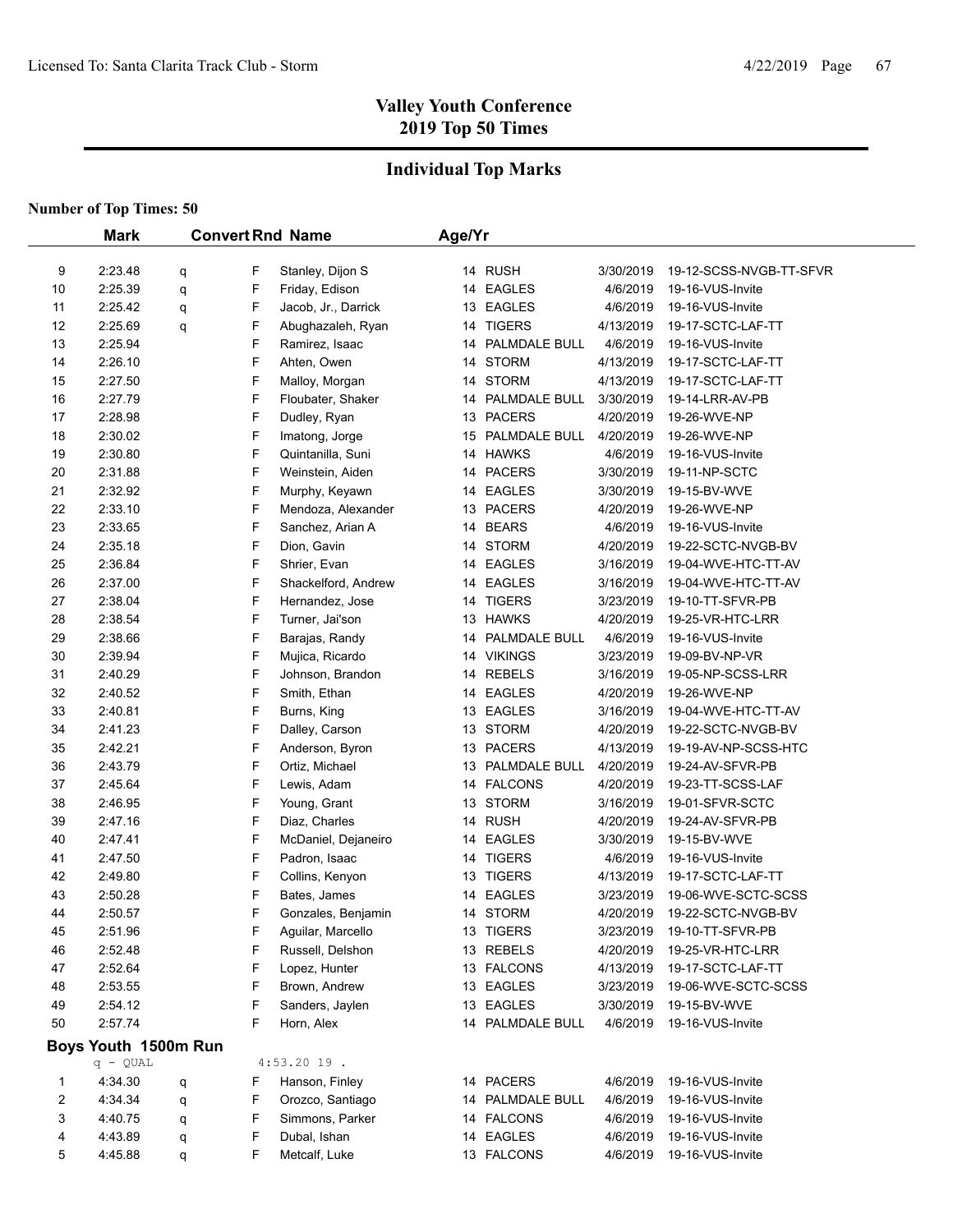# Valley Youth Conference
## 2019 Top 50 Times

## Individual Top Marks

**Number of Top Times: 50**

| | Mark | Convert | Rnd | Name | Age/Yr | Team | Date | Meet |
|---|---|---|---|---|---|---|---|---|
| 9 | 2:23.48 | q | F | Stanley, Dijon S | 14 | RUSH | 3/30/2019 | 19-12-SCSS-NVGB-TT-SFVR |
| 10 | 2:25.39 | q | F | Friday, Edison | 14 | EAGLES | 4/6/2019 | 19-16-VUS-Invite |
| 11 | 2:25.42 | q | F | Jacob, Jr., Darrick | 13 | EAGLES | 4/6/2019 | 19-16-VUS-Invite |
| 12 | 2:25.69 | q | F | Abughazaleh, Ryan | 14 | TIGERS | 4/13/2019 | 19-17-SCTC-LAF-TT |
| 13 | 2:25.94 | | F | Ramirez, Isaac | 14 | PALMDALE BULL | 4/6/2019 | 19-16-VUS-Invite |
| 14 | 2:26.10 | | F | Ahten, Owen | 14 | STORM | 4/13/2019 | 19-17-SCTC-LAF-TT |
| 15 | 2:27.50 | | F | Malloy, Morgan | 14 | STORM | 4/13/2019 | 19-17-SCTC-LAF-TT |
| 16 | 2:27.79 | | F | Floubater, Shaker | 14 | PALMDALE BULL | 3/30/2019 | 19-14-LRR-AV-PB |
| 17 | 2:28.98 | | F | Dudley, Ryan | 13 | PACERS | 4/20/2019 | 19-26-WVE-NP |
| 18 | 2:30.02 | | F | Imatong, Jorge | 15 | PALMDALE BULL | 4/20/2019 | 19-26-WVE-NP |
| 19 | 2:30.80 | | F | Quintanilla, Suni | 14 | HAWKS | 4/6/2019 | 19-16-VUS-Invite |
| 20 | 2:31.88 | | F | Weinstein, Aiden | 14 | PACERS | 3/30/2019 | 19-11-NP-SCTC |
| 21 | 2:32.92 | | F | Murphy, Keyawn | 14 | EAGLES | 3/30/2019 | 19-15-BV-WVE |
| 22 | 2:33.10 | | F | Mendoza, Alexander | 13 | PACERS | 4/20/2019 | 19-26-WVE-NP |
| 23 | 2:33.65 | | F | Sanchez, Arian A | 14 | BEARS | 4/6/2019 | 19-16-VUS-Invite |
| 24 | 2:35.18 | | F | Dion, Gavin | 14 | STORM | 4/20/2019 | 19-22-SCTC-NVGB-BV |
| 25 | 2:36.84 | | F | Shrier, Evan | 14 | EAGLES | 3/16/2019 | 19-04-WVE-HTC-TT-AV |
| 26 | 2:37.00 | | F | Shackelford, Andrew | 14 | EAGLES | 3/16/2019 | 19-04-WVE-HTC-TT-AV |
| 27 | 2:38.04 | | F | Hernandez, Jose | 14 | TIGERS | 3/23/2019 | 19-10-TT-SFVR-PB |
| 28 | 2:38.54 | | F | Turner, Jai'son | 13 | HAWKS | 4/20/2019 | 19-25-VR-HTC-LRR |
| 29 | 2:38.66 | | F | Barajas, Randy | 14 | PALMDALE BULL | 4/6/2019 | 19-16-VUS-Invite |
| 30 | 2:39.94 | | F | Mujica, Ricardo | 14 | VIKINGS | 3/23/2019 | 19-09-BV-NP-VR |
| 31 | 2:40.29 | | F | Johnson, Brandon | 14 | REBELS | 3/16/2019 | 19-05-NP-SCSS-LRR |
| 32 | 2:40.52 | | F | Smith, Ethan | 14 | EAGLES | 4/20/2019 | 19-26-WVE-NP |
| 33 | 2:40.81 | | F | Burns, King | 13 | EAGLES | 3/16/2019 | 19-04-WVE-HTC-TT-AV |
| 34 | 2:41.23 | | F | Dalley, Carson | 13 | STORM | 4/20/2019 | 19-22-SCTC-NVGB-BV |
| 35 | 2:42.21 | | F | Anderson, Byron | 13 | PACERS | 4/13/2019 | 19-19-AV-NP-SCSS-HTC |
| 36 | 2:43.79 | | F | Ortiz, Michael | 13 | PALMDALE BULL | 4/20/2019 | 19-24-AV-SFVR-PB |
| 37 | 2:45.64 | | F | Lewis, Adam | 14 | FALCONS | 4/20/2019 | 19-23-TT-SCSS-LAF |
| 38 | 2:46.95 | | F | Young, Grant | 13 | STORM | 3/16/2019 | 19-01-SFVR-SCTC |
| 39 | 2:47.16 | | F | Diaz, Charles | 14 | RUSH | 4/20/2019 | 19-24-AV-SFVR-PB |
| 40 | 2:47.41 | | F | McDaniel, Dejaneiro | 14 | EAGLES | 3/30/2019 | 19-15-BV-WVE |
| 41 | 2:47.50 | | F | Padron, Isaac | 14 | TIGERS | 4/6/2019 | 19-16-VUS-Invite |
| 42 | 2:49.80 | | F | Collins, Kenyon | 13 | TIGERS | 4/13/2019 | 19-17-SCTC-LAF-TT |
| 43 | 2:50.28 | | F | Bates, James | 14 | EAGLES | 3/23/2019 | 19-06-WVE-SCTC-SCSS |
| 44 | 2:50.57 | | F | Gonzales, Benjamin | 14 | STORM | 4/20/2019 | 19-22-SCTC-NVGB-BV |
| 45 | 2:51.96 | | F | Aguilar, Marcello | 13 | TIGERS | 3/23/2019 | 19-10-TT-SFVR-PB |
| 46 | 2:52.48 | | F | Russell, Delshon | 13 | REBELS | 4/20/2019 | 19-25-VR-HTC-LRR |
| 47 | 2:52.64 | | F | Lopez, Hunter | 13 | FALCONS | 4/13/2019 | 19-17-SCTC-LAF-TT |
| 48 | 2:53.55 | | F | Brown, Andrew | 13 | EAGLES | 3/23/2019 | 19-06-WVE-SCTC-SCSS |
| 49 | 2:54.12 | | F | Sanders, Jaylen | 13 | EAGLES | 3/30/2019 | 19-15-BV-WVE |
| 50 | 2:57.74 | | F | Horn, Alex | 14 | PALMDALE BULL | 4/6/2019 | 19-16-VUS-Invite |

### Boys Youth 1500m Run

q - QUAL 4:53.20 19 .

| | Mark | Convert | Rnd | Name | Age/Yr | Team | Date | Meet |
|---|---|---|---|---|---|---|---|---|
| 1 | 4:34.30 | q | F | Hanson, Finley | 14 | PACERS | 4/6/2019 | 19-16-VUS-Invite |
| 2 | 4:34.34 | q | F | Orozco, Santiago | 14 | PALMDALE BULL | 4/6/2019 | 19-16-VUS-Invite |
| 3 | 4:40.75 | q | F | Simmons, Parker | 14 | FALCONS | 4/6/2019 | 19-16-VUS-Invite |
| 4 | 4:43.89 | q | F | Dubal, Ishan | 14 | EAGLES | 4/6/2019 | 19-16-VUS-Invite |
| 5 | 4:45.88 | q | F | Metcalf, Luke | 13 | FALCONS | 4/6/2019 | 19-16-VUS-Invite |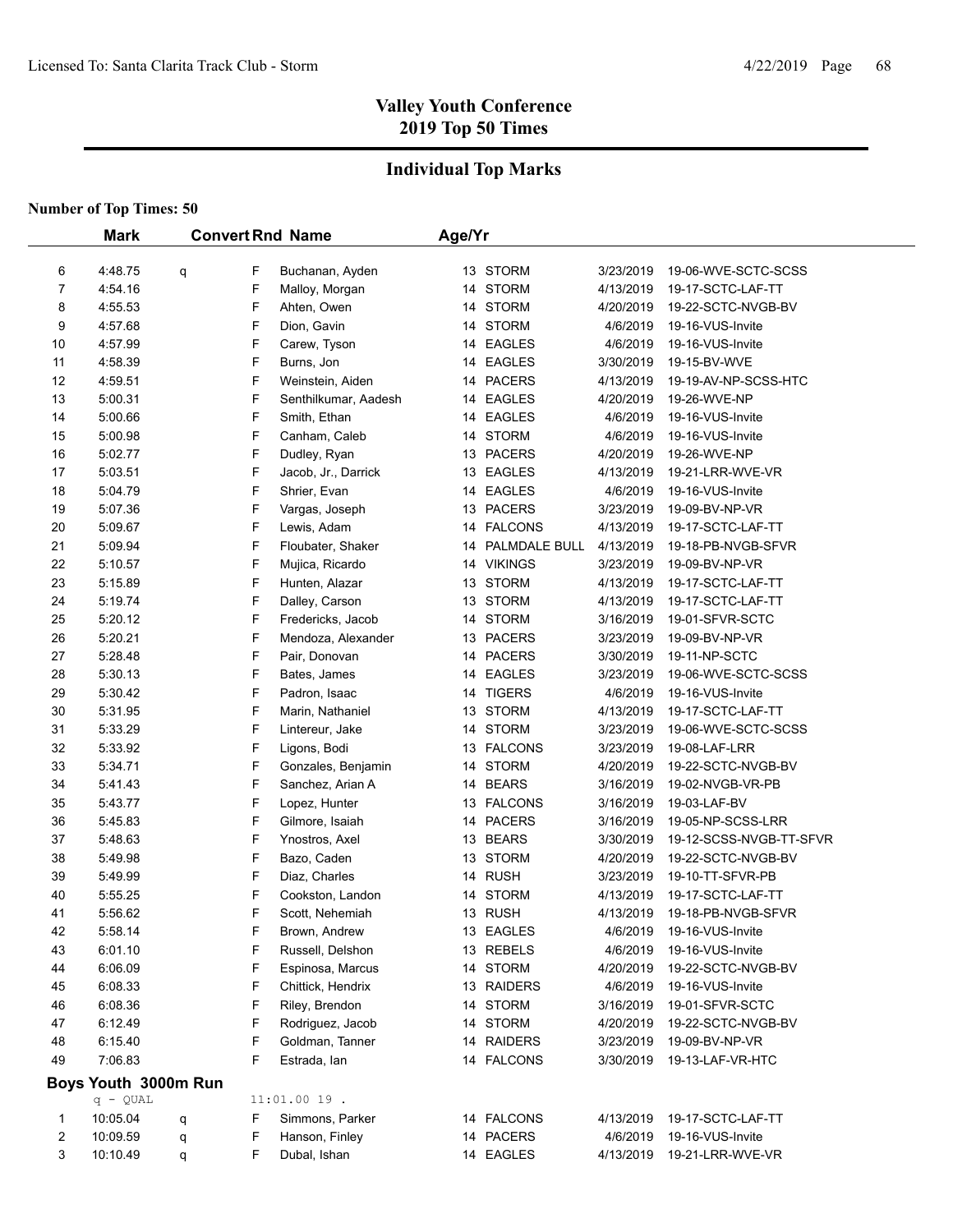# Valley Youth Conference
## 2019 Top 50 Times

## Individual Top Marks

**Number of Top Times: 50**

| | Mark | Convert | Rnd | Name | Age/Yr | Team | Date | Meet |
|---|---|---|---|---|---|---|---|---|
| 6 | 4:48.75 | q | F | Buchanan, Ayden | 13 | STORM | 3/23/2019 | 19-06-WVE-SCTC-SCSS |
| 7 | 4:54.16 | | F | Malloy, Morgan | 14 | STORM | 4/13/2019 | 19-17-SCTC-LAF-TT |
| 8 | 4:55.53 | | F | Ahten, Owen | 14 | STORM | 4/20/2019 | 19-22-SCTC-NVGB-BV |
| 9 | 4:57.68 | | F | Dion, Gavin | 14 | STORM | 4/6/2019 | 19-16-VUS-Invite |
| 10 | 4:57.99 | | F | Carew, Tyson | 14 | EAGLES | 4/6/2019 | 19-16-VUS-Invite |
| 11 | 4:58.39 | | F | Burns, Jon | 14 | EAGLES | 3/30/2019 | 19-15-BV-WVE |
| 12 | 4:59.51 | | F | Weinstein, Aiden | 14 | PACERS | 4/13/2019 | 19-19-AV-NP-SCSS-HTC |
| 13 | 5:00.31 | | F | Senthilkumar, Aadesh | 14 | EAGLES | 4/20/2019 | 19-26-WVE-NP |
| 14 | 5:00.66 | | F | Smith, Ethan | 14 | EAGLES | 4/6/2019 | 19-16-VUS-Invite |
| 15 | 5:00.98 | | F | Canham, Caleb | 14 | STORM | 4/6/2019 | 19-16-VUS-Invite |
| 16 | 5:02.77 | | F | Dudley, Ryan | 13 | PACERS | 4/20/2019 | 19-26-WVE-NP |
| 17 | 5:03.51 | | F | Jacob, Jr., Darrick | 13 | EAGLES | 4/13/2019 | 19-21-LRR-WVE-VR |
| 18 | 5:04.79 | | F | Shrier, Evan | 14 | EAGLES | 4/6/2019 | 19-16-VUS-Invite |
| 19 | 5:07.36 | | F | Vargas, Joseph | 13 | PACERS | 3/23/2019 | 19-09-BV-NP-VR |
| 20 | 5:09.67 | | F | Lewis, Adam | 14 | FALCONS | 4/13/2019 | 19-17-SCTC-LAF-TT |
| 21 | 5:09.94 | | F | Floubater, Shaker | 14 | PALMDALE BULL | 4/13/2019 | 19-18-PB-NVGB-SFVR |
| 22 | 5:10.57 | | F | Mujica, Ricardo | 14 | VIKINGS | 3/23/2019 | 19-09-BV-NP-VR |
| 23 | 5:15.89 | | F | Hunten, Alazar | 13 | STORM | 4/13/2019 | 19-17-SCTC-LAF-TT |
| 24 | 5:19.74 | | F | Dalley, Carson | 13 | STORM | 4/13/2019 | 19-17-SCTC-LAF-TT |
| 25 | 5:20.12 | | F | Fredericks, Jacob | 14 | STORM | 3/16/2019 | 19-01-SFVR-SCTC |
| 26 | 5:20.21 | | F | Mendoza, Alexander | 13 | PACERS | 3/23/2019 | 19-09-BV-NP-VR |
| 27 | 5:28.48 | | F | Pair, Donovan | 14 | PACERS | 3/30/2019 | 19-11-NP-SCTC |
| 28 | 5:30.13 | | F | Bates, James | 14 | EAGLES | 3/23/2019 | 19-06-WVE-SCTC-SCSS |
| 29 | 5:30.42 | | F | Padron, Isaac | 14 | TIGERS | 4/6/2019 | 19-16-VUS-Invite |
| 30 | 5:31.95 | | F | Marin, Nathaniel | 13 | STORM | 4/13/2019 | 19-17-SCTC-LAF-TT |
| 31 | 5:33.29 | | F | Lintereur, Jake | 14 | STORM | 3/23/2019 | 19-06-WVE-SCTC-SCSS |
| 32 | 5:33.92 | | F | Ligons, Bodi | 13 | FALCONS | 3/23/2019 | 19-08-LAF-LRR |
| 33 | 5:34.71 | | F | Gonzales, Benjamin | 14 | STORM | 4/20/2019 | 19-22-SCTC-NVGB-BV |
| 34 | 5:41.43 | | F | Sanchez, Arian A | 14 | BEARS | 3/16/2019 | 19-02-NVGB-VR-PB |
| 35 | 5:43.77 | | F | Lopez, Hunter | 13 | FALCONS | 3/16/2019 | 19-03-LAF-BV |
| 36 | 5:45.83 | | F | Gilmore, Isaiah | 14 | PACERS | 3/16/2019 | 19-05-NP-SCSS-LRR |
| 37 | 5:48.63 | | F | Ynostros, Axel | 13 | BEARS | 3/30/2019 | 19-12-SCSS-NVGB-TT-SFVR |
| 38 | 5:49.98 | | F | Bazo, Caden | 13 | STORM | 4/20/2019 | 19-22-SCTC-NVGB-BV |
| 39 | 5:49.99 | | F | Diaz, Charles | 14 | RUSH | 3/23/2019 | 19-10-TT-SFVR-PB |
| 40 | 5:55.25 | | F | Cookston, Landon | 14 | STORM | 4/13/2019 | 19-17-SCTC-LAF-TT |
| 41 | 5:56.62 | | F | Scott, Nehemiah | 13 | RUSH | 4/13/2019 | 19-18-PB-NVGB-SFVR |
| 42 | 5:58.14 | | F | Brown, Andrew | 13 | EAGLES | 4/6/2019 | 19-16-VUS-Invite |
| 43 | 6:01.10 | | F | Russell, Delshon | 13 | REBELS | 4/6/2019 | 19-16-VUS-Invite |
| 44 | 6:06.09 | | F | Espinosa, Marcus | 14 | STORM | 4/20/2019 | 19-22-SCTC-NVGB-BV |
| 45 | 6:08.33 | | F | Chittick, Hendrix | 13 | RAIDERS | 4/6/2019 | 19-16-VUS-Invite |
| 46 | 6:08.36 | | F | Riley, Brendon | 14 | STORM | 3/16/2019 | 19-01-SFVR-SCTC |
| 47 | 6:12.49 | | F | Rodriguez, Jacob | 14 | STORM | 4/20/2019 | 19-22-SCTC-NVGB-BV |
| 48 | 6:15.40 | | F | Goldman, Tanner | 14 | RAIDERS | 3/23/2019 | 19-09-BV-NP-VR |
| 49 | 7:06.83 | | F | Estrada, Ian | 14 | FALCONS | 3/30/2019 | 19-13-LAF-VR-HTC |

### Boys Youth 3000m Run

q - QUAL 11:01.00 19 .

| | Mark | Convert | Rnd | Name | Age/Yr | Team | Date | Meet |
|---|---|---|---|---|---|---|---|---|
| 1 | 10:05.04 | q | F | Simmons, Parker | 14 | FALCONS | 4/13/2019 | 19-17-SCTC-LAF-TT |
| 2 | 10:09.59 | q | F | Hanson, Finley | 14 | PACERS | 4/6/2019 | 19-16-VUS-Invite |
| 3 | 10:10.49 | q | F | Dubal, Ishan | 14 | EAGLES | 4/13/2019 | 19-21-LRR-WVE-VR |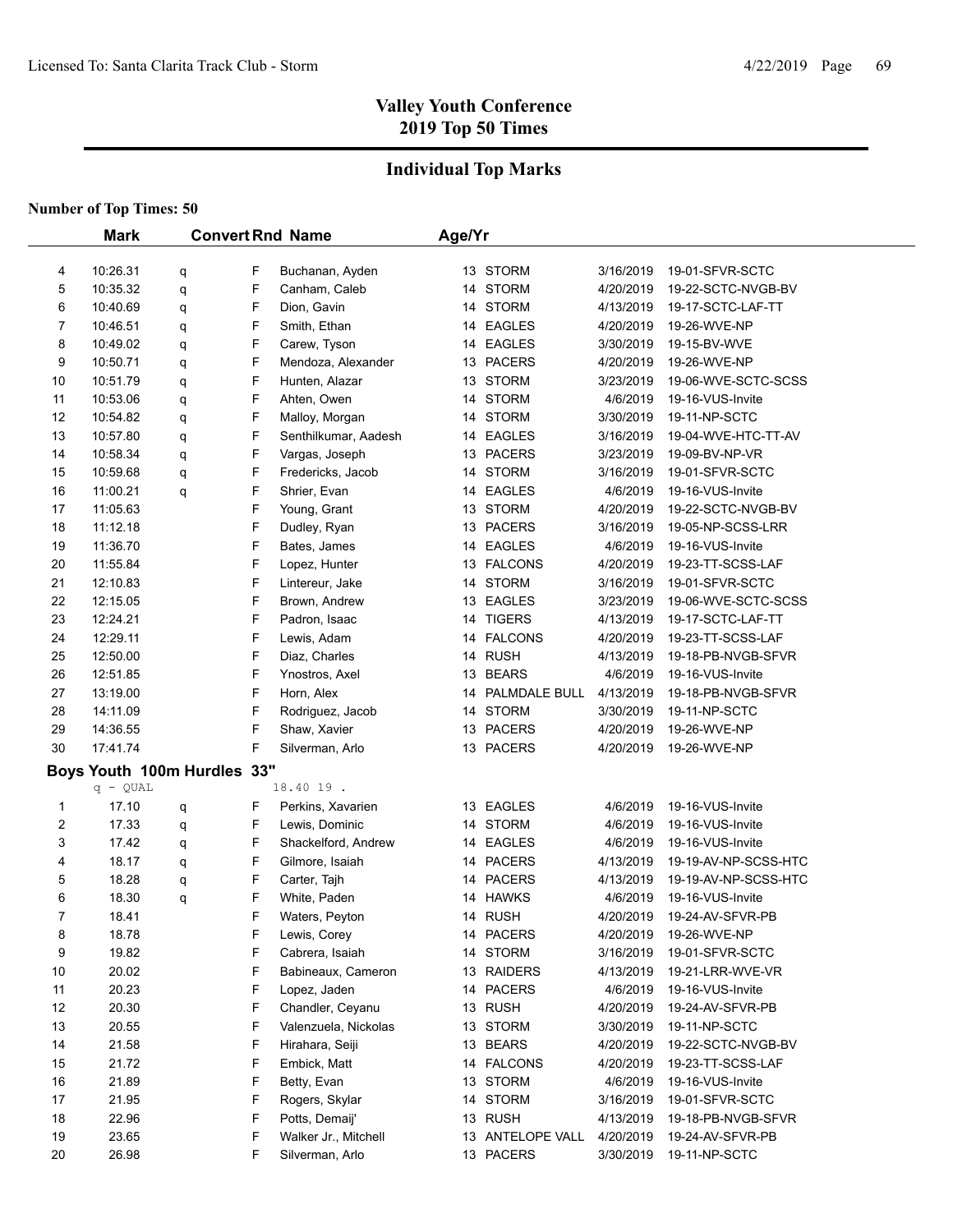# Valley Youth Conference
## 2019 Top 50 Times

## Individual Top Marks

**Number of Top Times: 50**

| | Mark | Convert | Rnd | Name | Age/Yr | Team | Date | Meet |
|---|---|---|---|---|---|---|---|---|
| 4 | 10:26.31 | q | F | Buchanan, Ayden | 13 | STORM | 3/16/2019 | 19-01-SFVR-SCTC |
| 5 | 10:35.32 | q | F | Canham, Caleb | 14 | STORM | 4/20/2019 | 19-22-SCTC-NVGB-BV |
| 6 | 10:40.69 | q | F | Dion, Gavin | 14 | STORM | 4/13/2019 | 19-17-SCTC-LAF-TT |
| 7 | 10:46.51 | q | F | Smith, Ethan | 14 | EAGLES | 4/20/2019 | 19-26-WVE-NP |
| 8 | 10:49.02 | q | F | Carew, Tyson | 14 | EAGLES | 3/30/2019 | 19-15-BV-WVE |
| 9 | 10:50.71 | q | F | Mendoza, Alexander | 13 | PACERS | 4/20/2019 | 19-26-WVE-NP |
| 10 | 10:51.79 | q | F | Hunten, Alazar | 13 | STORM | 3/23/2019 | 19-06-WVE-SCTC-SCSS |
| 11 | 10:53.06 | q | F | Ahten, Owen | 14 | STORM | 4/6/2019 | 19-16-VUS-Invite |
| 12 | 10:54.82 | q | F | Malloy, Morgan | 14 | STORM | 3/30/2019 | 19-11-NP-SCTC |
| 13 | 10:57.80 | q | F | Senthilkumar, Aadesh | 14 | EAGLES | 3/16/2019 | 19-04-WVE-HTC-TT-AV |
| 14 | 10:58.34 | q | F | Vargas, Joseph | 13 | PACERS | 3/23/2019 | 19-09-BV-NP-VR |
| 15 | 10:59.68 | q | F | Fredericks, Jacob | 14 | STORM | 3/16/2019 | 19-01-SFVR-SCTC |
| 16 | 11:00.21 | q | F | Shrier, Evan | 14 | EAGLES | 4/6/2019 | 19-16-VUS-Invite |
| 17 | 11:05.63 | | F | Young, Grant | 13 | STORM | 4/20/2019 | 19-22-SCTC-NVGB-BV |
| 18 | 11:12.18 | | F | Dudley, Ryan | 13 | PACERS | 3/16/2019 | 19-05-NP-SCSS-LRR |
| 19 | 11:36.70 | | F | Bates, James | 14 | EAGLES | 4/6/2019 | 19-16-VUS-Invite |
| 20 | 11:55.84 | | F | Lopez, Hunter | 13 | FALCONS | 4/20/2019 | 19-23-TT-SCSS-LAF |
| 21 | 12:10.83 | | F | Lintereur, Jake | 14 | STORM | 3/16/2019 | 19-01-SFVR-SCTC |
| 22 | 12:15.05 | | F | Brown, Andrew | 13 | EAGLES | 3/23/2019 | 19-06-WVE-SCTC-SCSS |
| 23 | 12:24.21 | | F | Padron, Isaac | 14 | TIGERS | 4/13/2019 | 19-17-SCTC-LAF-TT |
| 24 | 12:29.11 | | F | Lewis, Adam | 14 | FALCONS | 4/20/2019 | 19-23-TT-SCSS-LAF |
| 25 | 12:50.00 | | F | Diaz, Charles | 14 | RUSH | 4/13/2019 | 19-18-PB-NVGB-SFVR |
| 26 | 12:51.85 | | F | Ynostros, Axel | 13 | BEARS | 4/6/2019 | 19-16-VUS-Invite |
| 27 | 13:19.00 | | F | Horn, Alex | 14 | PALMDALE BULL | 4/13/2019 | 19-18-PB-NVGB-SFVR |
| 28 | 14:11.09 | | F | Rodriguez, Jacob | 14 | STORM | 3/30/2019 | 19-11-NP-SCTC |
| 29 | 14:36.55 | | F | Shaw, Xavier | 13 | PACERS | 4/20/2019 | 19-26-WVE-NP |
| 30 | 17:41.74 | | F | Silverman, Arlo | 13 | PACERS | 4/20/2019 | 19-26-WVE-NP |

### Boys Youth 100m Hurdles 33"

q - QUAL 18.40 19 .

| | Mark | Convert | Rnd | Name | Age/Yr | Team | Date | Meet |
|---|---|---|---|---|---|---|---|---|
| 1 | 17.10 | q | F | Perkins, Xavarien | 13 | EAGLES | 4/6/2019 | 19-16-VUS-Invite |
| 2 | 17.33 | q | F | Lewis, Dominic | 14 | STORM | 4/6/2019 | 19-16-VUS-Invite |
| 3 | 17.42 | q | F | Shackelford, Andrew | 14 | EAGLES | 4/6/2019 | 19-16-VUS-Invite |
| 4 | 18.17 | q | F | Gilmore, Isaiah | 14 | PACERS | 4/13/2019 | 19-19-AV-NP-SCSS-HTC |
| 5 | 18.28 | q | F | Carter, Tajh | 14 | PACERS | 4/13/2019 | 19-19-AV-NP-SCSS-HTC |
| 6 | 18.30 | q | F | White, Paden | 14 | HAWKS | 4/6/2019 | 19-16-VUS-Invite |
| 7 | 18.41 | | F | Waters, Peyton | 14 | RUSH | 4/20/2019 | 19-24-AV-SFVR-PB |
| 8 | 18.78 | | F | Lewis, Corey | 14 | PACERS | 4/20/2019 | 19-26-WVE-NP |
| 9 | 19.82 | | F | Cabrera, Isaiah | 14 | STORM | 3/16/2019 | 19-01-SFVR-SCTC |
| 10 | 20.02 | | F | Babineaux, Cameron | 13 | RAIDERS | 4/13/2019 | 19-21-LRR-WVE-VR |
| 11 | 20.23 | | F | Lopez, Jaden | 14 | PACERS | 4/6/2019 | 19-16-VUS-Invite |
| 12 | 20.30 | | F | Chandler, Ceyanu | 13 | RUSH | 4/20/2019 | 19-24-AV-SFVR-PB |
| 13 | 20.55 | | F | Valenzuela, Nickolas | 13 | STORM | 3/30/2019 | 19-11-NP-SCTC |
| 14 | 21.58 | | F | Hirahara, Seiji | 13 | BEARS | 4/20/2019 | 19-22-SCTC-NVGB-BV |
| 15 | 21.72 | | F | Embick, Matt | 14 | FALCONS | 4/20/2019 | 19-23-TT-SCSS-LAF |
| 16 | 21.89 | | F | Betty, Evan | 13 | STORM | 4/6/2019 | 19-16-VUS-Invite |
| 17 | 21.95 | | F | Rogers, Skylar | 14 | STORM | 3/16/2019 | 19-01-SFVR-SCTC |
| 18 | 22.96 | | F | Potts, Demaij' | 13 | RUSH | 4/13/2019 | 19-18-PB-NVGB-SFVR |
| 19 | 23.65 | | F | Walker Jr., Mitchell | 13 | ANTELOPE VALL | 4/20/2019 | 19-24-AV-SFVR-PB |
| 20 | 26.98 | | F | Silverman, Arlo | 13 | PACERS | 3/30/2019 | 19-11-NP-SCTC |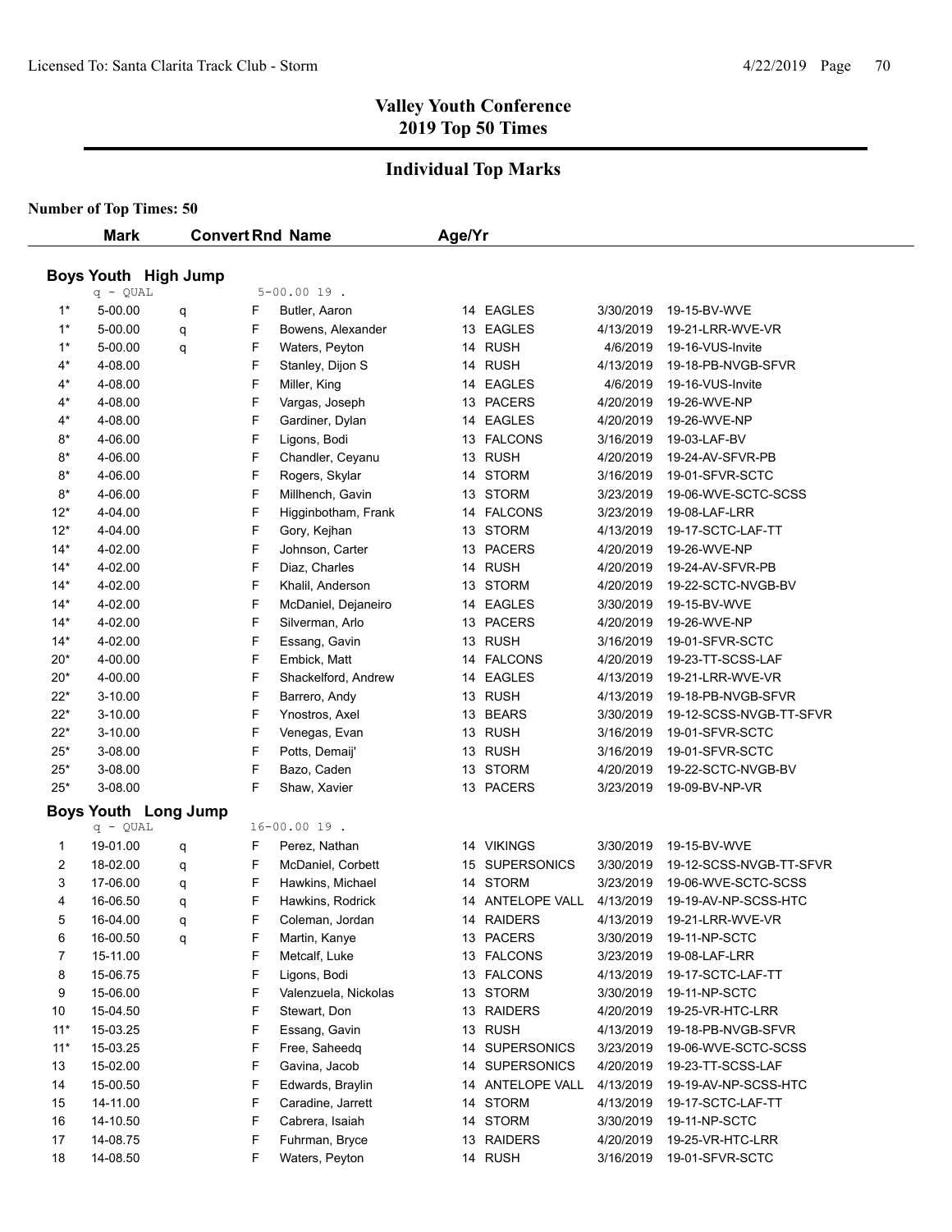# Valley Youth Conference
# 2019 Top 50 Times

## Individual Top Marks

**Number of Top Times: 50**

### Boys Youth High Jump

q - QUAL 5-00.00 19 .

| | Mark | Convert | Rnd | Name | Age/Yr | Team | Date | Meet |
|---|---|---|---|---|---|---|---|---|
| 1* | 5-00.00 | q | F | Butler, Aaron | 14 | EAGLES | 3/30/2019 | 19-15-BV-WVE |
| 1* | 5-00.00 | q | F | Bowens, Alexander | 13 | EAGLES | 4/13/2019 | 19-21-LRR-WVE-VR |
| 1* | 5-00.00 | q | F | Waters, Peyton | 14 | RUSH | 4/6/2019 | 19-16-VUS-Invite |
| 4* | 4-08.00 | | F | Stanley, Dijon S | 14 | RUSH | 4/13/2019 | 19-18-PB-NVGB-SFVR |
| 4* | 4-08.00 | | F | Miller, King | 14 | EAGLES | 4/6/2019 | 19-16-VUS-Invite |
| 4* | 4-08.00 | | F | Vargas, Joseph | 13 | PACERS | 4/20/2019 | 19-26-WVE-NP |
| 4* | 4-08.00 | | F | Gardiner, Dylan | 14 | EAGLES | 4/20/2019 | 19-26-WVE-NP |
| 8* | 4-06.00 | | F | Ligons, Bodi | 13 | FALCONS | 3/16/2019 | 19-03-LAF-BV |
| 8* | 4-06.00 | | F | Chandler, Ceyanu | 13 | RUSH | 4/20/2019 | 19-24-AV-SFVR-PB |
| 8* | 4-06.00 | | F | Rogers, Skylar | 14 | STORM | 3/16/2019 | 19-01-SFVR-SCTC |
| 8* | 4-06.00 | | F | Millhench, Gavin | 13 | STORM | 3/23/2019 | 19-06-WVE-SCTC-SCSS |
| 12* | 4-04.00 | | F | Higginbotham, Frank | 14 | FALCONS | 3/23/2019 | 19-08-LAF-LRR |
| 12* | 4-04.00 | | F | Gory, Kejhan | 13 | STORM | 4/13/2019 | 19-17-SCTC-LAF-TT |
| 14* | 4-02.00 | | F | Johnson, Carter | 13 | PACERS | 4/20/2019 | 19-26-WVE-NP |
| 14* | 4-02.00 | | F | Diaz, Charles | 14 | RUSH | 4/20/2019 | 19-24-AV-SFVR-PB |
| 14* | 4-02.00 | | F | Khalil, Anderson | 13 | STORM | 4/20/2019 | 19-22-SCTC-NVGB-BV |
| 14* | 4-02.00 | | F | McDaniel, Dejaneiro | 14 | EAGLES | 3/30/2019 | 19-15-BV-WVE |
| 14* | 4-02.00 | | F | Silverman, Arlo | 13 | PACERS | 4/20/2019 | 19-26-WVE-NP |
| 14* | 4-02.00 | | F | Essang, Gavin | 13 | RUSH | 3/16/2019 | 19-01-SFVR-SCTC |
| 20* | 4-00.00 | | F | Embick, Matt | 14 | FALCONS | 4/20/2019 | 19-23-TT-SCSS-LAF |
| 20* | 4-00.00 | | F | Shackelford, Andrew | 14 | EAGLES | 4/13/2019 | 19-21-LRR-WVE-VR |
| 22* | 3-10.00 | | F | Barrero, Andy | 13 | RUSH | 4/13/2019 | 19-18-PB-NVGB-SFVR |
| 22* | 3-10.00 | | F | Ynostros, Axel | 13 | BEARS | 3/30/2019 | 19-12-SCSS-NVGB-TT-SFVR |
| 22* | 3-10.00 | | F | Venegas, Evan | 13 | RUSH | 3/16/2019 | 19-01-SFVR-SCTC |
| 25* | 3-08.00 | | F | Potts, Demaij' | 13 | RUSH | 3/16/2019 | 19-01-SFVR-SCTC |
| 25* | 3-08.00 | | F | Bazo, Caden | 13 | STORM | 4/20/2019 | 19-22-SCTC-NVGB-BV |
| 25* | 3-08.00 | | F | Shaw, Xavier | 13 | PACERS | 3/23/2019 | 19-09-BV-NP-VR |

### Boys Youth Long Jump

q - QUAL 16-00.00 19 .

| | Mark | Convert | Rnd | Name | Age/Yr | Team | Date | Meet |
|---|---|---|---|---|---|---|---|---|
| 1 | 19-01.00 | q | F | Perez, Nathan | 14 | VIKINGS | 3/30/2019 | 19-15-BV-WVE |
| 2 | 18-02.00 | q | F | McDaniel, Corbett | 15 | SUPERSONICS | 3/30/2019 | 19-12-SCSS-NVGB-TT-SFVR |
| 3 | 17-06.00 | q | F | Hawkins, Michael | 14 | STORM | 3/23/2019 | 19-06-WVE-SCTC-SCSS |
| 4 | 16-06.50 | q | F | Hawkins, Rodrick | 14 | ANTELOPE VALL | 4/13/2019 | 19-19-AV-NP-SCSS-HTC |
| 5 | 16-04.00 | q | F | Coleman, Jordan | 14 | RAIDERS | 4/13/2019 | 19-21-LRR-WVE-VR |
| 6 | 16-00.50 | q | F | Martin, Kanye | 13 | PACERS | 3/30/2019 | 19-11-NP-SCTC |
| 7 | 15-11.00 | | F | Metcalf, Luke | 13 | FALCONS | 3/23/2019 | 19-08-LAF-LRR |
| 8 | 15-06.75 | | F | Ligons, Bodi | 13 | FALCONS | 4/13/2019 | 19-17-SCTC-LAF-TT |
| 9 | 15-06.00 | | F | Valenzuela, Nickolas | 13 | STORM | 3/30/2019 | 19-11-NP-SCTC |
| 10 | 15-04.50 | | F | Stewart, Don | 13 | RAIDERS | 4/20/2019 | 19-25-VR-HTC-LRR |
| 11* | 15-03.25 | | F | Essang, Gavin | 13 | RUSH | 4/13/2019 | 19-18-PB-NVGB-SFVR |
| 11* | 15-03.25 | | F | Free, Saheedq | 14 | SUPERSONICS | 3/23/2019 | 19-06-WVE-SCTC-SCSS |
| 13 | 15-02.00 | | F | Gavina, Jacob | 14 | SUPERSONICS | 4/20/2019 | 19-23-TT-SCSS-LAF |
| 14 | 15-00.50 | | F | Edwards, Braylin | 14 | ANTELOPE VALL | 4/13/2019 | 19-19-AV-NP-SCSS-HTC |
| 15 | 14-11.00 | | F | Caradine, Jarrett | 14 | STORM | 4/13/2019 | 19-17-SCTC-LAF-TT |
| 16 | 14-10.50 | | F | Cabrera, Isaiah | 14 | STORM | 3/30/2019 | 19-11-NP-SCTC |
| 17 | 14-08.75 | | F | Fuhrman, Bryce | 13 | RAIDERS | 4/20/2019 | 19-25-VR-HTC-LRR |
| 18 | 14-08.50 | | F | Waters, Peyton | 14 | RUSH | 3/16/2019 | 19-01-SFVR-SCTC |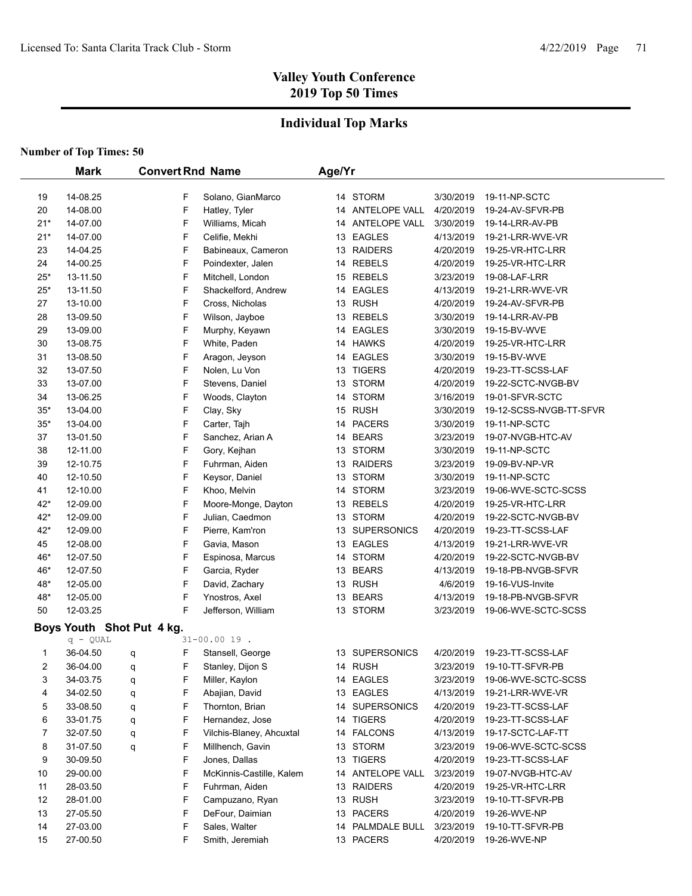# Valley Youth Conference
## 2019 Top 50 Times

## Individual Top Marks

**Number of Top Times: 50**

| | Mark | Convert | Rnd | Name | Age/Yr | | | |
|---|---|---|---|---|---|---|---|---|
| 19 | 14-08.25 | | F | Solano, GianMarco | 14 | STORM | 3/30/2019 | 19-11-NP-SCTC |
| 20 | 14-08.00 | | F | Hatley, Tyler | 14 | ANTELOPE VALL | 4/20/2019 | 19-24-AV-SFVR-PB |
| 21* | 14-07.00 | | F | Williams, Micah | 14 | ANTELOPE VALL | 3/30/2019 | 19-14-LRR-AV-PB |
| 21* | 14-07.00 | | F | Celifie, Mekhi | 13 | EAGLES | 4/13/2019 | 19-21-LRR-WVE-VR |
| 23 | 14-04.25 | | F | Babineaux, Cameron | 13 | RAIDERS | 4/20/2019 | 19-25-VR-HTC-LRR |
| 24 | 14-00.25 | | F | Poindexter, Jalen | 14 | REBELS | 4/20/2019 | 19-25-VR-HTC-LRR |
| 25* | 13-11.50 | | F | Mitchell, London | 15 | REBELS | 3/23/2019 | 19-08-LAF-LRR |
| 25* | 13-11.50 | | F | Shackelford, Andrew | 14 | EAGLES | 4/13/2019 | 19-21-LRR-WVE-VR |
| 27 | 13-10.00 | | F | Cross, Nicholas | 13 | RUSH | 4/20/2019 | 19-24-AV-SFVR-PB |
| 28 | 13-09.50 | | F | Wilson, Jayboe | 13 | REBELS | 3/30/2019 | 19-14-LRR-AV-PB |
| 29 | 13-09.00 | | F | Murphy, Keyawn | 14 | EAGLES | 3/30/2019 | 19-15-BV-WVE |
| 30 | 13-08.75 | | F | White, Paden | 14 | HAWKS | 4/20/2019 | 19-25-VR-HTC-LRR |
| 31 | 13-08.50 | | F | Aragon, Jeyson | 14 | EAGLES | 3/30/2019 | 19-15-BV-WVE |
| 32 | 13-07.50 | | F | Nolen, Lu Von | 13 | TIGERS | 4/20/2019 | 19-23-TT-SCSS-LAF |
| 33 | 13-07.00 | | F | Stevens, Daniel | 13 | STORM | 4/20/2019 | 19-22-SCTC-NVGB-BV |
| 34 | 13-06.25 | | F | Woods, Clayton | 14 | STORM | 3/16/2019 | 19-01-SFVR-SCTC |
| 35* | 13-04.00 | | F | Clay, Sky | 15 | RUSH | 3/30/2019 | 19-12-SCSS-NVGB-TT-SFVR |
| 35* | 13-04.00 | | F | Carter, Tajh | 14 | PACERS | 3/30/2019 | 19-11-NP-SCTC |
| 37 | 13-01.50 | | F | Sanchez, Arian A | 14 | BEARS | 3/23/2019 | 19-07-NVGB-HTC-AV |
| 38 | 12-11.00 | | F | Gory, Kejhan | 13 | STORM | 3/30/2019 | 19-11-NP-SCTC |
| 39 | 12-10.75 | | F | Fuhrman, Aiden | 13 | RAIDERS | 3/23/2019 | 19-09-BV-NP-VR |
| 40 | 12-10.50 | | F | Keysor, Daniel | 13 | STORM | 3/30/2019 | 19-11-NP-SCTC |
| 41 | 12-10.00 | | F | Khoo, Melvin | 14 | STORM | 3/23/2019 | 19-06-WVE-SCTC-SCSS |
| 42* | 12-09.00 | | F | Moore-Monge, Dayton | 13 | REBELS | 4/20/2019 | 19-25-VR-HTC-LRR |
| 42* | 12-09.00 | | F | Julian, Caedmon | 13 | STORM | 4/20/2019 | 19-22-SCTC-NVGB-BV |
| 42* | 12-09.00 | | F | Pierre, Kam'ron | 13 | SUPERSONICS | 4/20/2019 | 19-23-TT-SCSS-LAF |
| 45 | 12-08.00 | | F | Gavia, Mason | 13 | EAGLES | 4/13/2019 | 19-21-LRR-WVE-VR |
| 46* | 12-07.50 | | F | Espinosa, Marcus | 14 | STORM | 4/20/2019 | 19-22-SCTC-NVGB-BV |
| 46* | 12-07.50 | | F | Garcia, Ryder | 13 | BEARS | 4/13/2019 | 19-18-PB-NVGB-SFVR |
| 48* | 12-05.00 | | F | David, Zachary | 13 | RUSH | 4/6/2019 | 19-16-VUS-Invite |
| 48* | 12-05.00 | | F | Ynostros, Axel | 13 | BEARS | 4/13/2019 | 19-18-PB-NVGB-SFVR |
| 50 | 12-03.25 | | F | Jefferson, William | 13 | STORM | 3/23/2019 | 19-06-WVE-SCTC-SCSS |

### Boys Youth Shot Put 4 kg.

q - QUAL 31-00.00 19 .

| | Mark | Convert | Rnd | Name | Age/Yr | | | |
|---|---|---|---|---|---|---|---|---|
| 1 | 36-04.50 | q | F | Stansell, George | 13 | SUPERSONICS | 4/20/2019 | 19-23-TT-SCSS-LAF |
| 2 | 36-04.00 | q | F | Stanley, Dijon S | 14 | RUSH | 3/23/2019 | 19-10-TT-SFVR-PB |
| 3 | 34-03.75 | q | F | Miller, Kaylon | 14 | EAGLES | 3/23/2019 | 19-06-WVE-SCTC-SCSS |
| 4 | 34-02.50 | q | F | Abajian, David | 13 | EAGLES | 4/13/2019 | 19-21-LRR-WVE-VR |
| 5 | 33-08.50 | q | F | Thornton, Brian | 14 | SUPERSONICS | 4/20/2019 | 19-23-TT-SCSS-LAF |
| 6 | 33-01.75 | q | F | Hernandez, Jose | 14 | TIGERS | 4/20/2019 | 19-23-TT-SCSS-LAF |
| 7 | 32-07.50 | q | F | Vilchis-Blaney, Ahcuxtal | 14 | FALCONS | 4/13/2019 | 19-17-SCTC-LAF-TT |
| 8 | 31-07.50 | q | F | Millhench, Gavin | 13 | STORM | 3/23/2019 | 19-06-WVE-SCTC-SCSS |
| 9 | 30-09.50 | | F | Jones, Dallas | 13 | TIGERS | 4/20/2019 | 19-23-TT-SCSS-LAF |
| 10 | 29-00.00 | | F | McKinnis-Castille, Kalem | 14 | ANTELOPE VALL | 3/23/2019 | 19-07-NVGB-HTC-AV |
| 11 | 28-03.50 | | F | Fuhrman, Aiden | 13 | RAIDERS | 4/20/2019 | 19-25-VR-HTC-LRR |
| 12 | 28-01.00 | | F | Campuzano, Ryan | 13 | RUSH | 3/23/2019 | 19-10-TT-SFVR-PB |
| 13 | 27-05.50 | | F | DeFour, Daimian | 13 | PACERS | 4/20/2019 | 19-26-WVE-NP |
| 14 | 27-03.00 | | F | Sales, Walter | 14 | PALMDALE BULL | 3/23/2019 | 19-10-TT-SFVR-PB |
| 15 | 27-00.50 | | F | Smith, Jeremiah | 13 | PACERS | 4/20/2019 | 19-26-WVE-NP |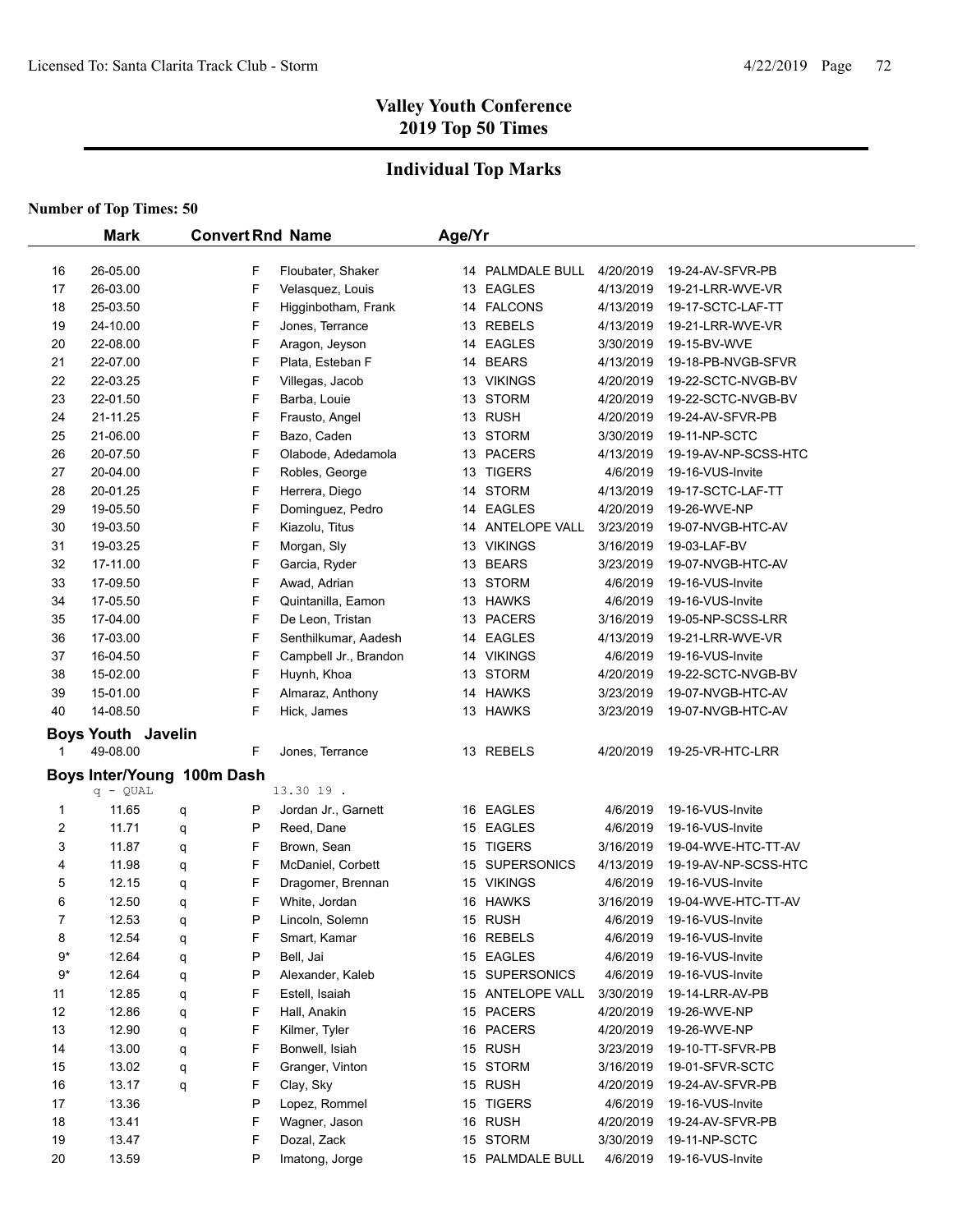## Valley Youth Conference
## 2019 Top 50 Times

### Individual Top Marks

**Number of Top Times: 50**

| | Mark | Convert | Rnd | Name | Age/Yr | Team | Date | Meet |
|---|---|---|---|---|---|---|---|---|
| 16 | 26-05.00 | | F | Floubater, Shaker | 14 | PALMDALE BULL | 4/20/2019 | 19-24-AV-SFVR-PB |
| 17 | 26-03.00 | | F | Velasquez, Louis | 13 | EAGLES | 4/13/2019 | 19-21-LRR-WVE-VR |
| 18 | 25-03.50 | | F | Higginbotham, Frank | 14 | FALCONS | 4/13/2019 | 19-17-SCTC-LAF-TT |
| 19 | 24-10.00 | | F | Jones, Terrance | 13 | REBELS | 4/13/2019 | 19-21-LRR-WVE-VR |
| 20 | 22-08.00 | | F | Aragon, Jeyson | 14 | EAGLES | 3/30/2019 | 19-15-BV-WVE |
| 21 | 22-07.00 | | F | Plata, Esteban F | 14 | BEARS | 4/13/2019 | 19-18-PB-NVGB-SFVR |
| 22 | 22-03.25 | | F | Villegas, Jacob | 13 | VIKINGS | 4/20/2019 | 19-22-SCTC-NVGB-BV |
| 23 | 22-01.50 | | F | Barba, Louie | 13 | STORM | 4/20/2019 | 19-22-SCTC-NVGB-BV |
| 24 | 21-11.25 | | F | Frausto, Angel | 13 | RUSH | 4/20/2019 | 19-24-AV-SFVR-PB |
| 25 | 21-06.00 | | F | Bazo, Caden | 13 | STORM | 3/30/2019 | 19-11-NP-SCTC |
| 26 | 20-07.50 | | F | Olabode, Adedamola | 13 | PACERS | 4/13/2019 | 19-19-AV-NP-SCSS-HTC |
| 27 | 20-04.00 | | F | Robles, George | 13 | TIGERS | 4/6/2019 | 19-16-VUS-Invite |
| 28 | 20-01.25 | | F | Herrera, Diego | 14 | STORM | 4/13/2019 | 19-17-SCTC-LAF-TT |
| 29 | 19-05.50 | | F | Dominguez, Pedro | 14 | EAGLES | 4/20/2019 | 19-26-WVE-NP |
| 30 | 19-03.50 | | F | Kiazolu, Titus | 14 | ANTELOPE VALL | 3/23/2019 | 19-07-NVGB-HTC-AV |
| 31 | 19-03.25 | | F | Morgan, Sly | 13 | VIKINGS | 3/16/2019 | 19-03-LAF-BV |
| 32 | 17-11.00 | | F | Garcia, Ryder | 13 | BEARS | 3/23/2019 | 19-07-NVGB-HTC-AV |
| 33 | 17-09.50 | | F | Awad, Adrian | 13 | STORM | 4/6/2019 | 19-16-VUS-Invite |
| 34 | 17-05.50 | | F | Quintanilla, Eamon | 13 | HAWKS | 4/6/2019 | 19-16-VUS-Invite |
| 35 | 17-04.00 | | F | De Leon, Tristan | 13 | PACERS | 3/16/2019 | 19-05-NP-SCSS-LRR |
| 36 | 17-03.00 | | F | Senthilkumar, Aadesh | 14 | EAGLES | 4/13/2019 | 19-21-LRR-WVE-VR |
| 37 | 16-04.50 | | F | Campbell Jr., Brandon | 14 | VIKINGS | 4/6/2019 | 19-16-VUS-Invite |
| 38 | 15-02.00 | | F | Huynh, Khoa | 13 | STORM | 4/20/2019 | 19-22-SCTC-NVGB-BV |
| 39 | 15-01.00 | | F | Almaraz, Anthony | 14 | HAWKS | 3/23/2019 | 19-07-NVGB-HTC-AV |
| 40 | 14-08.50 | | F | Hick, James | 13 | HAWKS | 3/23/2019 | 19-07-NVGB-HTC-AV |

**Boys Youth Javelin**

| | Mark | Convert | Rnd | Name | Age/Yr | Team | Date | Meet |
|---|---|---|---|---|---|---|---|---|
| 1 | 49-08.00 | | F | Jones, Terrance | 13 | REBELS | 4/20/2019 | 19-25-VR-HTC-LRR |

**Boys Inter/Young 100m Dash**

q - QUAL 13.30 19 .

| | Mark | Convert | Rnd | Name | Age/Yr | Team | Date | Meet |
|---|---|---|---|---|---|---|---|---|
| 1 | 11.65 | q | P | Jordan Jr., Garnett | 16 | EAGLES | 4/6/2019 | 19-16-VUS-Invite |
| 2 | 11.71 | q | P | Reed, Dane | 15 | EAGLES | 4/6/2019 | 19-16-VUS-Invite |
| 3 | 11.87 | q | F | Brown, Sean | 15 | TIGERS | 3/16/2019 | 19-04-WVE-HTC-TT-AV |
| 4 | 11.98 | q | F | McDaniel, Corbett | 15 | SUPERSONICS | 4/13/2019 | 19-19-AV-NP-SCSS-HTC |
| 5 | 12.15 | q | F | Dragomer, Brennan | 15 | VIKINGS | 4/6/2019 | 19-16-VUS-Invite |
| 6 | 12.50 | q | F | White, Jordan | 16 | HAWKS | 3/16/2019 | 19-04-WVE-HTC-TT-AV |
| 7 | 12.53 | q | P | Lincoln, Solemn | 15 | RUSH | 4/6/2019 | 19-16-VUS-Invite |
| 8 | 12.54 | q | F | Smart, Kamar | 16 | REBELS | 4/6/2019 | 19-16-VUS-Invite |
| 9* | 12.64 | q | P | Bell, Jai | 15 | EAGLES | 4/6/2019 | 19-16-VUS-Invite |
| 9* | 12.64 | q | P | Alexander, Kaleb | 15 | SUPERSONICS | 4/6/2019 | 19-16-VUS-Invite |
| 11 | 12.85 | q | F | Estell, Isaiah | 15 | ANTELOPE VALL | 3/30/2019 | 19-14-LRR-AV-PB |
| 12 | 12.86 | q | F | Hall, Anakin | 15 | PACERS | 4/20/2019 | 19-26-WVE-NP |
| 13 | 12.90 | q | F | Kilmer, Tyler | 16 | PACERS | 4/20/2019 | 19-26-WVE-NP |
| 14 | 13.00 | q | F | Bonwell, Isiah | 15 | RUSH | 3/23/2019 | 19-10-TT-SFVR-PB |
| 15 | 13.02 | q | F | Granger, Vinton | 15 | STORM | 3/16/2019 | 19-01-SFVR-SCTC |
| 16 | 13.17 | q | F | Clay, Sky | 15 | RUSH | 4/20/2019 | 19-24-AV-SFVR-PB |
| 17 | 13.36 | | P | Lopez, Rommel | 15 | TIGERS | 4/6/2019 | 19-16-VUS-Invite |
| 18 | 13.41 | | F | Wagner, Jason | 16 | RUSH | 4/20/2019 | 19-24-AV-SFVR-PB |
| 19 | 13.47 | | F | Dozal, Zack | 15 | STORM | 3/30/2019 | 19-11-NP-SCTC |
| 20 | 13.59 | | P | Imatong, Jorge | 15 | PALMDALE BULL | 4/6/2019 | 19-16-VUS-Invite |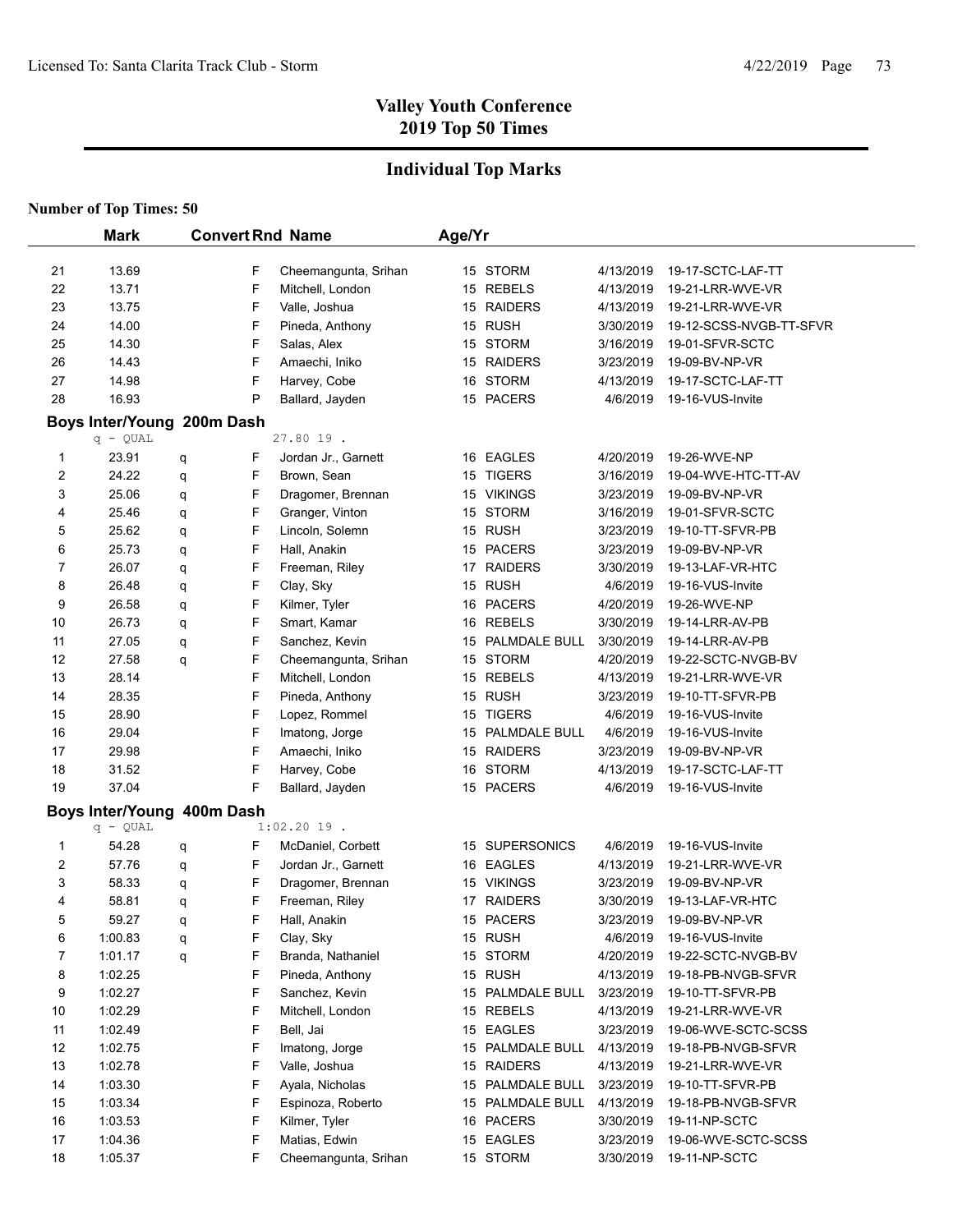# Valley Youth Conference
## 2019 Top 50 Times

### Individual Top Marks

**Number of Top Times: 50**

| | Mark | | Convert | Rnd | Name | Age/Yr | Team | Date | Meet |
|---|---|---|---|---|---|---|---|---|---|
| 21 | 13.69 | | | F | Cheemangunta, Srihan | 15 | STORM | 4/13/2019 | 19-17-SCTC-LAF-TT |
| 22 | 13.71 | | | F | Mitchell, London | 15 | REBELS | 4/13/2019 | 19-21-LRR-WVE-VR |
| 23 | 13.75 | | | F | Valle, Joshua | 15 | RAIDERS | 4/13/2019 | 19-21-LRR-WVE-VR |
| 24 | 14.00 | | | F | Pineda, Anthony | 15 | RUSH | 3/30/2019 | 19-12-SCSS-NVGB-TT-SFVR |
| 25 | 14.30 | | | F | Salas, Alex | 15 | STORM | 3/16/2019 | 19-01-SFVR-SCTC |
| 26 | 14.43 | | | F | Amaechi, Iniko | 15 | RAIDERS | 3/23/2019 | 19-09-BV-NP-VR |
| 27 | 14.98 | | | F | Harvey, Cobe | 16 | STORM | 4/13/2019 | 19-17-SCTC-LAF-TT |
| 28 | 16.93 | | | P | Ballard, Jayden | 15 | PACERS | 4/6/2019 | 19-16-VUS-Invite |

**Boys Inter/Young 200m Dash**

q - QUAL 27.80 19 .

| | Mark | | Convert | Rnd | Name | Age/Yr | Team | Date | Meet |
|---|---|---|---|---|---|---|---|---|---|
| 1 | 23.91 | q | | F | Jordan Jr., Garnett | 16 | EAGLES | 4/20/2019 | 19-26-WVE-NP |
| 2 | 24.22 | q | | F | Brown, Sean | 15 | TIGERS | 3/16/2019 | 19-04-WVE-HTC-TT-AV |
| 3 | 25.06 | q | | F | Dragomer, Brennan | 15 | VIKINGS | 3/23/2019 | 19-09-BV-NP-VR |
| 4 | 25.46 | q | | F | Granger, Vinton | 15 | STORM | 3/16/2019 | 19-01-SFVR-SCTC |
| 5 | 25.62 | q | | F | Lincoln, Solemn | 15 | RUSH | 3/23/2019 | 19-10-TT-SFVR-PB |
| 6 | 25.73 | q | | F | Hall, Anakin | 15 | PACERS | 3/23/2019 | 19-09-BV-NP-VR |
| 7 | 26.07 | q | | F | Freeman, Riley | 17 | RAIDERS | 3/30/2019 | 19-13-LAF-VR-HTC |
| 8 | 26.48 | q | | F | Clay, Sky | 15 | RUSH | 4/6/2019 | 19-16-VUS-Invite |
| 9 | 26.58 | q | | F | Kilmer, Tyler | 16 | PACERS | 4/20/2019 | 19-26-WVE-NP |
| 10 | 26.73 | q | | F | Smart, Kamar | 16 | REBELS | 3/30/2019 | 19-14-LRR-AV-PB |
| 11 | 27.05 | q | | F | Sanchez, Kevin | 15 | PALMDALE BULL | 3/30/2019 | 19-14-LRR-AV-PB |
| 12 | 27.58 | q | | F | Cheemangunta, Srihan | 15 | STORM | 4/20/2019 | 19-22-SCTC-NVGB-BV |
| 13 | 28.14 | | | F | Mitchell, London | 15 | REBELS | 4/13/2019 | 19-21-LRR-WVE-VR |
| 14 | 28.35 | | | F | Pineda, Anthony | 15 | RUSH | 3/23/2019 | 19-10-TT-SFVR-PB |
| 15 | 28.90 | | | F | Lopez, Rommel | 15 | TIGERS | 4/6/2019 | 19-16-VUS-Invite |
| 16 | 29.04 | | | F | Imatong, Jorge | 15 | PALMDALE BULL | 4/6/2019 | 19-16-VUS-Invite |
| 17 | 29.98 | | | F | Amaechi, Iniko | 15 | RAIDERS | 3/23/2019 | 19-09-BV-NP-VR |
| 18 | 31.52 | | | F | Harvey, Cobe | 16 | STORM | 4/13/2019 | 19-17-SCTC-LAF-TT |
| 19 | 37.04 | | | F | Ballard, Jayden | 15 | PACERS | 4/6/2019 | 19-16-VUS-Invite |

**Boys Inter/Young 400m Dash**

q - QUAL 1:02.20 19 .

| | Mark | | Convert | Rnd | Name | Age/Yr | Team | Date | Meet |
|---|---|---|---|---|---|---|---|---|---|
| 1 | 54.28 | q | | F | McDaniel, Corbett | 15 | SUPERSONICS | 4/6/2019 | 19-16-VUS-Invite |
| 2 | 57.76 | q | | F | Jordan Jr., Garnett | 16 | EAGLES | 4/13/2019 | 19-21-LRR-WVE-VR |
| 3 | 58.33 | q | | F | Dragomer, Brennan | 15 | VIKINGS | 3/23/2019 | 19-09-BV-NP-VR |
| 4 | 58.81 | q | | F | Freeman, Riley | 17 | RAIDERS | 3/30/2019 | 19-13-LAF-VR-HTC |
| 5 | 59.27 | q | | F | Hall, Anakin | 15 | PACERS | 3/23/2019 | 19-09-BV-NP-VR |
| 6 | 1:00.83 | q | | F | Clay, Sky | 15 | RUSH | 4/6/2019 | 19-16-VUS-Invite |
| 7 | 1:01.17 | q | | F | Branda, Nathaniel | 15 | STORM | 4/20/2019 | 19-22-SCTC-NVGB-BV |
| 8 | 1:02.25 | | | F | Pineda, Anthony | 15 | RUSH | 4/13/2019 | 19-18-PB-NVGB-SFVR |
| 9 | 1:02.27 | | | F | Sanchez, Kevin | 15 | PALMDALE BULL | 3/23/2019 | 19-10-TT-SFVR-PB |
| 10 | 1:02.29 | | | F | Mitchell, London | 15 | REBELS | 4/13/2019 | 19-21-LRR-WVE-VR |
| 11 | 1:02.49 | | | F | Bell, Jai | 15 | EAGLES | 3/23/2019 | 19-06-WVE-SCTC-SCSS |
| 12 | 1:02.75 | | | F | Imatong, Jorge | 15 | PALMDALE BULL | 4/13/2019 | 19-18-PB-NVGB-SFVR |
| 13 | 1:02.78 | | | F | Valle, Joshua | 15 | RAIDERS | 4/13/2019 | 19-21-LRR-WVE-VR |
| 14 | 1:03.30 | | | F | Ayala, Nicholas | 15 | PALMDALE BULL | 3/23/2019 | 19-10-TT-SFVR-PB |
| 15 | 1:03.34 | | | F | Espinoza, Roberto | 15 | PALMDALE BULL | 4/13/2019 | 19-18-PB-NVGB-SFVR |
| 16 | 1:03.53 | | | F | Kilmer, Tyler | 16 | PACERS | 3/30/2019 | 19-11-NP-SCTC |
| 17 | 1:04.36 | | | F | Matias, Edwin | 15 | EAGLES | 3/23/2019 | 19-06-WVE-SCTC-SCSS |
| 18 | 1:05.37 | | | F | Cheemangunta, Srihan | 15 | STORM | 3/30/2019 | 19-11-NP-SCTC |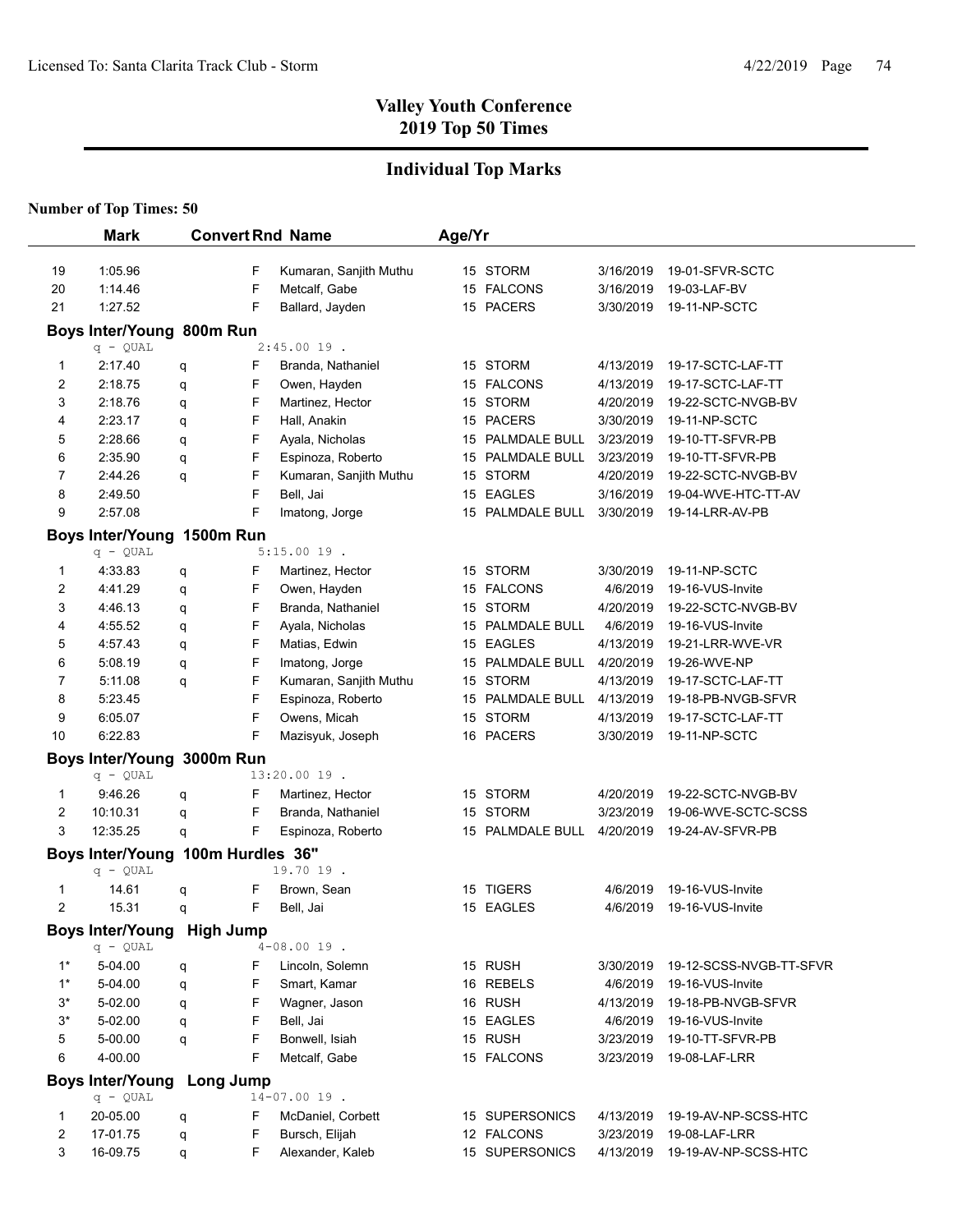## Valley Youth Conference
## 2019 Top 50 Times

### Individual Top Marks

**Number of Top Times: 50**

| | Mark | Convert | Rnd | Name | Age/Yr | Team | Date | Meet |
|---|---|---|---|---|---|---|---|---|
| 19 | 1:05.96 | | F | Kumaran, Sanjith Muthu | 15 | STORM | 3/16/2019 | 19-01-SFVR-SCTC |
| 20 | 1:14.46 | | F | Metcalf, Gabe | 15 | FALCONS | 3/16/2019 | 19-03-LAF-BV |
| 21 | 1:27.52 | | F | Ballard, Jayden | 15 | PACERS | 3/30/2019 | 19-11-NP-SCTC |

**Boys Inter/Young 800m Run**

q - QUAL 2:45.00 19 .

| | Mark | Convert | Rnd | Name | Age/Yr | Team | Date | Meet |
|---|---|---|---|---|---|---|---|---|
| 1 | 2:17.40 | q | F | Branda, Nathaniel | 15 | STORM | 4/13/2019 | 19-17-SCTC-LAF-TT |
| 2 | 2:18.75 | q | F | Owen, Hayden | 15 | FALCONS | 4/13/2019 | 19-17-SCTC-LAF-TT |
| 3 | 2:18.76 | q | F | Martinez, Hector | 15 | STORM | 4/20/2019 | 19-22-SCTC-NVGB-BV |
| 4 | 2:23.17 | q | F | Hall, Anakin | 15 | PACERS | 3/30/2019 | 19-11-NP-SCTC |
| 5 | 2:28.66 | q | F | Ayala, Nicholas | 15 | PALMDALE BULL | 3/23/2019 | 19-10-TT-SFVR-PB |
| 6 | 2:35.90 | q | F | Espinoza, Roberto | 15 | PALMDALE BULL | 3/23/2019 | 19-10-TT-SFVR-PB |
| 7 | 2:44.26 | q | F | Kumaran, Sanjith Muthu | 15 | STORM | 4/20/2019 | 19-22-SCTC-NVGB-BV |
| 8 | 2:49.50 | | F | Bell, Jai | 15 | EAGLES | 3/16/2019 | 19-04-WVE-HTC-TT-AV |
| 9 | 2:57.08 | | F | Imatong, Jorge | 15 | PALMDALE BULL | 3/30/2019 | 19-14-LRR-AV-PB |

**Boys Inter/Young 1500m Run**

q - QUAL 5:15.00 19 .

| | Mark | Convert | Rnd | Name | Age/Yr | Team | Date | Meet |
|---|---|---|---|---|---|---|---|---|
| 1 | 4:33.83 | q | F | Martinez, Hector | 15 | STORM | 3/30/2019 | 19-11-NP-SCTC |
| 2 | 4:41.29 | q | F | Owen, Hayden | 15 | FALCONS | 4/6/2019 | 19-16-VUS-Invite |
| 3 | 4:46.13 | q | F | Branda, Nathaniel | 15 | STORM | 4/20/2019 | 19-22-SCTC-NVGB-BV |
| 4 | 4:55.52 | q | F | Ayala, Nicholas | 15 | PALMDALE BULL | 4/6/2019 | 19-16-VUS-Invite |
| 5 | 4:57.43 | q | F | Matias, Edwin | 15 | EAGLES | 4/13/2019 | 19-21-LRR-WVE-VR |
| 6 | 5:08.19 | q | F | Imatong, Jorge | 15 | PALMDALE BULL | 4/20/2019 | 19-26-WVE-NP |
| 7 | 5:11.08 | q | F | Kumaran, Sanjith Muthu | 15 | STORM | 4/13/2019 | 19-17-SCTC-LAF-TT |
| 8 | 5:23.45 | | F | Espinoza, Roberto | 15 | PALMDALE BULL | 4/13/2019 | 19-18-PB-NVGB-SFVR |
| 9 | 6:05.07 | | F | Owens, Micah | 15 | STORM | 4/13/2019 | 19-17-SCTC-LAF-TT |
| 10 | 6:22.83 | | F | Mazisyuk, Joseph | 16 | PACERS | 3/30/2019 | 19-11-NP-SCTC |

**Boys Inter/Young 3000m Run**

q - QUAL 13:20.00 19 .

| | Mark | Convert | Rnd | Name | Age/Yr | Team | Date | Meet |
|---|---|---|---|---|---|---|---|---|
| 1 | 9:46.26 | q | F | Martinez, Hector | 15 | STORM | 4/20/2019 | 19-22-SCTC-NVGB-BV |
| 2 | 10:10.31 | q | F | Branda, Nathaniel | 15 | STORM | 3/23/2019 | 19-06-WVE-SCTC-SCSS |
| 3 | 12:35.25 | q | F | Espinoza, Roberto | 15 | PALMDALE BULL | 4/20/2019 | 19-24-AV-SFVR-PB |

**Boys Inter/Young 100m Hurdles 36"**

q - QUAL 19.70 19 .

| | Mark | Convert | Rnd | Name | Age/Yr | Team | Date | Meet |
|---|---|---|---|---|---|---|---|---|
| 1 | 14.61 | q | F | Brown, Sean | 15 | TIGERS | 4/6/2019 | 19-16-VUS-Invite |
| 2 | 15.31 | q | F | Bell, Jai | 15 | EAGLES | 4/6/2019 | 19-16-VUS-Invite |

**Boys Inter/Young High Jump**

q - QUAL 4-08.00 19 .

| | Mark | Convert | Rnd | Name | Age/Yr | Team | Date | Meet |
|---|---|---|---|---|---|---|---|---|
| 1* | 5-04.00 | q | F | Lincoln, Solemn | 15 | RUSH | 3/30/2019 | 19-12-SCSS-NVGB-TT-SFVR |
| 1* | 5-04.00 | q | F | Smart, Kamar | 16 | REBELS | 4/6/2019 | 19-16-VUS-Invite |
| 3* | 5-02.00 | q | F | Wagner, Jason | 16 | RUSH | 4/13/2019 | 19-18-PB-NVGB-SFVR |
| 3* | 5-02.00 | q | F | Bell, Jai | 15 | EAGLES | 4/6/2019 | 19-16-VUS-Invite |
| 5 | 5-00.00 | q | F | Bonwell, Isiah | 15 | RUSH | 3/23/2019 | 19-10-TT-SFVR-PB |
| 6 | 4-00.00 | | F | Metcalf, Gabe | 15 | FALCONS | 3/23/2019 | 19-08-LAF-LRR |

**Boys Inter/Young Long Jump**

q - QUAL 14-07.00 19 .

| | Mark | Convert | Rnd | Name | Age/Yr | Team | Date | Meet |
|---|---|---|---|---|---|---|---|---|
| 1 | 20-05.00 | q | F | McDaniel, Corbett | 15 | SUPERSONICS | 4/13/2019 | 19-19-AV-NP-SCSS-HTC |
| 2 | 17-01.75 | q | F | Bursch, Elijah | 12 | FALCONS | 3/23/2019 | 19-08-LAF-LRR |
| 3 | 16-09.75 | q | F | Alexander, Kaleb | 15 | SUPERSONICS | 4/13/2019 | 19-19-AV-NP-SCSS-HTC |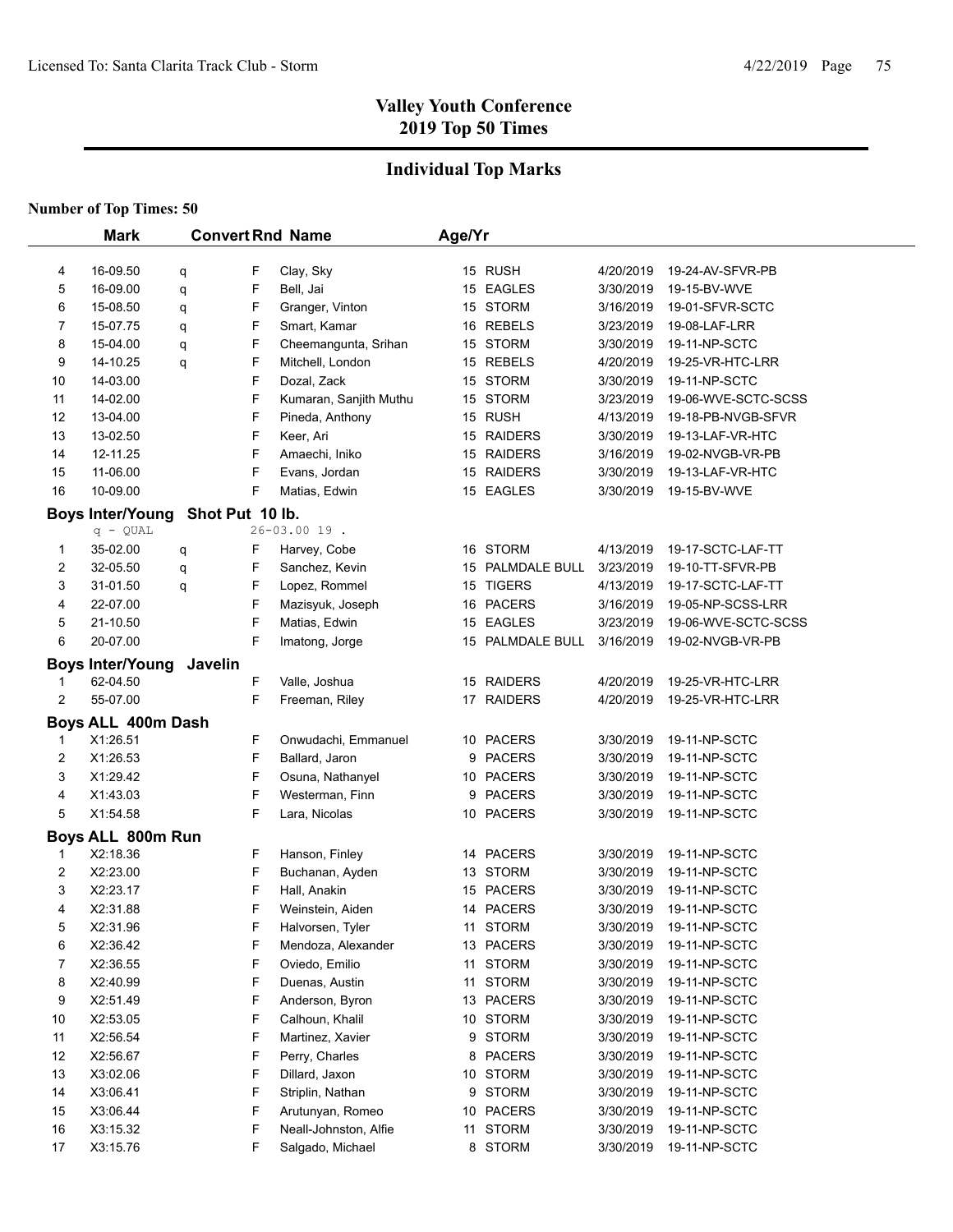## Valley Youth Conference
## 2019 Top 50 Times

### Individual Top Marks

**Number of Top Times: 50**

| | Mark | Convert | Rnd | Name | Age/Yr | Team | Date | Meet |
|---|---|---|---|---|---|---|---|---|
| 4 | 16-09.50 | q | F | Clay, Sky | 15 | RUSH | 4/20/2019 | 19-24-AV-SFVR-PB |
| 5 | 16-09.00 | q | F | Bell, Jai | 15 | EAGLES | 3/30/2019 | 19-15-BV-WVE |
| 6 | 15-08.50 | q | F | Granger, Vinton | 15 | STORM | 3/16/2019 | 19-01-SFVR-SCTC |
| 7 | 15-07.75 | q | F | Smart, Kamar | 16 | REBELS | 3/23/2019 | 19-08-LAF-LRR |
| 8 | 15-04.00 | q | F | Cheemangunta, Srihan | 15 | STORM | 3/30/2019 | 19-11-NP-SCTC |
| 9 | 14-10.25 | q | F | Mitchell, London | 15 | REBELS | 4/20/2019 | 19-25-VR-HTC-LRR |
| 10 | 14-03.00 | | F | Dozal, Zack | 15 | STORM | 3/30/2019 | 19-11-NP-SCTC |
| 11 | 14-02.00 | | F | Kumaran, Sanjith Muthu | 15 | STORM | 3/23/2019 | 19-06-WVE-SCTC-SCSS |
| 12 | 13-04.00 | | F | Pineda, Anthony | 15 | RUSH | 4/13/2019 | 19-18-PB-NVGB-SFVR |
| 13 | 13-02.50 | | F | Keer, Ari | 15 | RAIDERS | 3/30/2019 | 19-13-LAF-VR-HTC |
| 14 | 12-11.25 | | F | Amaechi, Iniko | 15 | RAIDERS | 3/16/2019 | 19-02-NVGB-VR-PB |
| 15 | 11-06.00 | | F | Evans, Jordan | 15 | RAIDERS | 3/30/2019 | 19-13-LAF-VR-HTC |
| 16 | 10-09.00 | | F | Matias, Edwin | 15 | EAGLES | 3/30/2019 | 19-15-BV-WVE |

**Boys Inter/Young Shot Put 10 lb.**

q - QUAL 26-03.00 19 .

| | Mark | Convert | Rnd | Name | Age/Yr | Team | Date | Meet |
|---|---|---|---|---|---|---|---|---|
| 1 | 35-02.00 | q | F | Harvey, Cobe | 16 | STORM | 4/13/2019 | 19-17-SCTC-LAF-TT |
| 2 | 32-05.50 | q | F | Sanchez, Kevin | 15 | PALMDALE BULL | 3/23/2019 | 19-10-TT-SFVR-PB |
| 3 | 31-01.50 | q | F | Lopez, Rommel | 15 | TIGERS | 4/13/2019 | 19-17-SCTC-LAF-TT |
| 4 | 22-07.00 | | F | Mazisyuk, Joseph | 16 | PACERS | 3/16/2019 | 19-05-NP-SCSS-LRR |
| 5 | 21-10.50 | | F | Matias, Edwin | 15 | EAGLES | 3/23/2019 | 19-06-WVE-SCTC-SCSS |
| 6 | 20-07.00 | | F | Imatong, Jorge | 15 | PALMDALE BULL | 3/16/2019 | 19-02-NVGB-VR-PB |

**Boys Inter/Young Javelin**

| | Mark | Convert | Rnd | Name | Age/Yr | Team | Date | Meet |
|---|---|---|---|---|---|---|---|---|
| 1 | 62-04.50 | | F | Valle, Joshua | 15 | RAIDERS | 4/20/2019 | 19-25-VR-HTC-LRR |
| 2 | 55-07.00 | | F | Freeman, Riley | 17 | RAIDERS | 4/20/2019 | 19-25-VR-HTC-LRR |

**Boys ALL 400m Dash**

| | Mark | Convert | Rnd | Name | Age/Yr | Team | Date | Meet |
|---|---|---|---|---|---|---|---|---|
| 1 | X1:26.51 | | F | Onwudachi, Emmanuel | 10 | PACERS | 3/30/2019 | 19-11-NP-SCTC |
| 2 | X1:26.53 | | F | Ballard, Jaron | 9 | PACERS | 3/30/2019 | 19-11-NP-SCTC |
| 3 | X1:29.42 | | F | Osuna, Nathanyel | 10 | PACERS | 3/30/2019 | 19-11-NP-SCTC |
| 4 | X1:43.03 | | F | Westerman, Finn | 9 | PACERS | 3/30/2019 | 19-11-NP-SCTC |
| 5 | X1:54.58 | | F | Lara, Nicolas | 10 | PACERS | 3/30/2019 | 19-11-NP-SCTC |

**Boys ALL 800m Run**

| | Mark | Convert | Rnd | Name | Age/Yr | Team | Date | Meet |
|---|---|---|---|---|---|---|---|---|
| 1 | X2:18.36 | | F | Hanson, Finley | 14 | PACERS | 3/30/2019 | 19-11-NP-SCTC |
| 2 | X2:23.00 | | F | Buchanan, Ayden | 13 | STORM | 3/30/2019 | 19-11-NP-SCTC |
| 3 | X2:23.17 | | F | Hall, Anakin | 15 | PACERS | 3/30/2019 | 19-11-NP-SCTC |
| 4 | X2:31.88 | | F | Weinstein, Aiden | 14 | PACERS | 3/30/2019 | 19-11-NP-SCTC |
| 5 | X2:31.96 | | F | Halvorsen, Tyler | 11 | STORM | 3/30/2019 | 19-11-NP-SCTC |
| 6 | X2:36.42 | | F | Mendoza, Alexander | 13 | PACERS | 3/30/2019 | 19-11-NP-SCTC |
| 7 | X2:36.55 | | F | Oviedo, Emilio | 11 | STORM | 3/30/2019 | 19-11-NP-SCTC |
| 8 | X2:40.99 | | F | Duenas, Austin | 11 | STORM | 3/30/2019 | 19-11-NP-SCTC |
| 9 | X2:51.49 | | F | Anderson, Byron | 13 | PACERS | 3/30/2019 | 19-11-NP-SCTC |
| 10 | X2:53.05 | | F | Calhoun, Khalil | 10 | STORM | 3/30/2019 | 19-11-NP-SCTC |
| 11 | X2:56.54 | | F | Martinez, Xavier | 9 | STORM | 3/30/2019 | 19-11-NP-SCTC |
| 12 | X2:56.67 | | F | Perry, Charles | 8 | PACERS | 3/30/2019 | 19-11-NP-SCTC |
| 13 | X3:02.06 | | F | Dillard, Jaxon | 10 | STORM | 3/30/2019 | 19-11-NP-SCTC |
| 14 | X3:06.41 | | F | Striplin, Nathan | 9 | STORM | 3/30/2019 | 19-11-NP-SCTC |
| 15 | X3:06.44 | | F | Arutunyan, Romeo | 10 | PACERS | 3/30/2019 | 19-11-NP-SCTC |
| 16 | X3:15.32 | | F | Neall-Johnston, Alfie | 11 | STORM | 3/30/2019 | 19-11-NP-SCTC |
| 17 | X3:15.76 | | F | Salgado, Michael | 8 | STORM | 3/30/2019 | 19-11-NP-SCTC |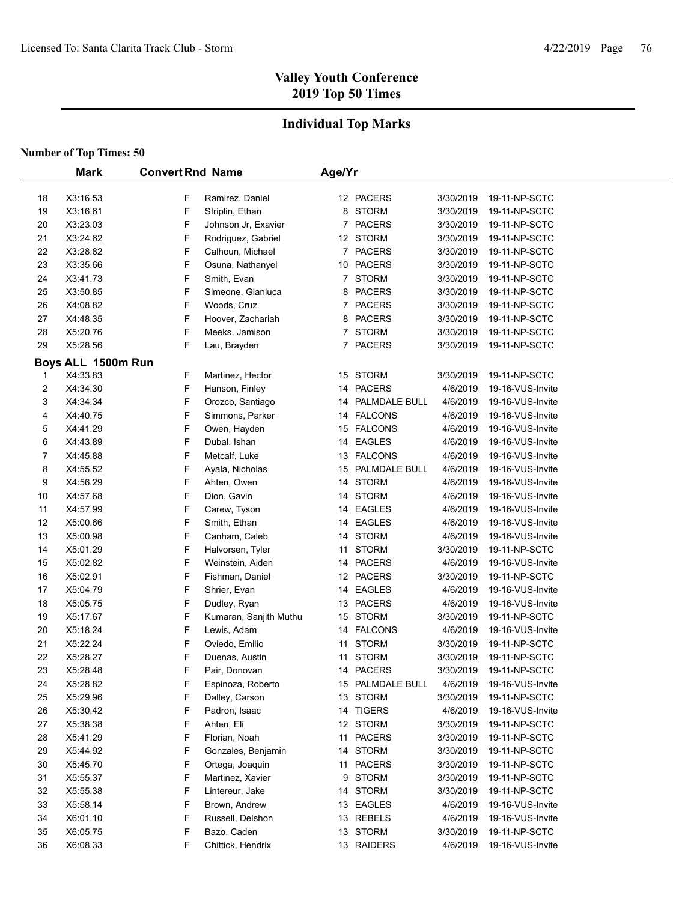# Valley Youth Conference
## 2019 Top 50 Times

### Individual Top Marks

**Number of Top Times: 50**

| | Mark | Convert | Rnd | Name | Age/Yr | Team | Date | Meet |
|---|---|---|---|---|---|---|---|---|
| 18 | X3:16.53 | | F | Ramirez, Daniel | 12 | PACERS | 3/30/2019 | 19-11-NP-SCTC |
| 19 | X3:16.61 | | F | Striplin, Ethan | 8 | STORM | 3/30/2019 | 19-11-NP-SCTC |
| 20 | X3:23.03 | | F | Johnson Jr, Exavier | 7 | PACERS | 3/30/2019 | 19-11-NP-SCTC |
| 21 | X3:24.62 | | F | Rodriguez, Gabriel | 12 | STORM | 3/30/2019 | 19-11-NP-SCTC |
| 22 | X3:28.82 | | F | Calhoun, Michael | 7 | PACERS | 3/30/2019 | 19-11-NP-SCTC |
| 23 | X3:35.66 | | F | Osuna, Nathanyel | 10 | PACERS | 3/30/2019 | 19-11-NP-SCTC |
| 24 | X3:41.73 | | F | Smith, Evan | 7 | STORM | 3/30/2019 | 19-11-NP-SCTC |
| 25 | X3:50.85 | | F | Simeone, Gianluca | 8 | PACERS | 3/30/2019 | 19-11-NP-SCTC |
| 26 | X4:08.82 | | F | Woods, Cruz | 7 | PACERS | 3/30/2019 | 19-11-NP-SCTC |
| 27 | X4:48.35 | | F | Hoover, Zachariah | 8 | PACERS | 3/30/2019 | 19-11-NP-SCTC |
| 28 | X5:20.76 | | F | Meeks, Jamison | 7 | STORM | 3/30/2019 | 19-11-NP-SCTC |
| 29 | X5:28.56 | | F | Lau, Brayden | 7 | PACERS | 3/30/2019 | 19-11-NP-SCTC |
| **Boys ALL 1500m Run** | | | | | | | | |
| 1 | X4:33.83 | | F | Martinez, Hector | 15 | STORM | 3/30/2019 | 19-11-NP-SCTC |
| 2 | X4:34.30 | | F | Hanson, Finley | 14 | PACERS | 4/6/2019 | 19-16-VUS-Invite |
| 3 | X4:34.34 | | F | Orozco, Santiago | 14 | PALMDALE BULL | 4/6/2019 | 19-16-VUS-Invite |
| 4 | X4:40.75 | | F | Simmons, Parker | 14 | FALCONS | 4/6/2019 | 19-16-VUS-Invite |
| 5 | X4:41.29 | | F | Owen, Hayden | 15 | FALCONS | 4/6/2019 | 19-16-VUS-Invite |
| 6 | X4:43.89 | | F | Dubal, Ishan | 14 | EAGLES | 4/6/2019 | 19-16-VUS-Invite |
| 7 | X4:45.88 | | F | Metcalf, Luke | 13 | FALCONS | 4/6/2019 | 19-16-VUS-Invite |
| 8 | X4:55.52 | | F | Ayala, Nicholas | 15 | PALMDALE BULL | 4/6/2019 | 19-16-VUS-Invite |
| 9 | X4:56.29 | | F | Ahten, Owen | 14 | STORM | 4/6/2019 | 19-16-VUS-Invite |
| 10 | X4:57.68 | | F | Dion, Gavin | 14 | STORM | 4/6/2019 | 19-16-VUS-Invite |
| 11 | X4:57.99 | | F | Carew, Tyson | 14 | EAGLES | 4/6/2019 | 19-16-VUS-Invite |
| 12 | X5:00.66 | | F | Smith, Ethan | 14 | EAGLES | 4/6/2019 | 19-16-VUS-Invite |
| 13 | X5:00.98 | | F | Canham, Caleb | 14 | STORM | 4/6/2019 | 19-16-VUS-Invite |
| 14 | X5:01.29 | | F | Halvorsen, Tyler | 11 | STORM | 3/30/2019 | 19-11-NP-SCTC |
| 15 | X5:02.82 | | F | Weinstein, Aiden | 14 | PACERS | 4/6/2019 | 19-16-VUS-Invite |
| 16 | X5:02.91 | | F | Fishman, Daniel | 12 | PACERS | 3/30/2019 | 19-11-NP-SCTC |
| 17 | X5:04.79 | | F | Shrier, Evan | 14 | EAGLES | 4/6/2019 | 19-16-VUS-Invite |
| 18 | X5:05.75 | | F | Dudley, Ryan | 13 | PACERS | 4/6/2019 | 19-16-VUS-Invite |
| 19 | X5:17.67 | | F | Kumaran, Sanjith Muthu | 15 | STORM | 3/30/2019 | 19-11-NP-SCTC |
| 20 | X5:18.24 | | F | Lewis, Adam | 14 | FALCONS | 4/6/2019 | 19-16-VUS-Invite |
| 21 | X5:22.24 | | F | Oviedo, Emilio | 11 | STORM | 3/30/2019 | 19-11-NP-SCTC |
| 22 | X5:28.27 | | F | Duenas, Austin | 11 | STORM | 3/30/2019 | 19-11-NP-SCTC |
| 23 | X5:28.48 | | F | Pair, Donovan | 14 | PACERS | 3/30/2019 | 19-11-NP-SCTC |
| 24 | X5:28.82 | | F | Espinoza, Roberto | 15 | PALMDALE BULL | 4/6/2019 | 19-16-VUS-Invite |
| 25 | X5:29.96 | | F | Dalley, Carson | 13 | STORM | 3/30/2019 | 19-11-NP-SCTC |
| 26 | X5:30.42 | | F | Padron, Isaac | 14 | TIGERS | 4/6/2019 | 19-16-VUS-Invite |
| 27 | X5:38.38 | | F | Ahten, Eli | 12 | STORM | 3/30/2019 | 19-11-NP-SCTC |
| 28 | X5:41.29 | | F | Florian, Noah | 11 | PACERS | 3/30/2019 | 19-11-NP-SCTC |
| 29 | X5:44.92 | | F | Gonzales, Benjamin | 14 | STORM | 3/30/2019 | 19-11-NP-SCTC |
| 30 | X5:45.70 | | F | Ortega, Joaquin | 11 | PACERS | 3/30/2019 | 19-11-NP-SCTC |
| 31 | X5:55.37 | | F | Martinez, Xavier | 9 | STORM | 3/30/2019 | 19-11-NP-SCTC |
| 32 | X5:55.38 | | F | Lintereur, Jake | 14 | STORM | 3/30/2019 | 19-11-NP-SCTC |
| 33 | X5:58.14 | | F | Brown, Andrew | 13 | EAGLES | 4/6/2019 | 19-16-VUS-Invite |
| 34 | X6:01.10 | | F | Russell, Delshon | 13 | REBELS | 4/6/2019 | 19-16-VUS-Invite |
| 35 | X6:05.75 | | F | Bazo, Caden | 13 | STORM | 3/30/2019 | 19-11-NP-SCTC |
| 36 | X6:08.33 | | F | Chittick, Hendrix | 13 | RAIDERS | 4/6/2019 | 19-16-VUS-Invite |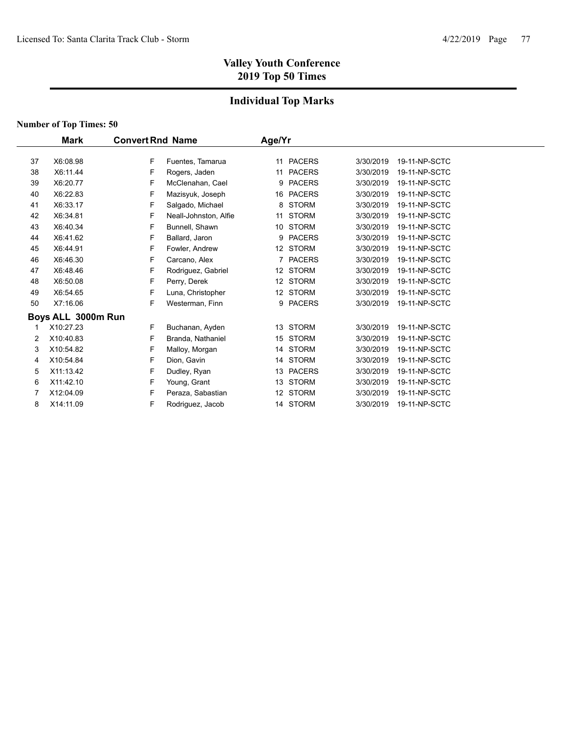## Valley Youth Conference
## 2019 Top 50 Times

### Individual Top Marks

**Number of Top Times: 50**

| | Mark | Convert | Rnd | Name | Age/Yr | Team | Date | Meet |
|---|---|---|---|---|---|---|---|---|
| 37 | X6:08.98 | | F | Fuentes, Tamarua | 11 | PACERS | 3/30/2019 | 19-11-NP-SCTC |
| 38 | X6:11.44 | | F | Rogers, Jaden | 11 | PACERS | 3/30/2019 | 19-11-NP-SCTC |
| 39 | X6:20.77 | | F | McClenahan, Cael | 9 | PACERS | 3/30/2019 | 19-11-NP-SCTC |
| 40 | X6:22.83 | | F | Mazisyuk, Joseph | 16 | PACERS | 3/30/2019 | 19-11-NP-SCTC |
| 41 | X6:33.17 | | F | Salgado, Michael | 8 | STORM | 3/30/2019 | 19-11-NP-SCTC |
| 42 | X6:34.81 | | F | Neall-Johnston, Alfie | 11 | STORM | 3/30/2019 | 19-11-NP-SCTC |
| 43 | X6:40.34 | | F | Bunnell, Shawn | 10 | STORM | 3/30/2019 | 19-11-NP-SCTC |
| 44 | X6:41.62 | | F | Ballard, Jaron | 9 | PACERS | 3/30/2019 | 19-11-NP-SCTC |
| 45 | X6:44.91 | | F | Fowler, Andrew | 12 | STORM | 3/30/2019 | 19-11-NP-SCTC |
| 46 | X6:46.30 | | F | Carcano, Alex | 7 | PACERS | 3/30/2019 | 19-11-NP-SCTC |
| 47 | X6:48.46 | | F | Rodriguez, Gabriel | 12 | STORM | 3/30/2019 | 19-11-NP-SCTC |
| 48 | X6:50.08 | | F | Perry, Derek | 12 | STORM | 3/30/2019 | 19-11-NP-SCTC |
| 49 | X6:54.65 | | F | Luna, Christopher | 12 | STORM | 3/30/2019 | 19-11-NP-SCTC |
| 50 | X7:16.06 | | F | Westerman, Finn | 9 | PACERS | 3/30/2019 | 19-11-NP-SCTC |
| **Boys ALL 3000m Run** | | | | | | | | |
| 1 | X10:27.23 | | F | Buchanan, Ayden | 13 | STORM | 3/30/2019 | 19-11-NP-SCTC |
| 2 | X10:40.83 | | F | Branda, Nathaniel | 15 | STORM | 3/30/2019 | 19-11-NP-SCTC |
| 3 | X10:54.82 | | F | Malloy, Morgan | 14 | STORM | 3/30/2019 | 19-11-NP-SCTC |
| 4 | X10:54.84 | | F | Dion, Gavin | 14 | STORM | 3/30/2019 | 19-11-NP-SCTC |
| 5 | X11:13.42 | | F | Dudley, Ryan | 13 | PACERS | 3/30/2019 | 19-11-NP-SCTC |
| 6 | X11:42.10 | | F | Young, Grant | 13 | STORM | 3/30/2019 | 19-11-NP-SCTC |
| 7 | X12:04.09 | | F | Peraza, Sabastian | 12 | STORM | 3/30/2019 | 19-11-NP-SCTC |
| 8 | X14:11.09 | | F | Rodriguez, Jacob | 14 | STORM | 3/30/2019 | 19-11-NP-SCTC |